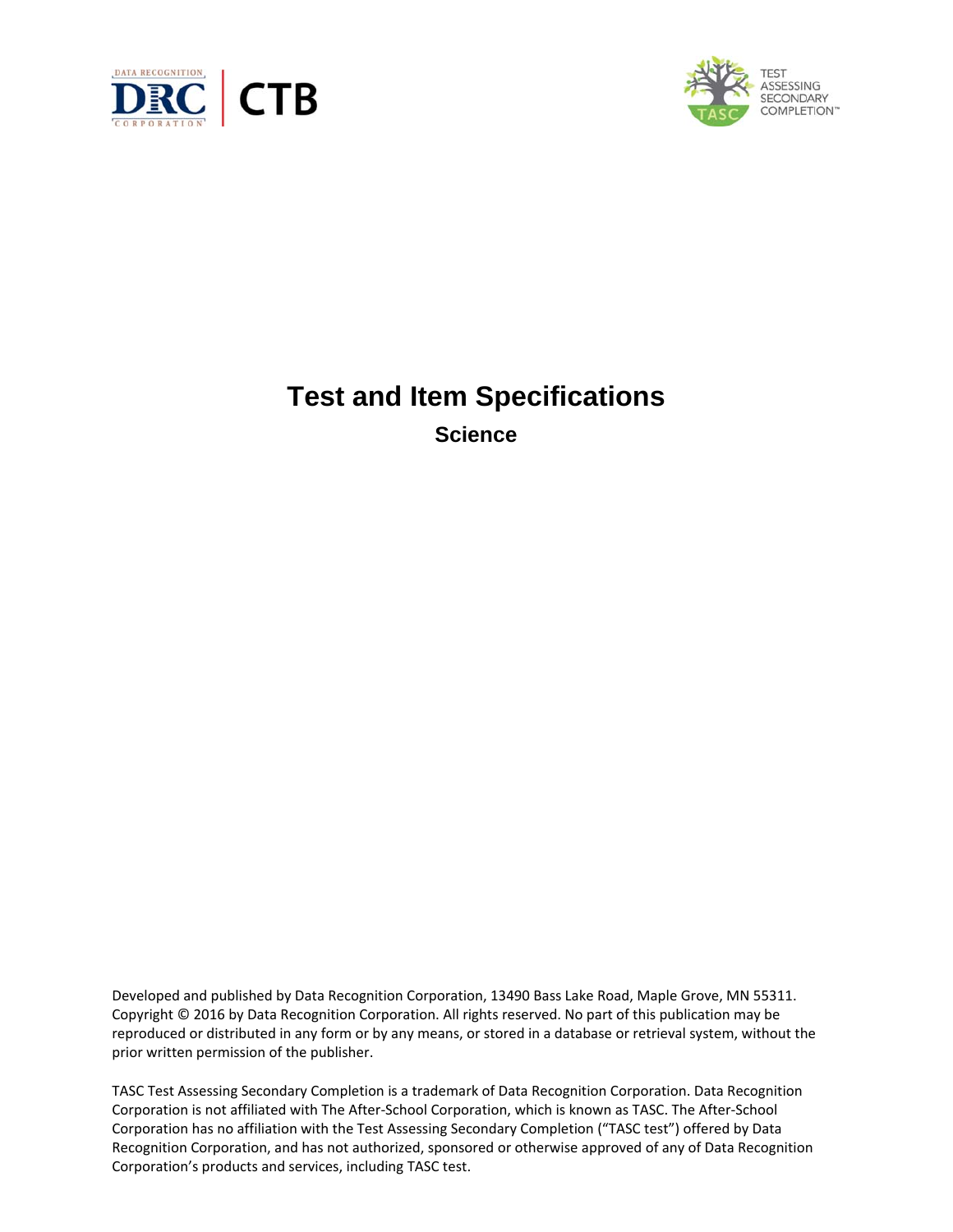# Test and Item Specifications

## Science

Developed and published by Data Recognition Corporation, 13490 Bass Lake Road, Maple Grove, MN 55311. Copyright © 2016 by Data Recognition Corporation. All rights reserved. No part of this publication may be reproduced or distributed in any form or by any means, or stored in a database or retrieval system, without the prior written permission of the publisher.

TASC Test Assessing Secondary Completion is a trademark of Data Recognition Corporation. Data Recognition Corporation is not affiliated with The After-School Corporation, which is known as TASC. The After-School Corporation has no affiliation with the Test Assessing Secondary Completion ("TASC test") offered by Data Recognition Corporation, and has not authorized, sponsored or otherwise approved of any of Data Recognition Corporation's products and services, including TASC test.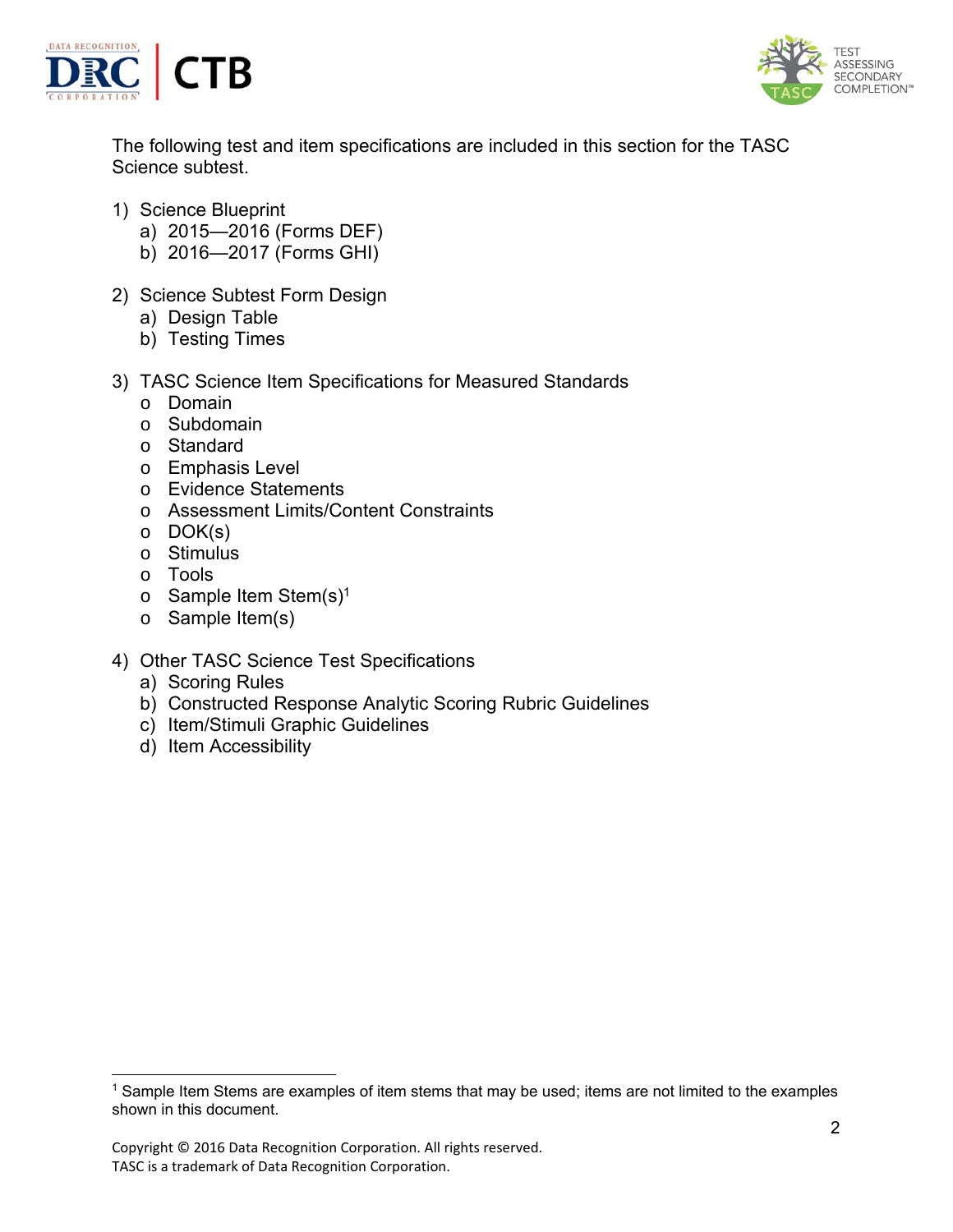The following test and item specifications are included in this section for the TASC Science subtest.

1) Science Blueprint
   a) 2015—2016 (Forms DEF)
   b) 2016—2017 (Forms GHI)

2) Science Subtest Form Design
   a) Design Table
   b) Testing Times

3) TASC Science Item Specifications for Measured Standards
   - Domain
   - Subdomain
   - Standard
   - Emphasis Level
   - Evidence Statements
   - Assessment Limits/Content Constraints
   - DOK(s)
   - Stimulus
   - Tools
   - Sample Item Stem(s)[1]
   - Sample Item(s)

4) Other TASC Science Test Specifications
   a) Scoring Rules
   b) Constructed Response Analytic Scoring Rubric Guidelines
   c) Item/Stimuli Graphic Guidelines
   d) Item Accessibility

---

[1] Sample Item Stems are examples of item stems that may be used; items are not limited to the examples shown in this document.

Copyright © 2016 Data Recognition Corporation. All rights reserved.
TASC is a trademark of Data Recognition Corporation.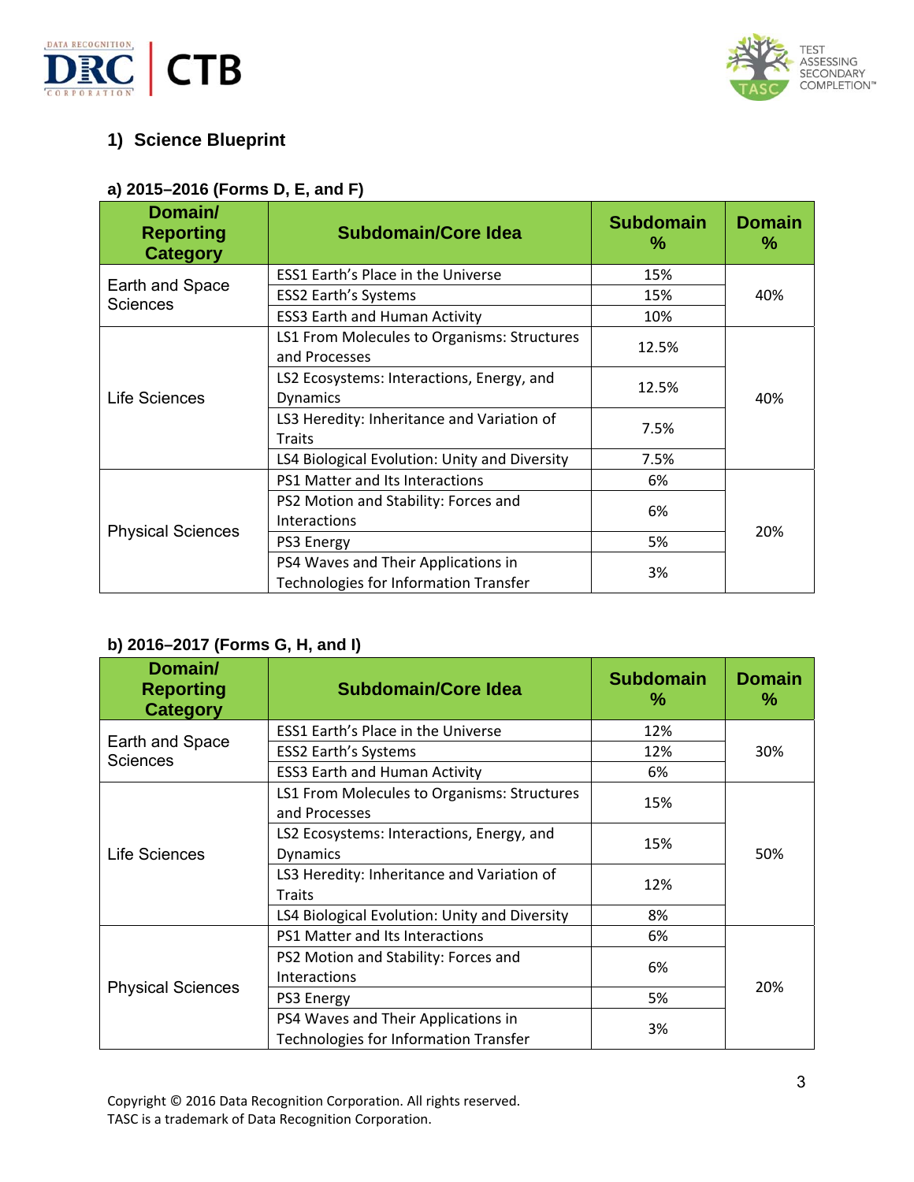## 1) Science Blueprint

### a) 2015–2016 (Forms D, E, and F)

| Domain/ Reporting Category | Subdomain/Core Idea | Subdomain % | Domain % |
|---|---|---|---|
| Earth and Space Sciences | ESS1 Earth's Place in the Universe | 15% | 40% |
| | ESS2 Earth's Systems | 15% | |
| | ESS3 Earth and Human Activity | 10% | |
| Life Sciences | LS1 From Molecules to Organisms: Structures and Processes | 12.5% | 40% |
| | LS2 Ecosystems: Interactions, Energy, and Dynamics | 12.5% | |
| | LS3 Heredity: Inheritance and Variation of Traits | 7.5% | |
| | LS4 Biological Evolution: Unity and Diversity | 7.5% | |
| Physical Sciences | PS1 Matter and Its Interactions | 6% | 20% |
| | PS2 Motion and Stability: Forces and Interactions | 6% | |
| | PS3 Energy | 5% | |
| | PS4 Waves and Their Applications in Technologies for Information Transfer | 3% | |

### b) 2016–2017 (Forms G, H, and I)

| Domain/ Reporting Category | Subdomain/Core Idea | Subdomain % | Domain % |
|---|---|---|---|
| Earth and Space Sciences | ESS1 Earth's Place in the Universe | 12% | 30% |
| | ESS2 Earth's Systems | 12% | |
| | ESS3 Earth and Human Activity | 6% | |
| Life Sciences | LS1 From Molecules to Organisms: Structures and Processes | 15% | 50% |
| | LS2 Ecosystems: Interactions, Energy, and Dynamics | 15% | |
| | LS3 Heredity: Inheritance and Variation of Traits | 12% | |
| | LS4 Biological Evolution: Unity and Diversity | 8% | |
| Physical Sciences | PS1 Matter and Its Interactions | 6% | 20% |
| | PS2 Motion and Stability: Forces and Interactions | 6% | |
| | PS3 Energy | 5% | |
| | PS4 Waves and Their Applications in Technologies for Information Transfer | 3% | |

Copyright © 2016 Data Recognition Corporation. All rights reserved.
TASC is a trademark of Data Recognition Corporation.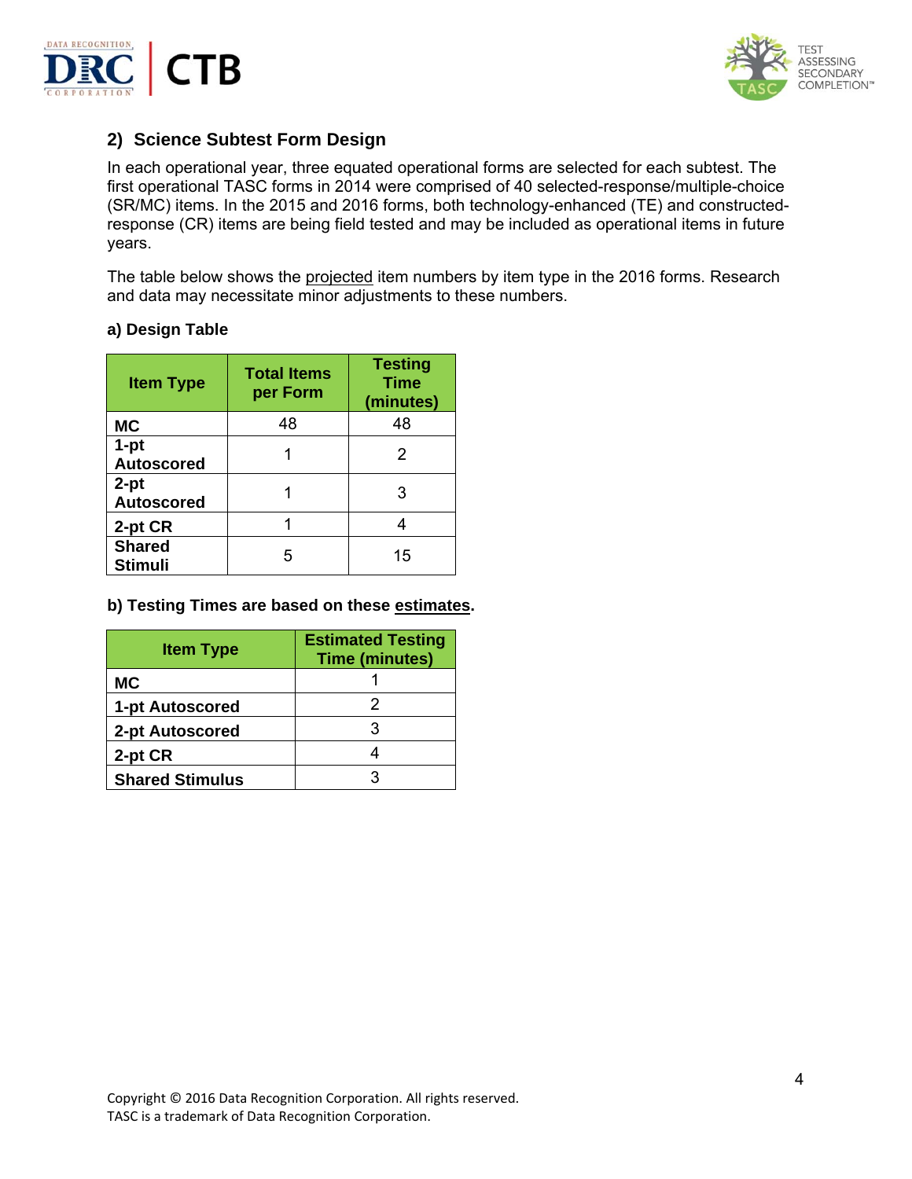## 2) Science Subtest Form Design

In each operational year, three equated operational forms are selected for each subtest. The first operational TASC forms in 2014 were comprised of 40 selected-response/multiple-choice (SR/MC) items. In the 2015 and 2016 forms, both technology-enhanced (TE) and constructed-response (CR) items are being field tested and may be included as operational items in future years.

The table below shows the projected item numbers by item type in the 2016 forms. Research and data may necessitate minor adjustments to these numbers.

### a) Design Table

| Item Type | Total Items per Form | Testing Time (minutes) |
|---|---|---|
| **MC** | 48 | 48 |
| **1-pt Autoscored** | 1 | 2 |
| **2-pt Autoscored** | 1 | 3 |
| **2-pt CR** | 1 | 4 |
| **Shared Stimuli** | 5 | 15 |

### b) Testing Times are based on these estimates.

| Item Type | Estimated Testing Time (minutes) |
|---|---|
| **MC** | 1 |
| **1-pt Autoscored** | 2 |
| **2-pt Autoscored** | 3 |
| **2-pt CR** | 4 |
| **Shared Stimulus** | 3 |

Copyright © 2016 Data Recognition Corporation. All rights reserved.
TASC is a trademark of Data Recognition Corporation.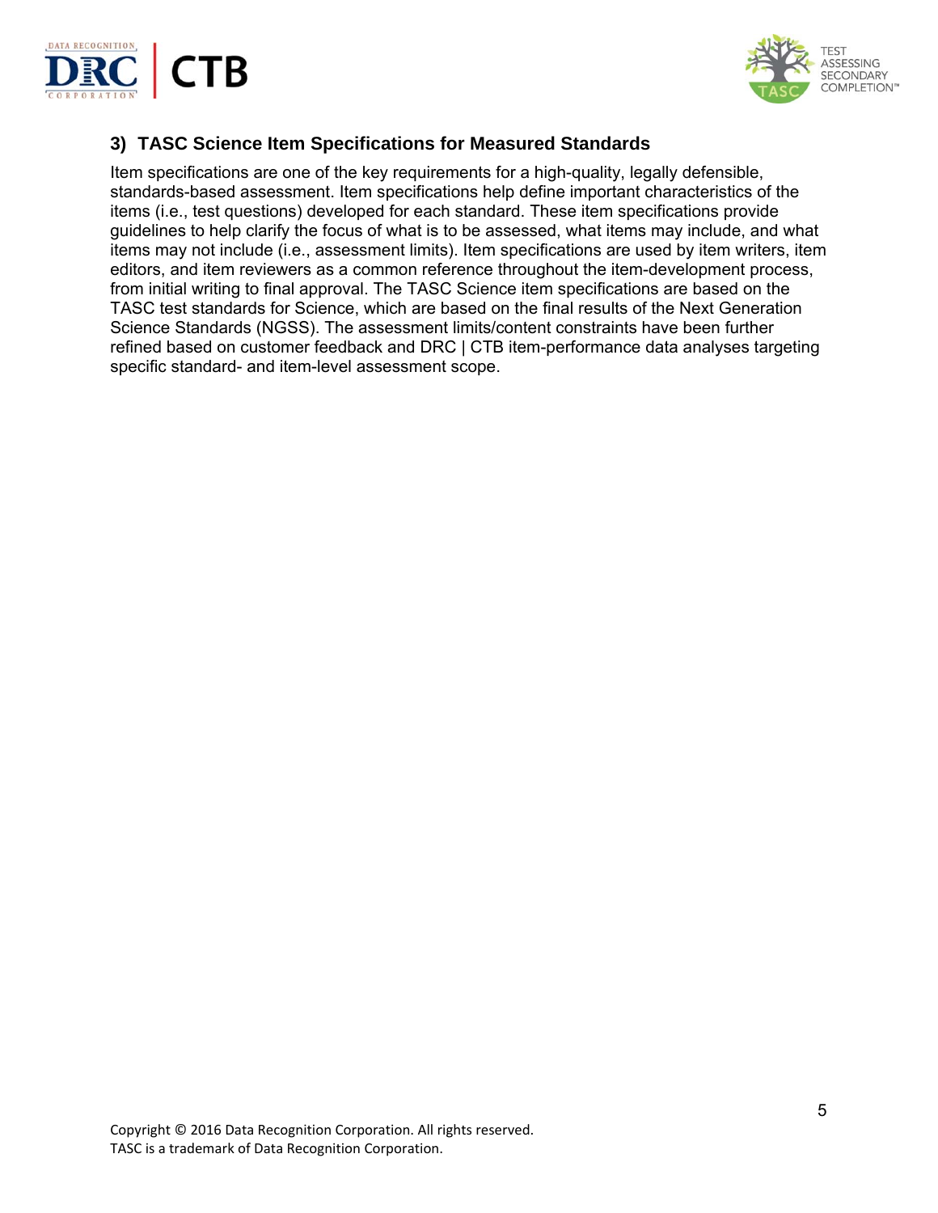### 3) TASC Science Item Specifications for Measured Standards

Item specifications are one of the key requirements for a high-quality, legally defensible, standards-based assessment. Item specifications help define important characteristics of the items (i.e., test questions) developed for each standard. These item specifications provide guidelines to help clarify the focus of what is to be assessed, what items may include, and what items may not include (i.e., assessment limits). Item specifications are used by item writers, item editors, and item reviewers as a common reference throughout the item-development process, from initial writing to final approval. The TASC Science item specifications are based on the TASC test standards for Science, which are based on the final results of the Next Generation Science Standards (NGSS). The assessment limits/content constraints have been further refined based on customer feedback and DRC | CTB item-performance data analyses targeting specific standard- and item-level assessment scope.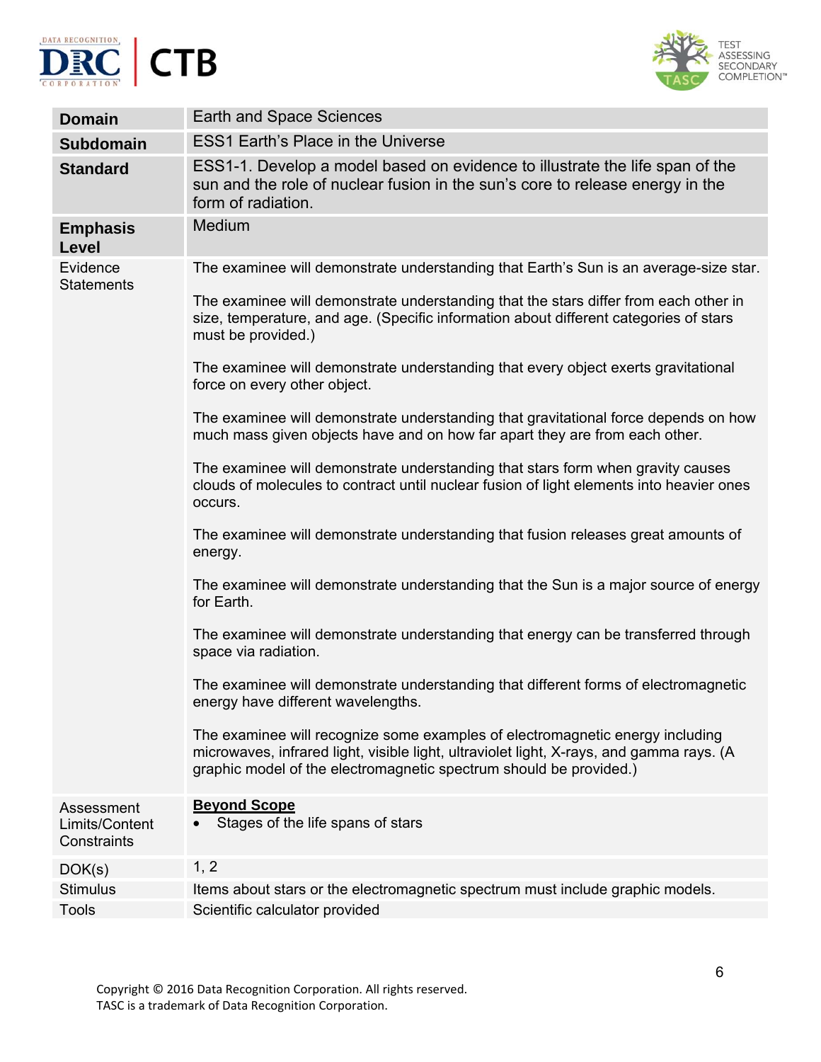| | |
|---|---|
| **Domain** | Earth and Space Sciences |
| **Subdomain** | ESS1 Earth's Place in the Universe |
| **Standard** | ESS1-1. Develop a model based on evidence to illustrate the life span of the sun and the role of nuclear fusion in the sun's core to release energy in the form of radiation. |
| **Emphasis Level** | Medium |
| Evidence Statements | The examinee will demonstrate understanding that Earth's Sun is an average-size star.<br><br>The examinee will demonstrate understanding that the stars differ from each other in size, temperature, and age. (Specific information about different categories of stars must be provided.)<br><br>The examinee will demonstrate understanding that every object exerts gravitational force on every other object.<br><br>The examinee will demonstrate understanding that gravitational force depends on how much mass given objects have and on how far apart they are from each other.<br><br>The examinee will demonstrate understanding that stars form when gravity causes clouds of molecules to contract until nuclear fusion of light elements into heavier ones occurs.<br><br>The examinee will demonstrate understanding that fusion releases great amounts of energy.<br><br>The examinee will demonstrate understanding that the Sun is a major source of energy for Earth.<br><br>The examinee will demonstrate understanding that energy can be transferred through space via radiation.<br><br>The examinee will demonstrate understanding that different forms of electromagnetic energy have different wavelengths.<br><br>The examinee will recognize some examples of electromagnetic energy including microwaves, infrared light, visible light, ultraviolet light, X-rays, and gamma rays. (A graphic model of the electromagnetic spectrum should be provided.) |
| Assessment Limits/Content Constraints | **Beyond Scope**<br>• Stages of the life spans of stars |
| DOK(s) | 1, 2 |
| Stimulus | Items about stars or the electromagnetic spectrum must include graphic models. |
| Tools | Scientific calculator provided |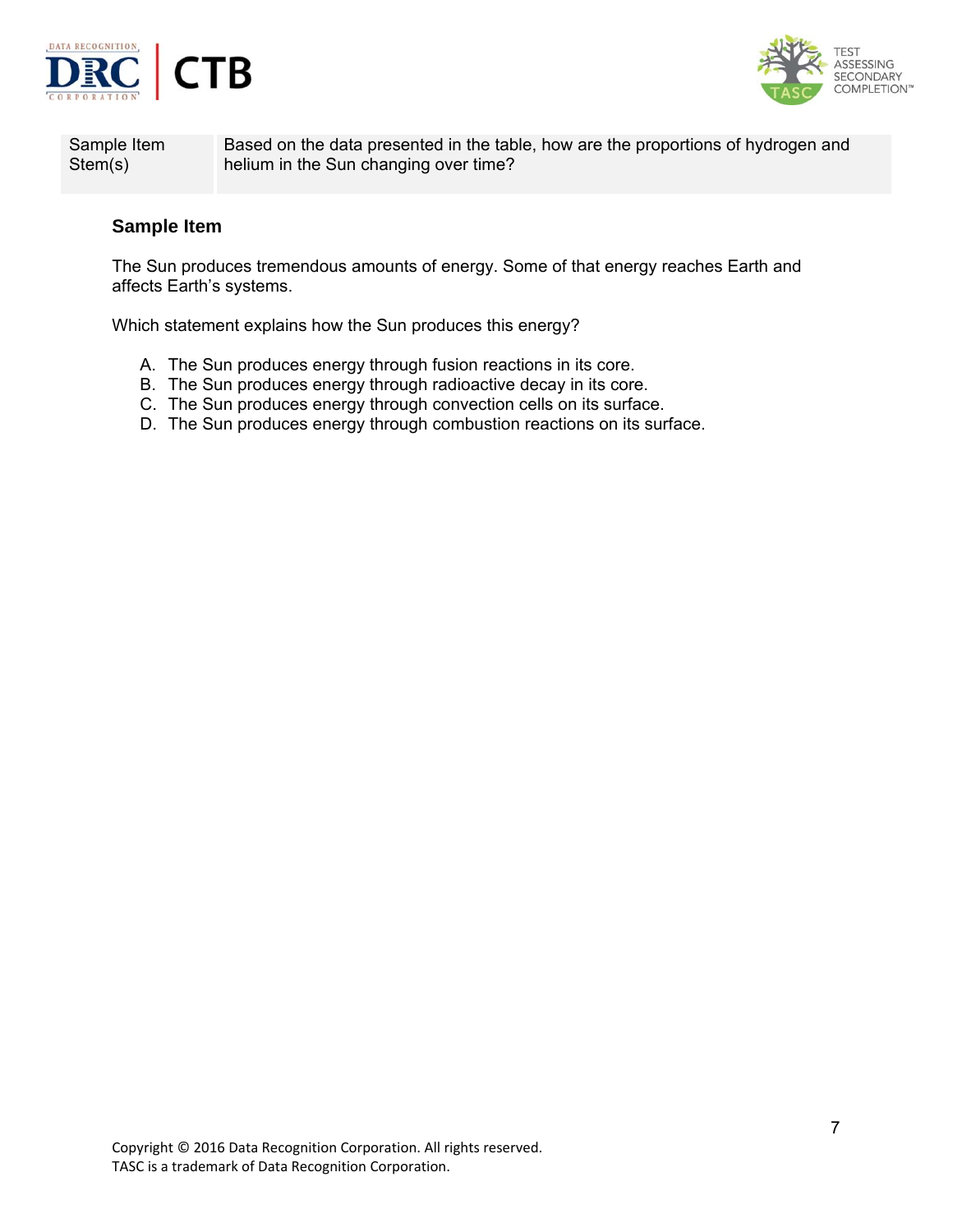| Sample Item Stem(s) | Based on the data presented in the table, how are the proportions of hydrogen and helium in the Sun changing over time? |
|---|---|

### Sample Item

The Sun produces tremendous amounts of energy. Some of that energy reaches Earth and affects Earth's systems.

Which statement explains how the Sun produces this energy?

A. The Sun produces energy through fusion reactions in its core.
B. The Sun produces energy through radioactive decay in its core.
C. The Sun produces energy through convection cells on its surface.
D. The Sun produces energy through combustion reactions on its surface.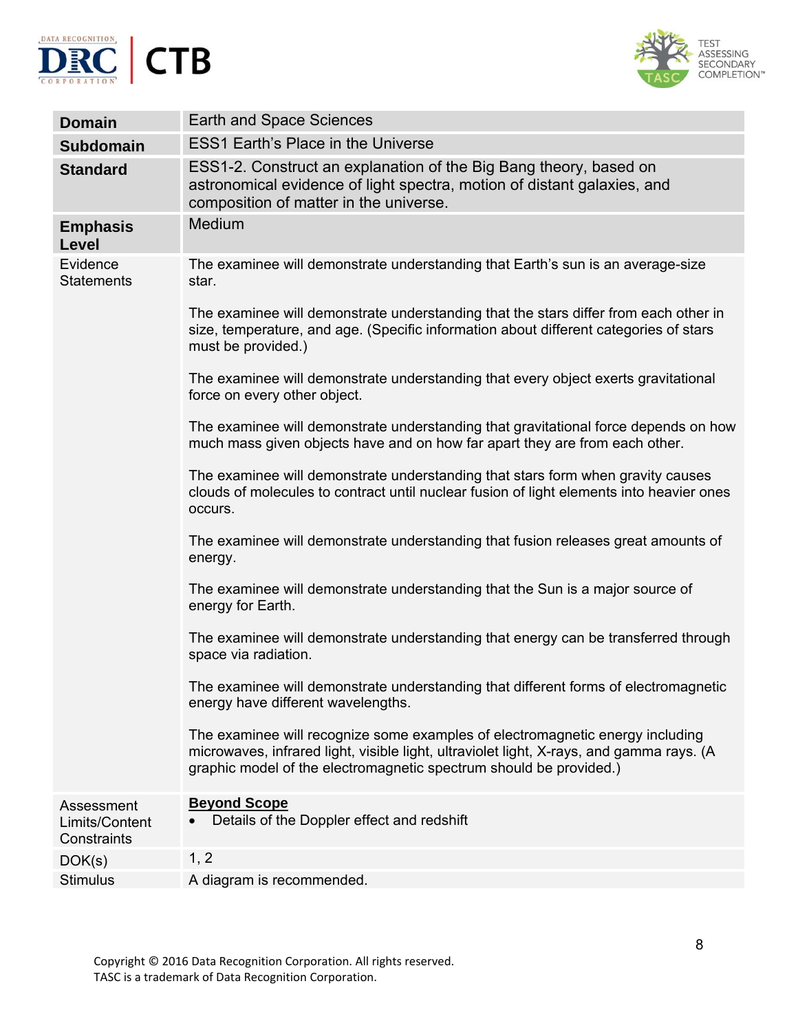| **Domain** | Earth and Space Sciences |
|---|---|
| **Subdomain** | ESS1 Earth's Place in the Universe |
| **Standard** | ESS1-2. Construct an explanation of the Big Bang theory, based on astronomical evidence of light spectra, motion of distant galaxies, and composition of matter in the universe. |
| **Emphasis Level** | Medium |
| Evidence Statements | The examinee will demonstrate understanding that Earth's sun is an average-size star.<br><br>The examinee will demonstrate understanding that the stars differ from each other in size, temperature, and age. (Specific information about different categories of stars must be provided.)<br><br>The examinee will demonstrate understanding that every object exerts gravitational force on every other object.<br><br>The examinee will demonstrate understanding that gravitational force depends on how much mass given objects have and on how far apart they are from each other.<br><br>The examinee will demonstrate understanding that stars form when gravity causes clouds of molecules to contract until nuclear fusion of light elements into heavier ones occurs.<br><br>The examinee will demonstrate understanding that fusion releases great amounts of energy.<br><br>The examinee will demonstrate understanding that the Sun is a major source of energy for Earth.<br><br>The examinee will demonstrate understanding that energy can be transferred through space via radiation.<br><br>The examinee will demonstrate understanding that different forms of electromagnetic energy have different wavelengths.<br><br>The examinee will recognize some examples of electromagnetic energy including microwaves, infrared light, visible light, ultraviolet light, X-rays, and gamma rays. (A graphic model of the electromagnetic spectrum should be provided.) |
| Assessment Limits/Content Constraints | **Beyond Scope**<br>• Details of the Doppler effect and redshift |
| DOK(s) | 1, 2 |
| Stimulus | A diagram is recommended. |

Copyright © 2016 Data Recognition Corporation. All rights reserved.
TASC is a trademark of Data Recognition Corporation.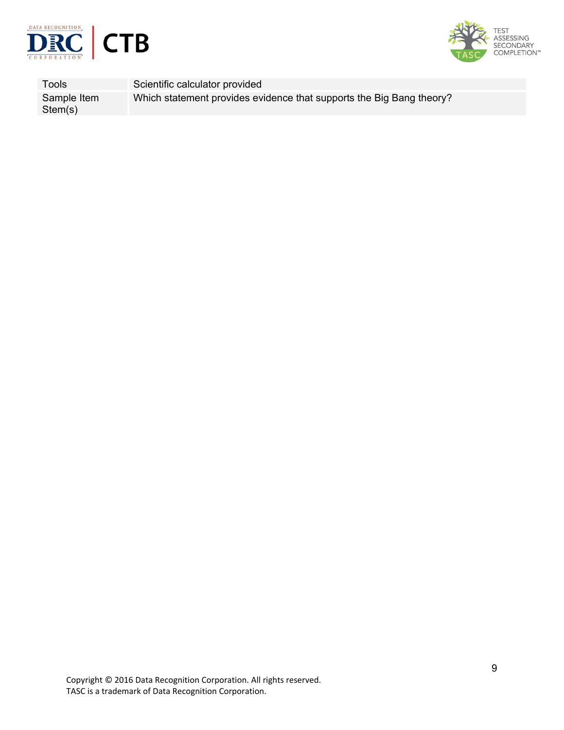| | |
|---|---|
| Tools | Scientific calculator provided |
| Sample Item Stem(s) | Which statement provides evidence that supports the Big Bang theory? |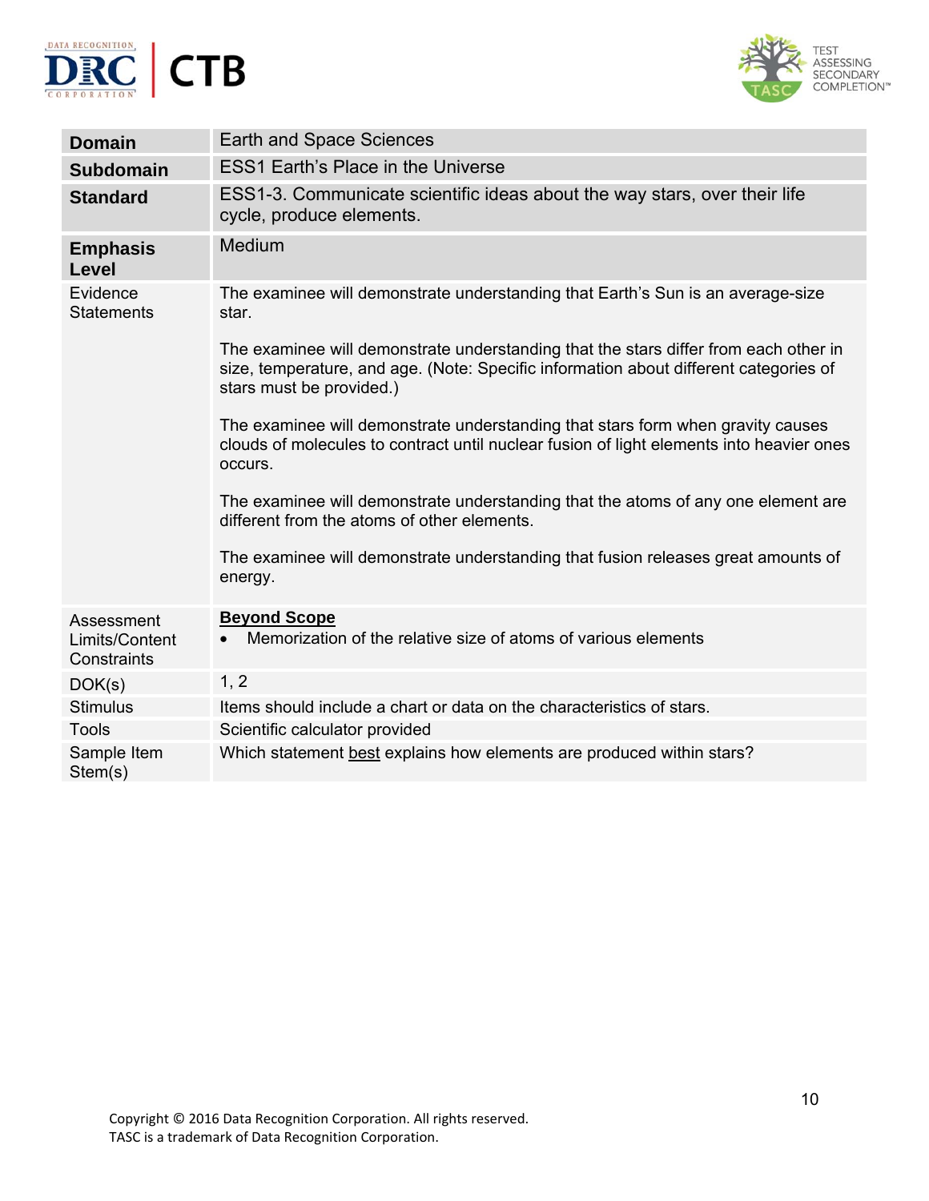| | |
|---|---|
| **Domain** | Earth and Space Sciences |
| **Subdomain** | ESS1 Earth's Place in the Universe |
| **Standard** | ESS1-3. Communicate scientific ideas about the way stars, over their life cycle, produce elements. |
| **Emphasis Level** | Medium |
| Evidence Statements | The examinee will demonstrate understanding that Earth's Sun is an average-size star.<br><br>The examinee will demonstrate understanding that the stars differ from each other in size, temperature, and age. (Note: Specific information about different categories of stars must be provided.)<br><br>The examinee will demonstrate understanding that stars form when gravity causes clouds of molecules to contract until nuclear fusion of light elements into heavier ones occurs.<br><br>The examinee will demonstrate understanding that the atoms of any one element are different from the atoms of other elements.<br><br>The examinee will demonstrate understanding that fusion releases great amounts of energy. |
| Assessment Limits/Content Constraints | **Beyond Scope**<br>• Memorization of the relative size of atoms of various elements |
| DOK(s) | 1, 2 |
| Stimulus | Items should include a chart or data on the characteristics of stars. |
| Tools | Scientific calculator provided |
| Sample Item Stem(s) | Which statement best explains how elements are produced within stars? |

Copyright © 2016 Data Recognition Corporation. All rights reserved.
TASC is a trademark of Data Recognition Corporation.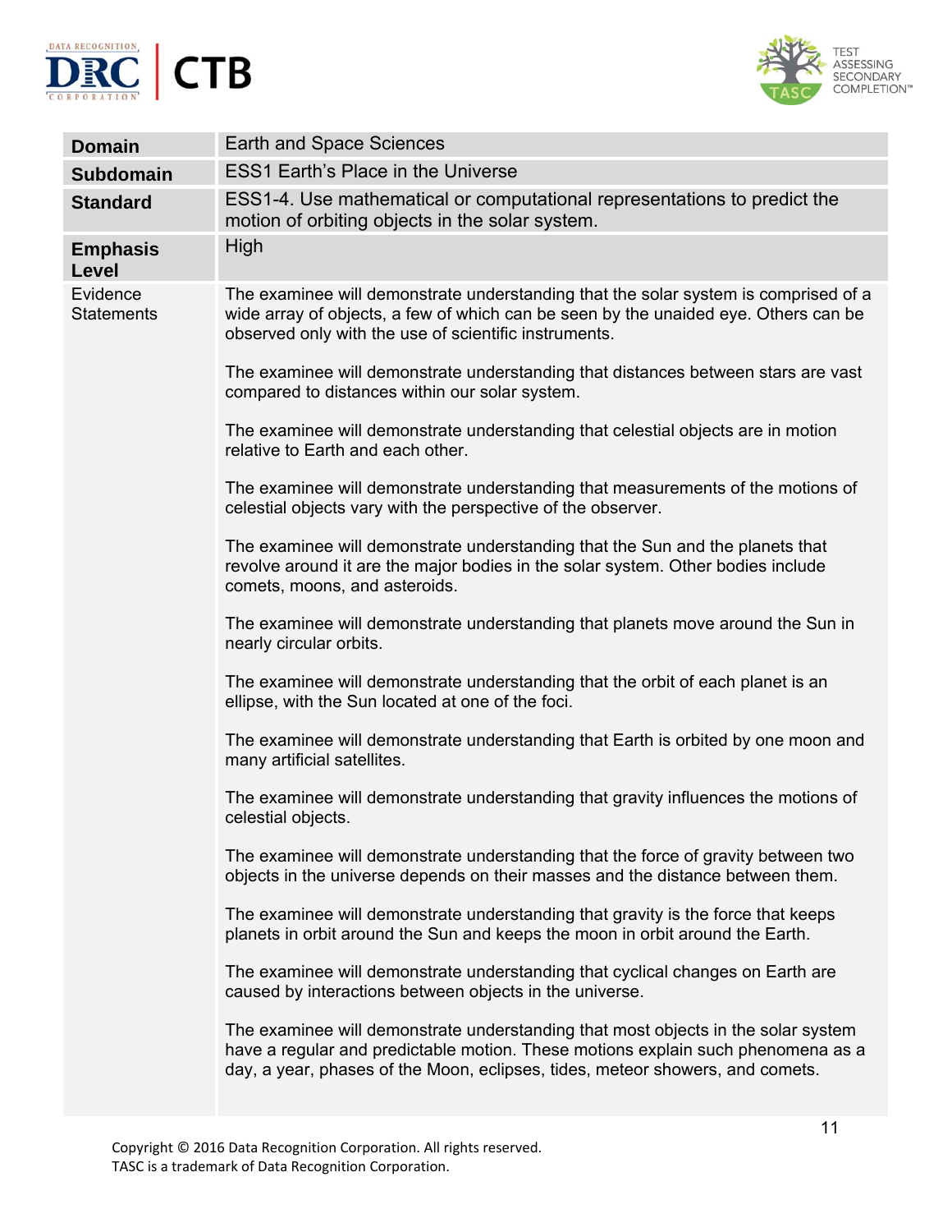| **Domain** | Earth and Space Sciences |
|---|---|
| **Subdomain** | ESS1 Earth's Place in the Universe |
| **Standard** | ESS1-4. Use mathematical or computational representations to predict the motion of orbiting objects in the solar system. |
| **Emphasis Level** | High |
| Evidence Statements | The examinee will demonstrate understanding that the solar system is comprised of a wide array of objects, a few of which can be seen by the unaided eye. Others can be observed only with the use of scientific instruments.<br><br>The examinee will demonstrate understanding that distances between stars are vast compared to distances within our solar system.<br><br>The examinee will demonstrate understanding that celestial objects are in motion relative to Earth and each other.<br><br>The examinee will demonstrate understanding that measurements of the motions of celestial objects vary with the perspective of the observer.<br><br>The examinee will demonstrate understanding that the Sun and the planets that revolve around it are the major bodies in the solar system. Other bodies include comets, moons, and asteroids.<br><br>The examinee will demonstrate understanding that planets move around the Sun in nearly circular orbits.<br><br>The examinee will demonstrate understanding that the orbit of each planet is an ellipse, with the Sun located at one of the foci.<br><br>The examinee will demonstrate understanding that Earth is orbited by one moon and many artificial satellites.<br><br>The examinee will demonstrate understanding that gravity influences the motions of celestial objects.<br><br>The examinee will demonstrate understanding that the force of gravity between two objects in the universe depends on their masses and the distance between them.<br><br>The examinee will demonstrate understanding that gravity is the force that keeps planets in orbit around the Sun and keeps the moon in orbit around the Earth.<br><br>The examinee will demonstrate understanding that cyclical changes on Earth are caused by interactions between objects in the universe.<br><br>The examinee will demonstrate understanding that most objects in the solar system have a regular and predictable motion. These motions explain such phenomena as a day, a year, phases of the Moon, eclipses, tides, meteor showers, and comets. |

Copyright © 2016 Data Recognition Corporation. All rights reserved.
TASC is a trademark of Data Recognition Corporation.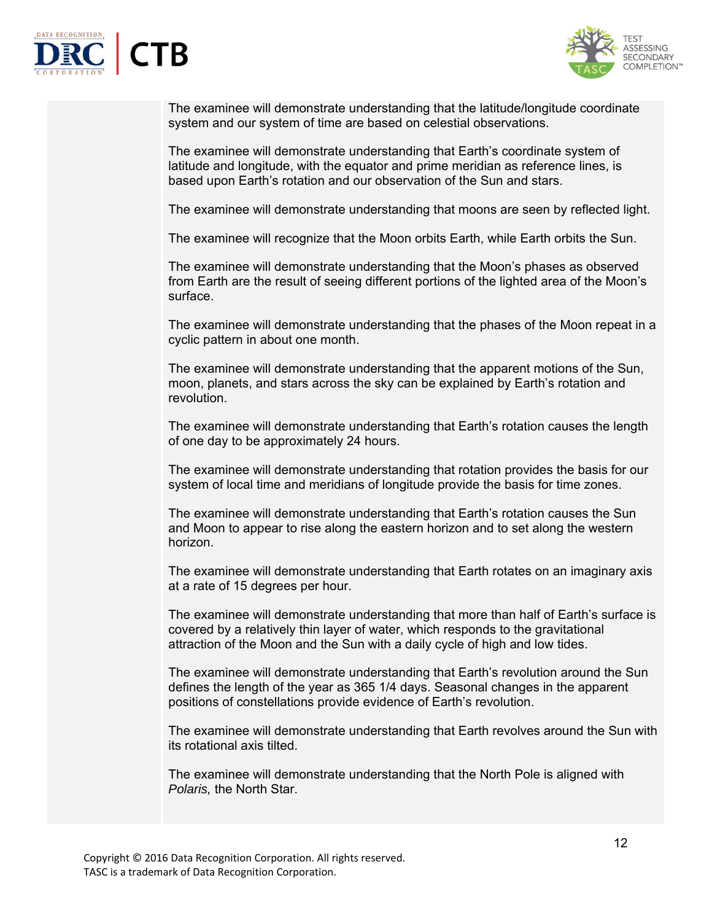The examinee will demonstrate understanding that the latitude/longitude coordinate system and our system of time are based on celestial observations.

The examinee will demonstrate understanding that Earth's coordinate system of latitude and longitude, with the equator and prime meridian as reference lines, is based upon Earth's rotation and our observation of the Sun and stars.

The examinee will demonstrate understanding that moons are seen by reflected light.

The examinee will recognize that the Moon orbits Earth, while Earth orbits the Sun.

The examinee will demonstrate understanding that the Moon's phases as observed from Earth are the result of seeing different portions of the lighted area of the Moon's surface.

The examinee will demonstrate understanding that the phases of the Moon repeat in a cyclic pattern in about one month.

The examinee will demonstrate understanding that the apparent motions of the Sun, moon, planets, and stars across the sky can be explained by Earth's rotation and revolution.

The examinee will demonstrate understanding that Earth's rotation causes the length of one day to be approximately 24 hours.

The examinee will demonstrate understanding that rotation provides the basis for our system of local time and meridians of longitude provide the basis for time zones.

The examinee will demonstrate understanding that Earth's rotation causes the Sun and Moon to appear to rise along the eastern horizon and to set along the western horizon.

The examinee will demonstrate understanding that Earth rotates on an imaginary axis at a rate of 15 degrees per hour.

The examinee will demonstrate understanding that more than half of Earth's surface is covered by a relatively thin layer of water, which responds to the gravitational attraction of the Moon and the Sun with a daily cycle of high and low tides.

The examinee will demonstrate understanding that Earth's revolution around the Sun defines the length of the year as 365 1/4 days. Seasonal changes in the apparent positions of constellations provide evidence of Earth's revolution.

The examinee will demonstrate understanding that Earth revolves around the Sun with its rotational axis tilted.

The examinee will demonstrate understanding that the North Pole is aligned with *Polaris,* the North Star.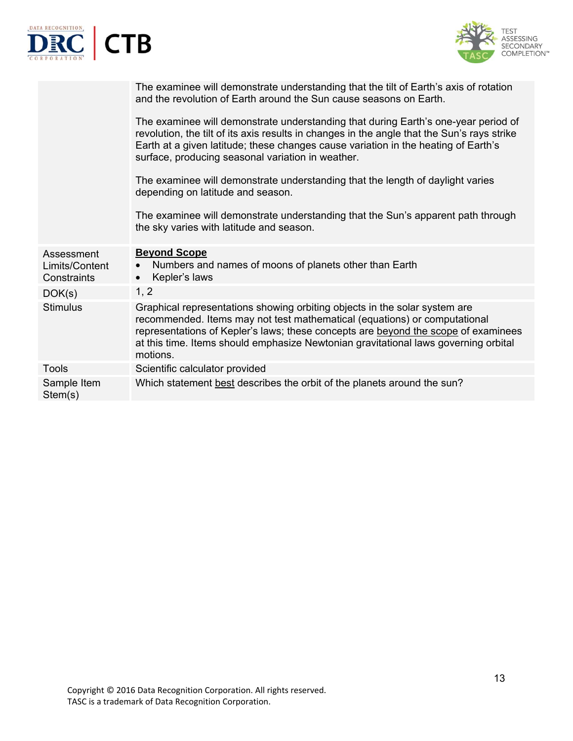| | |
|---|---|
| | The examinee will demonstrate understanding that the tilt of Earth's axis of rotation and the revolution of Earth around the Sun cause seasons on Earth.<br><br>The examinee will demonstrate understanding that during Earth's one-year period of revolution, the tilt of its axis results in changes in the angle that the Sun's rays strike Earth at a given latitude; these changes cause variation in the heating of Earth's surface, producing seasonal variation in weather.<br><br>The examinee will demonstrate understanding that the length of daylight varies depending on latitude and season.<br><br>The examinee will demonstrate understanding that the Sun's apparent path through the sky varies with latitude and season. |
| Assessment Limits/Content Constraints | **Beyond Scope**<br>• Numbers and names of moons of planets other than Earth<br>• Kepler's laws |
| DOK(s) | 1, 2 |
| Stimulus | Graphical representations showing orbiting objects in the solar system are recommended. Items may not test mathematical (equations) or computational representations of Kepler's laws; these concepts are beyond the scope of examinees at this time. Items should emphasize Newtonian gravitational laws governing orbital motions. |
| Tools | Scientific calculator provided |
| Sample Item Stem(s) | Which statement best describes the orbit of the planets around the sun? |

Copyright © 2016 Data Recognition Corporation. All rights reserved.
TASC is a trademark of Data Recognition Corporation.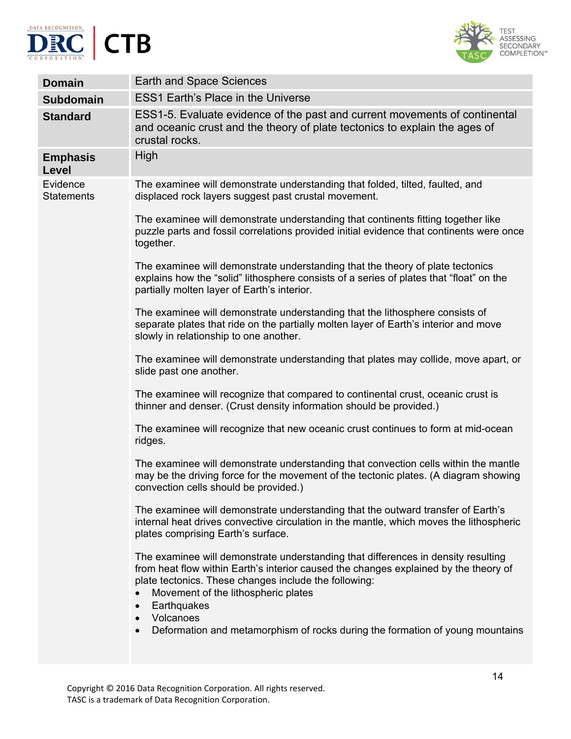| | |
|---|---|
| **Domain** | Earth and Space Sciences |
| **Subdomain** | ESS1 Earth's Place in the Universe |
| **Standard** | ESS1-5. Evaluate evidence of the past and current movements of continental and oceanic crust and the theory of plate tectonics to explain the ages of crustal rocks. |
| **Emphasis Level** | High |
| Evidence Statements | The examinee will demonstrate understanding that folded, tilted, faulted, and displaced rock layers suggest past crustal movement.<br><br>The examinee will demonstrate understanding that continents fitting together like puzzle parts and fossil correlations provided initial evidence that continents were once together.<br><br>The examinee will demonstrate understanding that the theory of plate tectonics explains how the "solid" lithosphere consists of a series of plates that "float" on the partially molten layer of Earth's interior.<br><br>The examinee will demonstrate understanding that the lithosphere consists of separate plates that ride on the partially molten layer of Earth's interior and move slowly in relationship to one another.<br><br>The examinee will demonstrate understanding that plates may collide, move apart, or slide past one another.<br><br>The examinee will recognize that compared to continental crust, oceanic crust is thinner and denser. (Crust density information should be provided.)<br><br>The examinee will recognize that new oceanic crust continues to form at mid-ocean ridges.<br><br>The examinee will demonstrate understanding that convection cells within the mantle may be the driving force for the movement of the tectonic plates. (A diagram showing convection cells should be provided.)<br><br>The examinee will demonstrate understanding that the outward transfer of Earth's internal heat drives convective circulation in the mantle, which moves the lithospheric plates comprising Earth's surface.<br><br>The examinee will demonstrate understanding that differences in density resulting from heat flow within Earth's interior caused the changes explained by the theory of plate tectonics. These changes include the following:<br>• Movement of the lithospheric plates<br>• Earthquakes<br>• Volcanoes<br>• Deformation and metamorphism of rocks during the formation of young mountains |

Copyright © 2016 Data Recognition Corporation. All rights reserved.
TASC is a trademark of Data Recognition Corporation.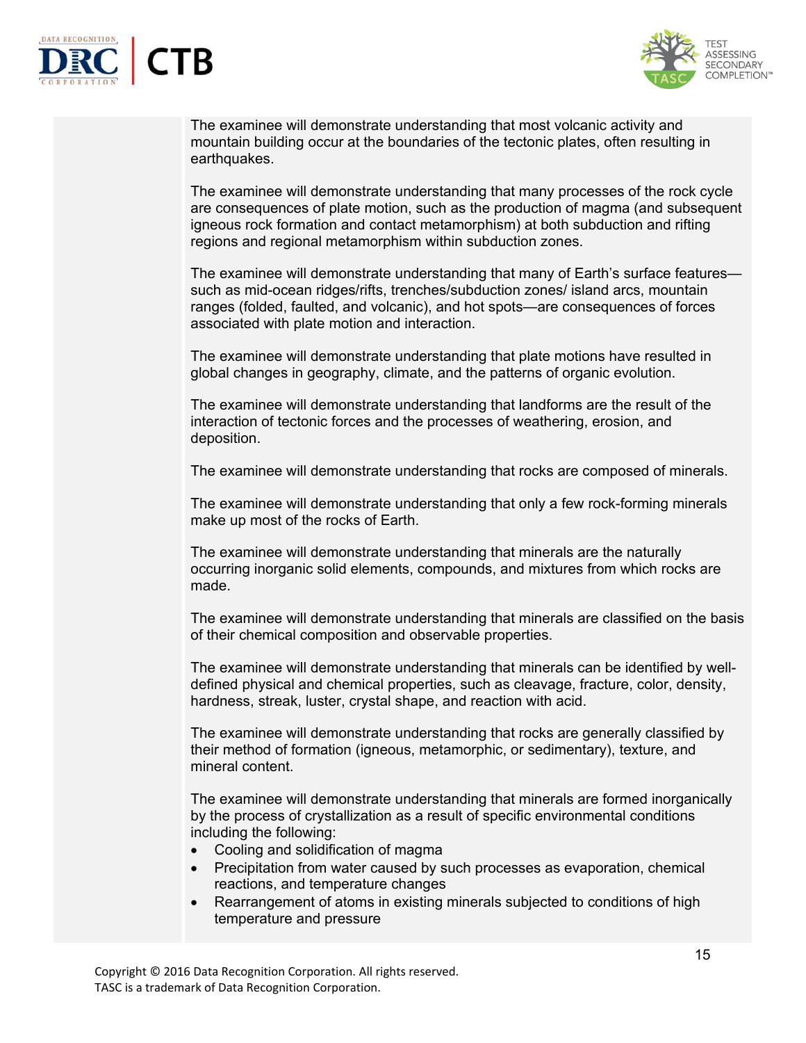The examinee will demonstrate understanding that most volcanic activity and mountain building occur at the boundaries of the tectonic plates, often resulting in earthquakes.

The examinee will demonstrate understanding that many processes of the rock cycle are consequences of plate motion, such as the production of magma (and subsequent igneous rock formation and contact metamorphism) at both subduction and rifting regions and regional metamorphism within subduction zones.

The examinee will demonstrate understanding that many of Earth's surface features—such as mid-ocean ridges/rifts, trenches/subduction zones/ island arcs, mountain ranges (folded, faulted, and volcanic), and hot spots—are consequences of forces associated with plate motion and interaction.

The examinee will demonstrate understanding that plate motions have resulted in global changes in geography, climate, and the patterns of organic evolution.

The examinee will demonstrate understanding that landforms are the result of the interaction of tectonic forces and the processes of weathering, erosion, and deposition.

The examinee will demonstrate understanding that rocks are composed of minerals.

The examinee will demonstrate understanding that only a few rock-forming minerals make up most of the rocks of Earth.

The examinee will demonstrate understanding that minerals are the naturally occurring inorganic solid elements, compounds, and mixtures from which rocks are made.

The examinee will demonstrate understanding that minerals are classified on the basis of their chemical composition and observable properties.

The examinee will demonstrate understanding that minerals can be identified by well-defined physical and chemical properties, such as cleavage, fracture, color, density, hardness, streak, luster, crystal shape, and reaction with acid.

The examinee will demonstrate understanding that rocks are generally classified by their method of formation (igneous, metamorphic, or sedimentary), texture, and mineral content.

The examinee will demonstrate understanding that minerals are formed inorganically by the process of crystallization as a result of specific environmental conditions including the following:

- Cooling and solidification of magma
- Precipitation from water caused by such processes as evaporation, chemical reactions, and temperature changes
- Rearrangement of atoms in existing minerals subjected to conditions of high temperature and pressure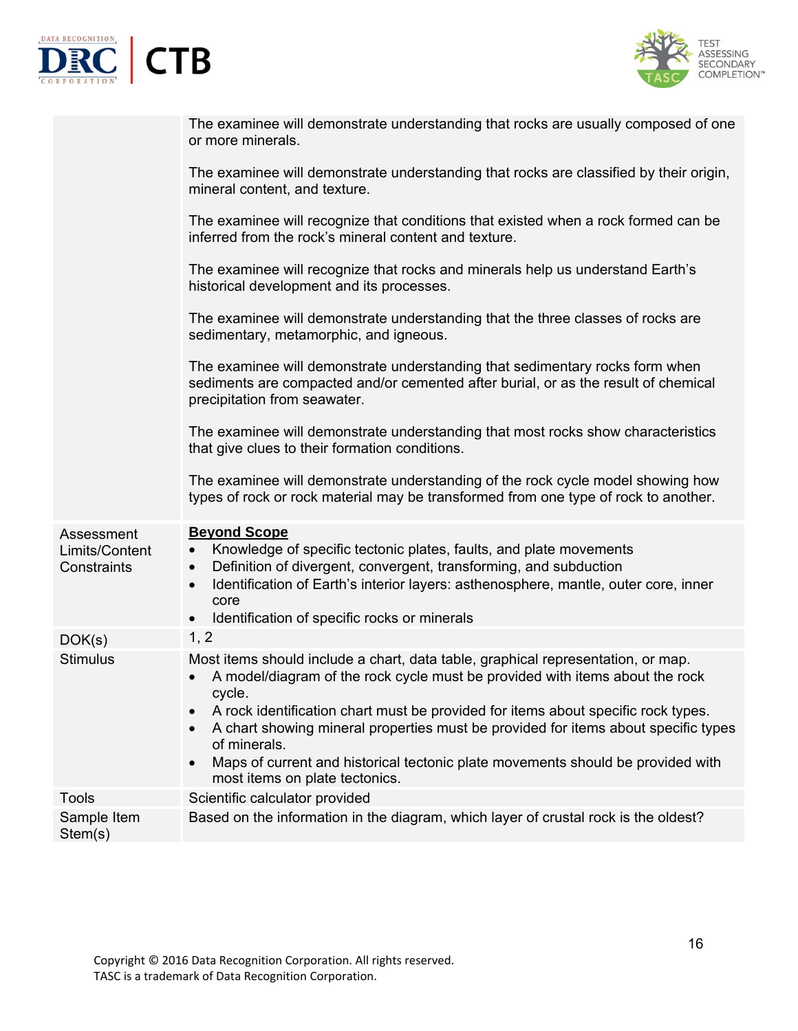| | |
|---|---|
| | The examinee will demonstrate understanding that rocks are usually composed of one or more minerals.<br><br>The examinee will demonstrate understanding that rocks are classified by their origin, mineral content, and texture.<br><br>The examinee will recognize that conditions that existed when a rock formed can be inferred from the rock's mineral content and texture.<br><br>The examinee will recognize that rocks and minerals help us understand Earth's historical development and its processes.<br><br>The examinee will demonstrate understanding that the three classes of rocks are sedimentary, metamorphic, and igneous.<br><br>The examinee will demonstrate understanding that sedimentary rocks form when sediments are compacted and/or cemented after burial, or as the result of chemical precipitation from seawater.<br><br>The examinee will demonstrate understanding that most rocks show characteristics that give clues to their formation conditions.<br><br>The examinee will demonstrate understanding of the rock cycle model showing how types of rock or rock material may be transformed from one type of rock to another. |
| Assessment Limits/Content Constraints | **<u>Beyond Scope</u>**<br>• Knowledge of specific tectonic plates, faults, and plate movements<br>• Definition of divergent, convergent, transforming, and subduction<br>• Identification of Earth's interior layers: asthenosphere, mantle, outer core, inner core<br>• Identification of specific rocks or minerals |
| DOK(s) | 1, 2 |
| Stimulus | Most items should include a chart, data table, graphical representation, or map.<br>• A model/diagram of the rock cycle must be provided with items about the rock cycle.<br>• A rock identification chart must be provided for items about specific rock types.<br>• A chart showing mineral properties must be provided for items about specific types of minerals.<br>• Maps of current and historical tectonic plate movements should be provided with most items on plate tectonics. |
| Tools | Scientific calculator provided |
| Sample Item Stem(s) | Based on the information in the diagram, which layer of crustal rock is the oldest? |

Copyright © 2016 Data Recognition Corporation. All rights reserved.
TASC is a trademark of Data Recognition Corporation.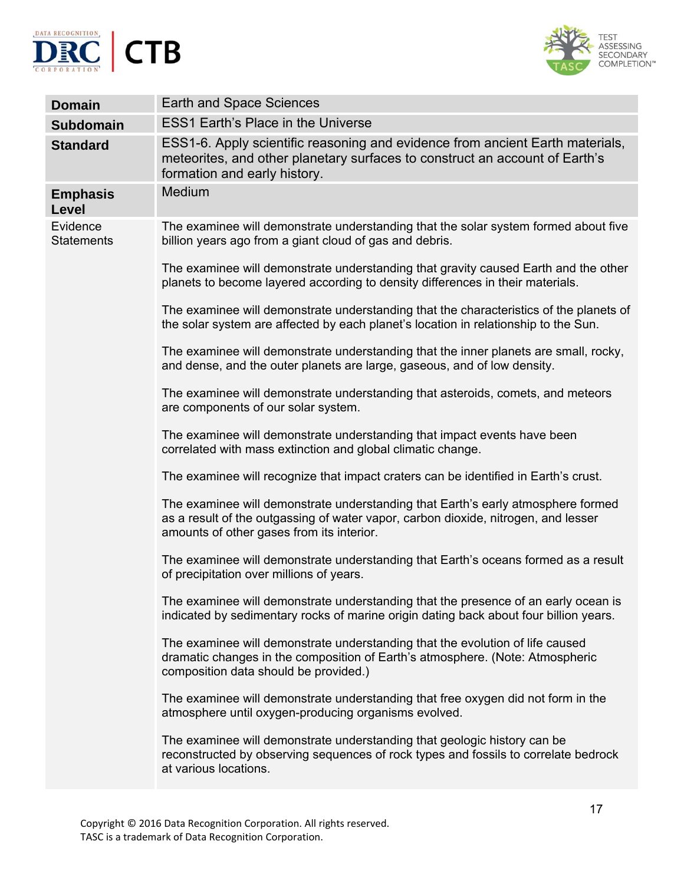| **Domain** | Earth and Space Sciences |
|---|---|
| **Subdomain** | ESS1 Earth's Place in the Universe |
| **Standard** | ESS1-6. Apply scientific reasoning and evidence from ancient Earth materials, meteorites, and other planetary surfaces to construct an account of Earth's formation and early history. |
| **Emphasis Level** | Medium |
| Evidence Statements | The examinee will demonstrate understanding that the solar system formed about five billion years ago from a giant cloud of gas and debris.<br><br>The examinee will demonstrate understanding that gravity caused Earth and the other planets to become layered according to density differences in their materials.<br><br>The examinee will demonstrate understanding that the characteristics of the planets of the solar system are affected by each planet's location in relationship to the Sun.<br><br>The examinee will demonstrate understanding that the inner planets are small, rocky, and dense, and the outer planets are large, gaseous, and of low density.<br><br>The examinee will demonstrate understanding that asteroids, comets, and meteors are components of our solar system.<br><br>The examinee will demonstrate understanding that impact events have been correlated with mass extinction and global climatic change.<br><br>The examinee will recognize that impact craters can be identified in Earth's crust.<br><br>The examinee will demonstrate understanding that Earth's early atmosphere formed as a result of the outgassing of water vapor, carbon dioxide, nitrogen, and lesser amounts of other gases from its interior.<br><br>The examinee will demonstrate understanding that Earth's oceans formed as a result of precipitation over millions of years.<br><br>The examinee will demonstrate understanding that the presence of an early ocean is indicated by sedimentary rocks of marine origin dating back about four billion years.<br><br>The examinee will demonstrate understanding that the evolution of life caused dramatic changes in the composition of Earth's atmosphere. (Note: Atmospheric composition data should be provided.)<br><br>The examinee will demonstrate understanding that free oxygen did not form in the atmosphere until oxygen-producing organisms evolved.<br><br>The examinee will demonstrate understanding that geologic history can be reconstructed by observing sequences of rock types and fossils to correlate bedrock at various locations. |

Copyright © 2016 Data Recognition Corporation. All rights reserved.
TASC is a trademark of Data Recognition Corporation.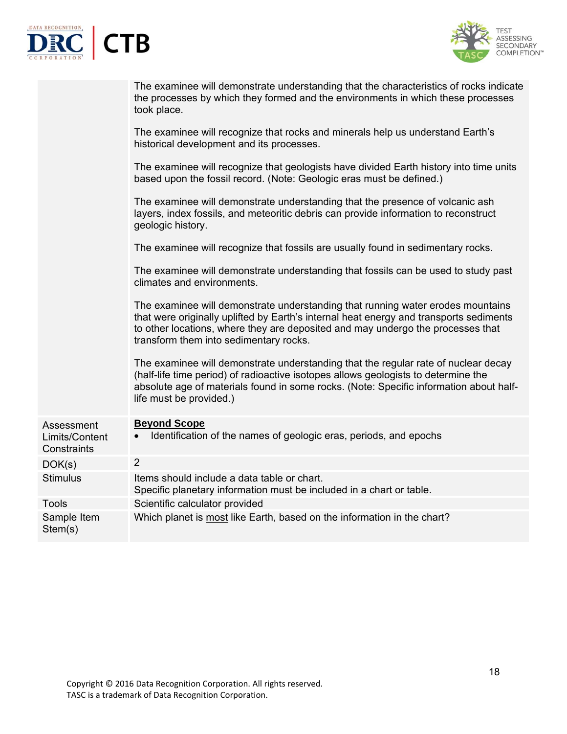| | |
|---|---|
| | The examinee will demonstrate understanding that the characteristics of rocks indicate the processes by which they formed and the environments in which these processes took place.<br><br>The examinee will recognize that rocks and minerals help us understand Earth's historical development and its processes.<br><br>The examinee will recognize that geologists have divided Earth history into time units based upon the fossil record. (Note: Geologic eras must be defined.)<br><br>The examinee will demonstrate understanding that the presence of volcanic ash layers, index fossils, and meteoritic debris can provide information to reconstruct geologic history.<br><br>The examinee will recognize that fossils are usually found in sedimentary rocks.<br><br>The examinee will demonstrate understanding that fossils can be used to study past climates and environments.<br><br>The examinee will demonstrate understanding that running water erodes mountains that were originally uplifted by Earth's internal heat energy and transports sediments to other locations, where they are deposited and may undergo the processes that transform them into sedimentary rocks.<br><br>The examinee will demonstrate understanding that the regular rate of nuclear decay (half-life time period) of radioactive isotopes allows geologists to determine the absolute age of materials found in some rocks. (Note: Specific information about half-life must be provided.) |
| Assessment Limits/Content Constraints | **Beyond Scope**<br>• Identification of the names of geologic eras, periods, and epochs |
| DOK(s) | 2 |
| Stimulus | Items should include a data table or chart.<br>Specific planetary information must be included in a chart or table. |
| Tools | Scientific calculator provided |
| Sample Item Stem(s) | Which planet is most like Earth, based on the information in the chart? |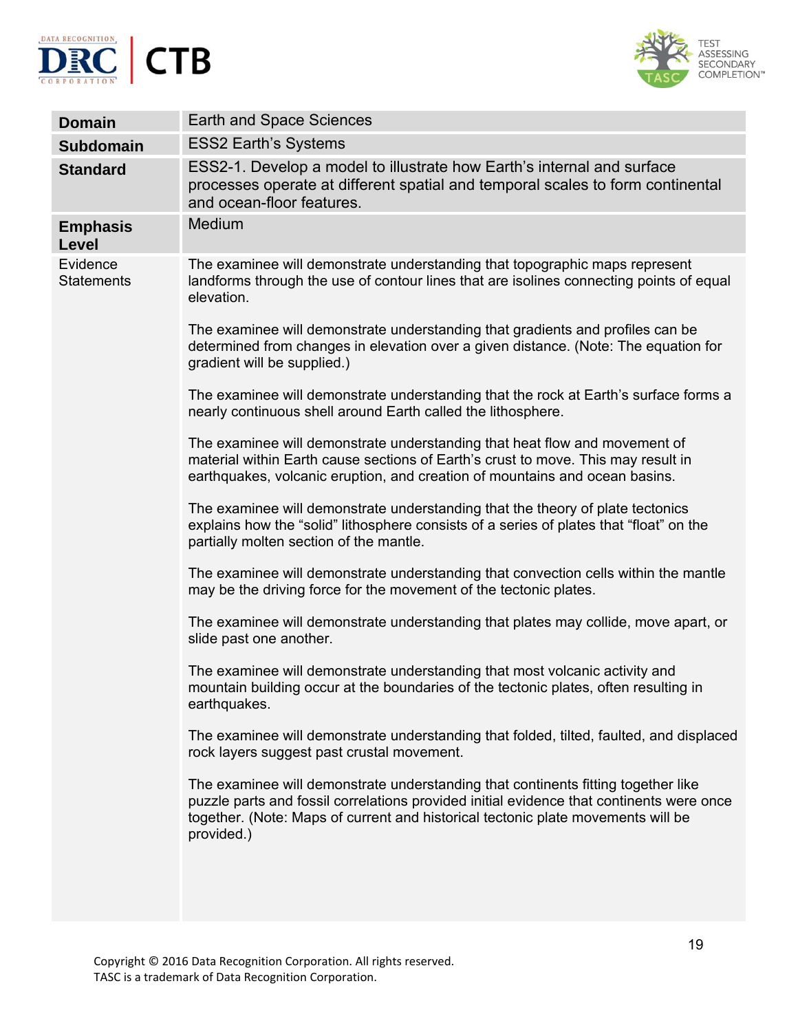| | |
|---|---|
| **Domain** | Earth and Space Sciences |
| **Subdomain** | ESS2 Earth's Systems |
| **Standard** | ESS2-1. Develop a model to illustrate how Earth's internal and surface processes operate at different spatial and temporal scales to form continental and ocean-floor features. |
| **Emphasis Level** | Medium |
| Evidence Statements | The examinee will demonstrate understanding that topographic maps represent landforms through the use of contour lines that are isolines connecting points of equal elevation.<br><br>The examinee will demonstrate understanding that gradients and profiles can be determined from changes in elevation over a given distance. (Note: The equation for gradient will be supplied.)<br><br>The examinee will demonstrate understanding that the rock at Earth's surface forms a nearly continuous shell around Earth called the lithosphere.<br><br>The examinee will demonstrate understanding that heat flow and movement of material within Earth cause sections of Earth's crust to move. This may result in earthquakes, volcanic eruption, and creation of mountains and ocean basins.<br><br>The examinee will demonstrate understanding that the theory of plate tectonics explains how the "solid" lithosphere consists of a series of plates that "float" on the partially molten section of the mantle.<br><br>The examinee will demonstrate understanding that convection cells within the mantle may be the driving force for the movement of the tectonic plates.<br><br>The examinee will demonstrate understanding that plates may collide, move apart, or slide past one another.<br><br>The examinee will demonstrate understanding that most volcanic activity and mountain building occur at the boundaries of the tectonic plates, often resulting in earthquakes.<br><br>The examinee will demonstrate understanding that folded, tilted, faulted, and displaced rock layers suggest past crustal movement.<br><br>The examinee will demonstrate understanding that continents fitting together like puzzle parts and fossil correlations provided initial evidence that continents were once together. (Note: Maps of current and historical tectonic plate movements will be provided.) |

Copyright © 2016 Data Recognition Corporation. All rights reserved.
TASC is a trademark of Data Recognition Corporation.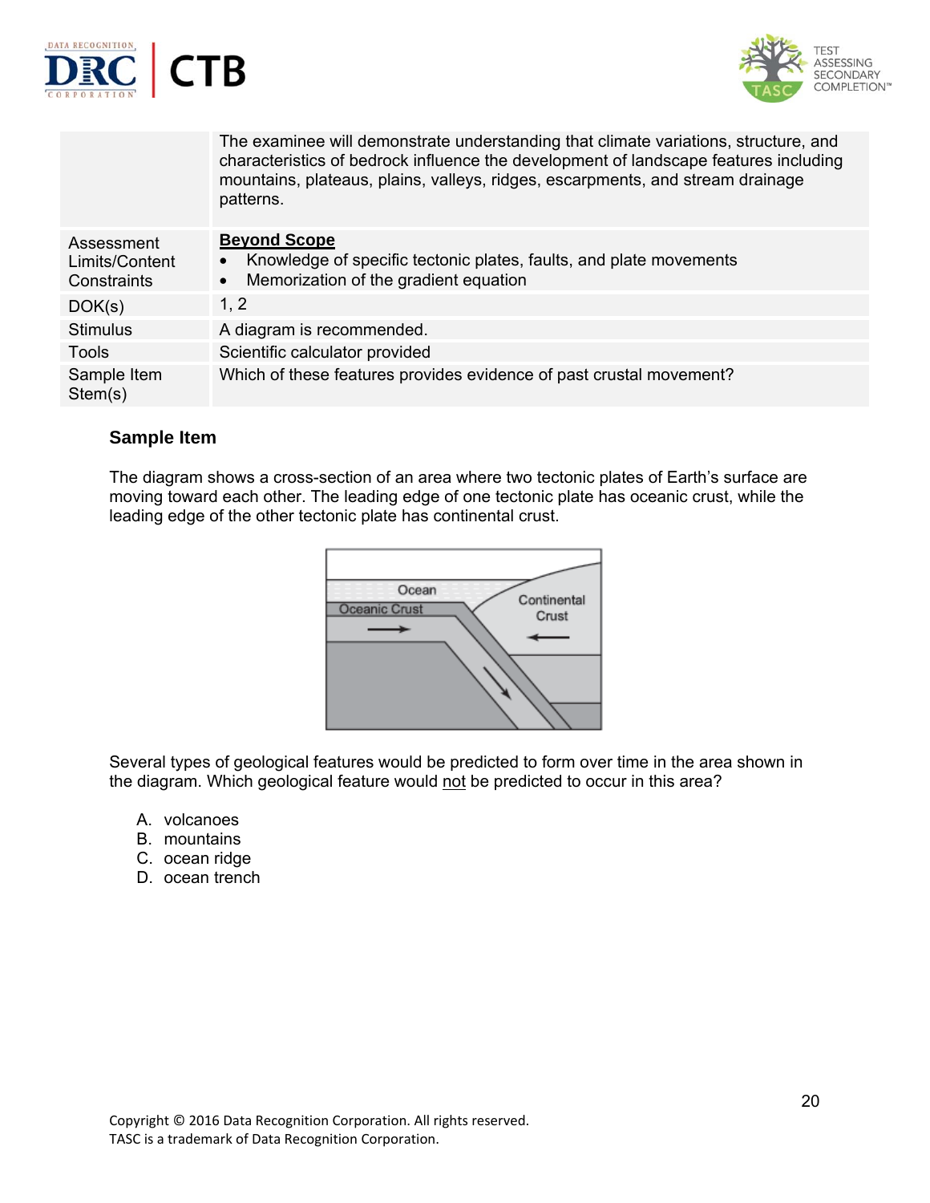| | |
|---|---|
| | The examinee will demonstrate understanding that climate variations, structure, and characteristics of bedrock influence the development of landscape features including mountains, plateaus, plains, valleys, ridges, escarpments, and stream drainage patterns. |
| Assessment Limits/Content Constraints | **Beyond Scope** <br>• Knowledge of specific tectonic plates, faults, and plate movements <br>• Memorization of the gradient equation |
| DOK(s) | 1, 2 |
| Stimulus | A diagram is recommended. |
| Tools | Scientific calculator provided |
| Sample Item Stem(s) | Which of these features provides evidence of past crustal movement? |

### Sample Item

The diagram shows a cross-section of an area where two tectonic plates of Earth's surface are moving toward each other. The leading edge of one tectonic plate has oceanic crust, while the leading edge of the other tectonic plate has continental crust.

Several types of geological features would be predicted to form over time in the area shown in the diagram. Which geological feature would not be predicted to occur in this area?

A. volcanoes
B. mountains
C. ocean ridge
D. ocean trench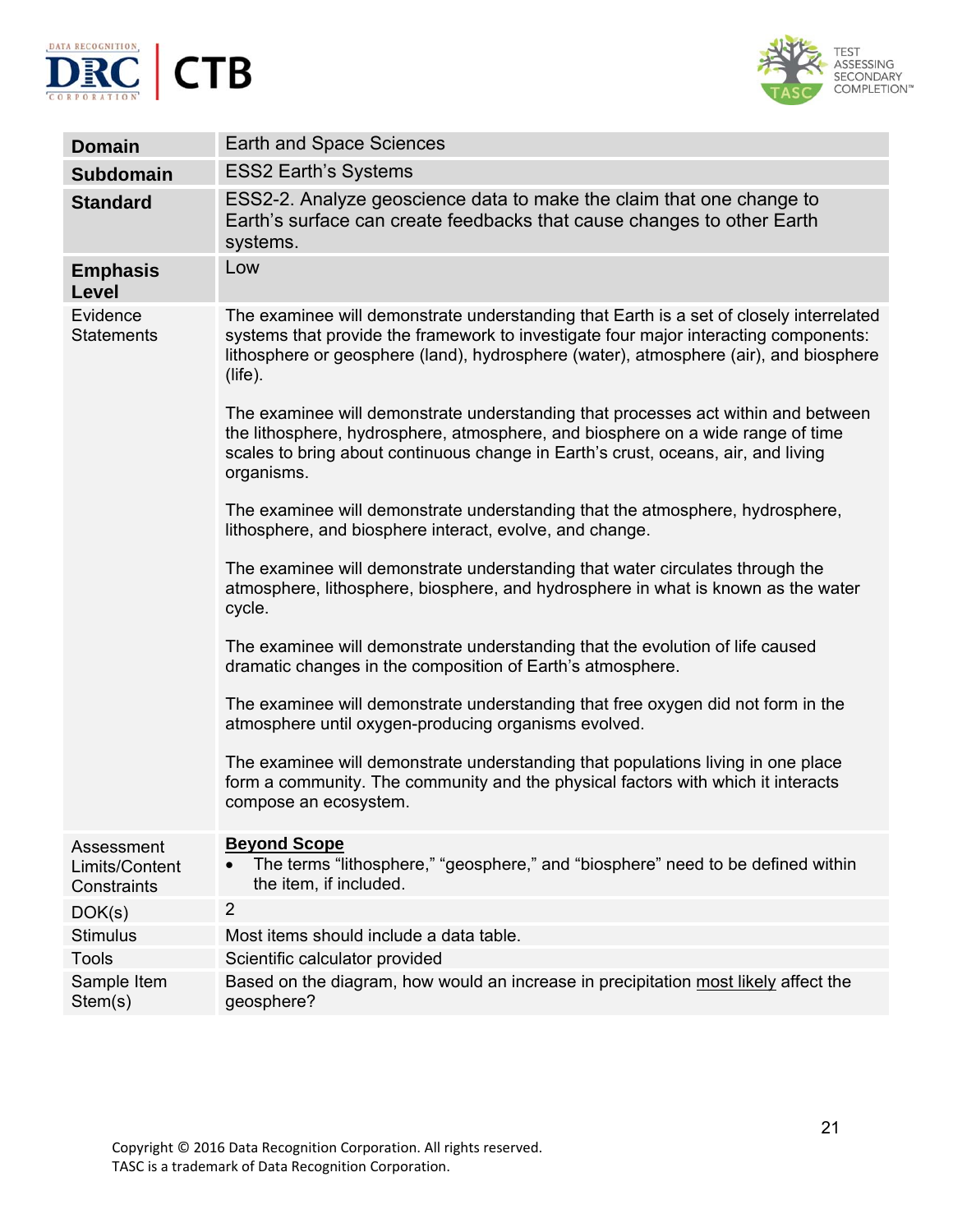| Domain | Earth and Space Sciences |
|---|---|
| Subdomain | ESS2 Earth's Systems |
| Standard | ESS2-2. Analyze geoscience data to make the claim that one change to Earth's surface can create feedbacks that cause changes to other Earth systems. |
| Emphasis Level | Low |
| Evidence Statements | The examinee will demonstrate understanding that Earth is a set of closely interrelated systems that provide the framework to investigate four major interacting components: lithosphere or geosphere (land), hydrosphere (water), atmosphere (air), and biosphere (life).<br><br>The examinee will demonstrate understanding that processes act within and between the lithosphere, hydrosphere, atmosphere, and biosphere on a wide range of time scales to bring about continuous change in Earth's crust, oceans, air, and living organisms.<br><br>The examinee will demonstrate understanding that the atmosphere, hydrosphere, lithosphere, and biosphere interact, evolve, and change.<br><br>The examinee will demonstrate understanding that water circulates through the atmosphere, lithosphere, biosphere, and hydrosphere in what is known as the water cycle.<br><br>The examinee will demonstrate understanding that the evolution of life caused dramatic changes in the composition of Earth's atmosphere.<br><br>The examinee will demonstrate understanding that free oxygen did not form in the atmosphere until oxygen-producing organisms evolved.<br><br>The examinee will demonstrate understanding that populations living in one place form a community. The community and the physical factors with which it interacts compose an ecosystem. |
| Assessment Limits/Content Constraints | **Beyond Scope**<br>• The terms "lithosphere," "geosphere," and "biosphere" need to be defined within the item, if included. |
| DOK(s) | 2 |
| Stimulus | Most items should include a data table. |
| Tools | Scientific calculator provided |
| Sample Item Stem(s) | Based on the diagram, how would an increase in precipitation most likely affect the geosphere? |

Copyright © 2016 Data Recognition Corporation. All rights reserved.
TASC is a trademark of Data Recognition Corporation.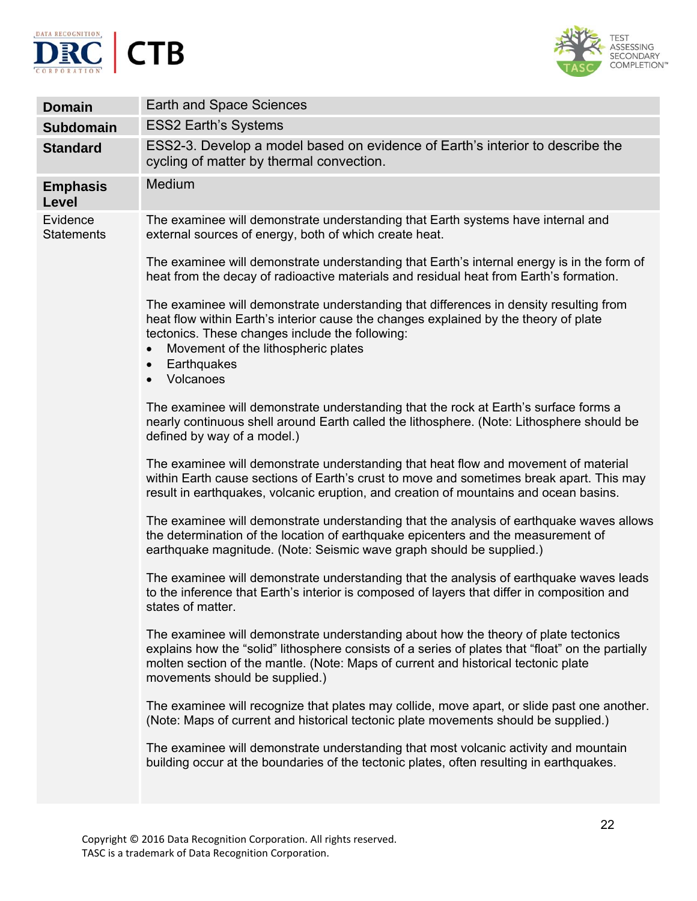| Domain | Earth and Space Sciences |
| --- | --- |
| **Subdomain** | ESS2 Earth's Systems |
| **Standard** | ESS2-3. Develop a model based on evidence of Earth's interior to describe the cycling of matter by thermal convection. |
| **Emphasis Level** | Medium |
| Evidence Statements | The examinee will demonstrate understanding that Earth systems have internal and external sources of energy, both of which create heat.<br><br>The examinee will demonstrate understanding that Earth's internal energy is in the form of heat from the decay of radioactive materials and residual heat from Earth's formation.<br><br>The examinee will demonstrate understanding that differences in density resulting from heat flow within Earth's interior cause the changes explained by the theory of plate tectonics. These changes include the following:<br>• Movement of the lithospheric plates<br>• Earthquakes<br>• Volcanoes<br><br>The examinee will demonstrate understanding that the rock at Earth's surface forms a nearly continuous shell around Earth called the lithosphere. (Note: Lithosphere should be defined by way of a model.)<br><br>The examinee will demonstrate understanding that heat flow and movement of material within Earth cause sections of Earth's crust to move and sometimes break apart. This may result in earthquakes, volcanic eruption, and creation of mountains and ocean basins.<br><br>The examinee will demonstrate understanding that the analysis of earthquake waves allows the determination of the location of earthquake epicenters and the measurement of earthquake magnitude. (Note: Seismic wave graph should be supplied.)<br><br>The examinee will demonstrate understanding that the analysis of earthquake waves leads to the inference that Earth's interior is composed of layers that differ in composition and states of matter.<br><br>The examinee will demonstrate understanding about how the theory of plate tectonics explains how the "solid" lithosphere consists of a series of plates that "float" on the partially molten section of the mantle. (Note: Maps of current and historical tectonic plate movements should be supplied.)<br><br>The examinee will recognize that plates may collide, move apart, or slide past one another. (Note: Maps of current and historical tectonic plate movements should be supplied.)<br><br>The examinee will demonstrate understanding that most volcanic activity and mountain building occur at the boundaries of the tectonic plates, often resulting in earthquakes. |

Copyright © 2016 Data Recognition Corporation. All rights reserved.
TASC is a trademark of Data Recognition Corporation.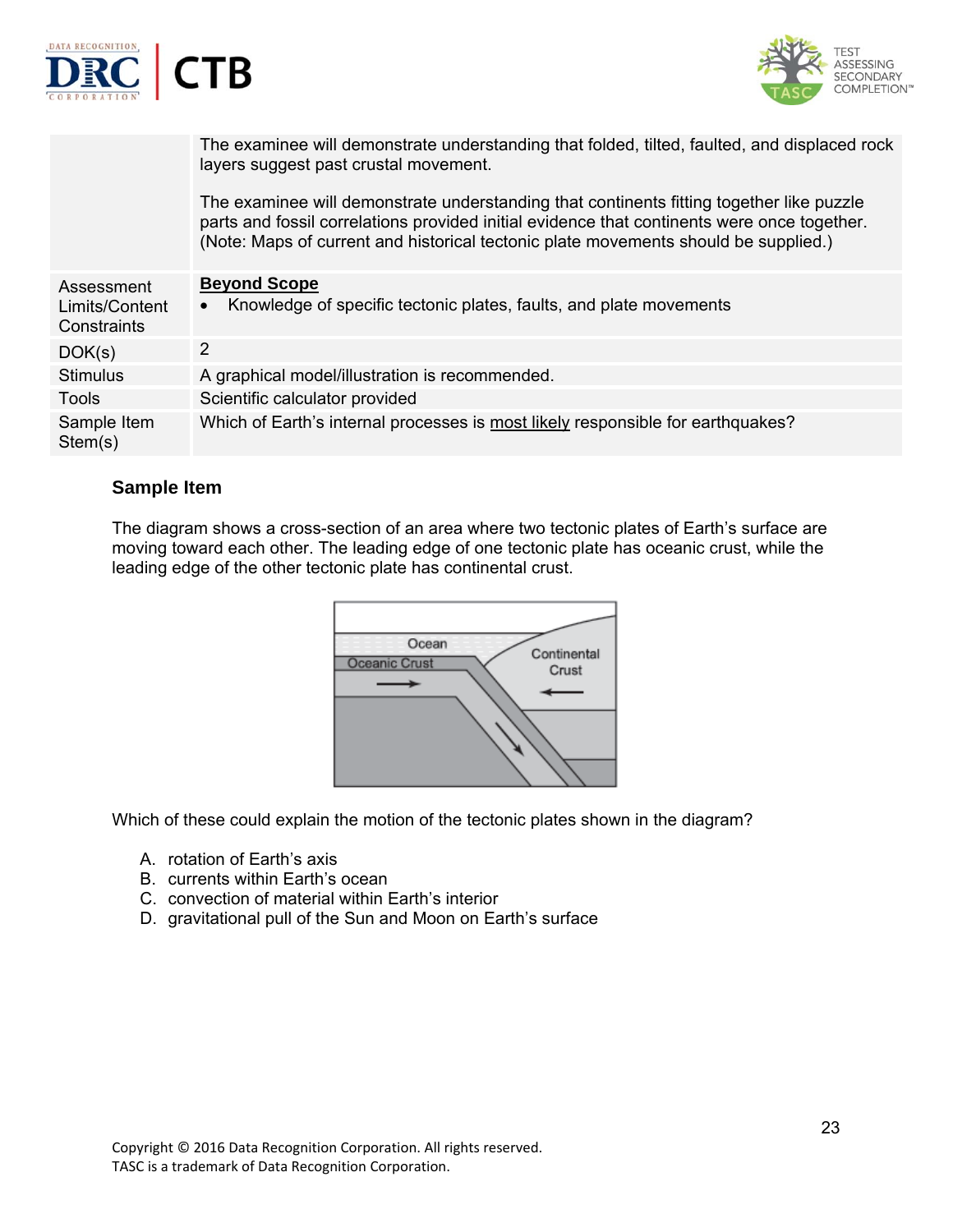| | |
|---|---|
| | The examinee will demonstrate understanding that folded, tilted, faulted, and displaced rock layers suggest past crustal movement.<br><br>The examinee will demonstrate understanding that continents fitting together like puzzle parts and fossil correlations provided initial evidence that continents were once together. (Note: Maps of current and historical tectonic plate movements should be supplied.) |
| Assessment Limits/Content Constraints | **<u>Beyond Scope</u>**<br>• Knowledge of specific tectonic plates, faults, and plate movements |
| DOK(s) | 2 |
| Stimulus | A graphical model/illustration is recommended. |
| Tools | Scientific calculator provided |
| Sample Item Stem(s) | Which of Earth's internal processes is <u>most likely</u> responsible for earthquakes? |

### Sample Item

The diagram shows a cross-section of an area where two tectonic plates of Earth's surface are moving toward each other. The leading edge of one tectonic plate has oceanic crust, while the leading edge of the other tectonic plate has continental crust.

Which of these could explain the motion of the tectonic plates shown in the diagram?

A. rotation of Earth's axis
B. currents within Earth's ocean
C. convection of material within Earth's interior
D. gravitational pull of the Sun and Moon on Earth's surface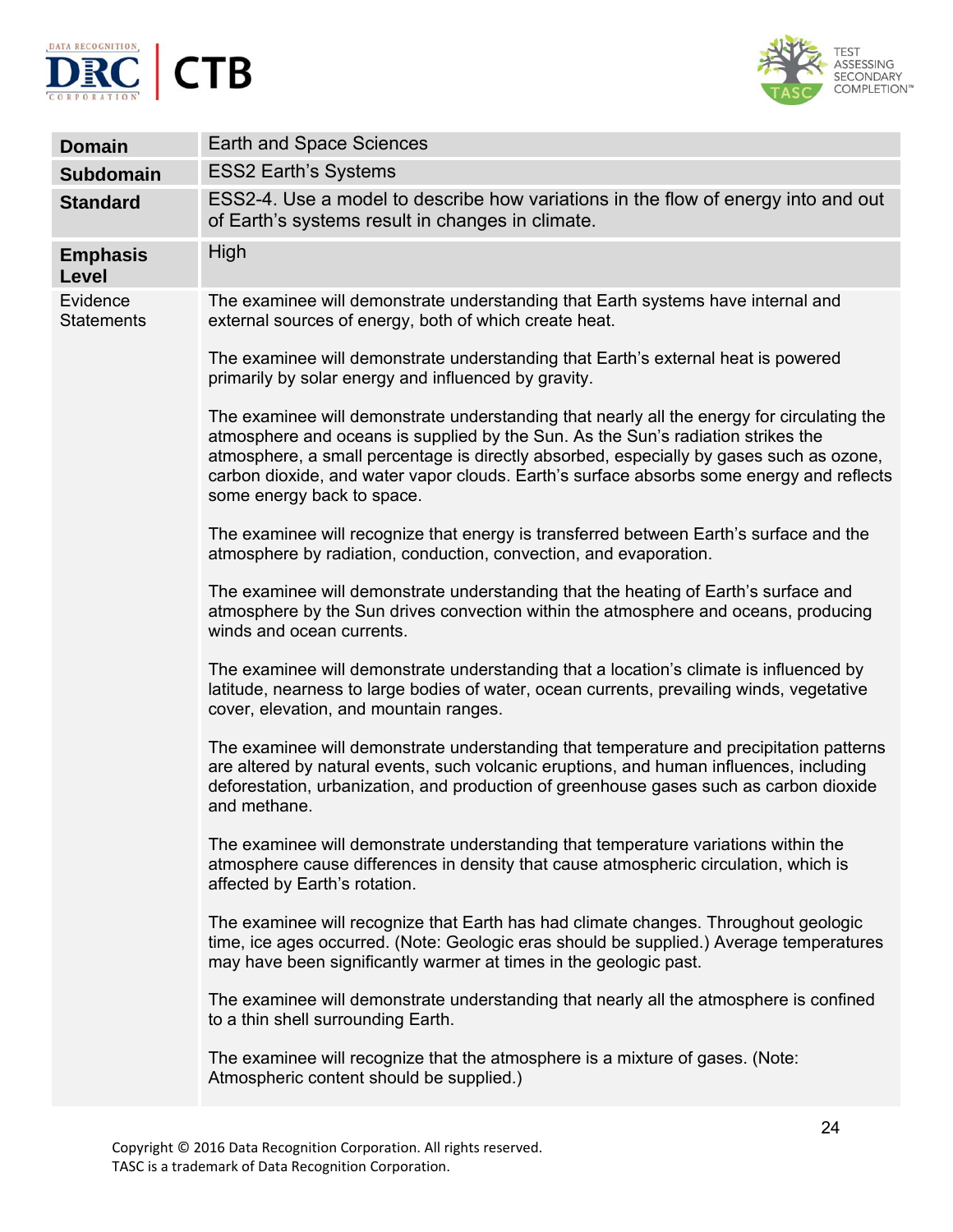| **Domain** | Earth and Space Sciences |
|---|---|
| **Subdomain** | ESS2 Earth's Systems |
| **Standard** | ESS2-4. Use a model to describe how variations in the flow of energy into and out of Earth's systems result in changes in climate. |
| **Emphasis Level** | High |
| Evidence Statements | The examinee will demonstrate understanding that Earth systems have internal and external sources of energy, both of which create heat.<br><br>The examinee will demonstrate understanding that Earth's external heat is powered primarily by solar energy and influenced by gravity.<br><br>The examinee will demonstrate understanding that nearly all the energy for circulating the atmosphere and oceans is supplied by the Sun. As the Sun's radiation strikes the atmosphere, a small percentage is directly absorbed, especially by gases such as ozone, carbon dioxide, and water vapor clouds. Earth's surface absorbs some energy and reflects some energy back to space.<br><br>The examinee will recognize that energy is transferred between Earth's surface and the atmosphere by radiation, conduction, convection, and evaporation.<br><br>The examinee will demonstrate understanding that the heating of Earth's surface and atmosphere by the Sun drives convection within the atmosphere and oceans, producing winds and ocean currents.<br><br>The examinee will demonstrate understanding that a location's climate is influenced by latitude, nearness to large bodies of water, ocean currents, prevailing winds, vegetative cover, elevation, and mountain ranges.<br><br>The examinee will demonstrate understanding that temperature and precipitation patterns are altered by natural events, such volcanic eruptions, and human influences, including deforestation, urbanization, and production of greenhouse gases such as carbon dioxide and methane.<br><br>The examinee will demonstrate understanding that temperature variations within the atmosphere cause differences in density that cause atmospheric circulation, which is affected by Earth's rotation.<br><br>The examinee will recognize that Earth has had climate changes. Throughout geologic time, ice ages occurred. (Note: Geologic eras should be supplied.) Average temperatures may have been significantly warmer at times in the geologic past.<br><br>The examinee will demonstrate understanding that nearly all the atmosphere is confined to a thin shell surrounding Earth.<br><br>The examinee will recognize that the atmosphere is a mixture of gases. (Note: Atmospheric content should be supplied.) |

Copyright © 2016 Data Recognition Corporation. All rights reserved.
TASC is a trademark of Data Recognition Corporation.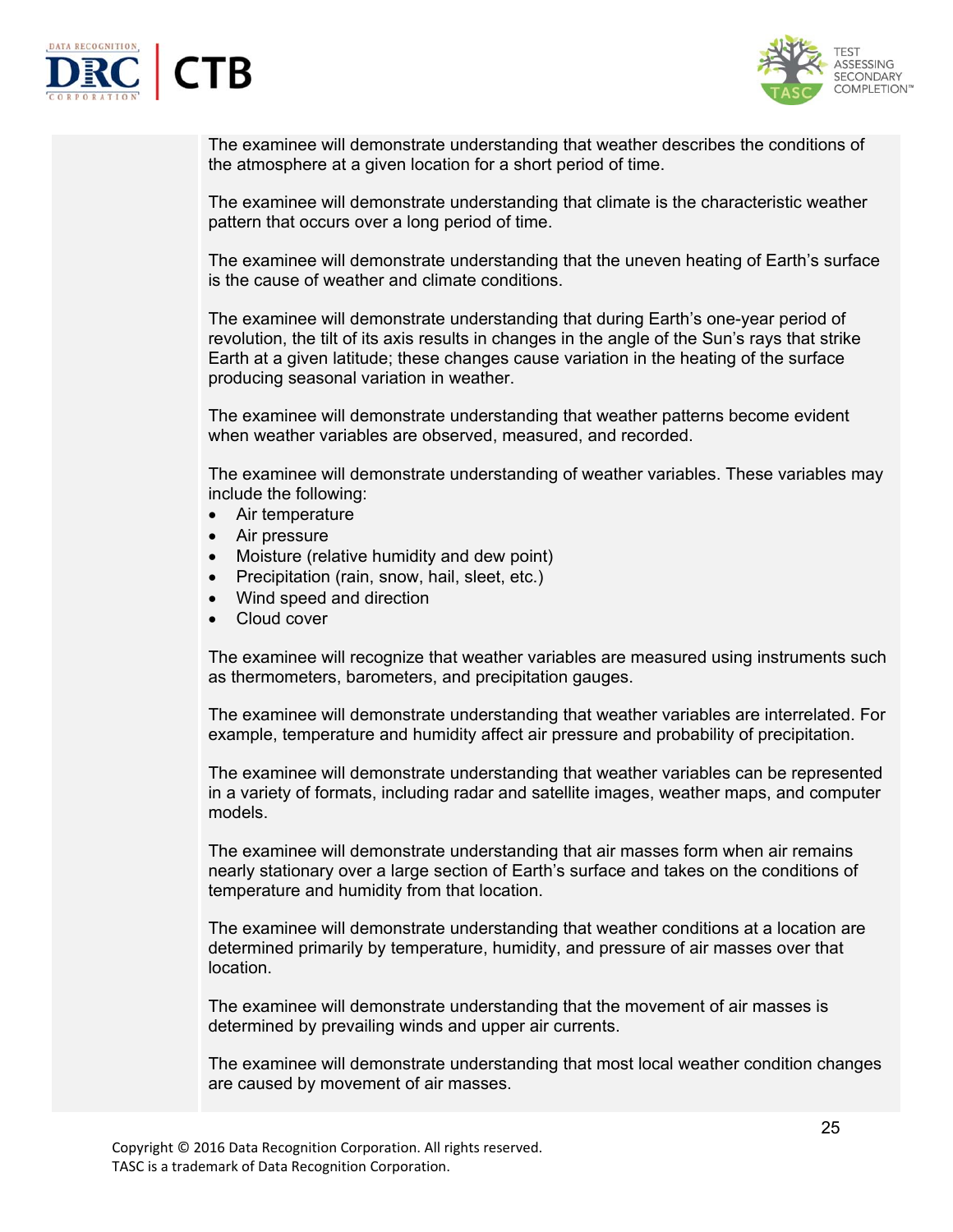The examinee will demonstrate understanding that weather describes the conditions of the atmosphere at a given location for a short period of time.

The examinee will demonstrate understanding that climate is the characteristic weather pattern that occurs over a long period of time.

The examinee will demonstrate understanding that the uneven heating of Earth's surface is the cause of weather and climate conditions.

The examinee will demonstrate understanding that during Earth's one-year period of revolution, the tilt of its axis results in changes in the angle of the Sun's rays that strike Earth at a given latitude; these changes cause variation in the heating of the surface producing seasonal variation in weather.

The examinee will demonstrate understanding that weather patterns become evident when weather variables are observed, measured, and recorded.

The examinee will demonstrate understanding of weather variables. These variables may include the following:

- Air temperature
- Air pressure
- Moisture (relative humidity and dew point)
- Precipitation (rain, snow, hail, sleet, etc.)
- Wind speed and direction
- Cloud cover

The examinee will recognize that weather variables are measured using instruments such as thermometers, barometers, and precipitation gauges.

The examinee will demonstrate understanding that weather variables are interrelated. For example, temperature and humidity affect air pressure and probability of precipitation.

The examinee will demonstrate understanding that weather variables can be represented in a variety of formats, including radar and satellite images, weather maps, and computer models.

The examinee will demonstrate understanding that air masses form when air remains nearly stationary over a large section of Earth's surface and takes on the conditions of temperature and humidity from that location.

The examinee will demonstrate understanding that weather conditions at a location are determined primarily by temperature, humidity, and pressure of air masses over that location.

The examinee will demonstrate understanding that the movement of air masses is determined by prevailing winds and upper air currents.

The examinee will demonstrate understanding that most local weather condition changes are caused by movement of air masses.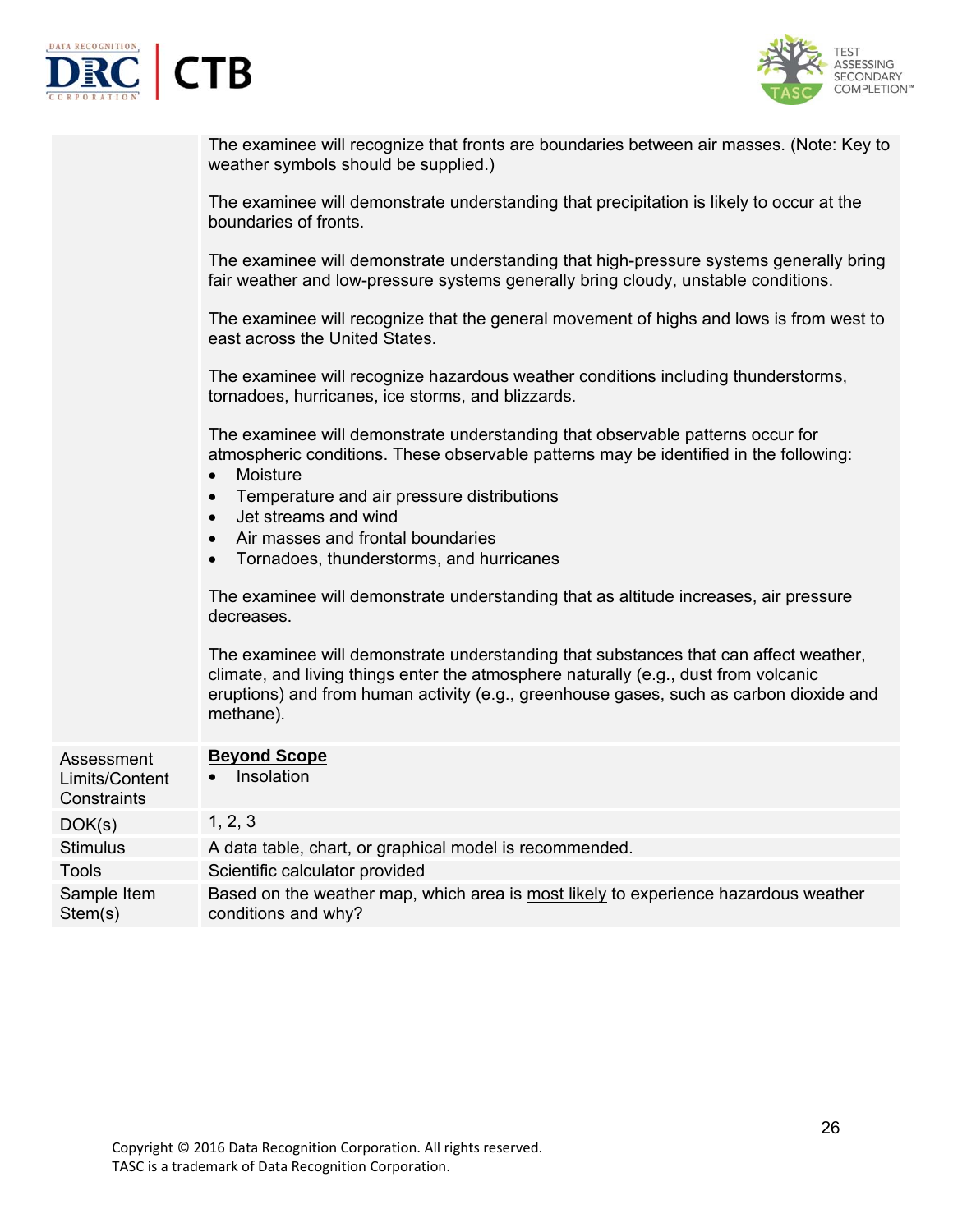| | |
|---|---|
| | The examinee will recognize that fronts are boundaries between air masses. (Note: Key to weather symbols should be supplied.)<br><br>The examinee will demonstrate understanding that precipitation is likely to occur at the boundaries of fronts.<br><br>The examinee will demonstrate understanding that high-pressure systems generally bring fair weather and low-pressure systems generally bring cloudy, unstable conditions.<br><br>The examinee will recognize that the general movement of highs and lows is from west to east across the United States.<br><br>The examinee will recognize hazardous weather conditions including thunderstorms, tornadoes, hurricanes, ice storms, and blizzards.<br><br>The examinee will demonstrate understanding that observable patterns occur for atmospheric conditions. These observable patterns may be identified in the following:<br>• Moisture<br>• Temperature and air pressure distributions<br>• Jet streams and wind<br>• Air masses and frontal boundaries<br>• Tornadoes, thunderstorms, and hurricanes<br><br>The examinee will demonstrate understanding that as altitude increases, air pressure decreases.<br><br>The examinee will demonstrate understanding that substances that can affect weather, climate, and living things enter the atmosphere naturally (e.g., dust from volcanic eruptions) and from human activity (e.g., greenhouse gases, such as carbon dioxide and methane). |
| Assessment Limits/Content Constraints | **Beyond Scope**<br>• Insolation |
| DOK(s) | 1, 2, 3 |
| Stimulus | A data table, chart, or graphical model is recommended. |
| Tools | Scientific calculator provided |
| Sample Item Stem(s) | Based on the weather map, which area is most likely to experience hazardous weather conditions and why? |

Copyright © 2016 Data Recognition Corporation. All rights reserved.
TASC is a trademark of Data Recognition Corporation.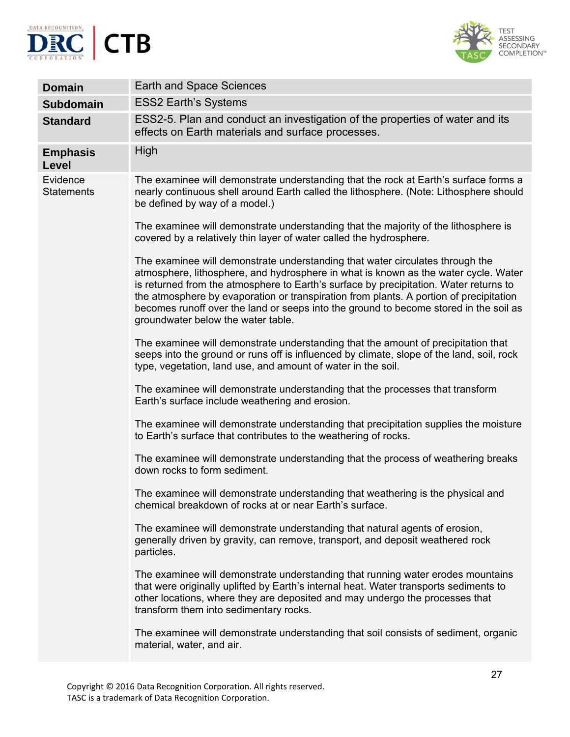| **Domain** | Earth and Space Sciences |
|---|---|
| **Subdomain** | ESS2 Earth's Systems |
| **Standard** | ESS2-5. Plan and conduct an investigation of the properties of water and its effects on Earth materials and surface processes. |
| **Emphasis Level** | High |
| Evidence Statements | The examinee will demonstrate understanding that the rock at Earth's surface forms a nearly continuous shell around Earth called the lithosphere. (Note: Lithosphere should be defined by way of a model.)<br><br>The examinee will demonstrate understanding that the majority of the lithosphere is covered by a relatively thin layer of water called the hydrosphere.<br><br>The examinee will demonstrate understanding that water circulates through the atmosphere, lithosphere, and hydrosphere in what is known as the water cycle. Water is returned from the atmosphere to Earth's surface by precipitation. Water returns to the atmosphere by evaporation or transpiration from plants. A portion of precipitation becomes runoff over the land or seeps into the ground to become stored in the soil as groundwater below the water table.<br><br>The examinee will demonstrate understanding that the amount of precipitation that seeps into the ground or runs off is influenced by climate, slope of the land, soil, rock type, vegetation, land use, and amount of water in the soil.<br><br>The examinee will demonstrate understanding that the processes that transform Earth's surface include weathering and erosion.<br><br>The examinee will demonstrate understanding that precipitation supplies the moisture to Earth's surface that contributes to the weathering of rocks.<br><br>The examinee will demonstrate understanding that the process of weathering breaks down rocks to form sediment.<br><br>The examinee will demonstrate understanding that weathering is the physical and chemical breakdown of rocks at or near Earth's surface.<br><br>The examinee will demonstrate understanding that natural agents of erosion, generally driven by gravity, can remove, transport, and deposit weathered rock particles.<br><br>The examinee will demonstrate understanding that running water erodes mountains that were originally uplifted by Earth's internal heat. Water transports sediments to other locations, where they are deposited and may undergo the processes that transform them into sedimentary rocks.<br><br>The examinee will demonstrate understanding that soil consists of sediment, organic material, water, and air. |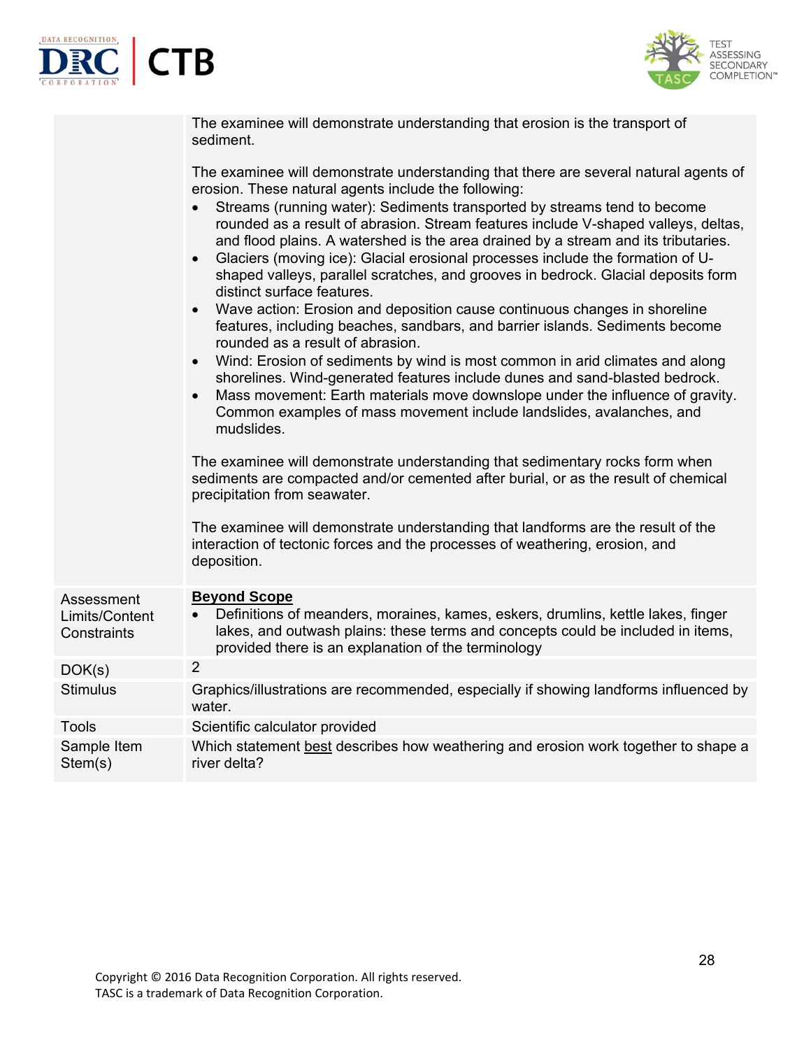|  |  |
|---|---|
|  | The examinee will demonstrate understanding that erosion is the transport of sediment.<br><br>The examinee will demonstrate understanding that there are several natural agents of erosion. These natural agents include the following:<br>• Streams (running water): Sediments transported by streams tend to become rounded as a result of abrasion. Stream features include V-shaped valleys, deltas, and flood plains. A watershed is the area drained by a stream and its tributaries.<br>• Glaciers (moving ice): Glacial erosional processes include the formation of U-shaped valleys, parallel scratches, and grooves in bedrock. Glacial deposits form distinct surface features.<br>• Wave action: Erosion and deposition cause continuous changes in shoreline features, including beaches, sandbars, and barrier islands. Sediments become rounded as a result of abrasion.<br>• Wind: Erosion of sediments by wind is most common in arid climates and along shorelines. Wind-generated features include dunes and sand-blasted bedrock.<br>• Mass movement: Earth materials move downslope under the influence of gravity. Common examples of mass movement include landslides, avalanches, and mudslides.<br><br>The examinee will demonstrate understanding that sedimentary rocks form when sediments are compacted and/or cemented after burial, or as the result of chemical precipitation from seawater.<br><br>The examinee will demonstrate understanding that landforms are the result of the interaction of tectonic forces and the processes of weathering, erosion, and deposition. |
| Assessment Limits/Content Constraints | **Beyond Scope**<br>• Definitions of meanders, moraines, kames, eskers, drumlins, kettle lakes, finger lakes, and outwash plains: these terms and concepts could be included in items, provided there is an explanation of the terminology |
| DOK(s) | 2 |
| Stimulus | Graphics/illustrations are recommended, especially if showing landforms influenced by water. |
| Tools | Scientific calculator provided |
| Sample Item Stem(s) | Which statement best describes how weathering and erosion work together to shape a river delta? |

Copyright © 2016 Data Recognition Corporation. All rights reserved.
TASC is a trademark of Data Recognition Corporation.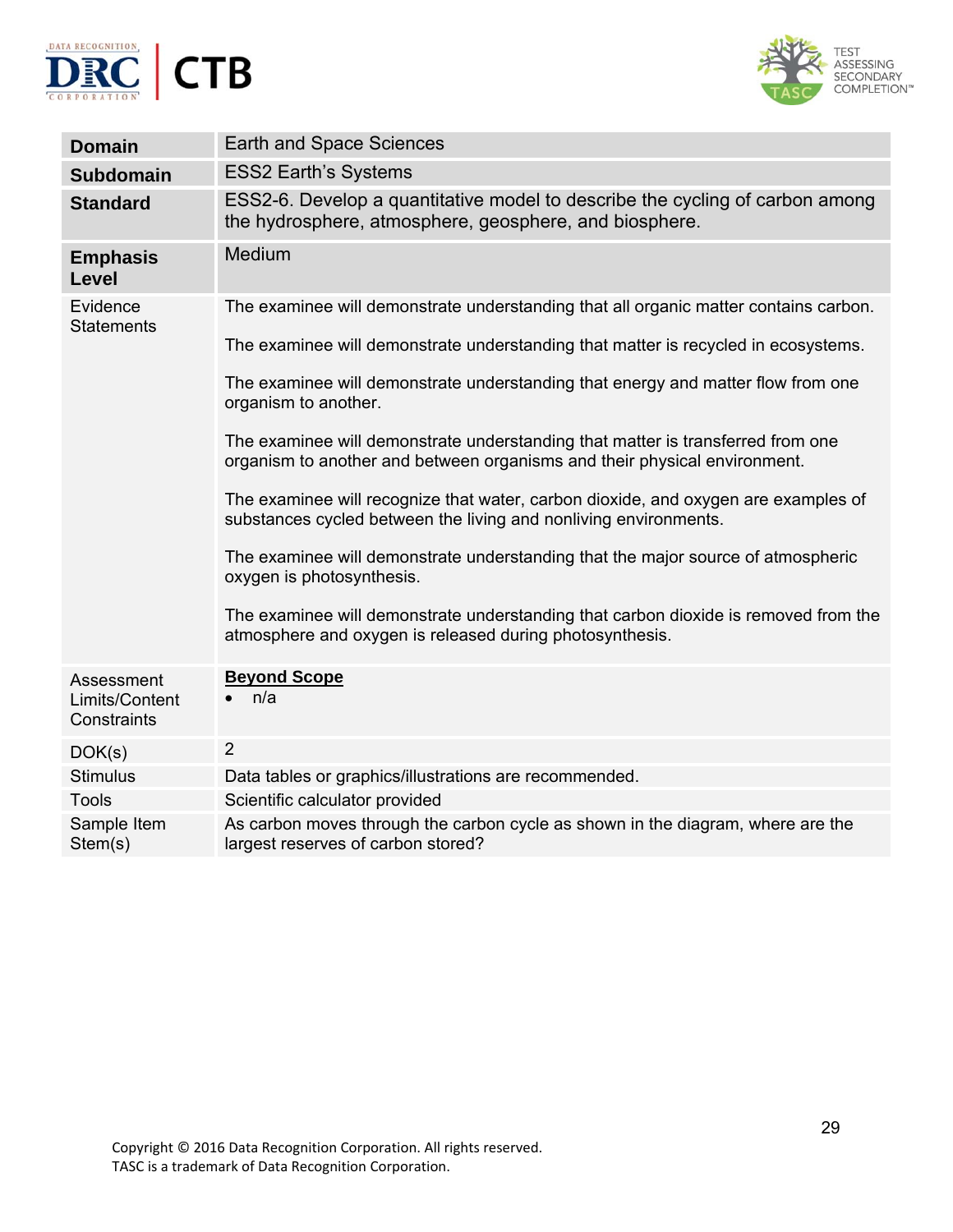| | |
|---|---|
| **Domain** | Earth and Space Sciences |
| **Subdomain** | ESS2 Earth's Systems |
| **Standard** | ESS2-6. Develop a quantitative model to describe the cycling of carbon among the hydrosphere, atmosphere, geosphere, and biosphere. |
| **Emphasis Level** | Medium |
| Evidence Statements | The examinee will demonstrate understanding that all organic matter contains carbon.<br><br>The examinee will demonstrate understanding that matter is recycled in ecosystems.<br><br>The examinee will demonstrate understanding that energy and matter flow from one organism to another.<br><br>The examinee will demonstrate understanding that matter is transferred from one organism to another and between organisms and their physical environment.<br><br>The examinee will recognize that water, carbon dioxide, and oxygen are examples of substances cycled between the living and nonliving environments.<br><br>The examinee will demonstrate understanding that the major source of atmospheric oxygen is photosynthesis.<br><br>The examinee will demonstrate understanding that carbon dioxide is removed from the atmosphere and oxygen is released during photosynthesis. |
| Assessment Limits/Content Constraints | **Beyond Scope**<br>• n/a |
| DOK(s) | 2 |
| Stimulus | Data tables or graphics/illustrations are recommended. |
| Tools | Scientific calculator provided |
| Sample Item Stem(s) | As carbon moves through the carbon cycle as shown in the diagram, where are the largest reserves of carbon stored? |

Copyright © 2016 Data Recognition Corporation. All rights reserved.
TASC is a trademark of Data Recognition Corporation.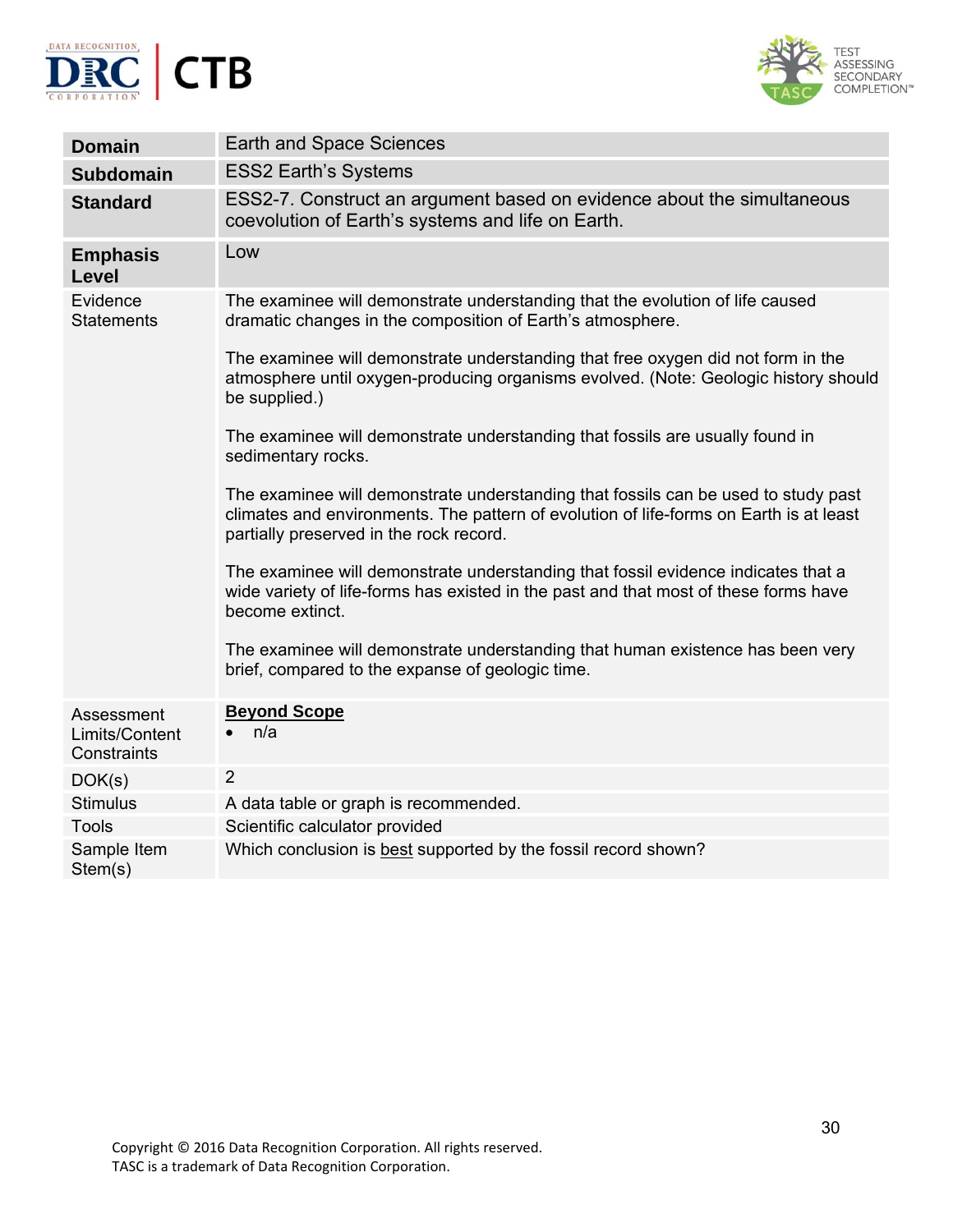| **Domain** | Earth and Space Sciences |
|---|---|
| **Subdomain** | ESS2 Earth's Systems |
| **Standard** | ESS2-7. Construct an argument based on evidence about the simultaneous coevolution of Earth's systems and life on Earth. |
| **Emphasis Level** | Low |
| Evidence Statements | The examinee will demonstrate understanding that the evolution of life caused dramatic changes in the composition of Earth's atmosphere.<br><br>The examinee will demonstrate understanding that free oxygen did not form in the atmosphere until oxygen-producing organisms evolved. (Note: Geologic history should be supplied.)<br><br>The examinee will demonstrate understanding that fossils are usually found in sedimentary rocks.<br><br>The examinee will demonstrate understanding that fossils can be used to study past climates and environments. The pattern of evolution of life-forms on Earth is at least partially preserved in the rock record.<br><br>The examinee will demonstrate understanding that fossil evidence indicates that a wide variety of life-forms has existed in the past and that most of these forms have become extinct.<br><br>The examinee will demonstrate understanding that human existence has been very brief, compared to the expanse of geologic time. |
| Assessment Limits/Content Constraints | **Beyond Scope**<br>• n/a |
| DOK(s) | 2 |
| Stimulus | A data table or graph is recommended. |
| Tools | Scientific calculator provided |
| Sample Item Stem(s) | Which conclusion is best supported by the fossil record shown? |

Copyright © 2016 Data Recognition Corporation. All rights reserved.
TASC is a trademark of Data Recognition Corporation.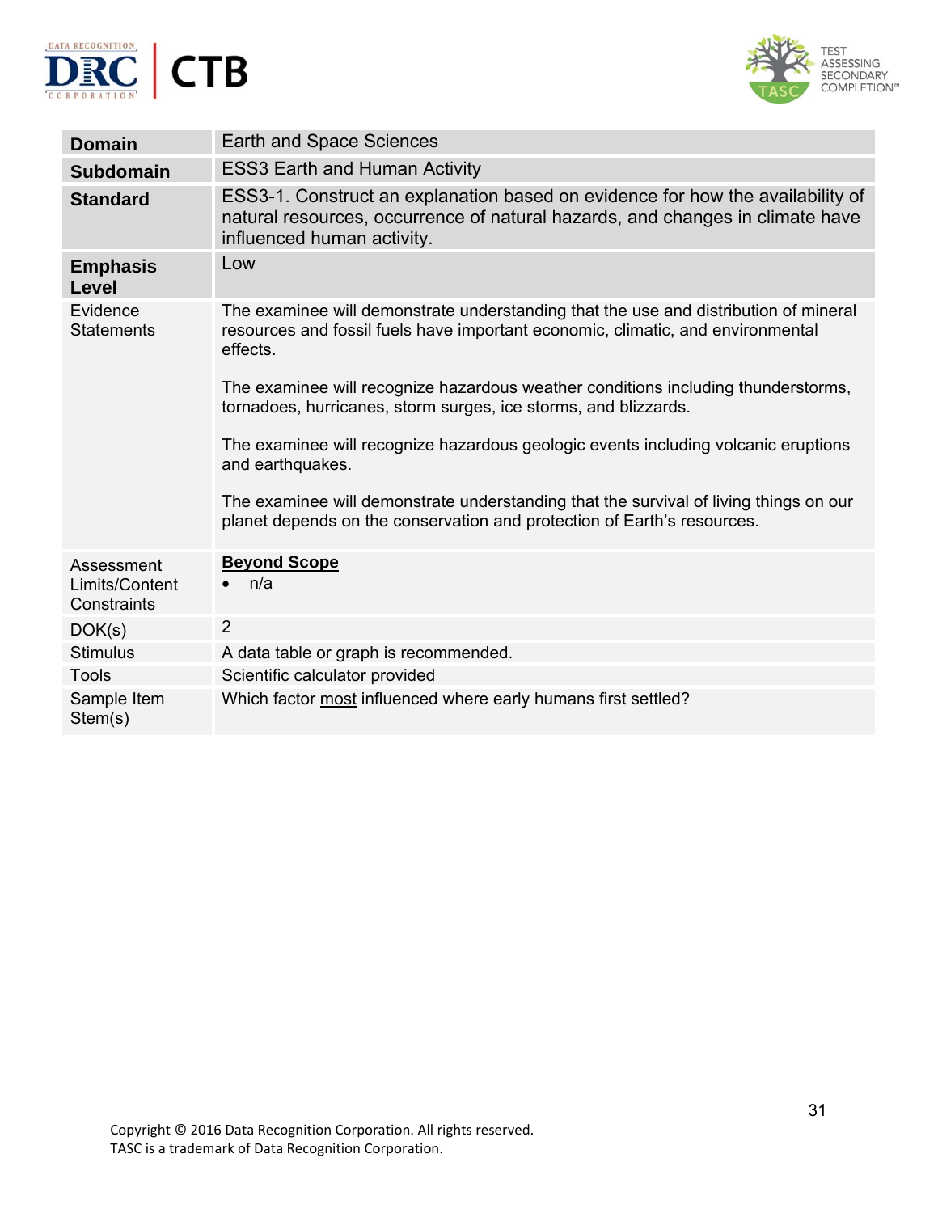| | |
|---|---|
| **Domain** | Earth and Space Sciences |
| **Subdomain** | ESS3 Earth and Human Activity |
| **Standard** | ESS3-1. Construct an explanation based on evidence for how the availability of natural resources, occurrence of natural hazards, and changes in climate have influenced human activity. |
| **Emphasis Level** | Low |
| Evidence Statements | The examinee will demonstrate understanding that the use and distribution of mineral resources and fossil fuels have important economic, climatic, and environmental effects.<br><br>The examinee will recognize hazardous weather conditions including thunderstorms, tornadoes, hurricanes, storm surges, ice storms, and blizzards.<br><br>The examinee will recognize hazardous geologic events including volcanic eruptions and earthquakes.<br><br>The examinee will demonstrate understanding that the survival of living things on our planet depends on the conservation and protection of Earth's resources. |
| Assessment Limits/Content Constraints | **Beyond Scope**<br>• n/a |
| DOK(s) | 2 |
| Stimulus | A data table or graph is recommended. |
| Tools | Scientific calculator provided |
| Sample Item Stem(s) | Which factor most influenced where early humans first settled? |

Copyright © 2016 Data Recognition Corporation. All rights reserved.
TASC is a trademark of Data Recognition Corporation.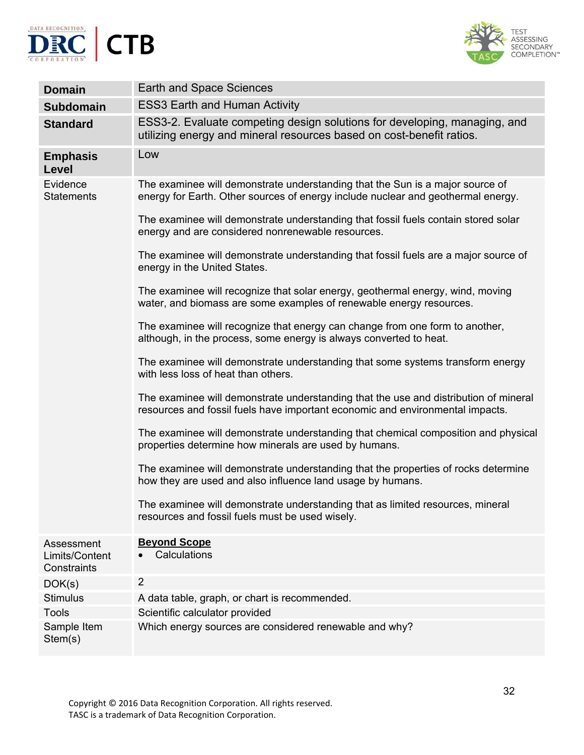| | |
|---|---|
| **Domain** | Earth and Space Sciences |
| **Subdomain** | ESS3 Earth and Human Activity |
| **Standard** | ESS3-2. Evaluate competing design solutions for developing, managing, and utilizing energy and mineral resources based on cost-benefit ratios. |
| **Emphasis Level** | Low |
| Evidence Statements | The examinee will demonstrate understanding that the Sun is a major source of energy for Earth. Other sources of energy include nuclear and geothermal energy.<br><br>The examinee will demonstrate understanding that fossil fuels contain stored solar energy and are considered nonrenewable resources.<br><br>The examinee will demonstrate understanding that fossil fuels are a major source of energy in the United States.<br><br>The examinee will recognize that solar energy, geothermal energy, wind, moving water, and biomass are some examples of renewable energy resources.<br><br>The examinee will recognize that energy can change from one form to another, although, in the process, some energy is always converted to heat.<br><br>The examinee will demonstrate understanding that some systems transform energy with less loss of heat than others.<br><br>The examinee will demonstrate understanding that the use and distribution of mineral resources and fossil fuels have important economic and environmental impacts.<br><br>The examinee will demonstrate understanding that chemical composition and physical properties determine how minerals are used by humans.<br><br>The examinee will demonstrate understanding that the properties of rocks determine how they are used and also influence land usage by humans.<br><br>The examinee will demonstrate understanding that as limited resources, mineral resources and fossil fuels must be used wisely. |
| Assessment Limits/Content Constraints | **Beyond Scope**<br>• Calculations |
| DOK(s) | 2 |
| Stimulus | A data table, graph, or chart is recommended. |
| Tools | Scientific calculator provided |
| Sample Item Stem(s) | Which energy sources are considered renewable and why? |

Copyright © 2016 Data Recognition Corporation. All rights reserved.
TASC is a trademark of Data Recognition Corporation.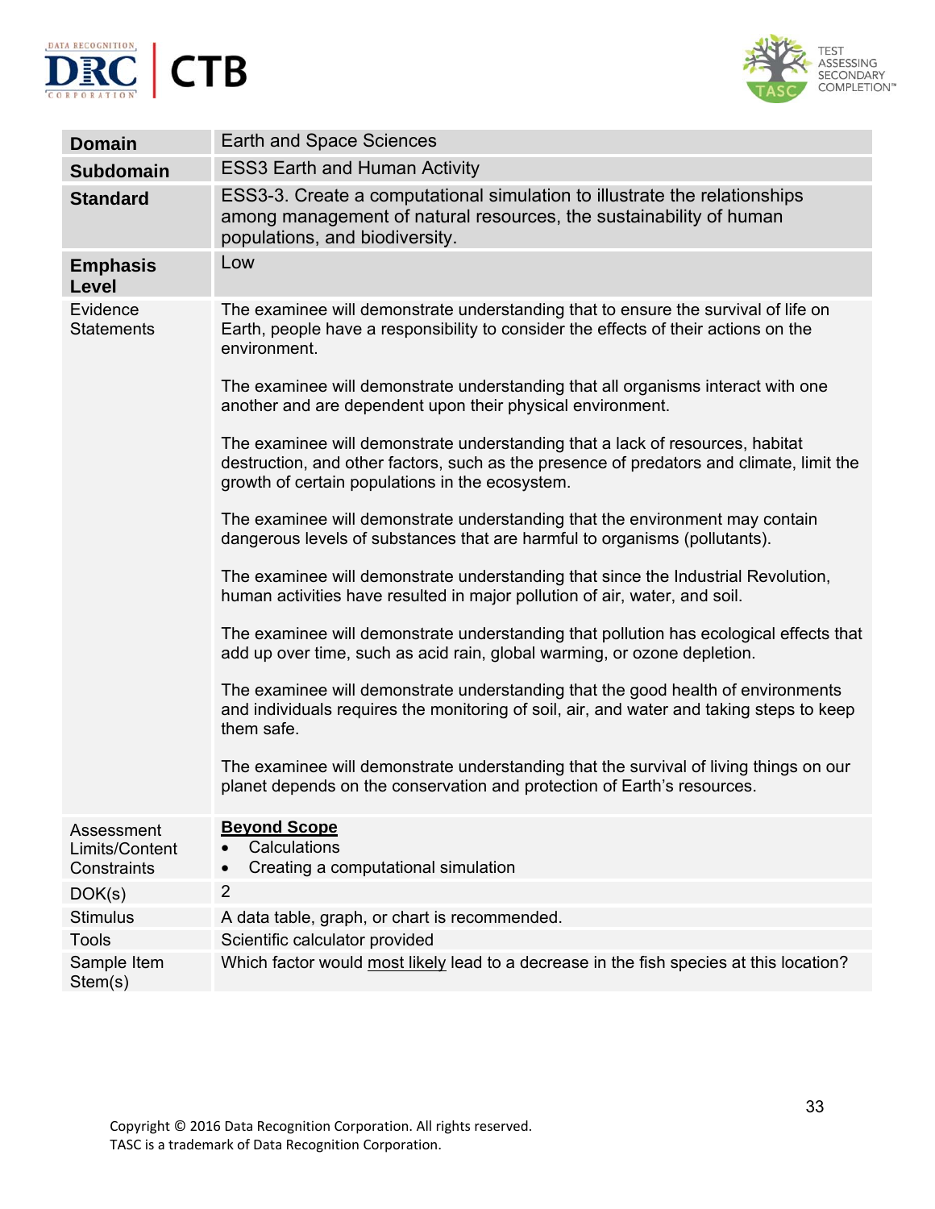| | |
|---|---|
| **Domain** | Earth and Space Sciences |
| **Subdomain** | ESS3 Earth and Human Activity |
| **Standard** | ESS3-3. Create a computational simulation to illustrate the relationships among management of natural resources, the sustainability of human populations, and biodiversity. |
| **Emphasis Level** | Low |
| Evidence Statements | The examinee will demonstrate understanding that to ensure the survival of life on Earth, people have a responsibility to consider the effects of their actions on the environment.<br><br>The examinee will demonstrate understanding that all organisms interact with one another and are dependent upon their physical environment.<br><br>The examinee will demonstrate understanding that a lack of resources, habitat destruction, and other factors, such as the presence of predators and climate, limit the growth of certain populations in the ecosystem.<br><br>The examinee will demonstrate understanding that the environment may contain dangerous levels of substances that are harmful to organisms (pollutants).<br><br>The examinee will demonstrate understanding that since the Industrial Revolution, human activities have resulted in major pollution of air, water, and soil.<br><br>The examinee will demonstrate understanding that pollution has ecological effects that add up over time, such as acid rain, global warming, or ozone depletion.<br><br>The examinee will demonstrate understanding that the good health of environments and individuals requires the monitoring of soil, air, and water and taking steps to keep them safe.<br><br>The examinee will demonstrate understanding that the survival of living things on our planet depends on the conservation and protection of Earth's resources. |
| Assessment Limits/Content Constraints | **Beyond Scope**<br>• Calculations<br>• Creating a computational simulation |
| DOK(s) | 2 |
| Stimulus | A data table, graph, or chart is recommended. |
| Tools | Scientific calculator provided |
| Sample Item Stem(s) | Which factor would most likely lead to a decrease in the fish species at this location? |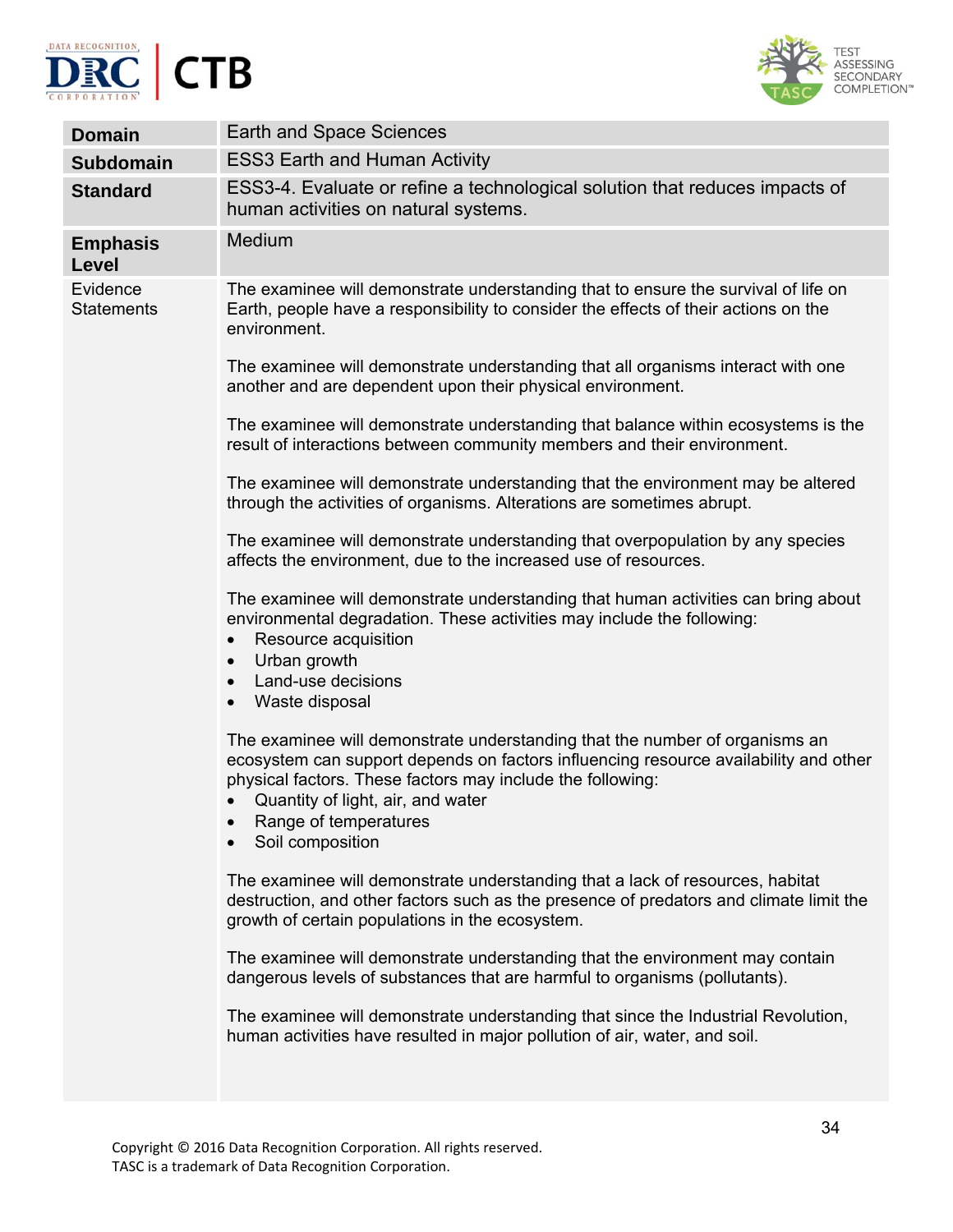| Domain | Earth and Space Sciences |
|---|---|
| **Subdomain** | ESS3 Earth and Human Activity |
| **Standard** | ESS3-4. Evaluate or refine a technological solution that reduces impacts of human activities on natural systems. |
| **Emphasis Level** | Medium |
| Evidence Statements | The examinee will demonstrate understanding that to ensure the survival of life on Earth, people have a responsibility to consider the effects of their actions on the environment.<br><br>The examinee will demonstrate understanding that all organisms interact with one another and are dependent upon their physical environment.<br><br>The examinee will demonstrate understanding that balance within ecosystems is the result of interactions between community members and their environment.<br><br>The examinee will demonstrate understanding that the environment may be altered through the activities of organisms. Alterations are sometimes abrupt.<br><br>The examinee will demonstrate understanding that overpopulation by any species affects the environment, due to the increased use of resources.<br><br>The examinee will demonstrate understanding that human activities can bring about environmental degradation. These activities may include the following:<br>• Resource acquisition<br>• Urban growth<br>• Land-use decisions<br>• Waste disposal<br><br>The examinee will demonstrate understanding that the number of organisms an ecosystem can support depends on factors influencing resource availability and other physical factors. These factors may include the following:<br>• Quantity of light, air, and water<br>• Range of temperatures<br>• Soil composition<br><br>The examinee will demonstrate understanding that a lack of resources, habitat destruction, and other factors such as the presence of predators and climate limit the growth of certain populations in the ecosystem.<br><br>The examinee will demonstrate understanding that the environment may contain dangerous levels of substances that are harmful to organisms (pollutants).<br><br>The examinee will demonstrate understanding that since the Industrial Revolution, human activities have resulted in major pollution of air, water, and soil. |

Copyright © 2016 Data Recognition Corporation. All rights reserved.
TASC is a trademark of Data Recognition Corporation.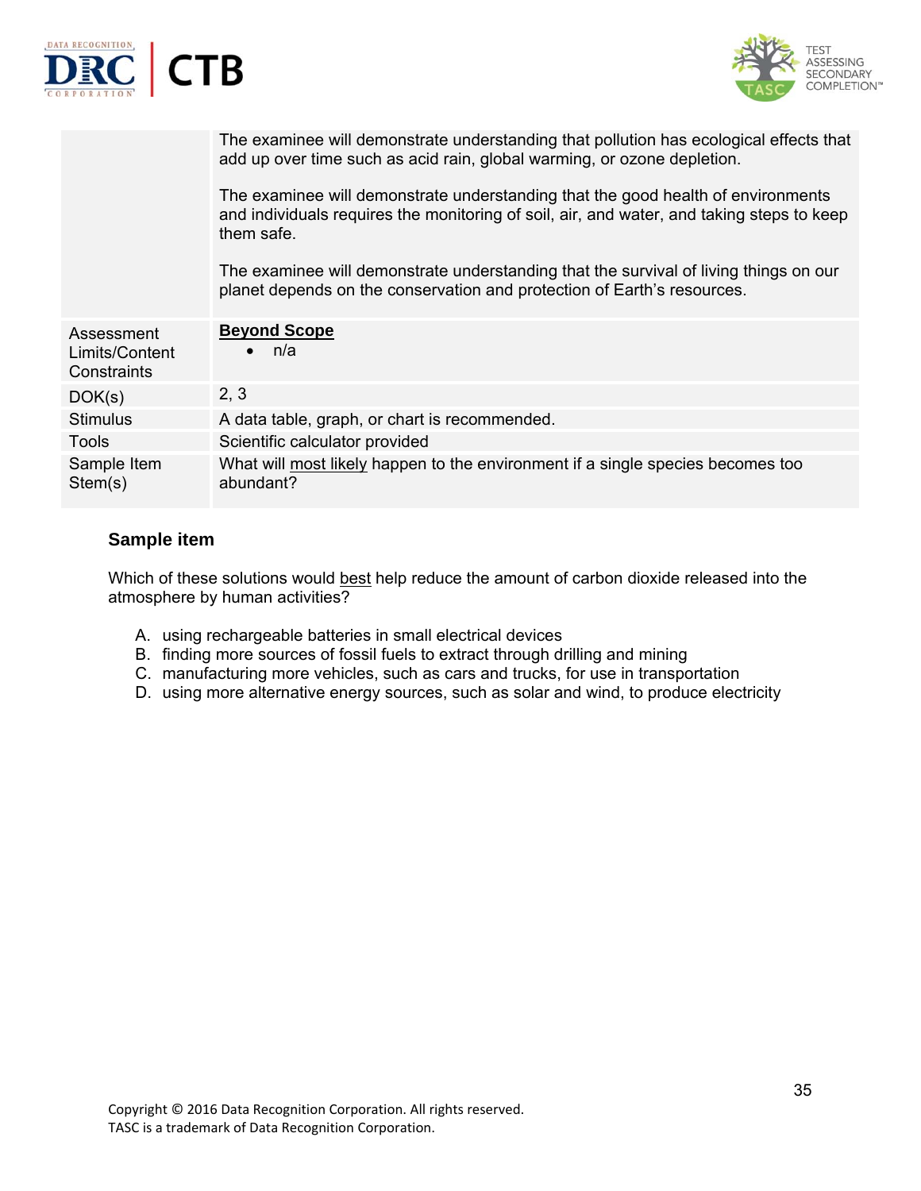| | |
|---|---|
| | The examinee will demonstrate understanding that pollution has ecological effects that add up over time such as acid rain, global warming, or ozone depletion.<br><br>The examinee will demonstrate understanding that the good health of environments and individuals requires the monitoring of soil, air, and water, and taking steps to keep them safe.<br><br>The examinee will demonstrate understanding that the survival of living things on our planet depends on the conservation and protection of Earth's resources. |
| Assessment Limits/Content Constraints | **Beyond Scope**<br>• n/a |
| DOK(s) | 2, 3 |
| Stimulus | A data table, graph, or chart is recommended. |
| Tools | Scientific calculator provided |
| Sample Item Stem(s) | What will most likely happen to the environment if a single species becomes too abundant? |

### Sample item

Which of these solutions would best help reduce the amount of carbon dioxide released into the atmosphere by human activities?

A. using rechargeable batteries in small electrical devices
B. finding more sources of fossil fuels to extract through drilling and mining
C. manufacturing more vehicles, such as cars and trucks, for use in transportation
D. using more alternative energy sources, such as solar and wind, to produce electricity

Copyright © 2016 Data Recognition Corporation. All rights reserved.
TASC is a trademark of Data Recognition Corporation.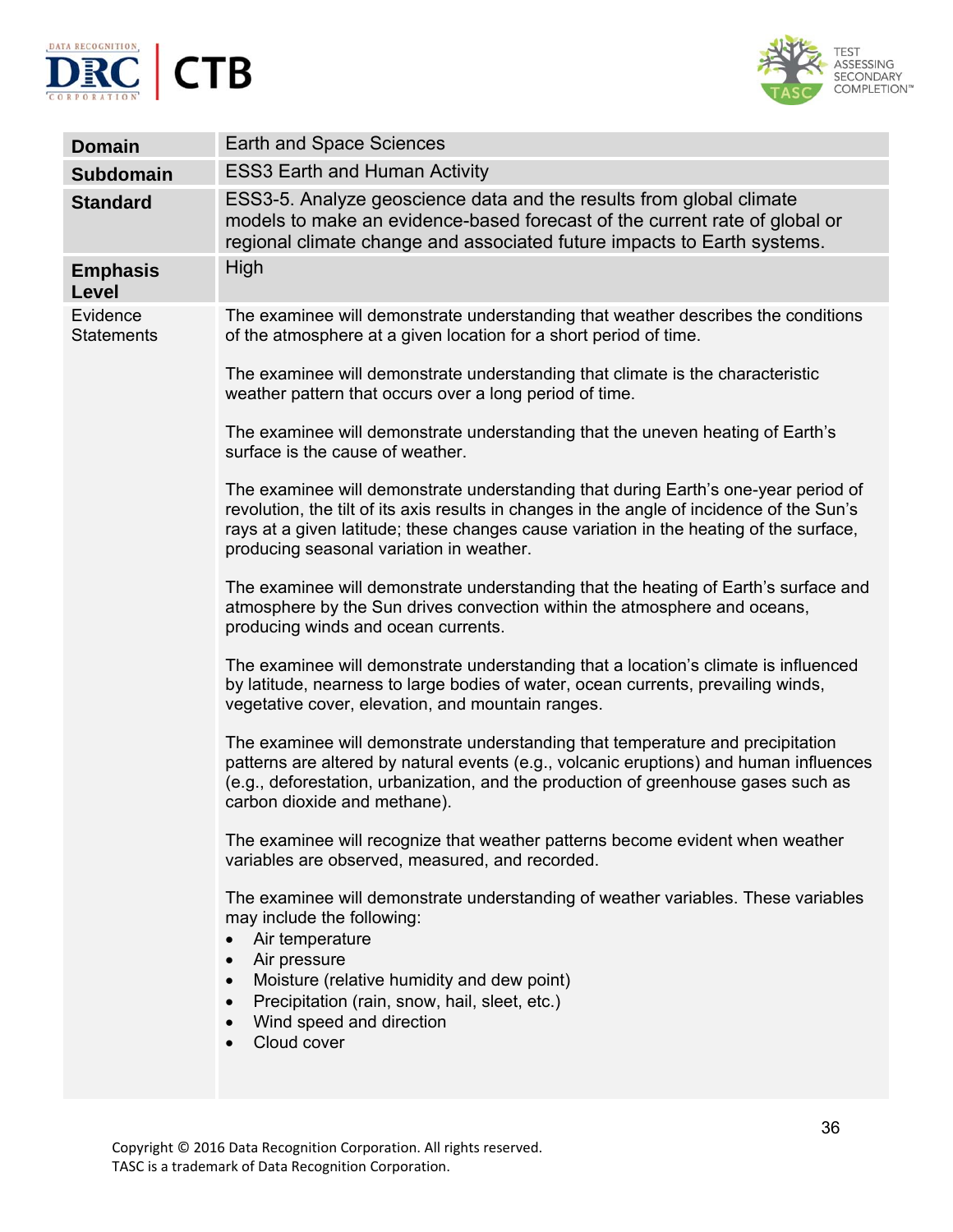| **Domain** | Earth and Space Sciences |
|---|---|
| **Subdomain** | ESS3 Earth and Human Activity |
| **Standard** | ESS3-5. Analyze geoscience data and the results from global climate models to make an evidence-based forecast of the current rate of global or regional climate change and associated future impacts to Earth systems. |
| **Emphasis Level** | High |
| Evidence Statements | The examinee will demonstrate understanding that weather describes the conditions of the atmosphere at a given location for a short period of time.<br><br>The examinee will demonstrate understanding that climate is the characteristic weather pattern that occurs over a long period of time.<br><br>The examinee will demonstrate understanding that the uneven heating of Earth's surface is the cause of weather.<br><br>The examinee will demonstrate understanding that during Earth's one-year period of revolution, the tilt of its axis results in changes in the angle of incidence of the Sun's rays at a given latitude; these changes cause variation in the heating of the surface, producing seasonal variation in weather.<br><br>The examinee will demonstrate understanding that the heating of Earth's surface and atmosphere by the Sun drives convection within the atmosphere and oceans, producing winds and ocean currents.<br><br>The examinee will demonstrate understanding that a location's climate is influenced by latitude, nearness to large bodies of water, ocean currents, prevailing winds, vegetative cover, elevation, and mountain ranges.<br><br>The examinee will demonstrate understanding that temperature and precipitation patterns are altered by natural events (e.g., volcanic eruptions) and human influences (e.g., deforestation, urbanization, and the production of greenhouse gases such as carbon dioxide and methane).<br><br>The examinee will recognize that weather patterns become evident when weather variables are observed, measured, and recorded.<br><br>The examinee will demonstrate understanding of weather variables. These variables may include the following:<br>• Air temperature<br>• Air pressure<br>• Moisture (relative humidity and dew point)<br>• Precipitation (rain, snow, hail, sleet, etc.)<br>• Wind speed and direction<br>• Cloud cover |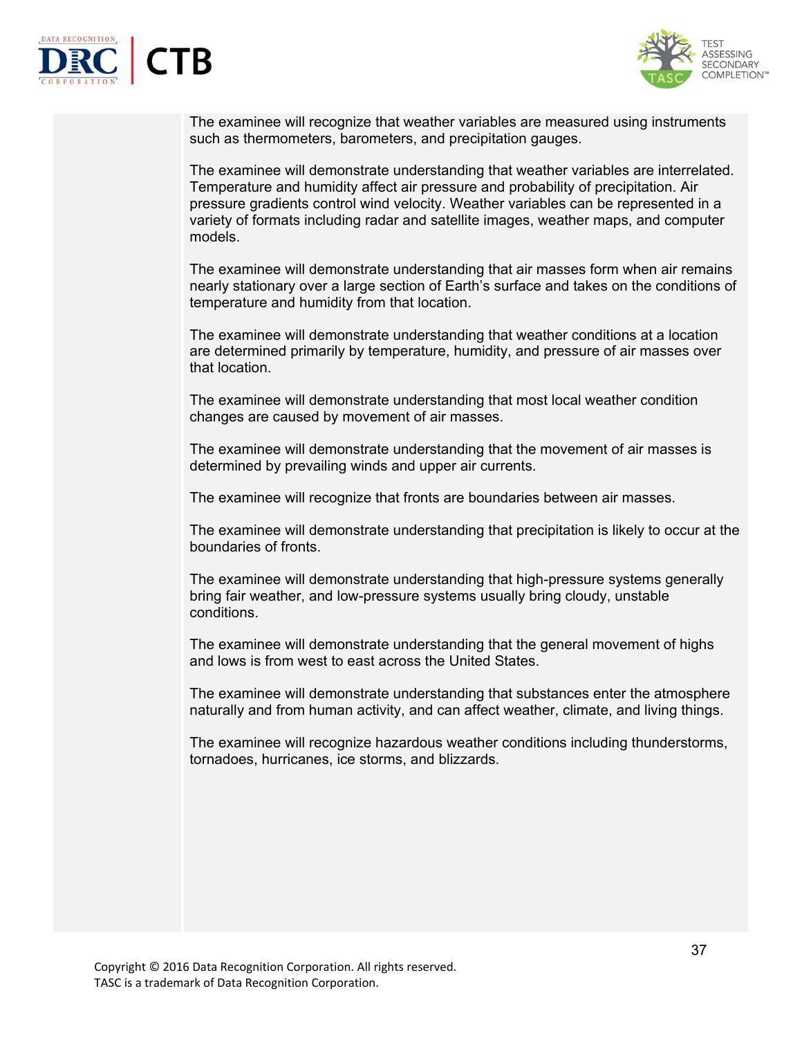The examinee will recognize that weather variables are measured using instruments such as thermometers, barometers, and precipitation gauges.

The examinee will demonstrate understanding that weather variables are interrelated. Temperature and humidity affect air pressure and probability of precipitation. Air pressure gradients control wind velocity. Weather variables can be represented in a variety of formats including radar and satellite images, weather maps, and computer models.

The examinee will demonstrate understanding that air masses form when air remains nearly stationary over a large section of Earth's surface and takes on the conditions of temperature and humidity from that location.

The examinee will demonstrate understanding that weather conditions at a location are determined primarily by temperature, humidity, and pressure of air masses over that location.

The examinee will demonstrate understanding that most local weather condition changes are caused by movement of air masses.

The examinee will demonstrate understanding that the movement of air masses is determined by prevailing winds and upper air currents.

The examinee will recognize that fronts are boundaries between air masses.

The examinee will demonstrate understanding that precipitation is likely to occur at the boundaries of fronts.

The examinee will demonstrate understanding that high-pressure systems generally bring fair weather, and low-pressure systems usually bring cloudy, unstable conditions.

The examinee will demonstrate understanding that the general movement of highs and lows is from west to east across the United States.

The examinee will demonstrate understanding that substances enter the atmosphere naturally and from human activity, and can affect weather, climate, and living things.

The examinee will recognize hazardous weather conditions including thunderstorms, tornadoes, hurricanes, ice storms, and blizzards.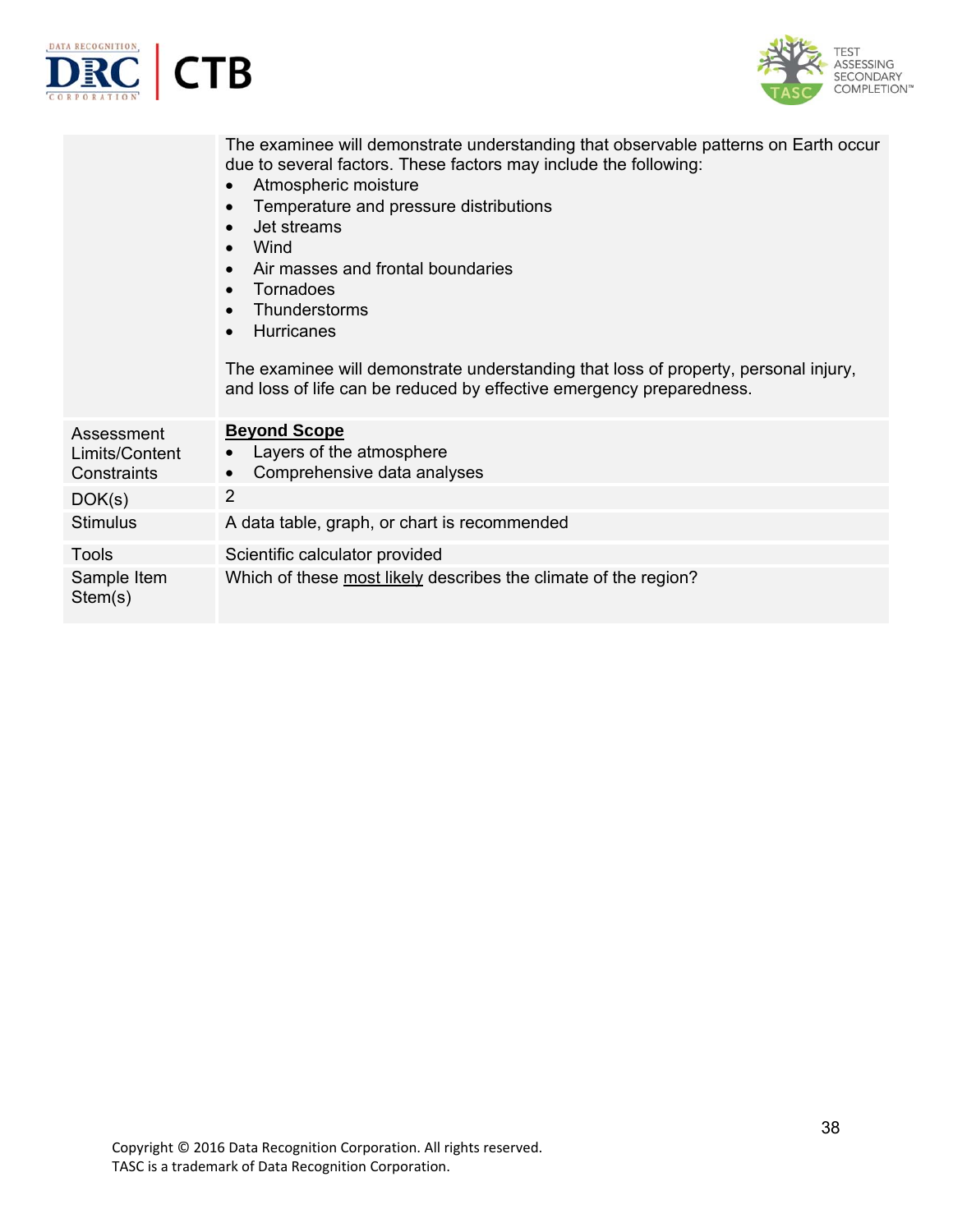| | |
|---|---|
| | The examinee will demonstrate understanding that observable patterns on Earth occur due to several factors. These factors may include the following:<br>• Atmospheric moisture<br>• Temperature and pressure distributions<br>• Jet streams<br>• Wind<br>• Air masses and frontal boundaries<br>• Tornadoes<br>• Thunderstorms<br>• Hurricanes<br><br>The examinee will demonstrate understanding that loss of property, personal injury, and loss of life can be reduced by effective emergency preparedness. |
| Assessment Limits/Content Constraints | **Beyond Scope**<br>• Layers of the atmosphere<br>• Comprehensive data analyses |
| DOK(s) | 2 |
| Stimulus | A data table, graph, or chart is recommended |
| Tools | Scientific calculator provided |
| Sample Item Stem(s) | Which of these most likely describes the climate of the region? |

Copyright © 2016 Data Recognition Corporation. All rights reserved.
TASC is a trademark of Data Recognition Corporation.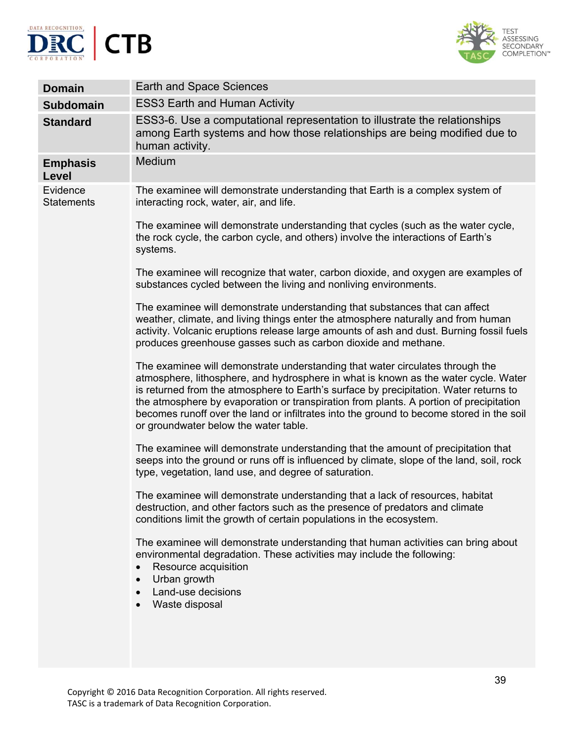| Domain | Earth and Space Sciences |
|---|---|
| **Subdomain** | ESS3 Earth and Human Activity |
| **Standard** | ESS3-6. Use a computational representation to illustrate the relationships among Earth systems and how those relationships are being modified due to human activity. |
| **Emphasis Level** | Medium |
| Evidence Statements | The examinee will demonstrate understanding that Earth is a complex system of interacting rock, water, air, and life.<br><br>The examinee will demonstrate understanding that cycles (such as the water cycle, the rock cycle, the carbon cycle, and others) involve the interactions of Earth's systems.<br><br>The examinee will recognize that water, carbon dioxide, and oxygen are examples of substances cycled between the living and nonliving environments.<br><br>The examinee will demonstrate understanding that substances that can affect weather, climate, and living things enter the atmosphere naturally and from human activity. Volcanic eruptions release large amounts of ash and dust. Burning fossil fuels produces greenhouse gasses such as carbon dioxide and methane.<br><br>The examinee will demonstrate understanding that water circulates through the atmosphere, lithosphere, and hydrosphere in what is known as the water cycle. Water is returned from the atmosphere to Earth's surface by precipitation. Water returns to the atmosphere by evaporation or transpiration from plants. A portion of precipitation becomes runoff over the land or infiltrates into the ground to become stored in the soil or groundwater below the water table.<br><br>The examinee will demonstrate understanding that the amount of precipitation that seeps into the ground or runs off is influenced by climate, slope of the land, soil, rock type, vegetation, land use, and degree of saturation.<br><br>The examinee will demonstrate understanding that a lack of resources, habitat destruction, and other factors such as the presence of predators and climate conditions limit the growth of certain populations in the ecosystem.<br><br>The examinee will demonstrate understanding that human activities can bring about environmental degradation. These activities may include the following:<br>• Resource acquisition<br>• Urban growth<br>• Land-use decisions<br>• Waste disposal |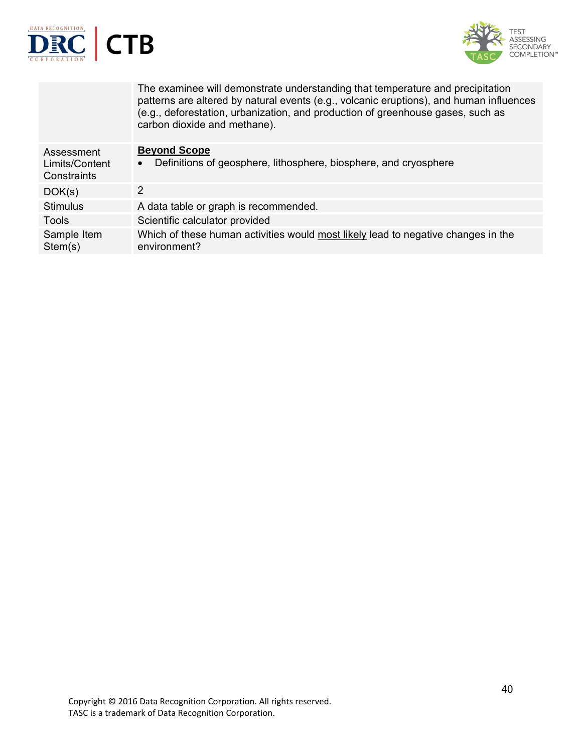| | |
|---|---|
| | The examinee will demonstrate understanding that temperature and precipitation patterns are altered by natural events (e.g., volcanic eruptions), and human influences (e.g., deforestation, urbanization, and production of greenhouse gases, such as carbon dioxide and methane). |
| Assessment Limits/Content Constraints | **Beyond Scope**<br>• Definitions of geosphere, lithosphere, biosphere, and cryosphere |
| DOK(s) | 2 |
| Stimulus | A data table or graph is recommended. |
| Tools | Scientific calculator provided |
| Sample Item Stem(s) | Which of these human activities would most likely lead to negative changes in the environment? |

Copyright © 2016 Data Recognition Corporation. All rights reserved.
TASC is a trademark of Data Recognition Corporation.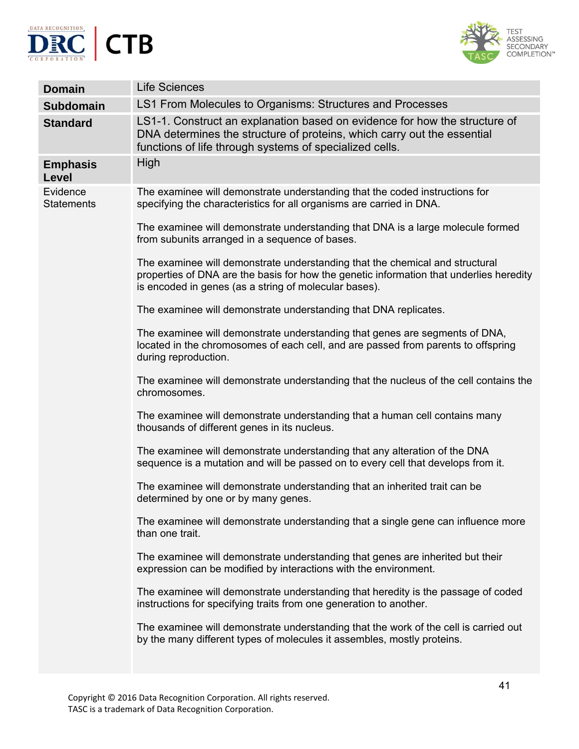| | |
|---|---|
| **Domain** | Life Sciences |
| **Subdomain** | LS1 From Molecules to Organisms: Structures and Processes |
| **Standard** | LS1-1. Construct an explanation based on evidence for how the structure of DNA determines the structure of proteins, which carry out the essential functions of life through systems of specialized cells. |
| **Emphasis Level** | High |
| Evidence Statements | The examinee will demonstrate understanding that the coded instructions for specifying the characteristics for all organisms are carried in DNA.<br><br>The examinee will demonstrate understanding that DNA is a large molecule formed from subunits arranged in a sequence of bases.<br><br>The examinee will demonstrate understanding that the chemical and structural properties of DNA are the basis for how the genetic information that underlies heredity is encoded in genes (as a string of molecular bases).<br><br>The examinee will demonstrate understanding that DNA replicates.<br><br>The examinee will demonstrate understanding that genes are segments of DNA, located in the chromosomes of each cell, and are passed from parents to offspring during reproduction.<br><br>The examinee will demonstrate understanding that the nucleus of the cell contains the chromosomes.<br><br>The examinee will demonstrate understanding that a human cell contains many thousands of different genes in its nucleus.<br><br>The examinee will demonstrate understanding that any alteration of the DNA sequence is a mutation and will be passed on to every cell that develops from it.<br><br>The examinee will demonstrate understanding that an inherited trait can be determined by one or by many genes.<br><br>The examinee will demonstrate understanding that a single gene can influence more than one trait.<br><br>The examinee will demonstrate understanding that genes are inherited but their expression can be modified by interactions with the environment.<br><br>The examinee will demonstrate understanding that heredity is the passage of coded instructions for specifying traits from one generation to another.<br><br>The examinee will demonstrate understanding that the work of the cell is carried out by the many different types of molecules it assembles, mostly proteins. |

Copyright © 2016 Data Recognition Corporation. All rights reserved.
TASC is a trademark of Data Recognition Corporation.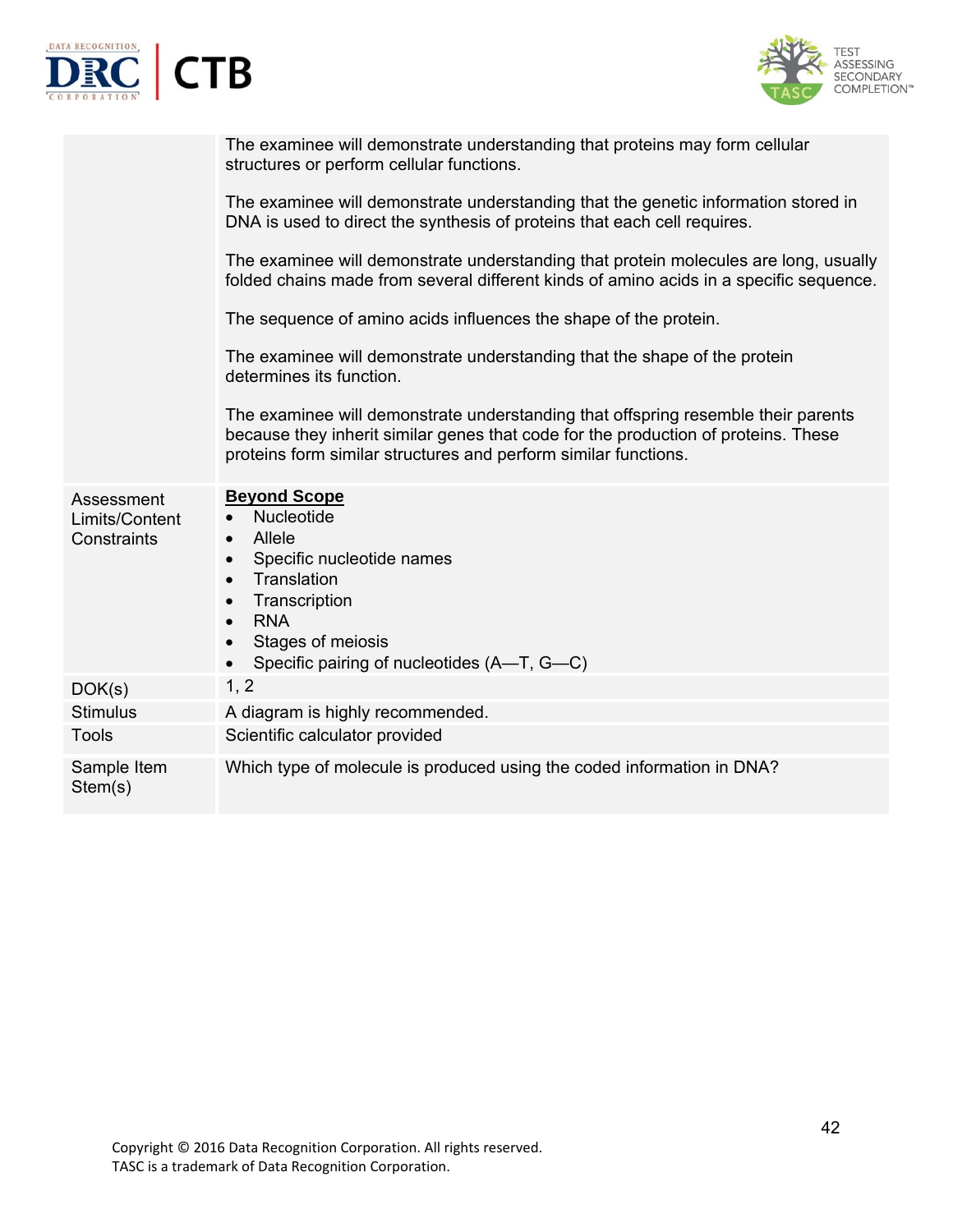| | |
|---|---|
| | The examinee will demonstrate understanding that proteins may form cellular structures or perform cellular functions.<br><br>The examinee will demonstrate understanding that the genetic information stored in DNA is used to direct the synthesis of proteins that each cell requires.<br><br>The examinee will demonstrate understanding that protein molecules are long, usually folded chains made from several different kinds of amino acids in a specific sequence.<br><br>The sequence of amino acids influences the shape of the protein.<br><br>The examinee will demonstrate understanding that the shape of the protein determines its function.<br><br>The examinee will demonstrate understanding that offspring resemble their parents because they inherit similar genes that code for the production of proteins. These proteins form similar structures and perform similar functions. |
| Assessment Limits/Content Constraints | **Beyond Scope**<br>• Nucleotide<br>• Allele<br>• Specific nucleotide names<br>• Translation<br>• Transcription<br>• RNA<br>• Stages of meiosis<br>• Specific pairing of nucleotides (A—T, G—C) |
| DOK(s) | 1, 2 |
| Stimulus | A diagram is highly recommended. |
| Tools | Scientific calculator provided |
| Sample Item Stem(s) | Which type of molecule is produced using the coded information in DNA? |

Copyright © 2016 Data Recognition Corporation. All rights reserved.
TASC is a trademark of Data Recognition Corporation.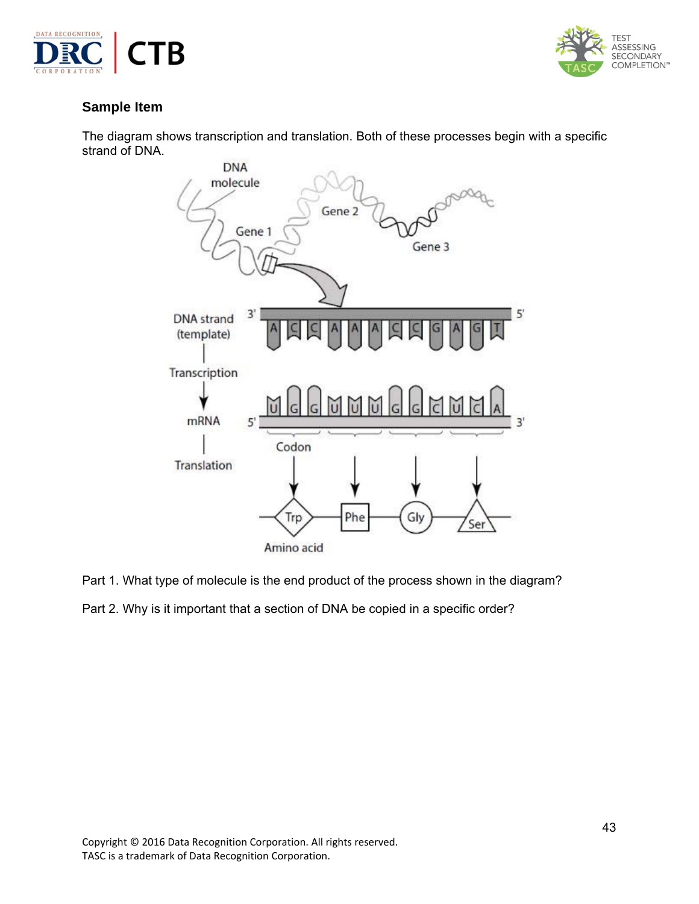### Sample Item

The diagram shows transcription and translation. Both of these processes begin with a specific strand of DNA.

Part 1. What type of molecule is the end product of the process shown in the diagram?

Part 2. Why is it important that a section of DNA be copied in a specific order?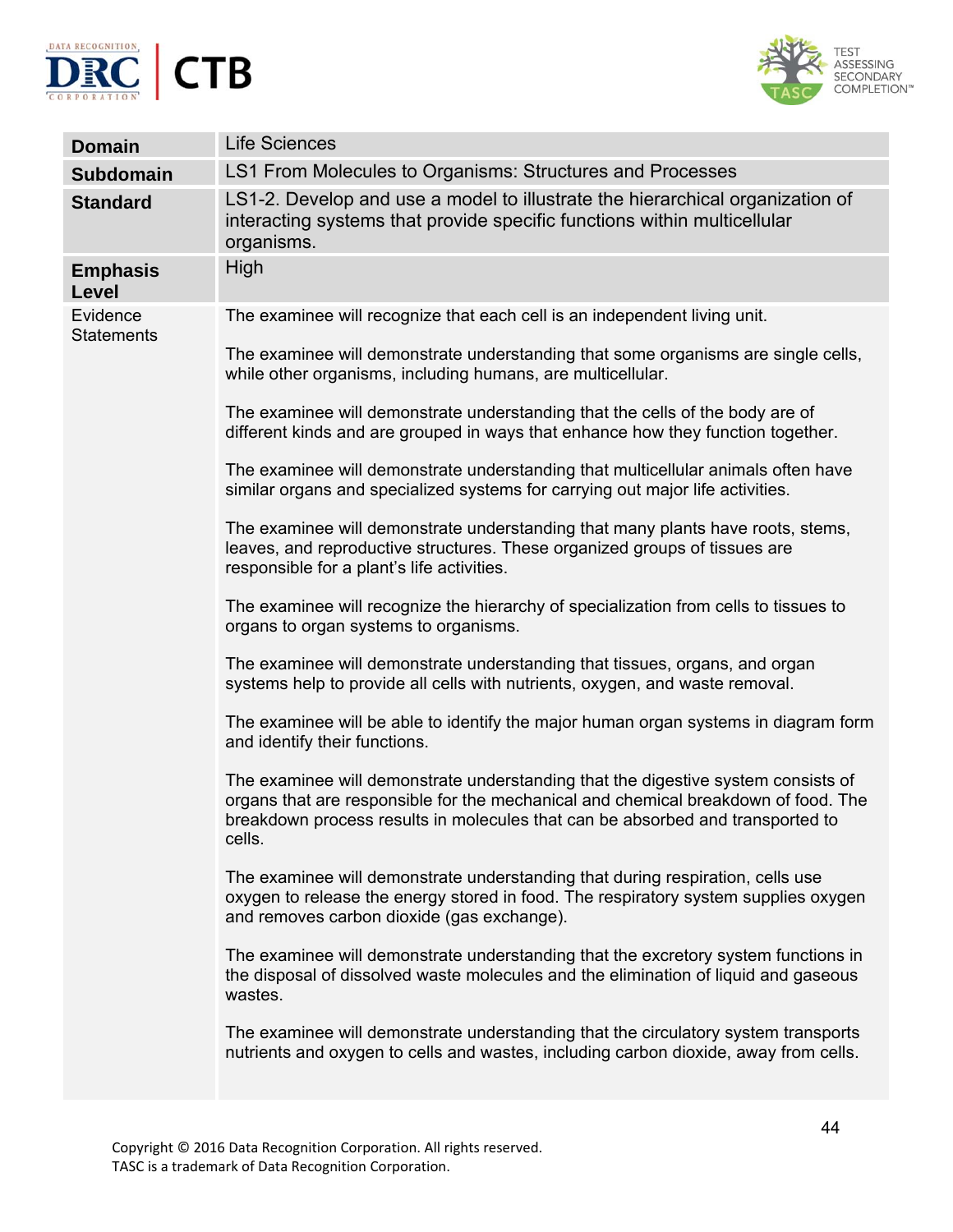| Domain | Life Sciences |
|---|---|
| **Subdomain** | LS1 From Molecules to Organisms: Structures and Processes |
| **Standard** | LS1-2. Develop and use a model to illustrate the hierarchical organization of interacting systems that provide specific functions within multicellular organisms. |
| **Emphasis Level** | High |
| Evidence Statements | The examinee will recognize that each cell is an independent living unit.<br><br>The examinee will demonstrate understanding that some organisms are single cells, while other organisms, including humans, are multicellular.<br><br>The examinee will demonstrate understanding that the cells of the body are of different kinds and are grouped in ways that enhance how they function together.<br><br>The examinee will demonstrate understanding that multicellular animals often have similar organs and specialized systems for carrying out major life activities.<br><br>The examinee will demonstrate understanding that many plants have roots, stems, leaves, and reproductive structures. These organized groups of tissues are responsible for a plant's life activities.<br><br>The examinee will recognize the hierarchy of specialization from cells to tissues to organs to organ systems to organisms.<br><br>The examinee will demonstrate understanding that tissues, organs, and organ systems help to provide all cells with nutrients, oxygen, and waste removal.<br><br>The examinee will be able to identify the major human organ systems in diagram form and identify their functions.<br><br>The examinee will demonstrate understanding that the digestive system consists of organs that are responsible for the mechanical and chemical breakdown of food. The breakdown process results in molecules that can be absorbed and transported to cells.<br><br>The examinee will demonstrate understanding that during respiration, cells use oxygen to release the energy stored in food. The respiratory system supplies oxygen and removes carbon dioxide (gas exchange).<br><br>The examinee will demonstrate understanding that the excretory system functions in the disposal of dissolved waste molecules and the elimination of liquid and gaseous wastes.<br><br>The examinee will demonstrate understanding that the circulatory system transports nutrients and oxygen to cells and wastes, including carbon dioxide, away from cells. |

Copyright © 2016 Data Recognition Corporation. All rights reserved.
TASC is a trademark of Data Recognition Corporation.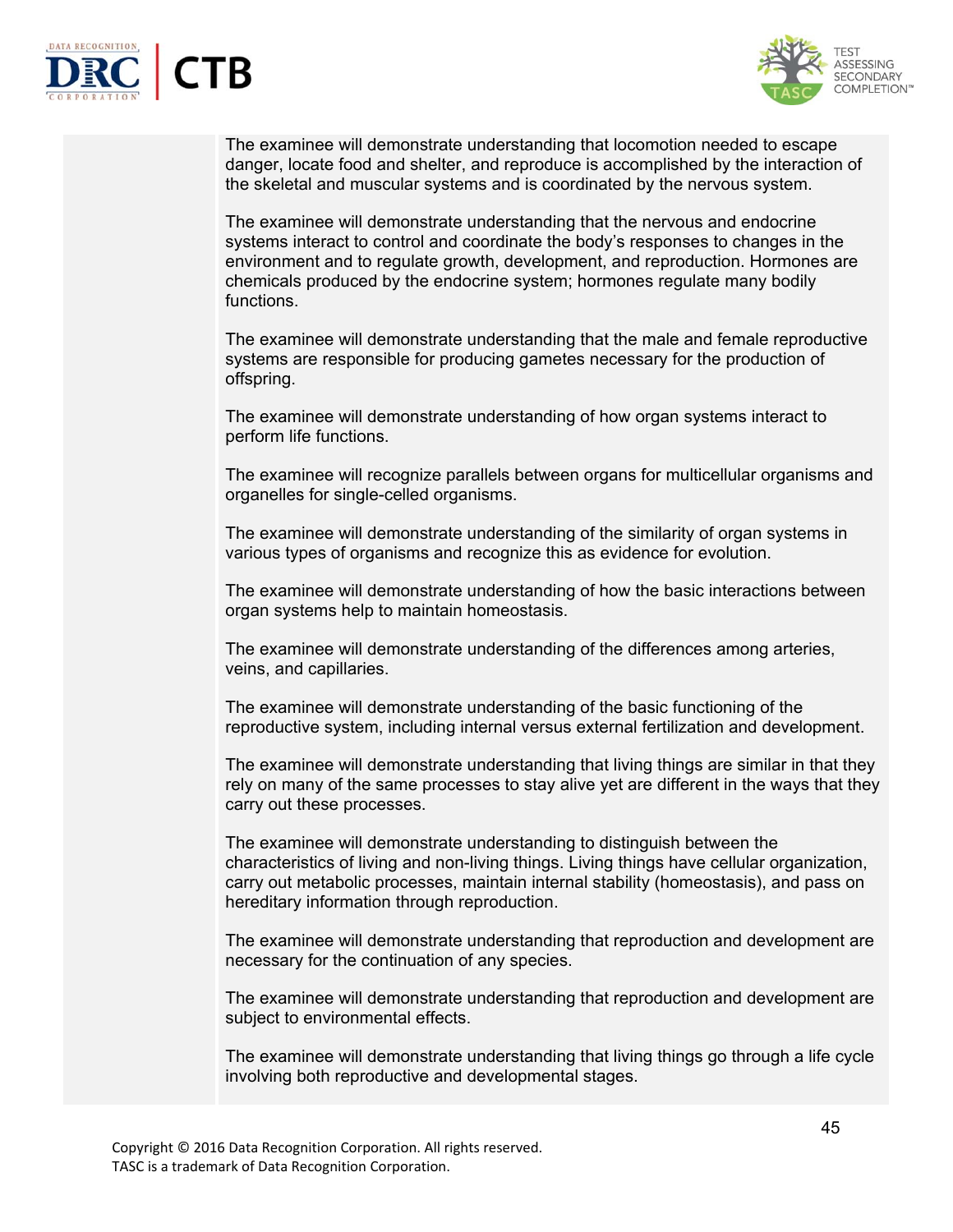The examinee will demonstrate understanding that locomotion needed to escape danger, locate food and shelter, and reproduce is accomplished by the interaction of the skeletal and muscular systems and is coordinated by the nervous system.

The examinee will demonstrate understanding that the nervous and endocrine systems interact to control and coordinate the body's responses to changes in the environment and to regulate growth, development, and reproduction. Hormones are chemicals produced by the endocrine system; hormones regulate many bodily functions.

The examinee will demonstrate understanding that the male and female reproductive systems are responsible for producing gametes necessary for the production of offspring.

The examinee will demonstrate understanding of how organ systems interact to perform life functions.

The examinee will recognize parallels between organs for multicellular organisms and organelles for single-celled organisms.

The examinee will demonstrate understanding of the similarity of organ systems in various types of organisms and recognize this as evidence for evolution.

The examinee will demonstrate understanding of how the basic interactions between organ systems help to maintain homeostasis.

The examinee will demonstrate understanding of the differences among arteries, veins, and capillaries.

The examinee will demonstrate understanding of the basic functioning of the reproductive system, including internal versus external fertilization and development.

The examinee will demonstrate understanding that living things are similar in that they rely on many of the same processes to stay alive yet are different in the ways that they carry out these processes.

The examinee will demonstrate understanding to distinguish between the characteristics of living and non-living things. Living things have cellular organization, carry out metabolic processes, maintain internal stability (homeostasis), and pass on hereditary information through reproduction.

The examinee will demonstrate understanding that reproduction and development are necessary for the continuation of any species.

The examinee will demonstrate understanding that reproduction and development are subject to environmental effects.

The examinee will demonstrate understanding that living things go through a life cycle involving both reproductive and developmental stages.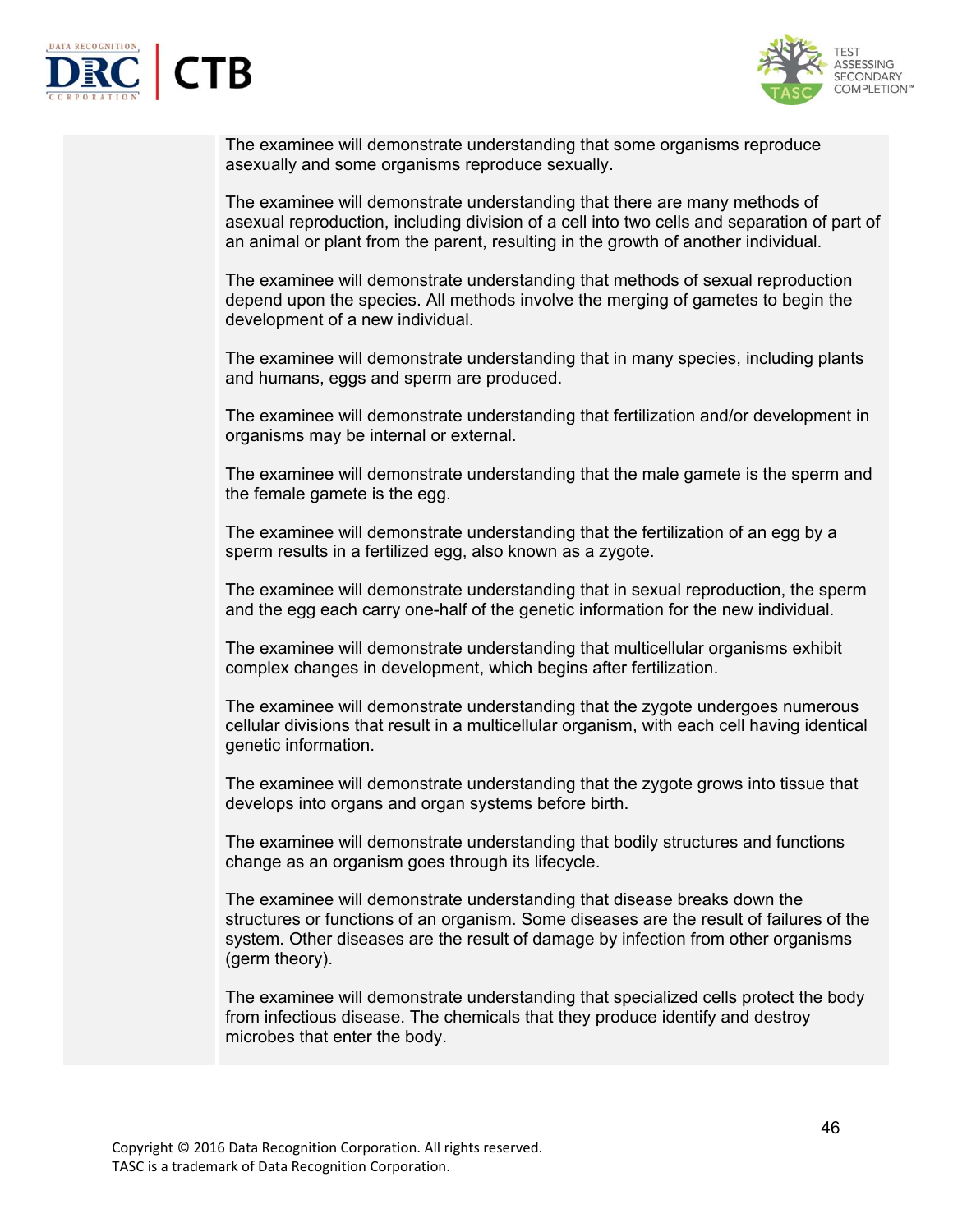The examinee will demonstrate understanding that some organisms reproduce asexually and some organisms reproduce sexually.

The examinee will demonstrate understanding that there are many methods of asexual reproduction, including division of a cell into two cells and separation of part of an animal or plant from the parent, resulting in the growth of another individual.

The examinee will demonstrate understanding that methods of sexual reproduction depend upon the species. All methods involve the merging of gametes to begin the development of a new individual.

The examinee will demonstrate understanding that in many species, including plants and humans, eggs and sperm are produced.

The examinee will demonstrate understanding that fertilization and/or development in organisms may be internal or external.

The examinee will demonstrate understanding that the male gamete is the sperm and the female gamete is the egg.

The examinee will demonstrate understanding that the fertilization of an egg by a sperm results in a fertilized egg, also known as a zygote.

The examinee will demonstrate understanding that in sexual reproduction, the sperm and the egg each carry one-half of the genetic information for the new individual.

The examinee will demonstrate understanding that multicellular organisms exhibit complex changes in development, which begins after fertilization.

The examinee will demonstrate understanding that the zygote undergoes numerous cellular divisions that result in a multicellular organism, with each cell having identical genetic information.

The examinee will demonstrate understanding that the zygote grows into tissue that develops into organs and organ systems before birth.

The examinee will demonstrate understanding that bodily structures and functions change as an organism goes through its lifecycle.

The examinee will demonstrate understanding that disease breaks down the structures or functions of an organism. Some diseases are the result of failures of the system. Other diseases are the result of damage by infection from other organisms (germ theory).

The examinee will demonstrate understanding that specialized cells protect the body from infectious disease. The chemicals that they produce identify and destroy microbes that enter the body.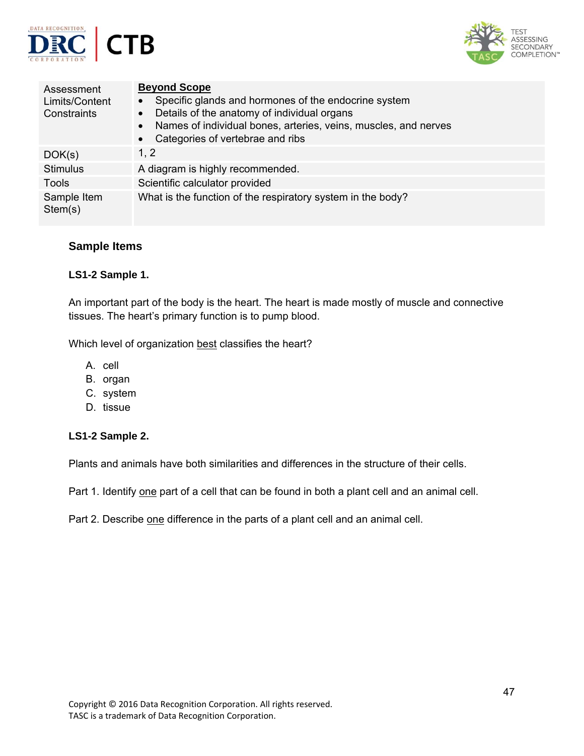| | |
|---|---|
| Assessment Limits/Content Constraints | **Beyond Scope**<br>• Specific glands and hormones of the endocrine system<br>• Details of the anatomy of individual organs<br>• Names of individual bones, arteries, veins, muscles, and nerves<br>• Categories of vertebrae and ribs |
| DOK(s) | 1, 2 |
| Stimulus | A diagram is highly recommended. |
| Tools | Scientific calculator provided |
| Sample Item Stem(s) | What is the function of the respiratory system in the body? |

## Sample Items

**LS1-2 Sample 1.**

An important part of the body is the heart. The heart is made mostly of muscle and connective tissues. The heart's primary function is to pump blood.

Which level of organization best classifies the heart?

A. cell
B. organ
C. system
D. tissue

**LS1-2 Sample 2.**

Plants and animals have both similarities and differences in the structure of their cells.

Part 1. Identify one part of a cell that can be found in both a plant cell and an animal cell.

Part 2. Describe one difference in the parts of a plant cell and an animal cell.

Copyright © 2016 Data Recognition Corporation. All rights reserved.
TASC is a trademark of Data Recognition Corporation.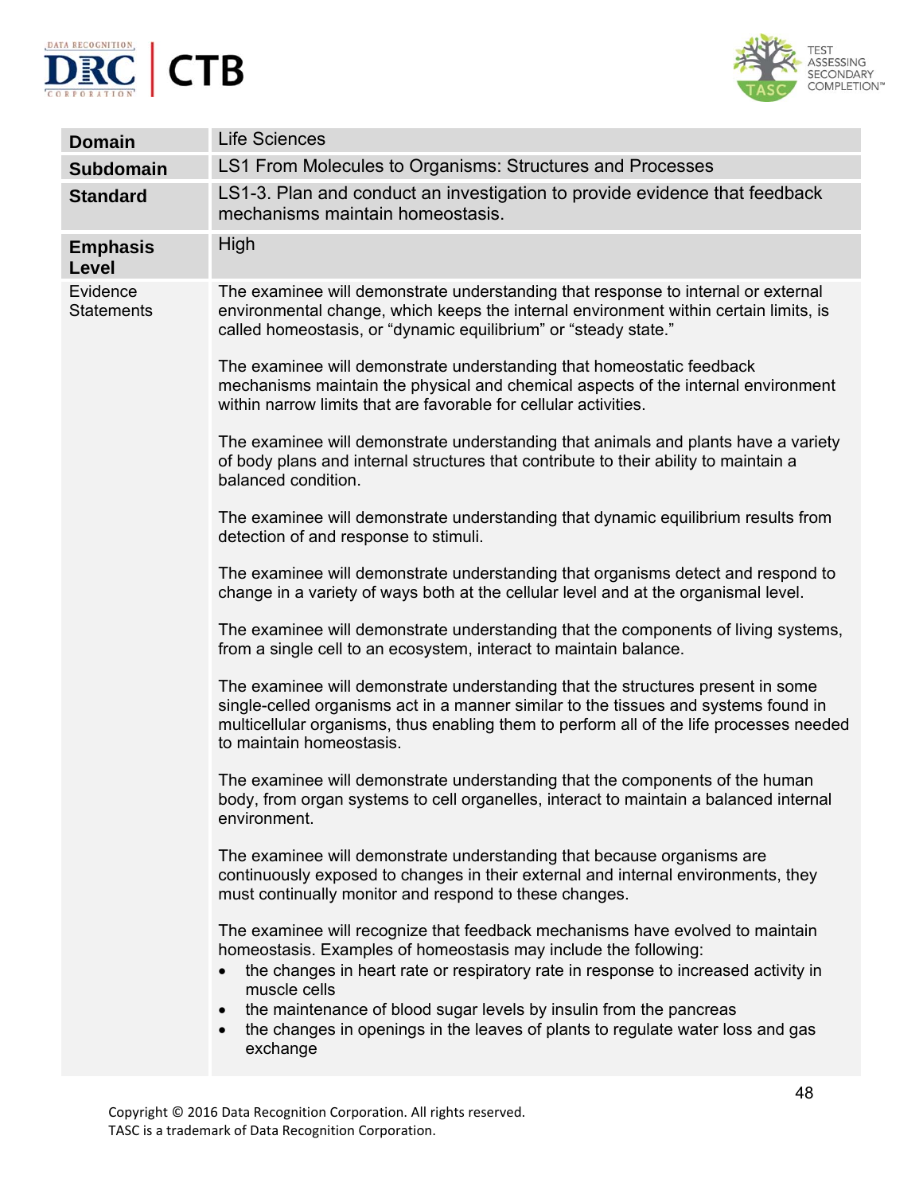| Domain | Life Sciences |
|---|---|
| **Subdomain** | LS1 From Molecules to Organisms: Structures and Processes |
| **Standard** | LS1-3. Plan and conduct an investigation to provide evidence that feedback mechanisms maintain homeostasis. |
| **Emphasis Level** | High |
| Evidence Statements | The examinee will demonstrate understanding that response to internal or external environmental change, which keeps the internal environment within certain limits, is called homeostasis, or "dynamic equilibrium" or "steady state."<br><br>The examinee will demonstrate understanding that homeostatic feedback mechanisms maintain the physical and chemical aspects of the internal environment within narrow limits that are favorable for cellular activities.<br><br>The examinee will demonstrate understanding that animals and plants have a variety of body plans and internal structures that contribute to their ability to maintain a balanced condition.<br><br>The examinee will demonstrate understanding that dynamic equilibrium results from detection of and response to stimuli.<br><br>The examinee will demonstrate understanding that organisms detect and respond to change in a variety of ways both at the cellular level and at the organismal level.<br><br>The examinee will demonstrate understanding that the components of living systems, from a single cell to an ecosystem, interact to maintain balance.<br><br>The examinee will demonstrate understanding that the structures present in some single-celled organisms act in a manner similar to the tissues and systems found in multicellular organisms, thus enabling them to perform all of the life processes needed to maintain homeostasis.<br><br>The examinee will demonstrate understanding that the components of the human body, from organ systems to cell organelles, interact to maintain a balanced internal environment.<br><br>The examinee will demonstrate understanding that because organisms are continuously exposed to changes in their external and internal environments, they must continually monitor and respond to these changes.<br><br>The examinee will recognize that feedback mechanisms have evolved to maintain homeostasis. Examples of homeostasis may include the following:<br>• the changes in heart rate or respiratory rate in response to increased activity in muscle cells<br>• the maintenance of blood sugar levels by insulin from the pancreas<br>• the changes in openings in the leaves of plants to regulate water loss and gas exchange |

Copyright © 2016 Data Recognition Corporation. All rights reserved.
TASC is a trademark of Data Recognition Corporation.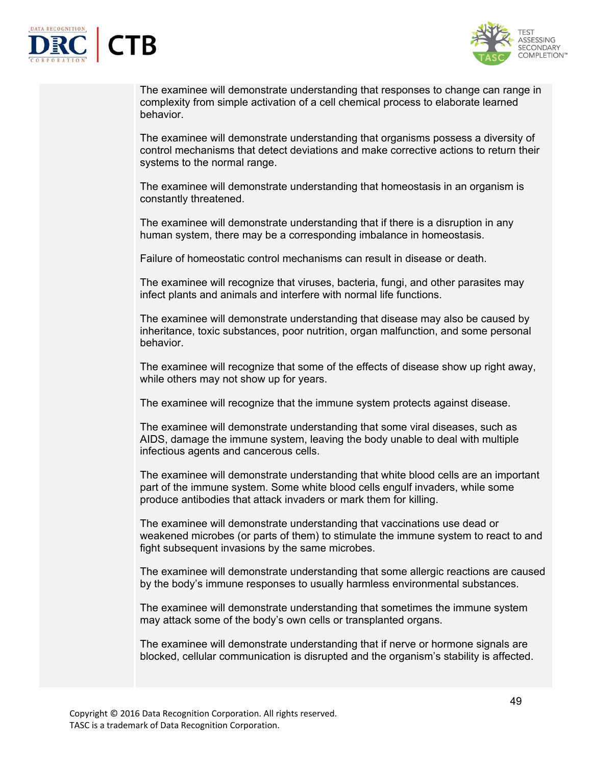The examinee will demonstrate understanding that responses to change can range in complexity from simple activation of a cell chemical process to elaborate learned behavior.

The examinee will demonstrate understanding that organisms possess a diversity of control mechanisms that detect deviations and make corrective actions to return their systems to the normal range.

The examinee will demonstrate understanding that homeostasis in an organism is constantly threatened.

The examinee will demonstrate understanding that if there is a disruption in any human system, there may be a corresponding imbalance in homeostasis.

Failure of homeostatic control mechanisms can result in disease or death.

The examinee will recognize that viruses, bacteria, fungi, and other parasites may infect plants and animals and interfere with normal life functions.

The examinee will demonstrate understanding that disease may also be caused by inheritance, toxic substances, poor nutrition, organ malfunction, and some personal behavior.

The examinee will recognize that some of the effects of disease show up right away, while others may not show up for years.

The examinee will recognize that the immune system protects against disease.

The examinee will demonstrate understanding that some viral diseases, such as AIDS, damage the immune system, leaving the body unable to deal with multiple infectious agents and cancerous cells.

The examinee will demonstrate understanding that white blood cells are an important part of the immune system. Some white blood cells engulf invaders, while some produce antibodies that attack invaders or mark them for killing.

The examinee will demonstrate understanding that vaccinations use dead or weakened microbes (or parts of them) to stimulate the immune system to react to and fight subsequent invasions by the same microbes.

The examinee will demonstrate understanding that some allergic reactions are caused by the body's immune responses to usually harmless environmental substances.

The examinee will demonstrate understanding that sometimes the immune system may attack some of the body's own cells or transplanted organs.

The examinee will demonstrate understanding that if nerve or hormone signals are blocked, cellular communication is disrupted and the organism's stability is affected.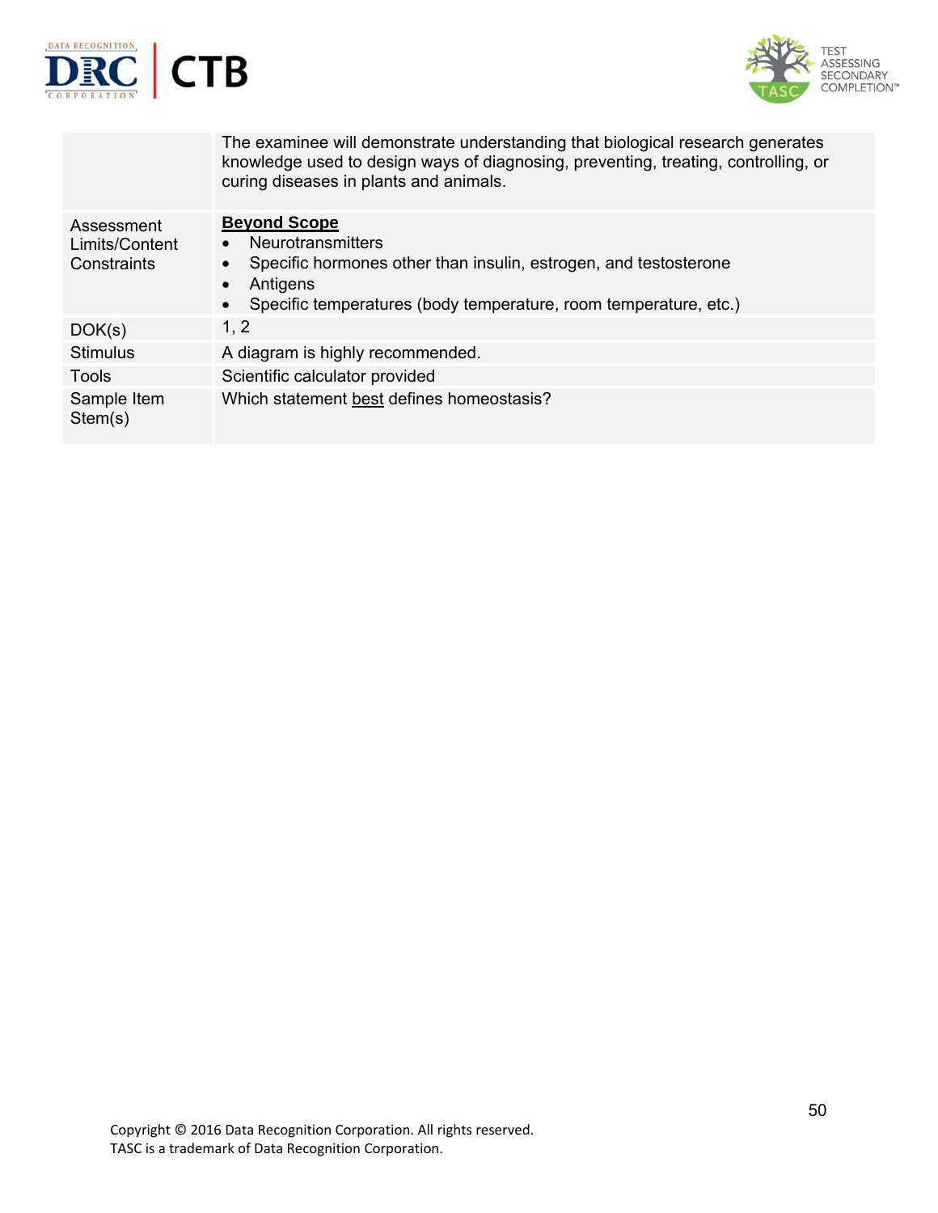| | |
|---|---|
| | The examinee will demonstrate understanding that biological research generates knowledge used to design ways of diagnosing, preventing, treating, controlling, or curing diseases in plants and animals. |
| Assessment Limits/Content Constraints | **Beyond Scope**<br>• Neurotransmitters<br>• Specific hormones other than insulin, estrogen, and testosterone<br>• Antigens<br>• Specific temperatures (body temperature, room temperature, etc.) |
| DOK(s) | 1, 2 |
| Stimulus | A diagram is highly recommended. |
| Tools | Scientific calculator provided |
| Sample Item Stem(s) | Which statement best defines homeostasis? |

Copyright © 2016 Data Recognition Corporation. All rights reserved.
TASC is a trademark of Data Recognition Corporation.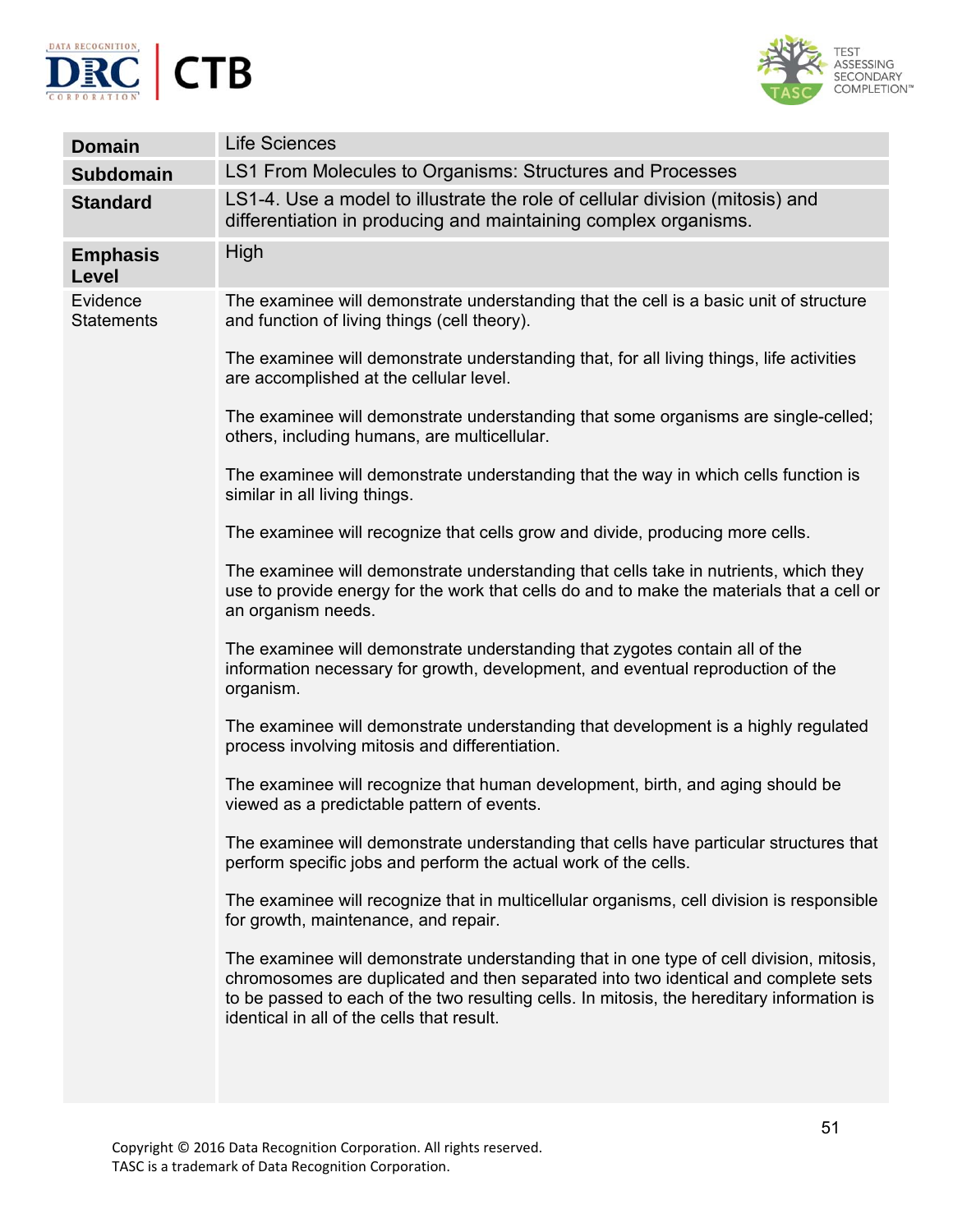| | |
|---|---|
| **Domain** | Life Sciences |
| **Subdomain** | LS1 From Molecules to Organisms: Structures and Processes |
| **Standard** | LS1-4. Use a model to illustrate the role of cellular division (mitosis) and differentiation in producing and maintaining complex organisms. |
| **Emphasis Level** | High |
| Evidence Statements | The examinee will demonstrate understanding that the cell is a basic unit of structure and function of living things (cell theory).<br><br>The examinee will demonstrate understanding that, for all living things, life activities are accomplished at the cellular level.<br><br>The examinee will demonstrate understanding that some organisms are single-celled; others, including humans, are multicellular.<br><br>The examinee will demonstrate understanding that the way in which cells function is similar in all living things.<br><br>The examinee will recognize that cells grow and divide, producing more cells.<br><br>The examinee will demonstrate understanding that cells take in nutrients, which they use to provide energy for the work that cells do and to make the materials that a cell or an organism needs.<br><br>The examinee will demonstrate understanding that zygotes contain all of the information necessary for growth, development, and eventual reproduction of the organism.<br><br>The examinee will demonstrate understanding that development is a highly regulated process involving mitosis and differentiation.<br><br>The examinee will recognize that human development, birth, and aging should be viewed as a predictable pattern of events.<br><br>The examinee will demonstrate understanding that cells have particular structures that perform specific jobs and perform the actual work of the cells.<br><br>The examinee will recognize that in multicellular organisms, cell division is responsible for growth, maintenance, and repair.<br><br>The examinee will demonstrate understanding that in one type of cell division, mitosis, chromosomes are duplicated and then separated into two identical and complete sets to be passed to each of the two resulting cells. In mitosis, the hereditary information is identical in all of the cells that result. |

Copyright © 2016 Data Recognition Corporation. All rights reserved.
TASC is a trademark of Data Recognition Corporation.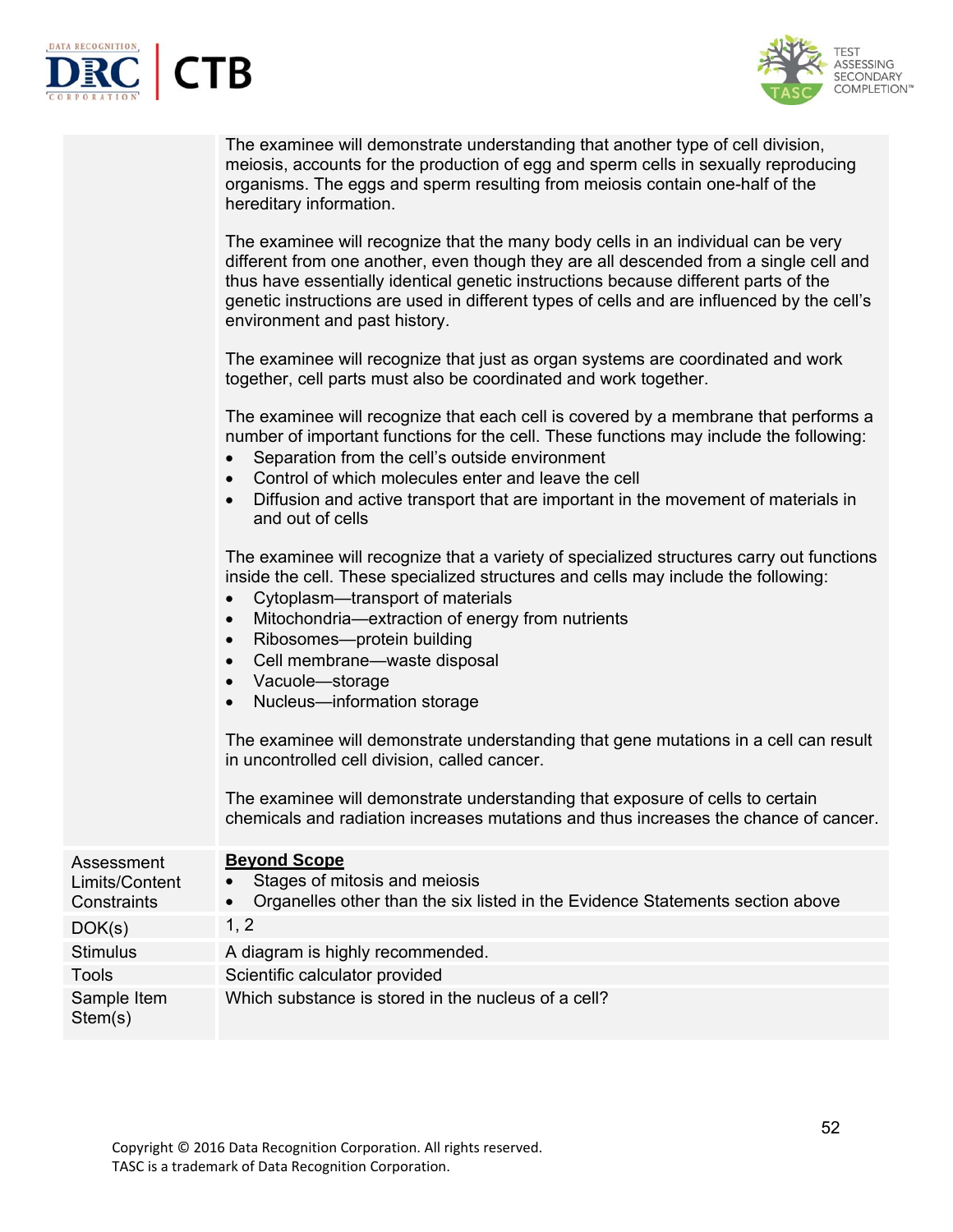| | |
|---|---|
| | The examinee will demonstrate understanding that another type of cell division, meiosis, accounts for the production of egg and sperm cells in sexually reproducing organisms. The eggs and sperm resulting from meiosis contain one-half of the hereditary information.<br><br>The examinee will recognize that the many body cells in an individual can be very different from one another, even though they are all descended from a single cell and thus have essentially identical genetic instructions because different parts of the genetic instructions are used in different types of cells and are influenced by the cell's environment and past history.<br><br>The examinee will recognize that just as organ systems are coordinated and work together, cell parts must also be coordinated and work together.<br><br>The examinee will recognize that each cell is covered by a membrane that performs a number of important functions for the cell. These functions may include the following:<br>• Separation from the cell's outside environment<br>• Control of which molecules enter and leave the cell<br>• Diffusion and active transport that are important in the movement of materials in and out of cells<br><br>The examinee will recognize that a variety of specialized structures carry out functions inside the cell. These specialized structures and cells may include the following:<br>• Cytoplasm—transport of materials<br>• Mitochondria—extraction of energy from nutrients<br>• Ribosomes—protein building<br>• Cell membrane—waste disposal<br>• Vacuole—storage<br>• Nucleus—information storage<br><br>The examinee will demonstrate understanding that gene mutations in a cell can result in uncontrolled cell division, called cancer.<br><br>The examinee will demonstrate understanding that exposure of cells to certain chemicals and radiation increases mutations and thus increases the chance of cancer. |
| Assessment Limits/Content Constraints | **Beyond Scope**<br>• Stages of mitosis and meiosis<br>• Organelles other than the six listed in the Evidence Statements section above |
| DOK(s) | 1, 2 |
| Stimulus | A diagram is highly recommended. |
| Tools | Scientific calculator provided |
| Sample Item Stem(s) | Which substance is stored in the nucleus of a cell? |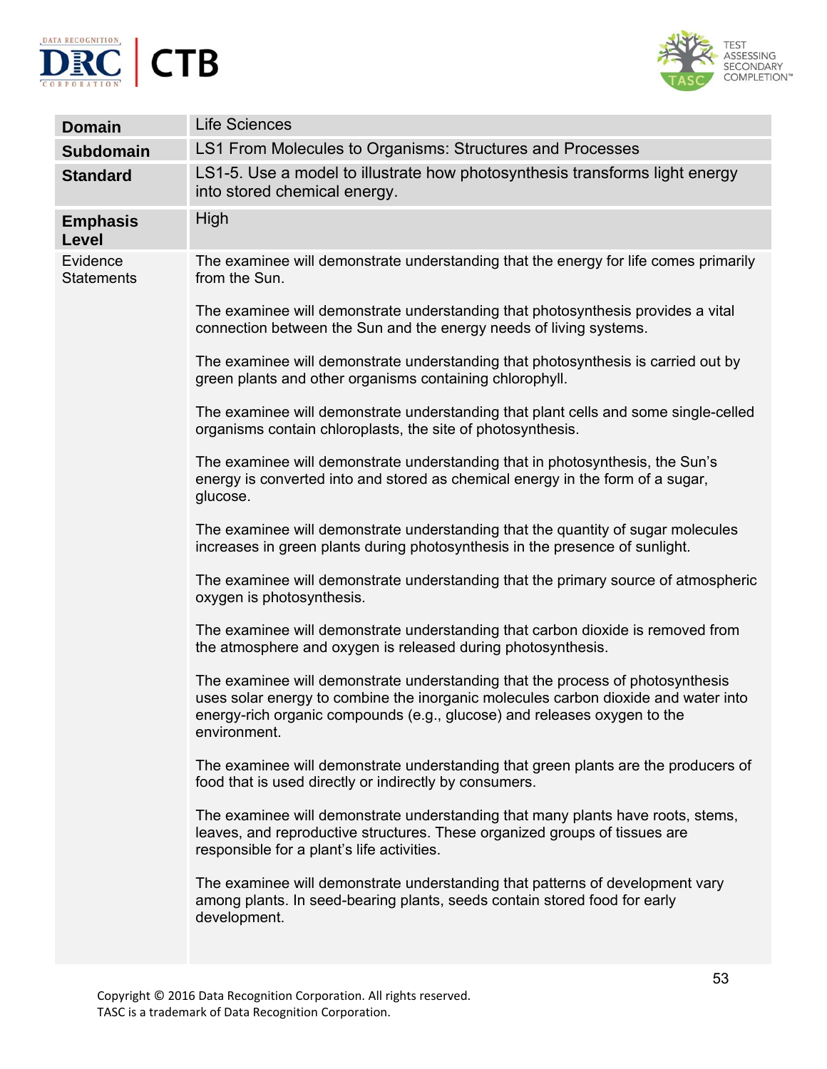| **Domain** | Life Sciences |
| --- | --- |
| **Subdomain** | LS1 From Molecules to Organisms: Structures and Processes |
| **Standard** | LS1-5. Use a model to illustrate how photosynthesis transforms light energy into stored chemical energy. |
| **Emphasis Level** | High |
| Evidence Statements | The examinee will demonstrate understanding that the energy for life comes primarily from the Sun.<br><br>The examinee will demonstrate understanding that photosynthesis provides a vital connection between the Sun and the energy needs of living systems.<br><br>The examinee will demonstrate understanding that photosynthesis is carried out by green plants and other organisms containing chlorophyll.<br><br>The examinee will demonstrate understanding that plant cells and some single-celled organisms contain chloroplasts, the site of photosynthesis.<br><br>The examinee will demonstrate understanding that in photosynthesis, the Sun's energy is converted into and stored as chemical energy in the form of a sugar, glucose.<br><br>The examinee will demonstrate understanding that the quantity of sugar molecules increases in green plants during photosynthesis in the presence of sunlight.<br><br>The examinee will demonstrate understanding that the primary source of atmospheric oxygen is photosynthesis.<br><br>The examinee will demonstrate understanding that carbon dioxide is removed from the atmosphere and oxygen is released during photosynthesis.<br><br>The examinee will demonstrate understanding that the process of photosynthesis uses solar energy to combine the inorganic molecules carbon dioxide and water into energy-rich organic compounds (e.g., glucose) and releases oxygen to the environment.<br><br>The examinee will demonstrate understanding that green plants are the producers of food that is used directly or indirectly by consumers.<br><br>The examinee will demonstrate understanding that many plants have roots, stems, leaves, and reproductive structures. These organized groups of tissues are responsible for a plant's life activities.<br><br>The examinee will demonstrate understanding that patterns of development vary among plants. In seed-bearing plants, seeds contain stored food for early development. |

Copyright © 2016 Data Recognition Corporation. All rights reserved.
TASC is a trademark of Data Recognition Corporation.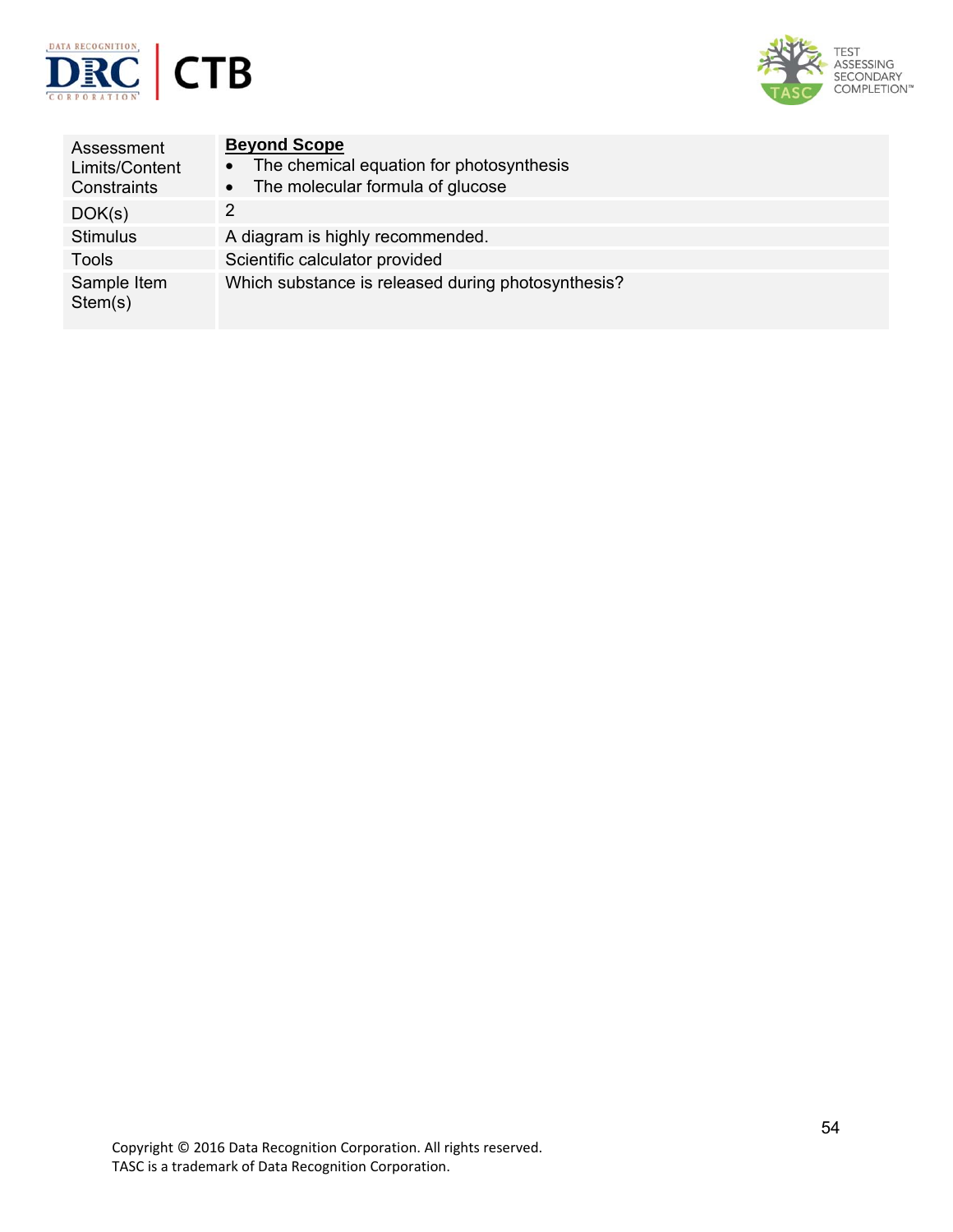| | |
|---|---|
| Assessment Limits/Content Constraints | **Beyond Scope**<br>• The chemical equation for photosynthesis<br>• The molecular formula of glucose |
| DOK(s) | 2 |
| Stimulus | A diagram is highly recommended. |
| Tools | Scientific calculator provided |
| Sample Item Stem(s) | Which substance is released during photosynthesis? |

Copyright © 2016 Data Recognition Corporation. All rights reserved.
TASC is a trademark of Data Recognition Corporation.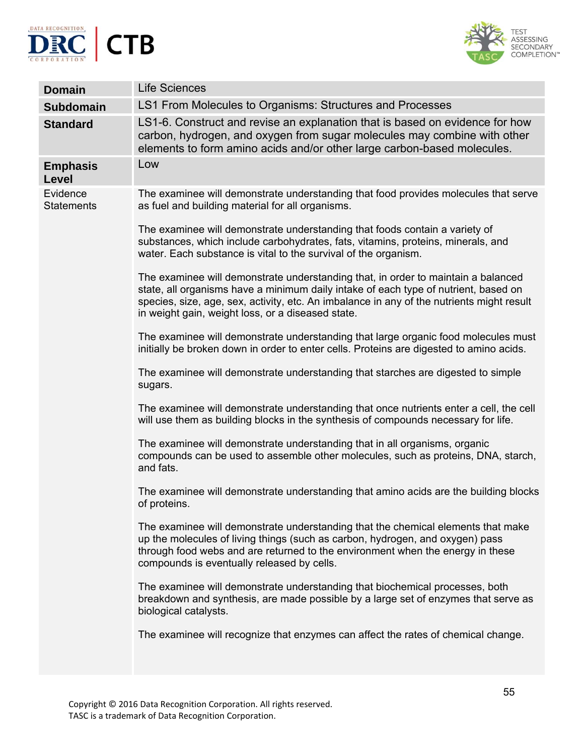| | |
|---|---|
| **Domain** | Life Sciences |
| **Subdomain** | LS1 From Molecules to Organisms: Structures and Processes |
| **Standard** | LS1-6. Construct and revise an explanation that is based on evidence for how carbon, hydrogen, and oxygen from sugar molecules may combine with other elements to form amino acids and/or other large carbon-based molecules. |
| **Emphasis Level** | Low |
| Evidence Statements | The examinee will demonstrate understanding that food provides molecules that serve as fuel and building material for all organisms.<br><br>The examinee will demonstrate understanding that foods contain a variety of substances, which include carbohydrates, fats, vitamins, proteins, minerals, and water. Each substance is vital to the survival of the organism.<br><br>The examinee will demonstrate understanding that, in order to maintain a balanced state, all organisms have a minimum daily intake of each type of nutrient, based on species, size, age, sex, activity, etc. An imbalance in any of the nutrients might result in weight gain, weight loss, or a diseased state.<br><br>The examinee will demonstrate understanding that large organic food molecules must initially be broken down in order to enter cells. Proteins are digested to amino acids.<br><br>The examinee will demonstrate understanding that starches are digested to simple sugars.<br><br>The examinee will demonstrate understanding that once nutrients enter a cell, the cell will use them as building blocks in the synthesis of compounds necessary for life.<br><br>The examinee will demonstrate understanding that in all organisms, organic compounds can be used to assemble other molecules, such as proteins, DNA, starch, and fats.<br><br>The examinee will demonstrate understanding that amino acids are the building blocks of proteins.<br><br>The examinee will demonstrate understanding that the chemical elements that make up the molecules of living things (such as carbon, hydrogen, and oxygen) pass through food webs and are returned to the environment when the energy in these compounds is eventually released by cells.<br><br>The examinee will demonstrate understanding that biochemical processes, both breakdown and synthesis, are made possible by a large set of enzymes that serve as biological catalysts.<br><br>The examinee will recognize that enzymes can affect the rates of chemical change. |

Copyright © 2016 Data Recognition Corporation. All rights reserved.
TASC is a trademark of Data Recognition Corporation.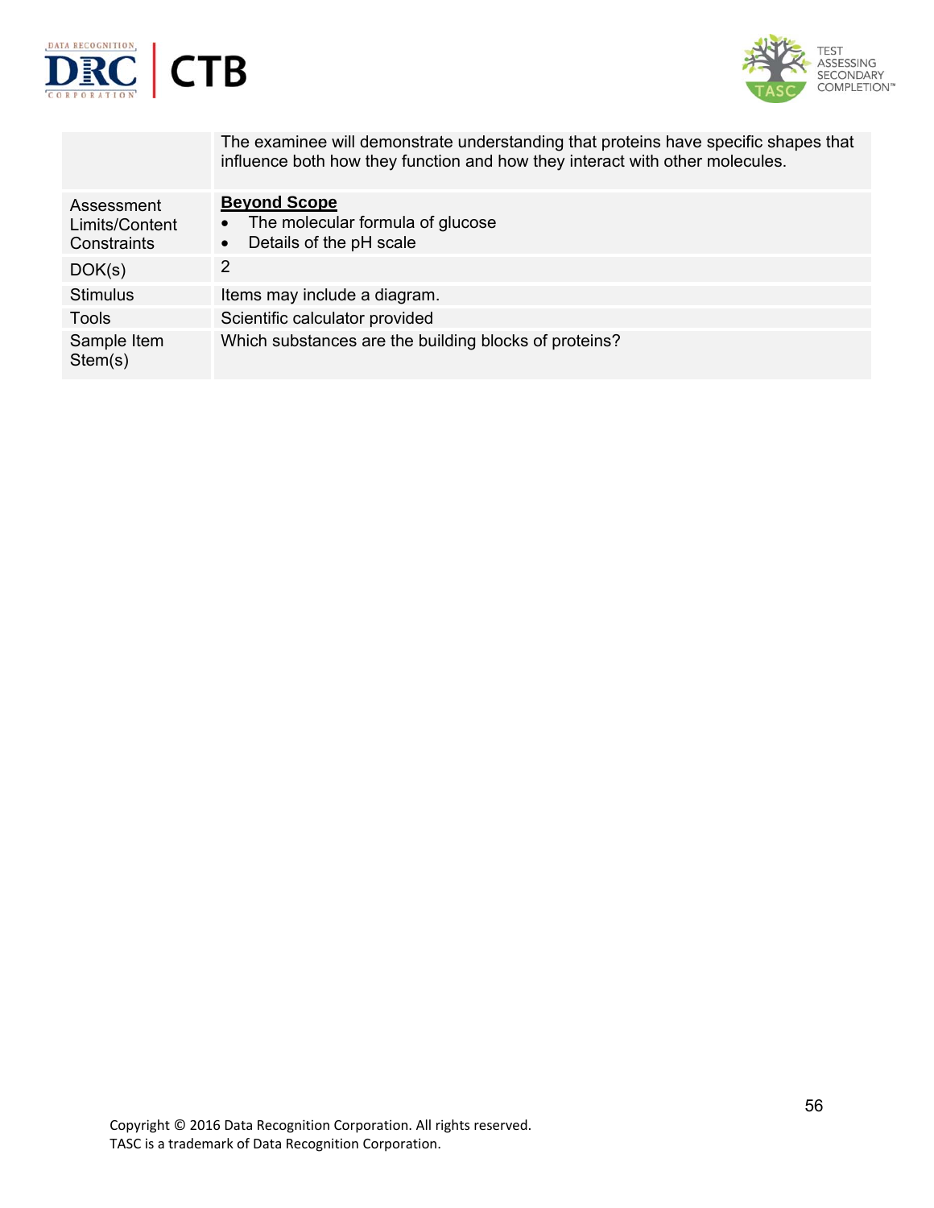| | |
|---|---|
| | The examinee will demonstrate understanding that proteins have specific shapes that influence both how they function and how they interact with other molecules. |
| Assessment Limits/Content Constraints | **Beyond Scope**<br>• The molecular formula of glucose<br>• Details of the pH scale |
| DOK(s) | 2 |
| Stimulus | Items may include a diagram. |
| Tools | Scientific calculator provided |
| Sample Item Stem(s) | Which substances are the building blocks of proteins? |

Copyright © 2016 Data Recognition Corporation. All rights reserved.
TASC is a trademark of Data Recognition Corporation.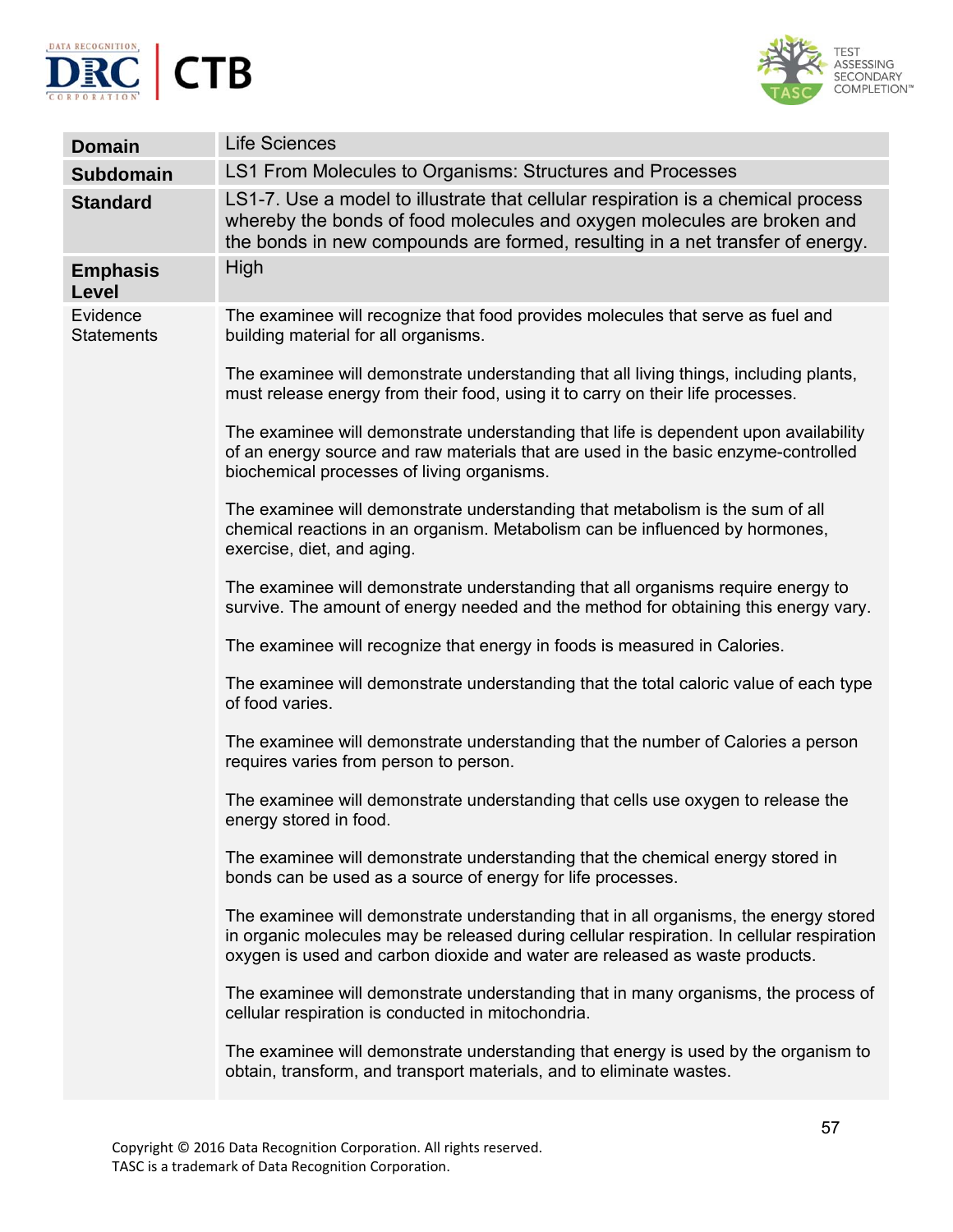| Domain | Life Sciences |
|---|---|
| Subdomain | LS1 From Molecules to Organisms: Structures and Processes |
| Standard | LS1-7. Use a model to illustrate that cellular respiration is a chemical process whereby the bonds of food molecules and oxygen molecules are broken and the bonds in new compounds are formed, resulting in a net transfer of energy. |
| Emphasis Level | High |
| Evidence Statements | The examinee will recognize that food provides molecules that serve as fuel and building material for all organisms.<br><br>The examinee will demonstrate understanding that all living things, including plants, must release energy from their food, using it to carry on their life processes.<br><br>The examinee will demonstrate understanding that life is dependent upon availability of an energy source and raw materials that are used in the basic enzyme-controlled biochemical processes of living organisms.<br><br>The examinee will demonstrate understanding that metabolism is the sum of all chemical reactions in an organism. Metabolism can be influenced by hormones, exercise, diet, and aging.<br><br>The examinee will demonstrate understanding that all organisms require energy to survive. The amount of energy needed and the method for obtaining this energy vary.<br><br>The examinee will recognize that energy in foods is measured in Calories.<br><br>The examinee will demonstrate understanding that the total caloric value of each type of food varies.<br><br>The examinee will demonstrate understanding that the number of Calories a person requires varies from person to person.<br><br>The examinee will demonstrate understanding that cells use oxygen to release the energy stored in food.<br><br>The examinee will demonstrate understanding that the chemical energy stored in bonds can be used as a source of energy for life processes.<br><br>The examinee will demonstrate understanding that in all organisms, the energy stored in organic molecules may be released during cellular respiration. In cellular respiration oxygen is used and carbon dioxide and water are released as waste products.<br><br>The examinee will demonstrate understanding that in many organisms, the process of cellular respiration is conducted in mitochondria.<br><br>The examinee will demonstrate understanding that energy is used by the organism to obtain, transform, and transport materials, and to eliminate wastes. |

Copyright © 2016 Data Recognition Corporation. All rights reserved.
TASC is a trademark of Data Recognition Corporation.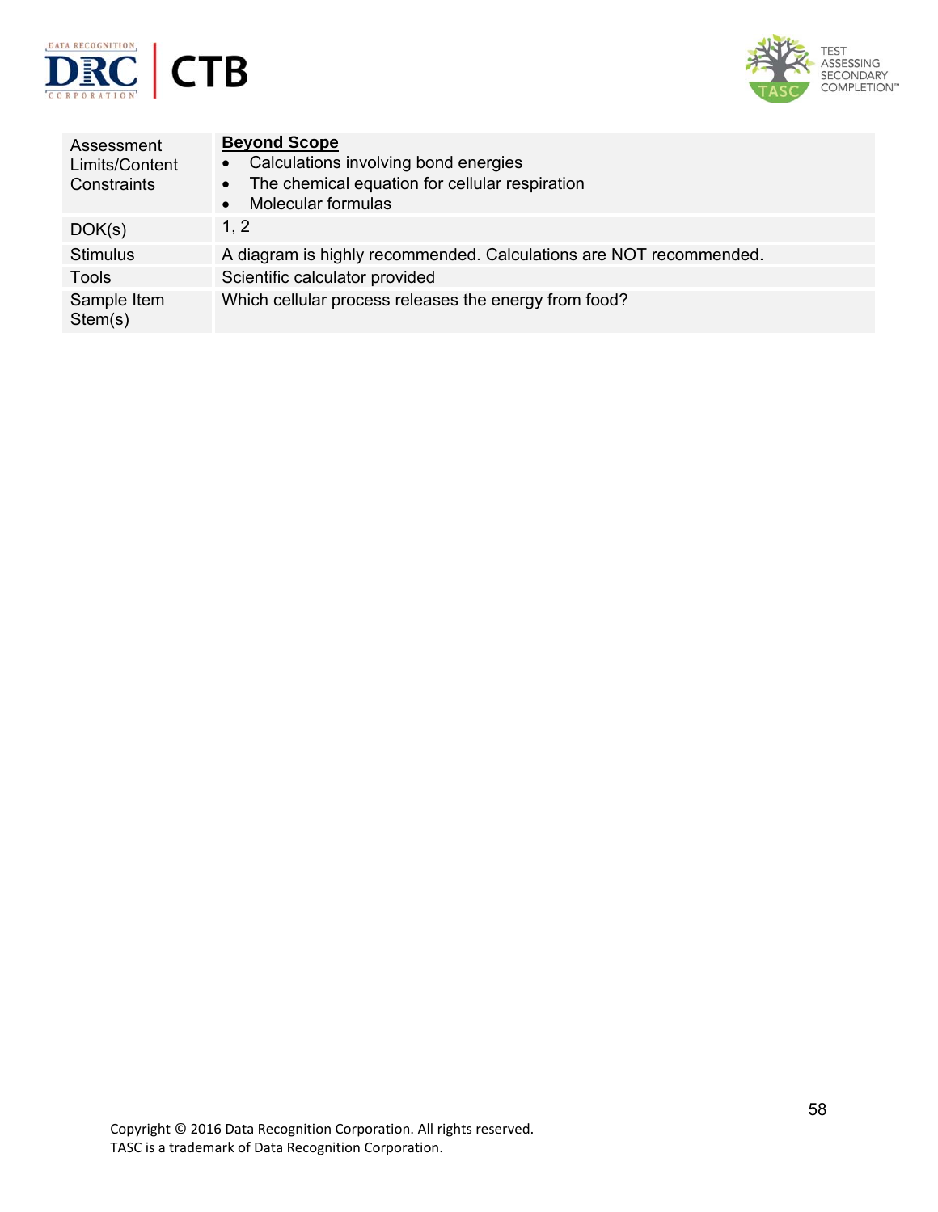| | |
|---|---|
| Assessment Limits/Content Constraints | **Beyond Scope**<br>• Calculations involving bond energies<br>• The chemical equation for cellular respiration<br>• Molecular formulas |
| DOK(s) | 1, 2 |
| Stimulus | A diagram is highly recommended. Calculations are NOT recommended. |
| Tools | Scientific calculator provided |
| Sample Item Stem(s) | Which cellular process releases the energy from food? |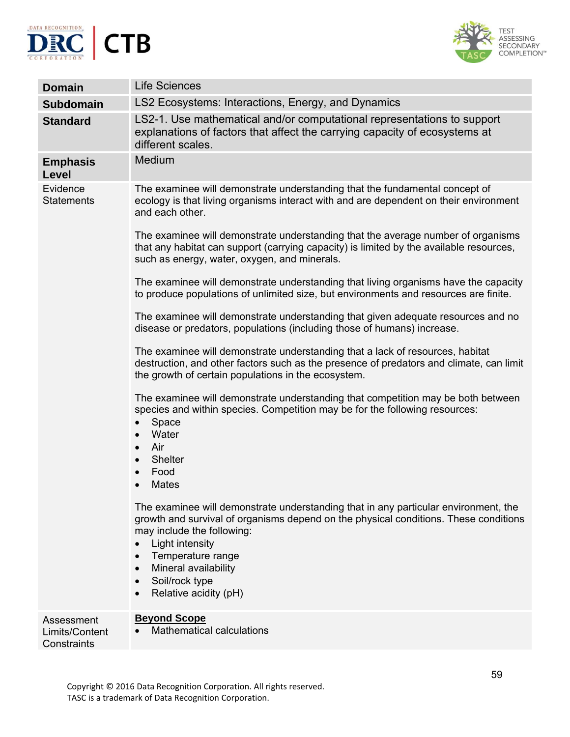| Domain | Life Sciences |
|---|---|
| **Subdomain** | LS2 Ecosystems: Interactions, Energy, and Dynamics |
| **Standard** | LS2-1. Use mathematical and/or computational representations to support explanations of factors that affect the carrying capacity of ecosystems at different scales. |
| **Emphasis Level** | Medium |
| Evidence Statements | The examinee will demonstrate understanding that the fundamental concept of ecology is that living organisms interact with and are dependent on their environment and each other.<br><br>The examinee will demonstrate understanding that the average number of organisms that any habitat can support (carrying capacity) is limited by the available resources, such as energy, water, oxygen, and minerals.<br><br>The examinee will demonstrate understanding that living organisms have the capacity to produce populations of unlimited size, but environments and resources are finite.<br><br>The examinee will demonstrate understanding that given adequate resources and no disease or predators, populations (including those of humans) increase.<br><br>The examinee will demonstrate understanding that a lack of resources, habitat destruction, and other factors such as the presence of predators and climate, can limit the growth of certain populations in the ecosystem.<br><br>The examinee will demonstrate understanding that competition may be both between species and within species. Competition may be for the following resources:<br>• Space<br>• Water<br>• Air<br>• Shelter<br>• Food<br>• Mates<br><br>The examinee will demonstrate understanding that in any particular environment, the growth and survival of organisms depend on the physical conditions. These conditions may include the following:<br>• Light intensity<br>• Temperature range<br>• Mineral availability<br>• Soil/rock type<br>• Relative acidity (pH) |
| Assessment Limits/Content Constraints | **Beyond Scope**<br>• Mathematical calculations |

Copyright © 2016 Data Recognition Corporation. All rights reserved.
TASC is a trademark of Data Recognition Corporation.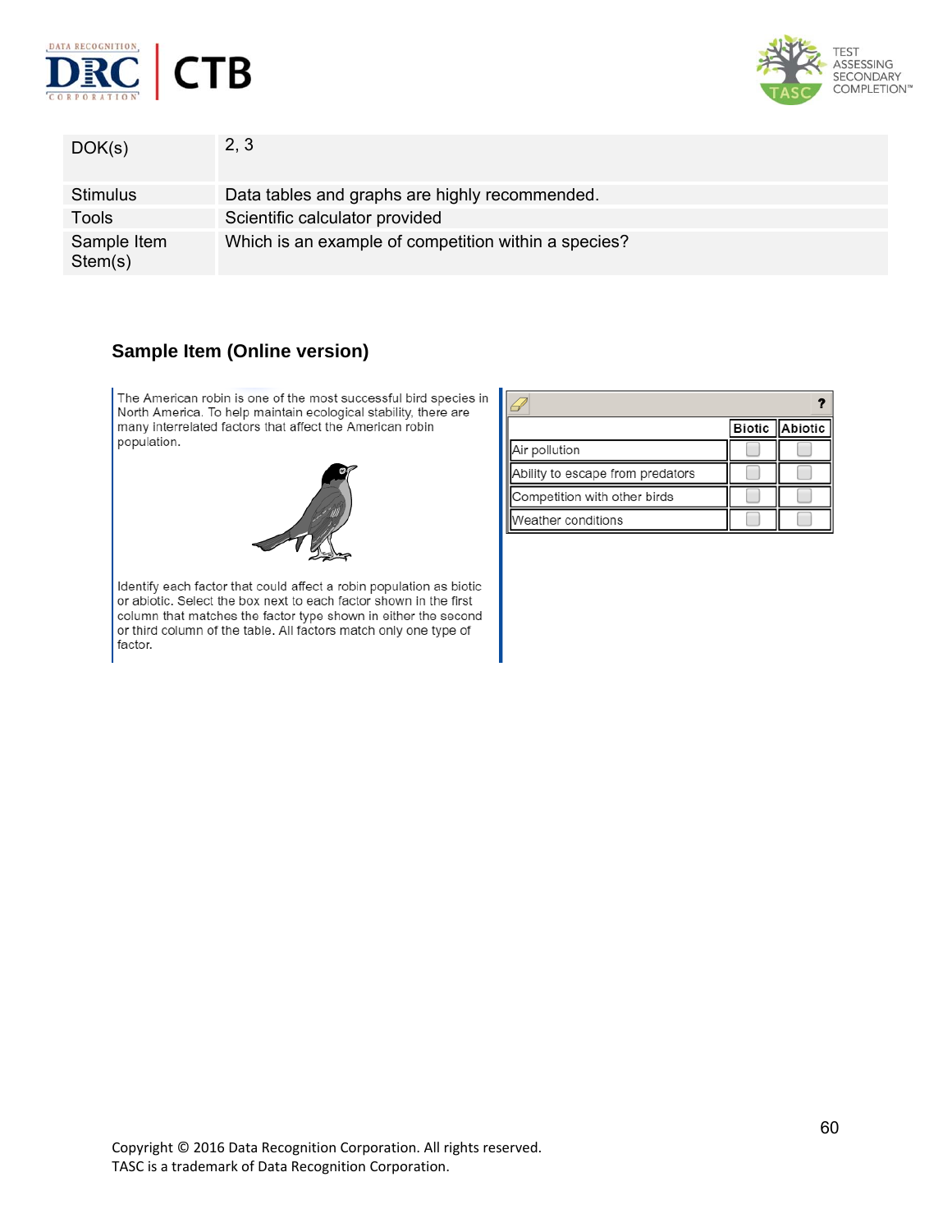| | |
|---|---|
| DOK(s) | 2, 3 |
| Stimulus | Data tables and graphs are highly recommended. |
| Tools | Scientific calculator provided |
| Sample Item Stem(s) | Which is an example of competition within a species? |

### Sample Item (Online version)

The American robin is one of the most successful bird species in North America. To help maintain ecological stability, there are many interrelated factors that affect the American robin population.

Identify each factor that could affect a robin population as biotic or abiotic. Select the box next to each factor shown in the first column that matches the factor type shown in either the second or third column of the table. All factors match only one type of factor.

| | Biotic | Abiotic |
|---|---|---|
| Air pollution | ☐ | ☐ |
| Ability to escape from predators | ☐ | ☐ |
| Competition with other birds | ☐ | ☐ |
| Weather conditions | ☐ | ☐ |

Copyright © 2016 Data Recognition Corporation. All rights reserved.
TASC is a trademark of Data Recognition Corporation.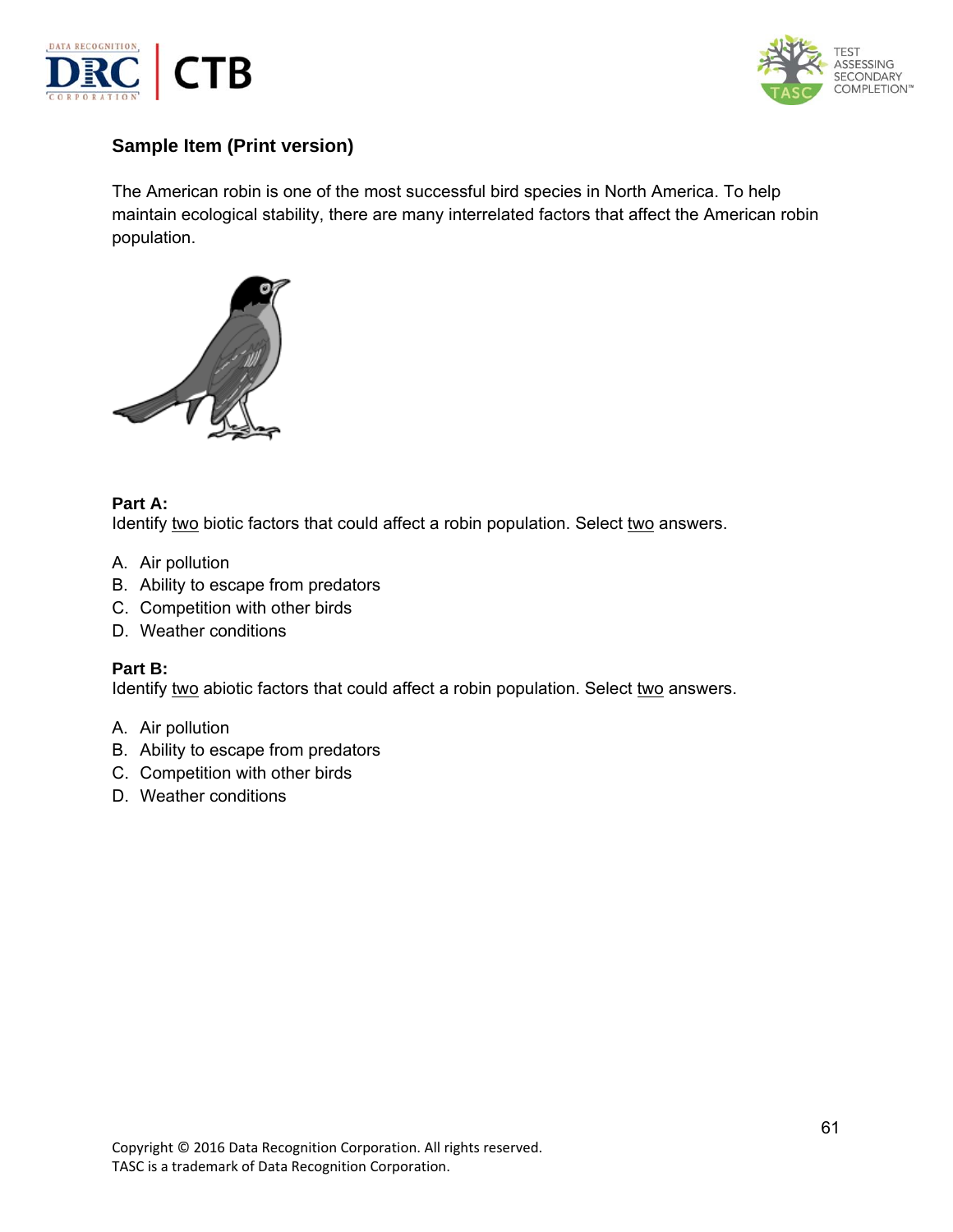### Sample Item (Print version)

The American robin is one of the most successful bird species in North America. To help maintain ecological stability, there are many interrelated factors that affect the American robin population.

**Part A:**
Identify two biotic factors that could affect a robin population. Select two answers.

A. Air pollution
B. Ability to escape from predators
C. Competition with other birds
D. Weather conditions

**Part B:**
Identify two abiotic factors that could affect a robin population. Select two answers.

A. Air pollution
B. Ability to escape from predators
C. Competition with other birds
D. Weather conditions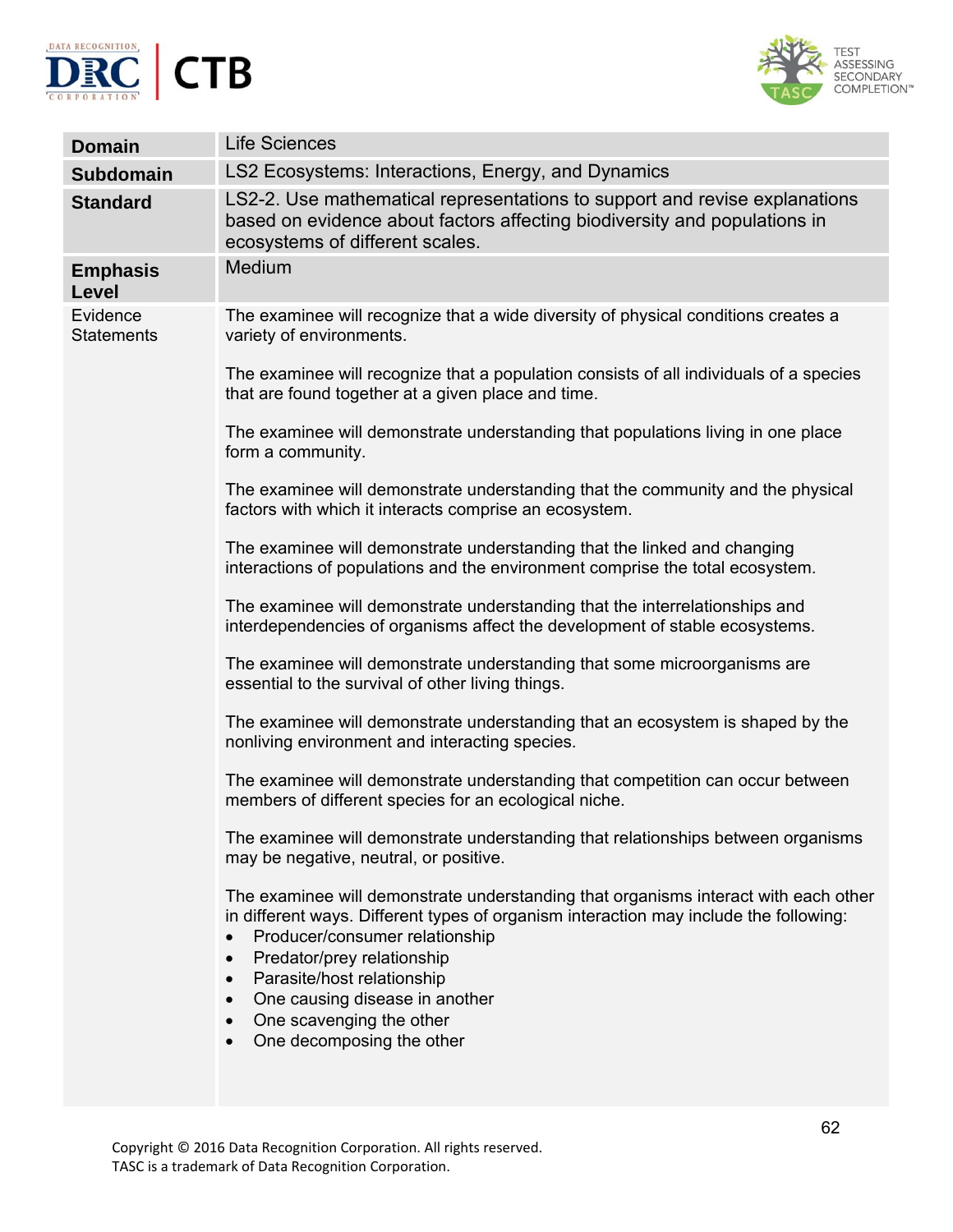| | |
|---|---|
| **Domain** | Life Sciences |
| **Subdomain** | LS2 Ecosystems: Interactions, Energy, and Dynamics |
| **Standard** | LS2-2. Use mathematical representations to support and revise explanations based on evidence about factors affecting biodiversity and populations in ecosystems of different scales. |
| **Emphasis Level** | Medium |
| Evidence Statements | The examinee will recognize that a wide diversity of physical conditions creates a variety of environments.<br><br>The examinee will recognize that a population consists of all individuals of a species that are found together at a given place and time.<br><br>The examinee will demonstrate understanding that populations living in one place form a community.<br><br>The examinee will demonstrate understanding that the community and the physical factors with which it interacts comprise an ecosystem.<br><br>The examinee will demonstrate understanding that the linked and changing interactions of populations and the environment comprise the total ecosystem.<br><br>The examinee will demonstrate understanding that the interrelationships and interdependencies of organisms affect the development of stable ecosystems.<br><br>The examinee will demonstrate understanding that some microorganisms are essential to the survival of other living things.<br><br>The examinee will demonstrate understanding that an ecosystem is shaped by the nonliving environment and interacting species.<br><br>The examinee will demonstrate understanding that competition can occur between members of different species for an ecological niche.<br><br>The examinee will demonstrate understanding that relationships between organisms may be negative, neutral, or positive.<br><br>The examinee will demonstrate understanding that organisms interact with each other in different ways. Different types of organism interaction may include the following:<br>• Producer/consumer relationship<br>• Predator/prey relationship<br>• Parasite/host relationship<br>• One causing disease in another<br>• One scavenging the other<br>• One decomposing the other |

Copyright © 2016 Data Recognition Corporation. All rights reserved.
TASC is a trademark of Data Recognition Corporation.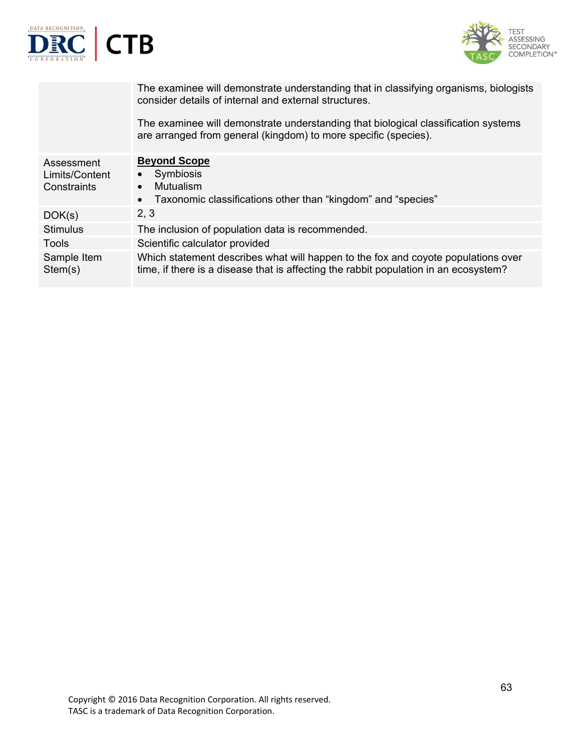| | |
|---|---|
| | The examinee will demonstrate understanding that in classifying organisms, biologists consider details of internal and external structures.<br><br>The examinee will demonstrate understanding that biological classification systems are arranged from general (kingdom) to more specific (species). |
| Assessment Limits/Content Constraints | **Beyond Scope**<br>• Symbiosis<br>• Mutualism<br>• Taxonomic classifications other than "kingdom" and "species" |
| DOK(s) | 2, 3 |
| Stimulus | The inclusion of population data is recommended. |
| Tools | Scientific calculator provided |
| Sample Item Stem(s) | Which statement describes what will happen to the fox and coyote populations over time, if there is a disease that is affecting the rabbit population in an ecosystem? |

Copyright © 2016 Data Recognition Corporation. All rights reserved.
TASC is a trademark of Data Recognition Corporation.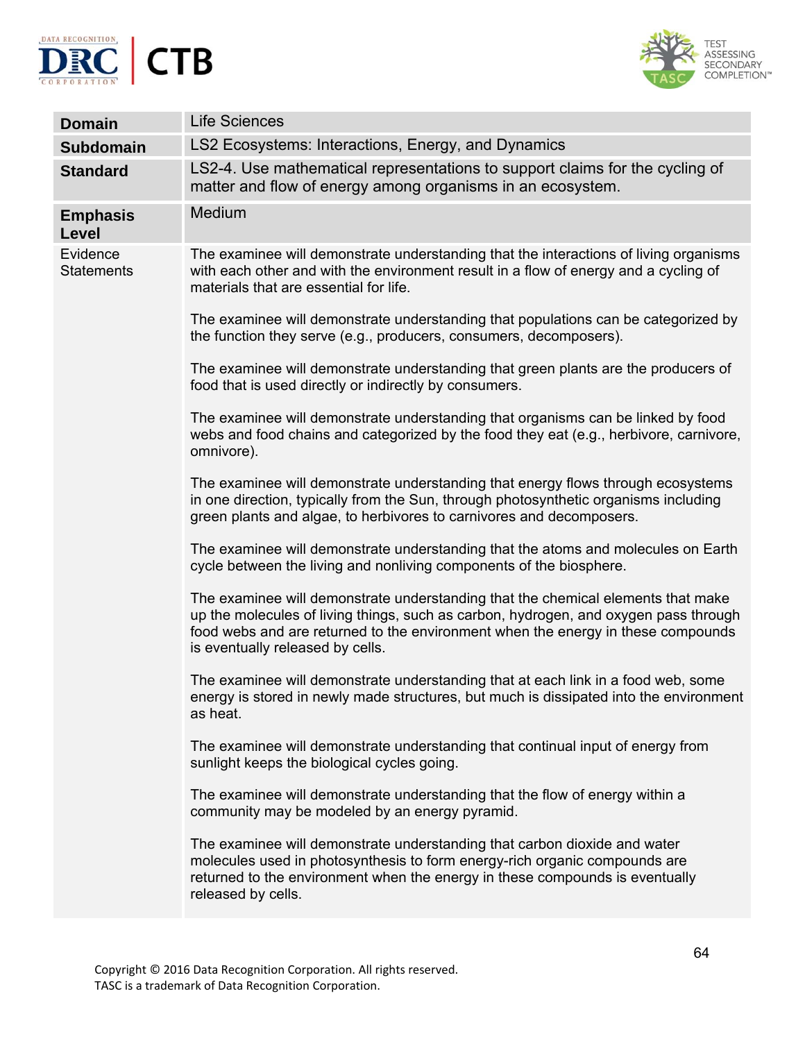| **Domain** | Life Sciences |
|---|---|
| **Subdomain** | LS2 Ecosystems: Interactions, Energy, and Dynamics |
| **Standard** | LS2-4. Use mathematical representations to support claims for the cycling of matter and flow of energy among organisms in an ecosystem. |
| **Emphasis Level** | Medium |
| Evidence Statements | The examinee will demonstrate understanding that the interactions of living organisms with each other and with the environment result in a flow of energy and a cycling of materials that are essential for life.<br><br>The examinee will demonstrate understanding that populations can be categorized by the function they serve (e.g., producers, consumers, decomposers).<br><br>The examinee will demonstrate understanding that green plants are the producers of food that is used directly or indirectly by consumers.<br><br>The examinee will demonstrate understanding that organisms can be linked by food webs and food chains and categorized by the food they eat (e.g., herbivore, carnivore, omnivore).<br><br>The examinee will demonstrate understanding that energy flows through ecosystems in one direction, typically from the Sun, through photosynthetic organisms including green plants and algae, to herbivores to carnivores and decomposers.<br><br>The examinee will demonstrate understanding that the atoms and molecules on Earth cycle between the living and nonliving components of the biosphere.<br><br>The examinee will demonstrate understanding that the chemical elements that make up the molecules of living things, such as carbon, hydrogen, and oxygen pass through food webs and are returned to the environment when the energy in these compounds is eventually released by cells.<br><br>The examinee will demonstrate understanding that at each link in a food web, some energy is stored in newly made structures, but much is dissipated into the environment as heat.<br><br>The examinee will demonstrate understanding that continual input of energy from sunlight keeps the biological cycles going.<br><br>The examinee will demonstrate understanding that the flow of energy within a community may be modeled by an energy pyramid.<br><br>The examinee will demonstrate understanding that carbon dioxide and water molecules used in photosynthesis to form energy-rich organic compounds are returned to the environment when the energy in these compounds is eventually released by cells. |

Copyright © 2016 Data Recognition Corporation. All rights reserved.
TASC is a trademark of Data Recognition Corporation.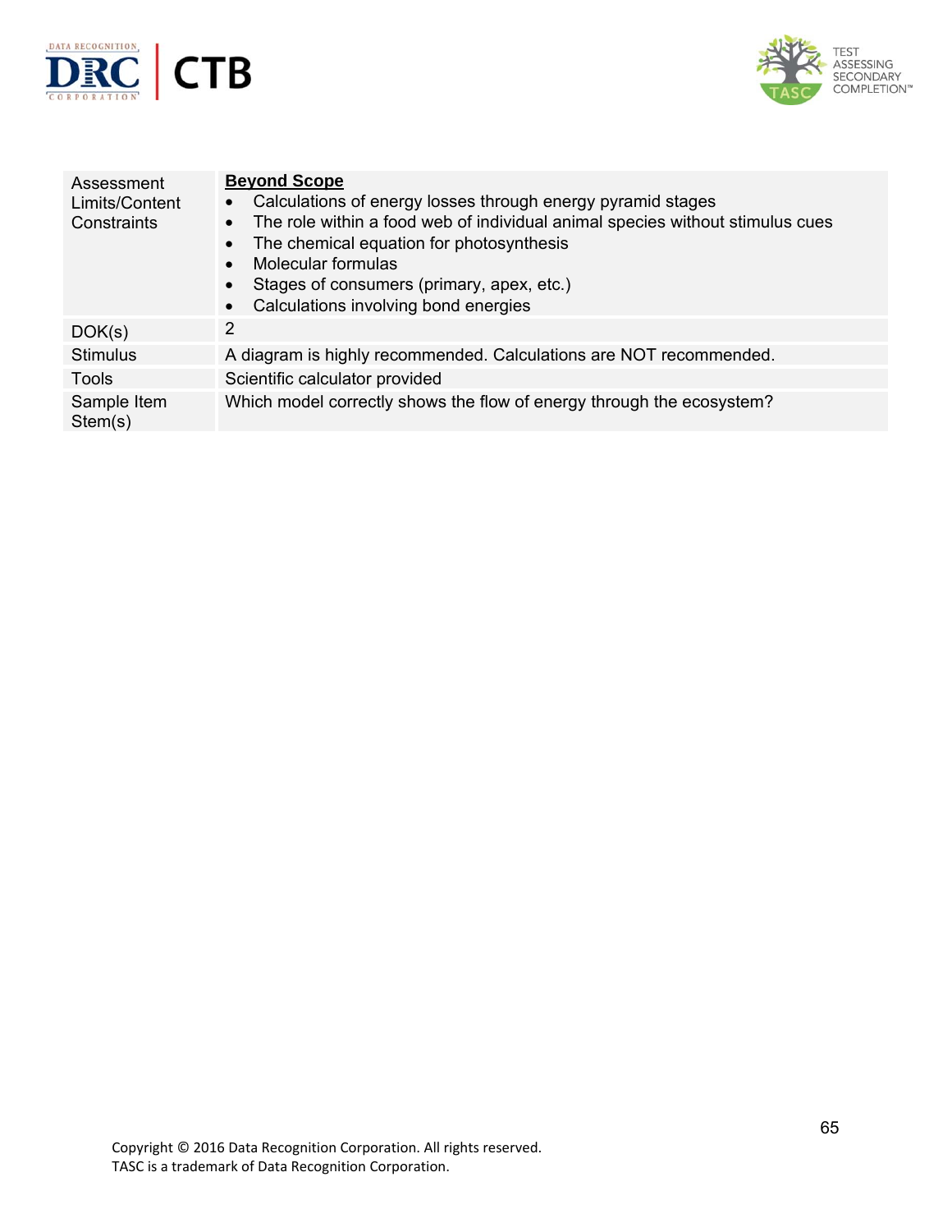| Assessment Limits/Content Constraints | **Beyond Scope**<br>• Calculations of energy losses through energy pyramid stages<br>• The role within a food web of individual animal species without stimulus cues<br>• The chemical equation for photosynthesis<br>• Molecular formulas<br>• Stages of consumers (primary, apex, etc.)<br>• Calculations involving bond energies |
|---|---|
| DOK(s) | 2 |
| Stimulus | A diagram is highly recommended. Calculations are NOT recommended. |
| Tools | Scientific calculator provided |
| Sample Item Stem(s) | Which model correctly shows the flow of energy through the ecosystem? |

Copyright © 2016 Data Recognition Corporation. All rights reserved.
TASC is a trademark of Data Recognition Corporation.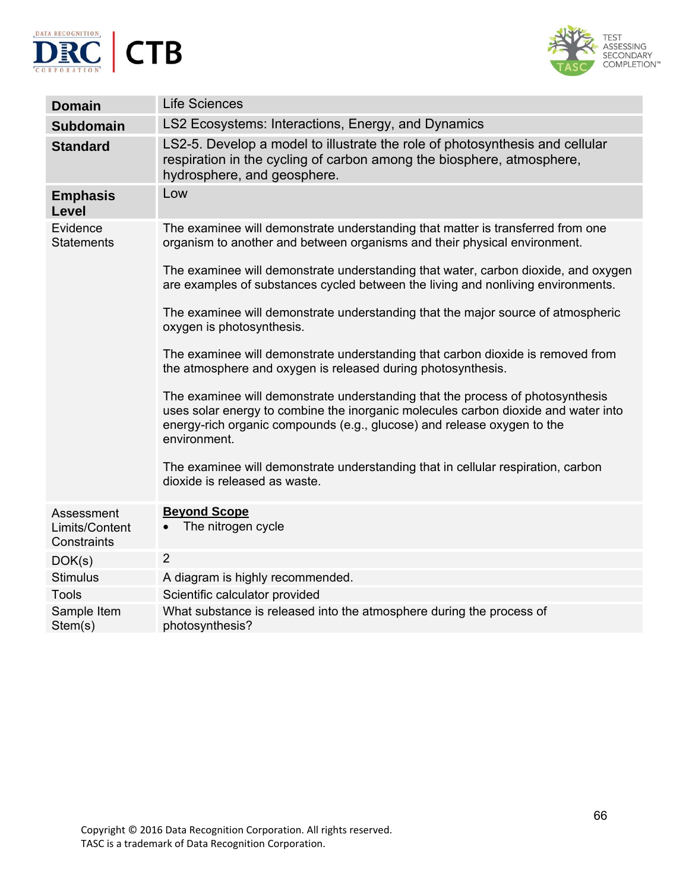| **Domain** | Life Sciences |
| --- | --- |
| **Subdomain** | LS2 Ecosystems: Interactions, Energy, and Dynamics |
| **Standard** | LS2-5. Develop a model to illustrate the role of photosynthesis and cellular respiration in the cycling of carbon among the biosphere, atmosphere, hydrosphere, and geosphere. |
| **Emphasis Level** | Low |
| Evidence Statements | The examinee will demonstrate understanding that matter is transferred from one organism to another and between organisms and their physical environment.<br><br>The examinee will demonstrate understanding that water, carbon dioxide, and oxygen are examples of substances cycled between the living and nonliving environments.<br><br>The examinee will demonstrate understanding that the major source of atmospheric oxygen is photosynthesis.<br><br>The examinee will demonstrate understanding that carbon dioxide is removed from the atmosphere and oxygen is released during photosynthesis.<br><br>The examinee will demonstrate understanding that the process of photosynthesis uses solar energy to combine the inorganic molecules carbon dioxide and water into energy-rich organic compounds (e.g., glucose) and release oxygen to the environment.<br><br>The examinee will demonstrate understanding that in cellular respiration, carbon dioxide is released as waste. |
| Assessment Limits/Content Constraints | **Beyond Scope**<br>• The nitrogen cycle |
| DOK(s) | 2 |
| Stimulus | A diagram is highly recommended. |
| Tools | Scientific calculator provided |
| Sample Item Stem(s) | What substance is released into the atmosphere during the process of photosynthesis? |

Copyright © 2016 Data Recognition Corporation. All rights reserved.
TASC is a trademark of Data Recognition Corporation.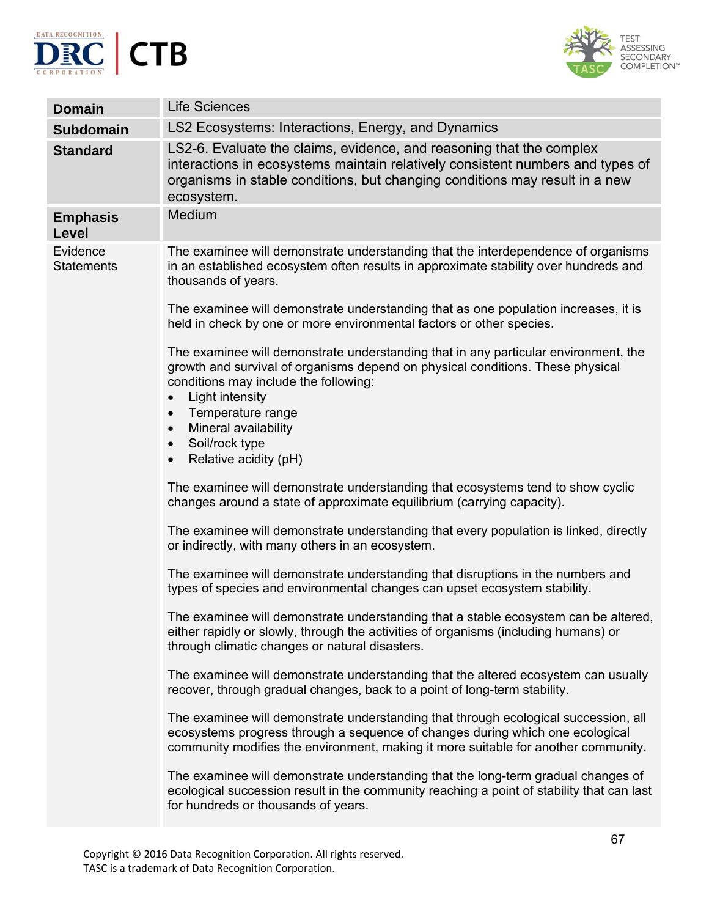| | |
|---|---|
| **Domain** | Life Sciences |
| **Subdomain** | LS2 Ecosystems: Interactions, Energy, and Dynamics |
| **Standard** | LS2-6. Evaluate the claims, evidence, and reasoning that the complex interactions in ecosystems maintain relatively consistent numbers and types of organisms in stable conditions, but changing conditions may result in a new ecosystem. |
| **Emphasis Level** | Medium |
| Evidence Statements | The examinee will demonstrate understanding that the interdependence of organisms in an established ecosystem often results in approximate stability over hundreds and thousands of years.<br><br>The examinee will demonstrate understanding that as one population increases, it is held in check by one or more environmental factors or other species.<br><br>The examinee will demonstrate understanding that in any particular environment, the growth and survival of organisms depend on physical conditions. These physical conditions may include the following:<br>• Light intensity<br>• Temperature range<br>• Mineral availability<br>• Soil/rock type<br>• Relative acidity (pH)<br><br>The examinee will demonstrate understanding that ecosystems tend to show cyclic changes around a state of approximate equilibrium (carrying capacity).<br><br>The examinee will demonstrate understanding that every population is linked, directly or indirectly, with many others in an ecosystem.<br><br>The examinee will demonstrate understanding that disruptions in the numbers and types of species and environmental changes can upset ecosystem stability.<br><br>The examinee will demonstrate understanding that a stable ecosystem can be altered, either rapidly or slowly, through the activities of organisms (including humans) or through climatic changes or natural disasters.<br><br>The examinee will demonstrate understanding that the altered ecosystem can usually recover, through gradual changes, back to a point of long-term stability.<br><br>The examinee will demonstrate understanding that through ecological succession, all ecosystems progress through a sequence of changes during which one ecological community modifies the environment, making it more suitable for another community.<br><br>The examinee will demonstrate understanding that the long-term gradual changes of ecological succession result in the community reaching a point of stability that can last for hundreds or thousands of years. |

Copyright © 2016 Data Recognition Corporation. All rights reserved.
TASC is a trademark of Data Recognition Corporation.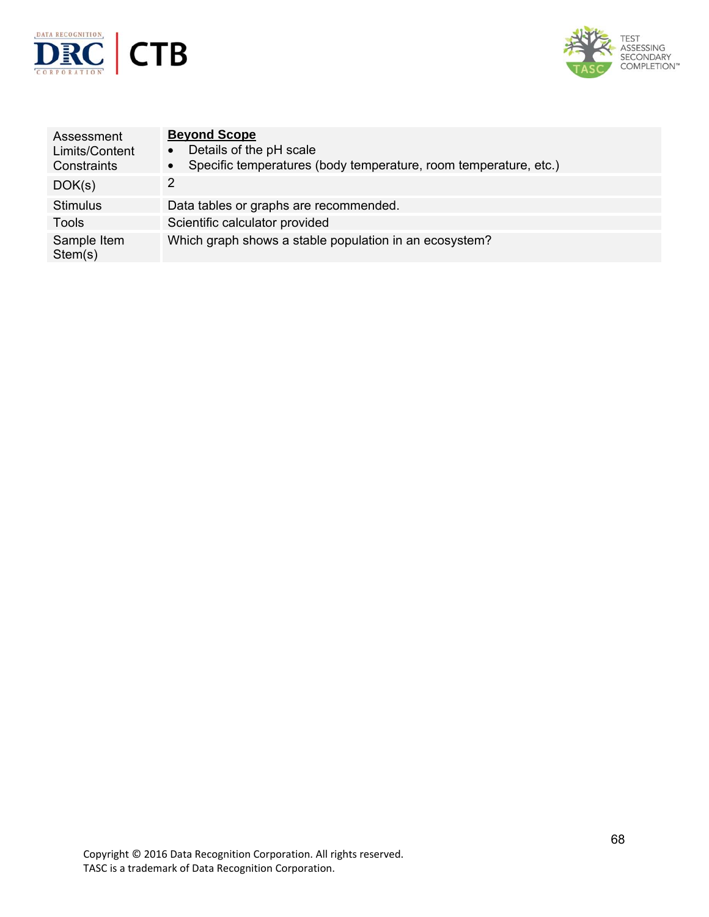| | |
|---|---|
| Assessment Limits/Content Constraints | **Beyond Scope**<br>• Details of the pH scale<br>• Specific temperatures (body temperature, room temperature, etc.) |
| DOK(s) | 2 |
| Stimulus | Data tables or graphs are recommended. |
| Tools | Scientific calculator provided |
| Sample Item Stem(s) | Which graph shows a stable population in an ecosystem? |

Copyright © 2016 Data Recognition Corporation. All rights reserved.
TASC is a trademark of Data Recognition Corporation.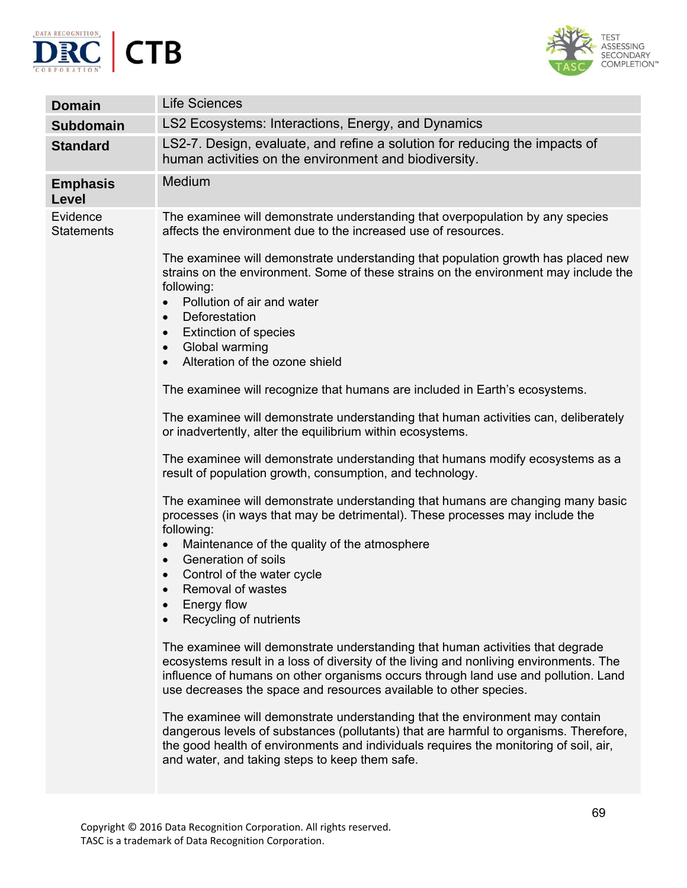| **Domain** | Life Sciences |
|---|---|
| **Subdomain** | LS2 Ecosystems: Interactions, Energy, and Dynamics |
| **Standard** | LS2-7. Design, evaluate, and refine a solution for reducing the impacts of human activities on the environment and biodiversity. |
| **Emphasis Level** | Medium |
| Evidence Statements | The examinee will demonstrate understanding that overpopulation by any species affects the environment due to the increased use of resources.<br><br>The examinee will demonstrate understanding that population growth has placed new strains on the environment. Some of these strains on the environment may include the following:<br>• Pollution of air and water<br>• Deforestation<br>• Extinction of species<br>• Global warming<br>• Alteration of the ozone shield<br><br>The examinee will recognize that humans are included in Earth's ecosystems.<br><br>The examinee will demonstrate understanding that human activities can, deliberately or inadvertently, alter the equilibrium within ecosystems.<br><br>The examinee will demonstrate understanding that humans modify ecosystems as a result of population growth, consumption, and technology.<br><br>The examinee will demonstrate understanding that humans are changing many basic processes (in ways that may be detrimental). These processes may include the following:<br>• Maintenance of the quality of the atmosphere<br>• Generation of soils<br>• Control of the water cycle<br>• Removal of wastes<br>• Energy flow<br>• Recycling of nutrients<br><br>The examinee will demonstrate understanding that human activities that degrade ecosystems result in a loss of diversity of the living and nonliving environments. The influence of humans on other organisms occurs through land use and pollution. Land use decreases the space and resources available to other species.<br><br>The examinee will demonstrate understanding that the environment may contain dangerous levels of substances (pollutants) that are harmful to organisms. Therefore, the good health of environments and individuals requires the monitoring of soil, air, and water, and taking steps to keep them safe. |

Copyright © 2016 Data Recognition Corporation. All rights reserved.
TASC is a trademark of Data Recognition Corporation.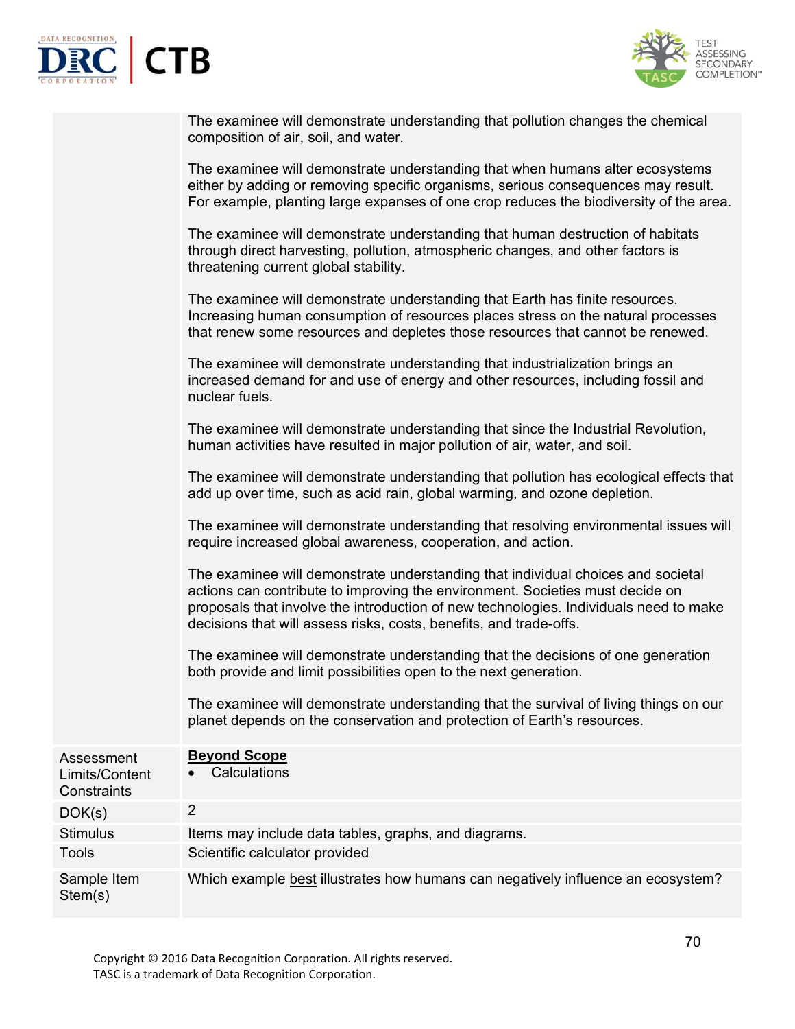| | |
|---|---|
| | The examinee will demonstrate understanding that pollution changes the chemical composition of air, soil, and water.<br><br>The examinee will demonstrate understanding that when humans alter ecosystems either by adding or removing specific organisms, serious consequences may result. For example, planting large expanses of one crop reduces the biodiversity of the area.<br><br>The examinee will demonstrate understanding that human destruction of habitats through direct harvesting, pollution, atmospheric changes, and other factors is threatening current global stability.<br><br>The examinee will demonstrate understanding that Earth has finite resources. Increasing human consumption of resources places stress on the natural processes that renew some resources and depletes those resources that cannot be renewed.<br><br>The examinee will demonstrate understanding that industrialization brings an increased demand for and use of energy and other resources, including fossil and nuclear fuels.<br><br>The examinee will demonstrate understanding that since the Industrial Revolution, human activities have resulted in major pollution of air, water, and soil.<br><br>The examinee will demonstrate understanding that pollution has ecological effects that add up over time, such as acid rain, global warming, and ozone depletion.<br><br>The examinee will demonstrate understanding that resolving environmental issues will require increased global awareness, cooperation, and action.<br><br>The examinee will demonstrate understanding that individual choices and societal actions can contribute to improving the environment. Societies must decide on proposals that involve the introduction of new technologies. Individuals need to make decisions that will assess risks, costs, benefits, and trade-offs.<br><br>The examinee will demonstrate understanding that the decisions of one generation both provide and limit possibilities open to the next generation.<br><br>The examinee will demonstrate understanding that the survival of living things on our planet depends on the conservation and protection of Earth's resources. |
| Assessment Limits/Content Constraints | **Beyond Scope**<br>• Calculations |
| DOK(s) | 2 |
| Stimulus | Items may include data tables, graphs, and diagrams. |
| Tools | Scientific calculator provided |
| Sample Item Stem(s) | Which example best illustrates how humans can negatively influence an ecosystem? |

Copyright © 2016 Data Recognition Corporation. All rights reserved.
TASC is a trademark of Data Recognition Corporation.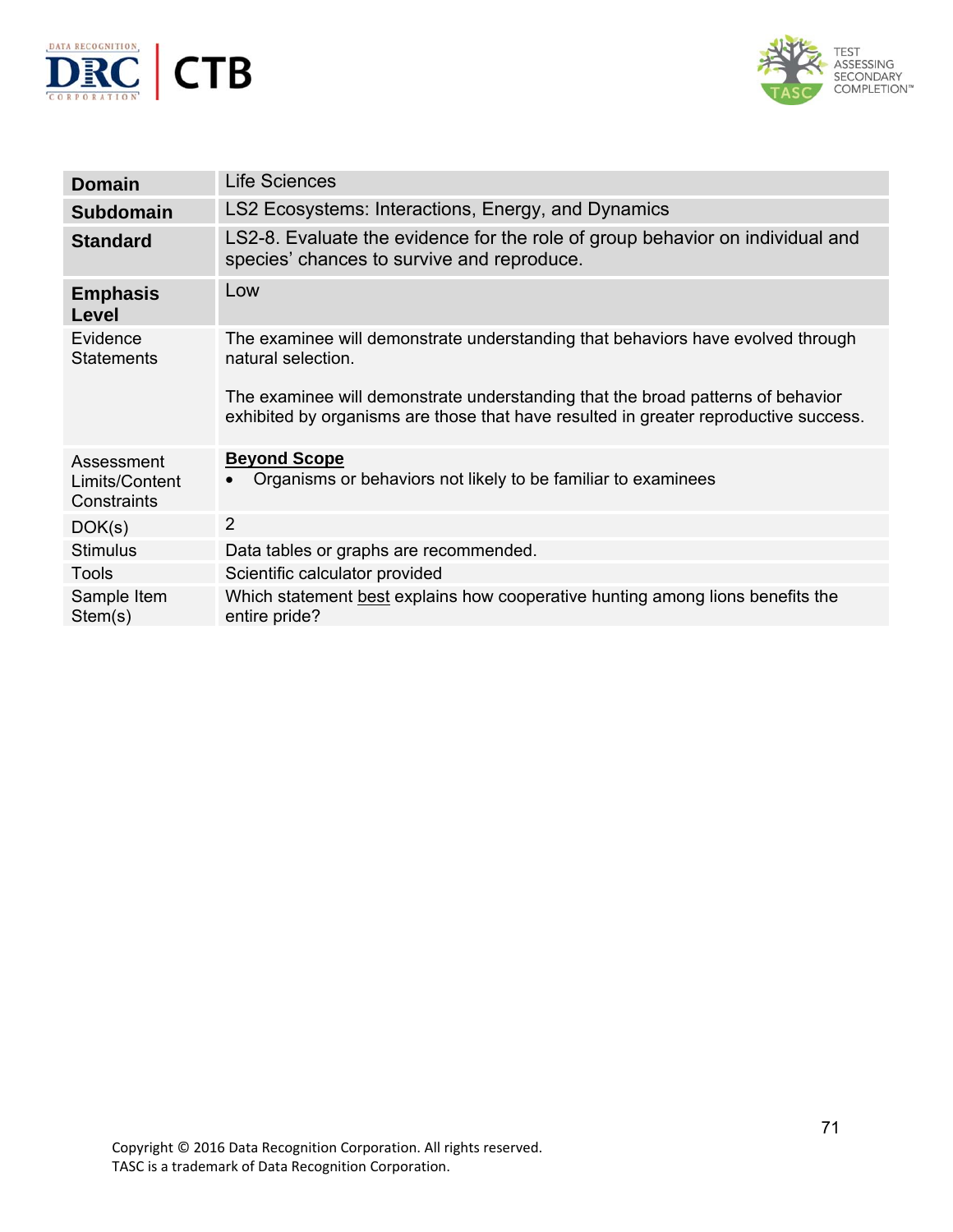| **Domain** | Life Sciences |
|---|---|
| **Subdomain** | LS2 Ecosystems: Interactions, Energy, and Dynamics |
| **Standard** | LS2-8. Evaluate the evidence for the role of group behavior on individual and species' chances to survive and reproduce. |
| **Emphasis Level** | Low |
| Evidence Statements | The examinee will demonstrate understanding that behaviors have evolved through natural selection.<br><br>The examinee will demonstrate understanding that the broad patterns of behavior exhibited by organisms are those that have resulted in greater reproductive success. |
| Assessment Limits/Content Constraints | **Beyond Scope**<br>• Organisms or behaviors not likely to be familiar to examinees |
| DOK(s) | 2 |
| Stimulus | Data tables or graphs are recommended. |
| Tools | Scientific calculator provided |
| Sample Item Stem(s) | Which statement best explains how cooperative hunting among lions benefits the entire pride? |

Copyright © 2016 Data Recognition Corporation. All rights reserved.
TASC is a trademark of Data Recognition Corporation.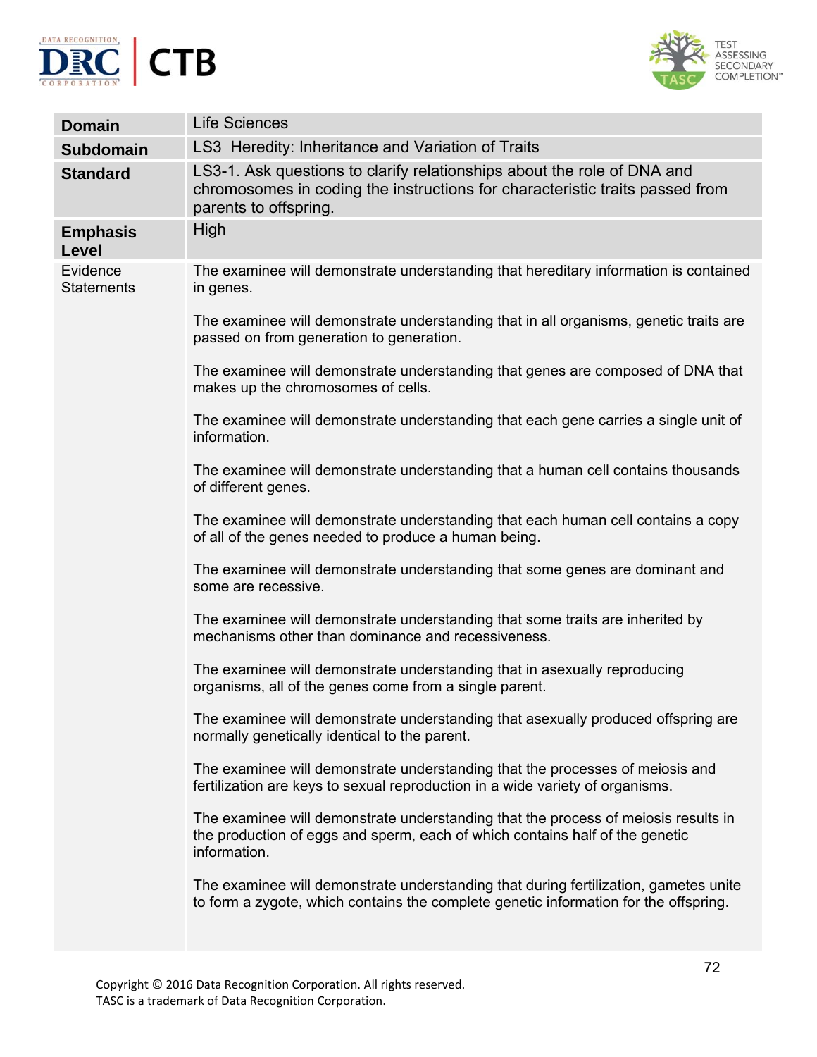| Domain | Life Sciences |
|---|---|
| **Subdomain** | LS3 Heredity: Inheritance and Variation of Traits |
| **Standard** | LS3-1. Ask questions to clarify relationships about the role of DNA and chromosomes in coding the instructions for characteristic traits passed from parents to offspring. |
| **Emphasis Level** | High |
| Evidence Statements | The examinee will demonstrate understanding that hereditary information is contained in genes.<br><br>The examinee will demonstrate understanding that in all organisms, genetic traits are passed on from generation to generation.<br><br>The examinee will demonstrate understanding that genes are composed of DNA that makes up the chromosomes of cells.<br><br>The examinee will demonstrate understanding that each gene carries a single unit of information.<br><br>The examinee will demonstrate understanding that a human cell contains thousands of different genes.<br><br>The examinee will demonstrate understanding that each human cell contains a copy of all of the genes needed to produce a human being.<br><br>The examinee will demonstrate understanding that some genes are dominant and some are recessive.<br><br>The examinee will demonstrate understanding that some traits are inherited by mechanisms other than dominance and recessiveness.<br><br>The examinee will demonstrate understanding that in asexually reproducing organisms, all of the genes come from a single parent.<br><br>The examinee will demonstrate understanding that asexually produced offspring are normally genetically identical to the parent.<br><br>The examinee will demonstrate understanding that the processes of meiosis and fertilization are keys to sexual reproduction in a wide variety of organisms.<br><br>The examinee will demonstrate understanding that the process of meiosis results in the production of eggs and sperm, each of which contains half of the genetic information.<br><br>The examinee will demonstrate understanding that during fertilization, gametes unite to form a zygote, which contains the complete genetic information for the offspring. |

Copyright © 2016 Data Recognition Corporation. All rights reserved.
TASC is a trademark of Data Recognition Corporation.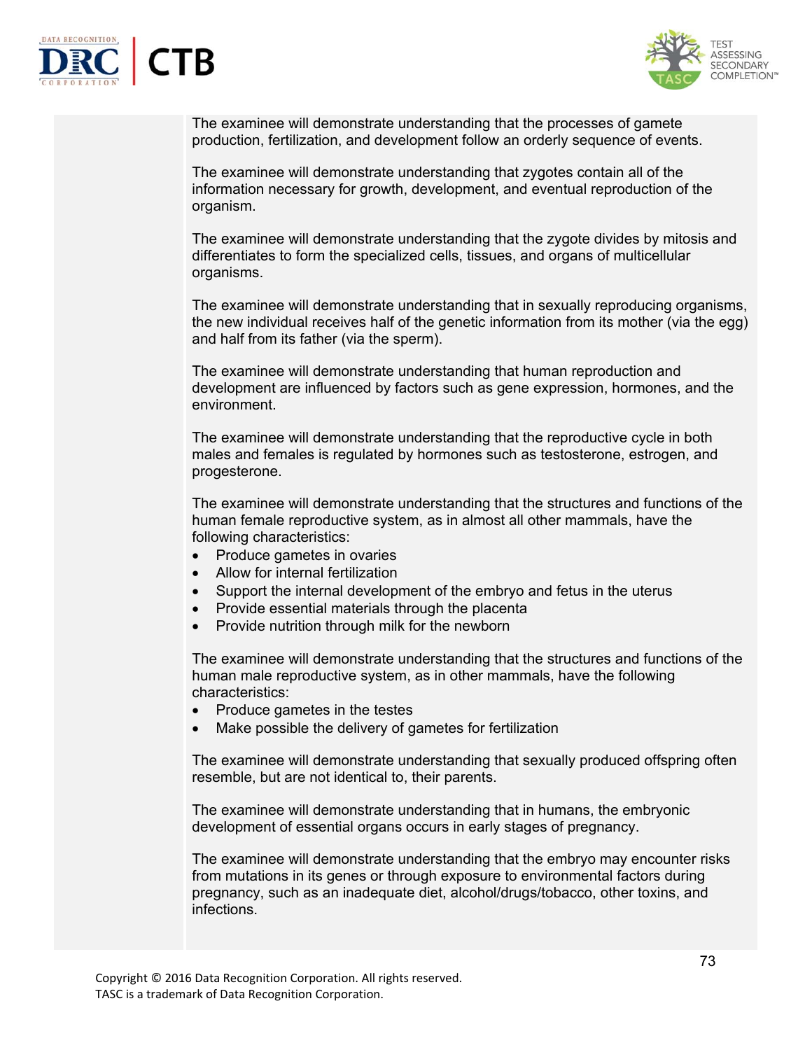The examinee will demonstrate understanding that the processes of gamete production, fertilization, and development follow an orderly sequence of events.

The examinee will demonstrate understanding that zygotes contain all of the information necessary for growth, development, and eventual reproduction of the organism.

The examinee will demonstrate understanding that the zygote divides by mitosis and differentiates to form the specialized cells, tissues, and organs of multicellular organisms.

The examinee will demonstrate understanding that in sexually reproducing organisms, the new individual receives half of the genetic information from its mother (via the egg) and half from its father (via the sperm).

The examinee will demonstrate understanding that human reproduction and development are influenced by factors such as gene expression, hormones, and the environment.

The examinee will demonstrate understanding that the reproductive cycle in both males and females is regulated by hormones such as testosterone, estrogen, and progesterone.

The examinee will demonstrate understanding that the structures and functions of the human female reproductive system, as in almost all other mammals, have the following characteristics:

- Produce gametes in ovaries
- Allow for internal fertilization
- Support the internal development of the embryo and fetus in the uterus
- Provide essential materials through the placenta
- Provide nutrition through milk for the newborn

The examinee will demonstrate understanding that the structures and functions of the human male reproductive system, as in other mammals, have the following characteristics:

- Produce gametes in the testes
- Make possible the delivery of gametes for fertilization

The examinee will demonstrate understanding that sexually produced offspring often resemble, but are not identical to, their parents.

The examinee will demonstrate understanding that in humans, the embryonic development of essential organs occurs in early stages of pregnancy.

The examinee will demonstrate understanding that the embryo may encounter risks from mutations in its genes or through exposure to environmental factors during pregnancy, such as an inadequate diet, alcohol/drugs/tobacco, other toxins, and infections.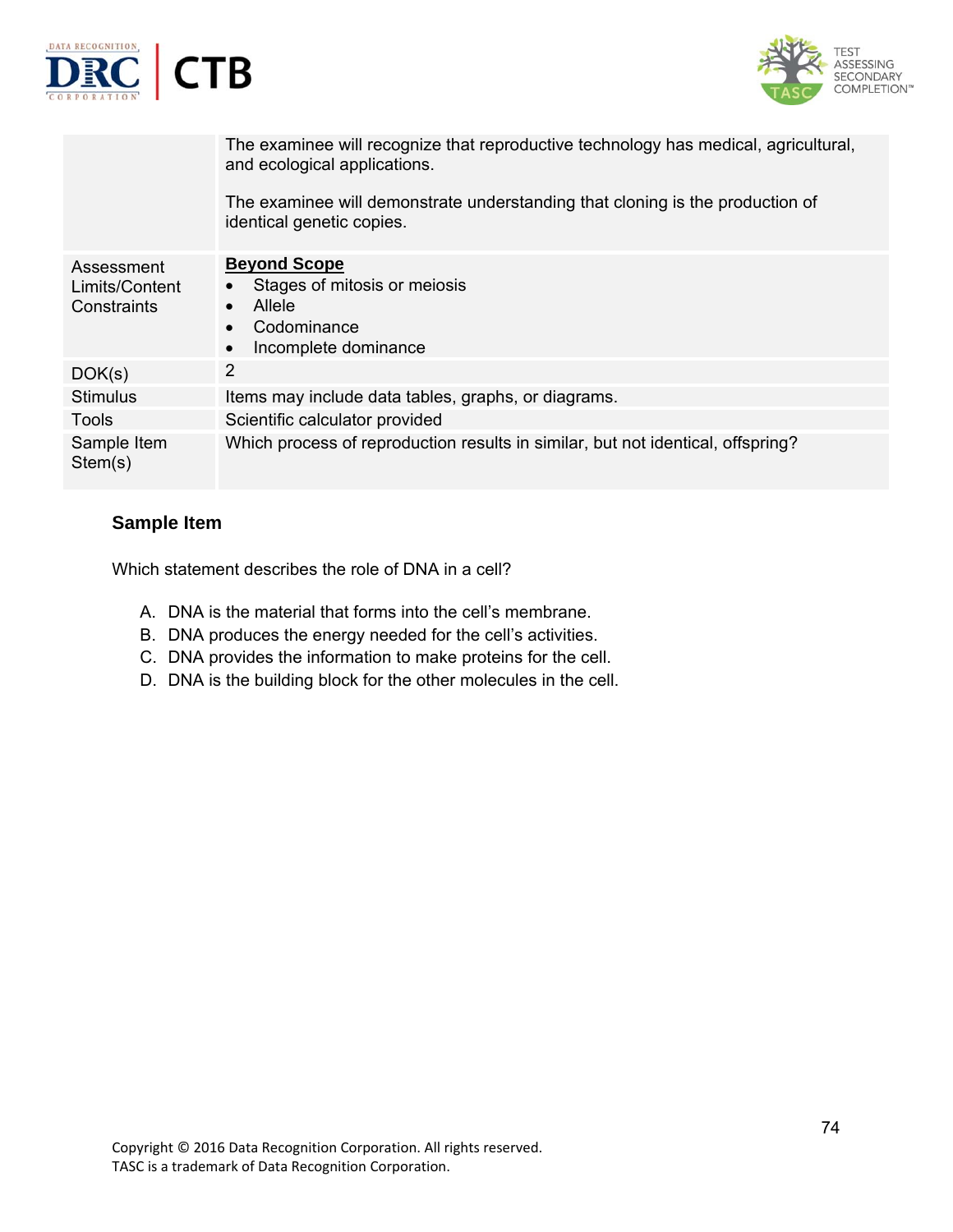| | |
|---|---|
| | The examinee will recognize that reproductive technology has medical, agricultural, and ecological applications.<br><br>The examinee will demonstrate understanding that cloning is the production of identical genetic copies. |
| Assessment Limits/Content Constraints | **Beyond Scope**<br>• Stages of mitosis or meiosis<br>• Allele<br>• Codominance<br>• Incomplete dominance |
| DOK(s) | 2 |
| Stimulus | Items may include data tables, graphs, or diagrams. |
| Tools | Scientific calculator provided |
| Sample Item Stem(s) | Which process of reproduction results in similar, but not identical, offspring? |

### Sample Item

Which statement describes the role of DNA in a cell?

A. DNA is the material that forms into the cell's membrane.
B. DNA produces the energy needed for the cell's activities.
C. DNA provides the information to make proteins for the cell.
D. DNA is the building block for the other molecules in the cell.

Copyright © 2016 Data Recognition Corporation. All rights reserved.
TASC is a trademark of Data Recognition Corporation.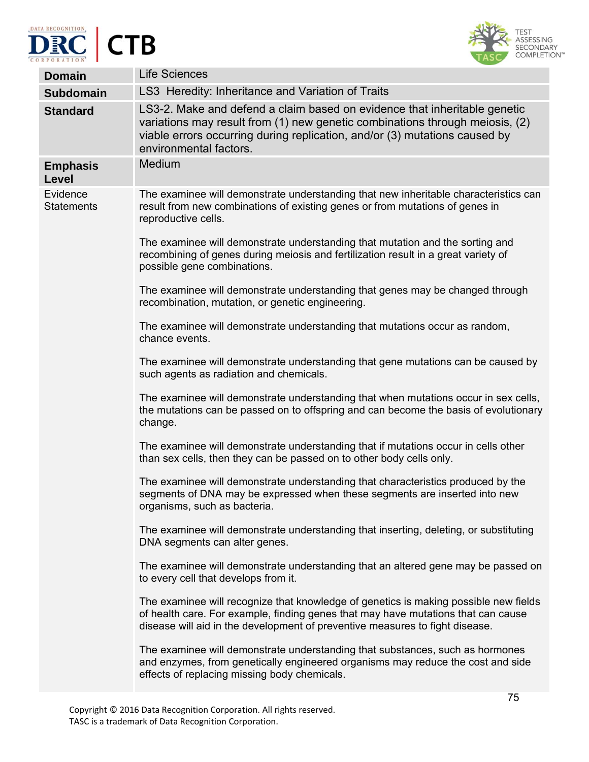| Domain | Life Sciences |
|---|---|
| **Subdomain** | LS3 Heredity: Inheritance and Variation of Traits |
| **Standard** | LS3-2. Make and defend a claim based on evidence that inheritable genetic variations may result from (1) new genetic combinations through meiosis, (2) viable errors occurring during replication, and/or (3) mutations caused by environmental factors. |
| **Emphasis Level** | Medium |
| Evidence Statements | The examinee will demonstrate understanding that new inheritable characteristics can result from new combinations of existing genes or from mutations of genes in reproductive cells.<br><br>The examinee will demonstrate understanding that mutation and the sorting and recombining of genes during meiosis and fertilization result in a great variety of possible gene combinations.<br><br>The examinee will demonstrate understanding that genes may be changed through recombination, mutation, or genetic engineering.<br><br>The examinee will demonstrate understanding that mutations occur as random, chance events.<br><br>The examinee will demonstrate understanding that gene mutations can be caused by such agents as radiation and chemicals.<br><br>The examinee will demonstrate understanding that when mutations occur in sex cells, the mutations can be passed on to offspring and can become the basis of evolutionary change.<br><br>The examinee will demonstrate understanding that if mutations occur in cells other than sex cells, then they can be passed on to other body cells only.<br><br>The examinee will demonstrate understanding that characteristics produced by the segments of DNA may be expressed when these segments are inserted into new organisms, such as bacteria.<br><br>The examinee will demonstrate understanding that inserting, deleting, or substituting DNA segments can alter genes.<br><br>The examinee will demonstrate understanding that an altered gene may be passed on to every cell that develops from it.<br><br>The examinee will recognize that knowledge of genetics is making possible new fields of health care. For example, finding genes that may have mutations that can cause disease will aid in the development of preventive measures to fight disease.<br><br>The examinee will demonstrate understanding that substances, such as hormones and enzymes, from genetically engineered organisms may reduce the cost and side effects of replacing missing body chemicals. |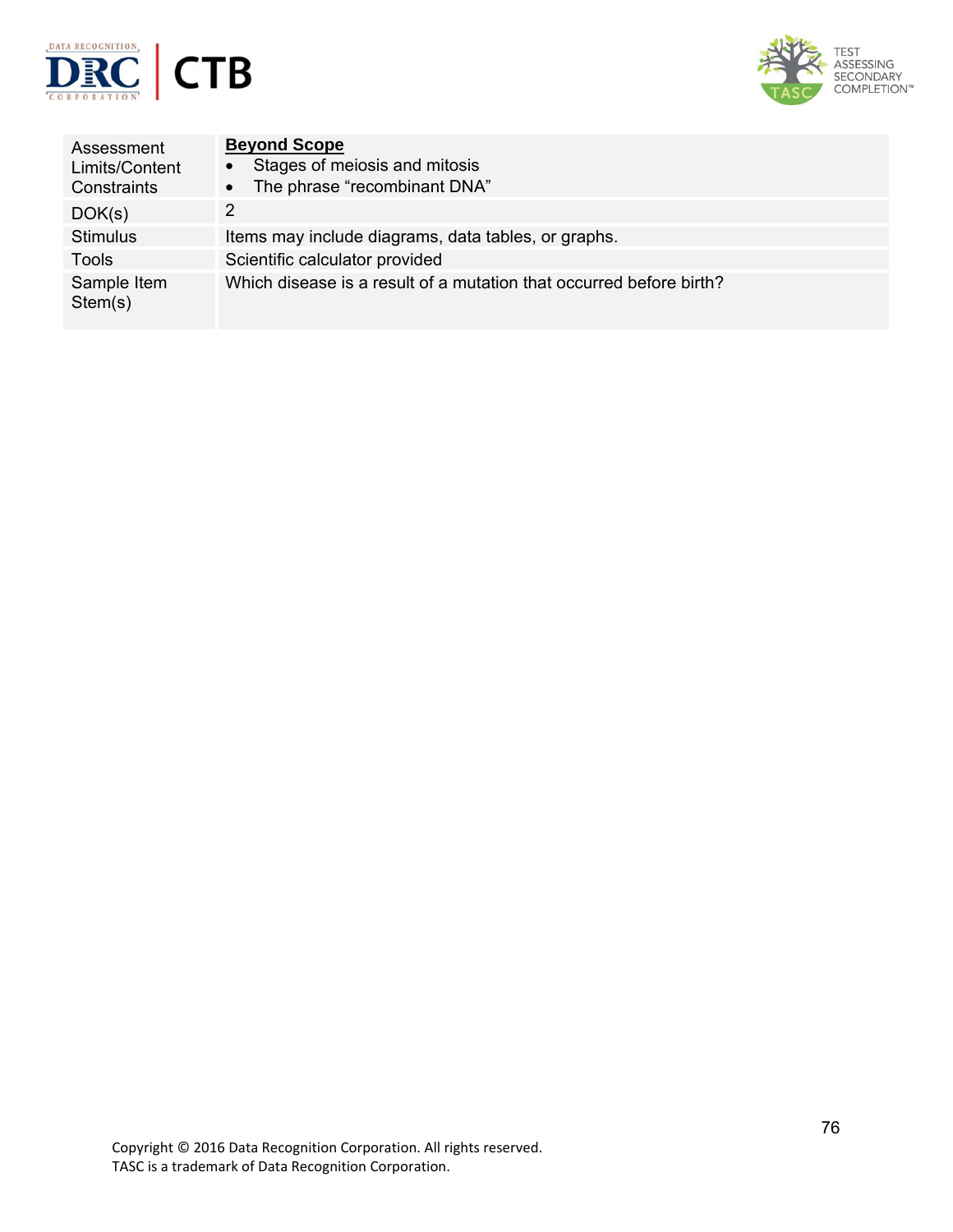| | |
|---|---|
| Assessment Limits/Content Constraints | **Beyond Scope**<br>• Stages of meiosis and mitosis<br>• The phrase "recombinant DNA" |
| DOK(s) | 2 |
| Stimulus | Items may include diagrams, data tables, or graphs. |
| Tools | Scientific calculator provided |
| Sample Item Stem(s) | Which disease is a result of a mutation that occurred before birth? |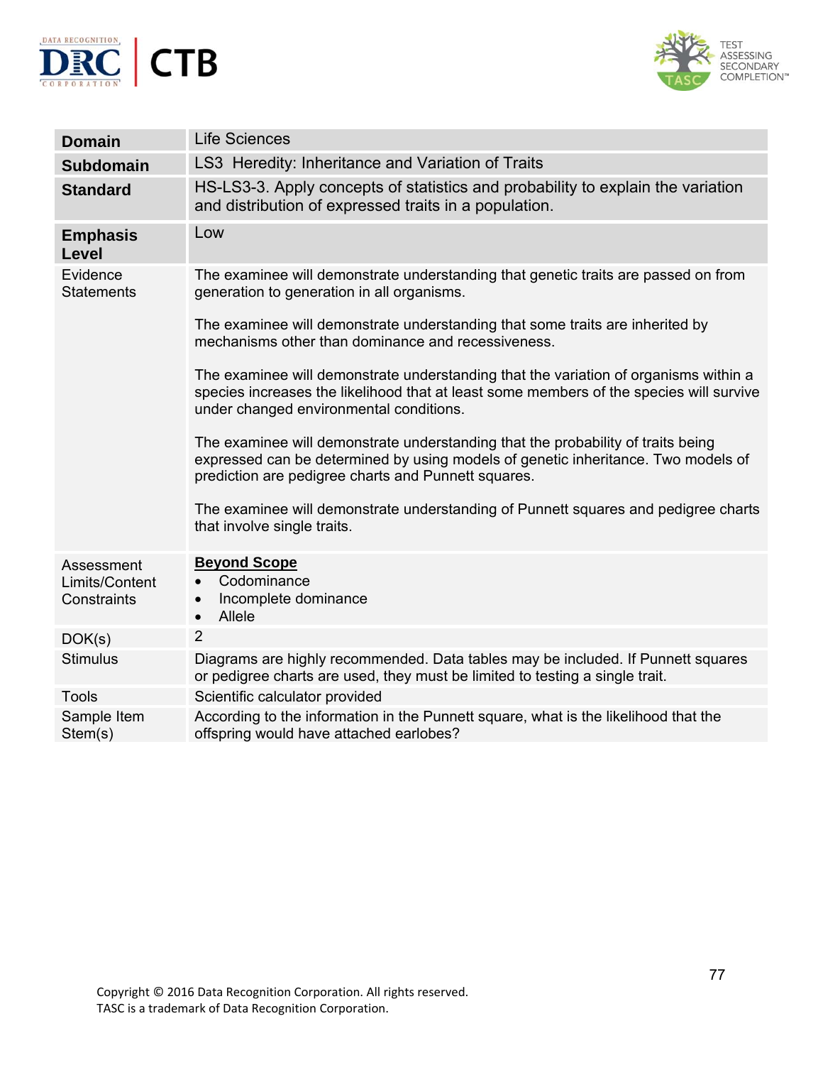| Domain | Life Sciences |
|---|---|
| **Subdomain** | LS3 Heredity: Inheritance and Variation of Traits |
| **Standard** | HS-LS3-3. Apply concepts of statistics and probability to explain the variation and distribution of expressed traits in a population. |
| **Emphasis Level** | Low |
| Evidence Statements | The examinee will demonstrate understanding that genetic traits are passed on from generation to generation in all organisms.<br><br>The examinee will demonstrate understanding that some traits are inherited by mechanisms other than dominance and recessiveness.<br><br>The examinee will demonstrate understanding that the variation of organisms within a species increases the likelihood that at least some members of the species will survive under changed environmental conditions.<br><br>The examinee will demonstrate understanding that the probability of traits being expressed can be determined by using models of genetic inheritance. Two models of prediction are pedigree charts and Punnett squares.<br><br>The examinee will demonstrate understanding of Punnett squares and pedigree charts that involve single traits. |
| Assessment Limits/Content Constraints | **Beyond Scope**<br>• Codominance<br>• Incomplete dominance<br>• Allele |
| DOK(s) | 2 |
| Stimulus | Diagrams are highly recommended. Data tables may be included. If Punnett squares or pedigree charts are used, they must be limited to testing a single trait. |
| Tools | Scientific calculator provided |
| Sample Item Stem(s) | According to the information in the Punnett square, what is the likelihood that the offspring would have attached earlobes? |

Copyright © 2016 Data Recognition Corporation. All rights reserved.
TASC is a trademark of Data Recognition Corporation.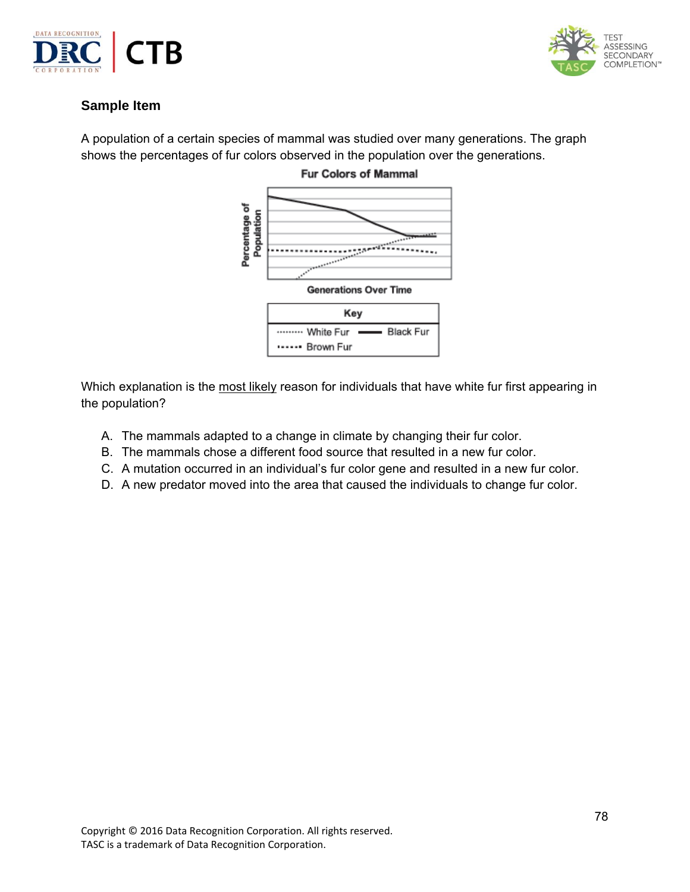### Sample Item

A population of a certain species of mammal was studied over many generations. The graph shows the percentages of fur colors observed in the population over the generations.

**Fur Colors of Mammal**

Percentage of Population

Generations Over Time

Key

White Fur — Black Fur

Brown Fur

Which explanation is the most likely reason for individuals that have white fur first appearing in the population?

A. The mammals adapted to a change in climate by changing their fur color.
B. The mammals chose a different food source that resulted in a new fur color.
C. A mutation occurred in an individual's fur color gene and resulted in a new fur color.
D. A new predator moved into the area that caused the individuals to change fur color.

Copyright © 2016 Data Recognition Corporation. All rights reserved.
TASC is a trademark of Data Recognition Corporation.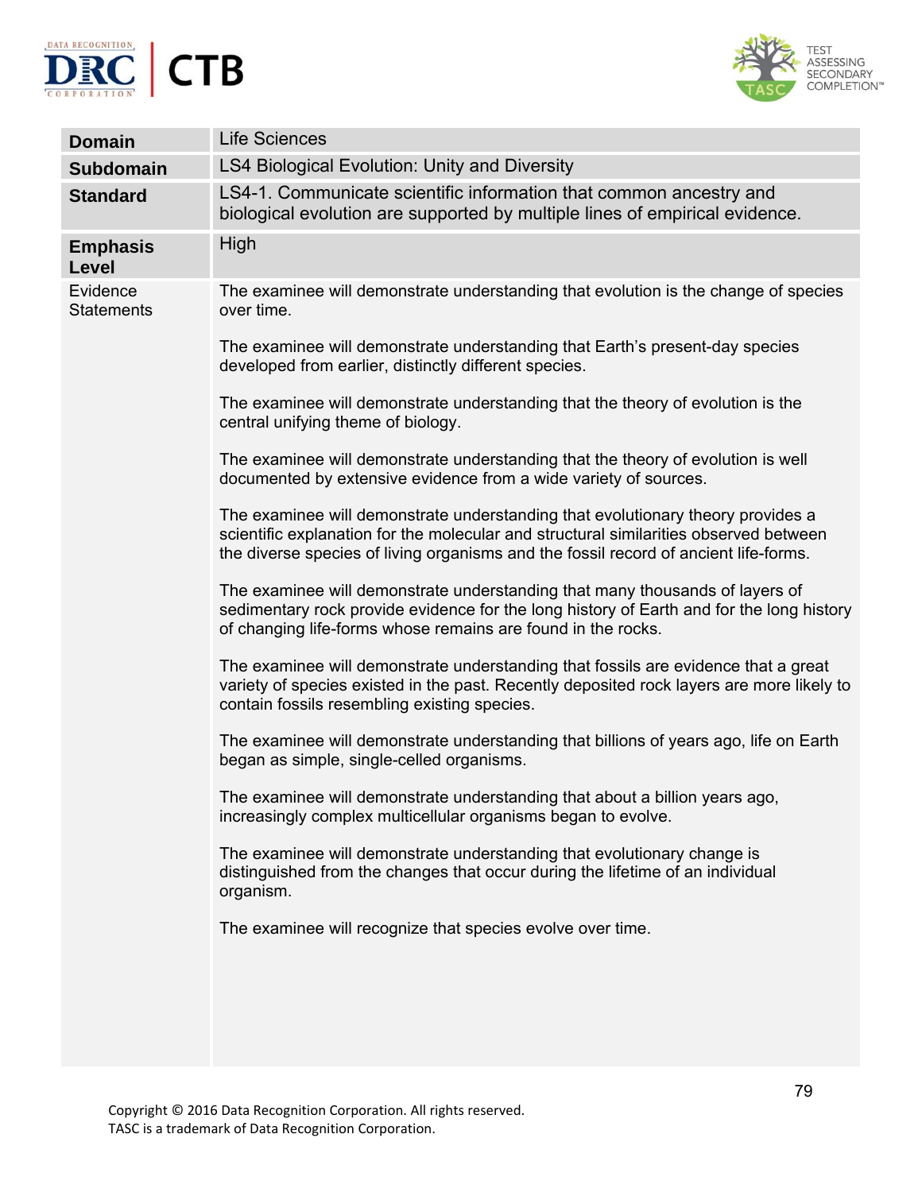| **Domain** | Life Sciences |
|---|---|
| **Subdomain** | LS4 Biological Evolution: Unity and Diversity |
| **Standard** | LS4-1. Communicate scientific information that common ancestry and biological evolution are supported by multiple lines of empirical evidence. |
| **Emphasis Level** | High |
| Evidence Statements | The examinee will demonstrate understanding that evolution is the change of species over time.<br><br>The examinee will demonstrate understanding that Earth's present-day species developed from earlier, distinctly different species.<br><br>The examinee will demonstrate understanding that the theory of evolution is the central unifying theme of biology.<br><br>The examinee will demonstrate understanding that the theory of evolution is well documented by extensive evidence from a wide variety of sources.<br><br>The examinee will demonstrate understanding that evolutionary theory provides a scientific explanation for the molecular and structural similarities observed between the diverse species of living organisms and the fossil record of ancient life-forms.<br><br>The examinee will demonstrate understanding that many thousands of layers of sedimentary rock provide evidence for the long history of Earth and for the long history of changing life-forms whose remains are found in the rocks.<br><br>The examinee will demonstrate understanding that fossils are evidence that a great variety of species existed in the past. Recently deposited rock layers are more likely to contain fossils resembling existing species.<br><br>The examinee will demonstrate understanding that billions of years ago, life on Earth began as simple, single-celled organisms.<br><br>The examinee will demonstrate understanding that about a billion years ago, increasingly complex multicellular organisms began to evolve.<br><br>The examinee will demonstrate understanding that evolutionary change is distinguished from the changes that occur during the lifetime of an individual organism.<br><br>The examinee will recognize that species evolve over time. |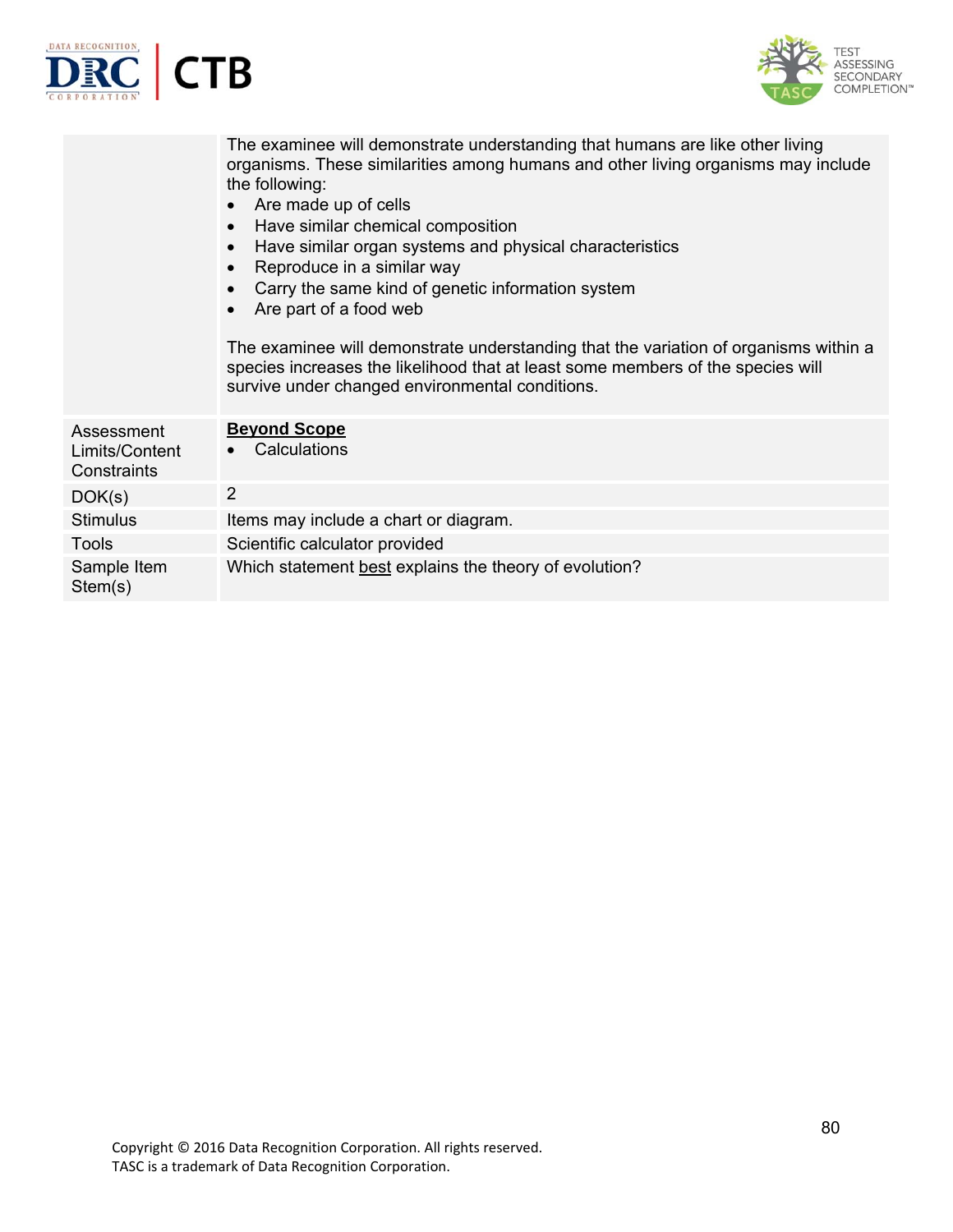| | |
|---|---|
| | The examinee will demonstrate understanding that humans are like other living organisms. These similarities among humans and other living organisms may include the following:<br>• Are made up of cells<br>• Have similar chemical composition<br>• Have similar organ systems and physical characteristics<br>• Reproduce in a similar way<br>• Carry the same kind of genetic information system<br>• Are part of a food web<br><br>The examinee will demonstrate understanding that the variation of organisms within a species increases the likelihood that at least some members of the species will survive under changed environmental conditions. |
| Assessment Limits/Content Constraints | **Beyond Scope**<br>• Calculations |
| DOK(s) | 2 |
| Stimulus | Items may include a chart or diagram. |
| Tools | Scientific calculator provided |
| Sample Item Stem(s) | Which statement best explains the theory of evolution? |

Copyright © 2016 Data Recognition Corporation. All rights reserved.
TASC is a trademark of Data Recognition Corporation.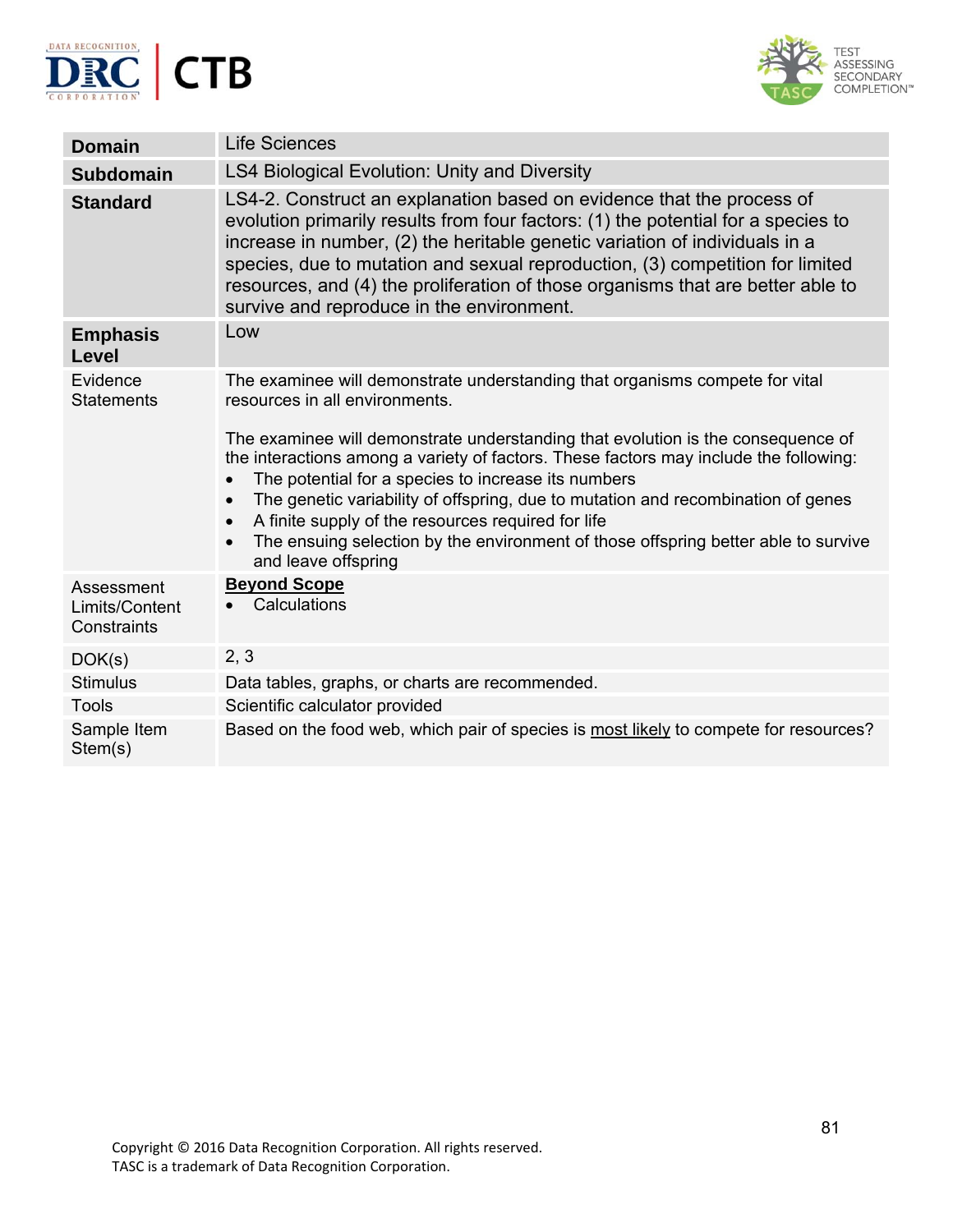| | |
|---|---|
| **Domain** | Life Sciences |
| **Subdomain** | LS4 Biological Evolution: Unity and Diversity |
| **Standard** | LS4-2. Construct an explanation based on evidence that the process of evolution primarily results from four factors: (1) the potential for a species to increase in number, (2) the heritable genetic variation of individuals in a species, due to mutation and sexual reproduction, (3) competition for limited resources, and (4) the proliferation of those organisms that are better able to survive and reproduce in the environment. |
| **Emphasis Level** | Low |
| Evidence Statements | The examinee will demonstrate understanding that organisms compete for vital resources in all environments.<br><br>The examinee will demonstrate understanding that evolution is the consequence of the interactions among a variety of factors. These factors may include the following:<br>• The potential for a species to increase its numbers<br>• The genetic variability of offspring, due to mutation and recombination of genes<br>• A finite supply of the resources required for life<br>• The ensuing selection by the environment of those offspring better able to survive and leave offspring |
| Assessment Limits/Content Constraints | **Beyond Scope**<br>• Calculations |
| DOK(s) | 2, 3 |
| Stimulus | Data tables, graphs, or charts are recommended. |
| Tools | Scientific calculator provided |
| Sample Item Stem(s) | Based on the food web, which pair of species is most likely to compete for resources? |

Copyright © 2016 Data Recognition Corporation. All rights reserved.
TASC is a trademark of Data Recognition Corporation.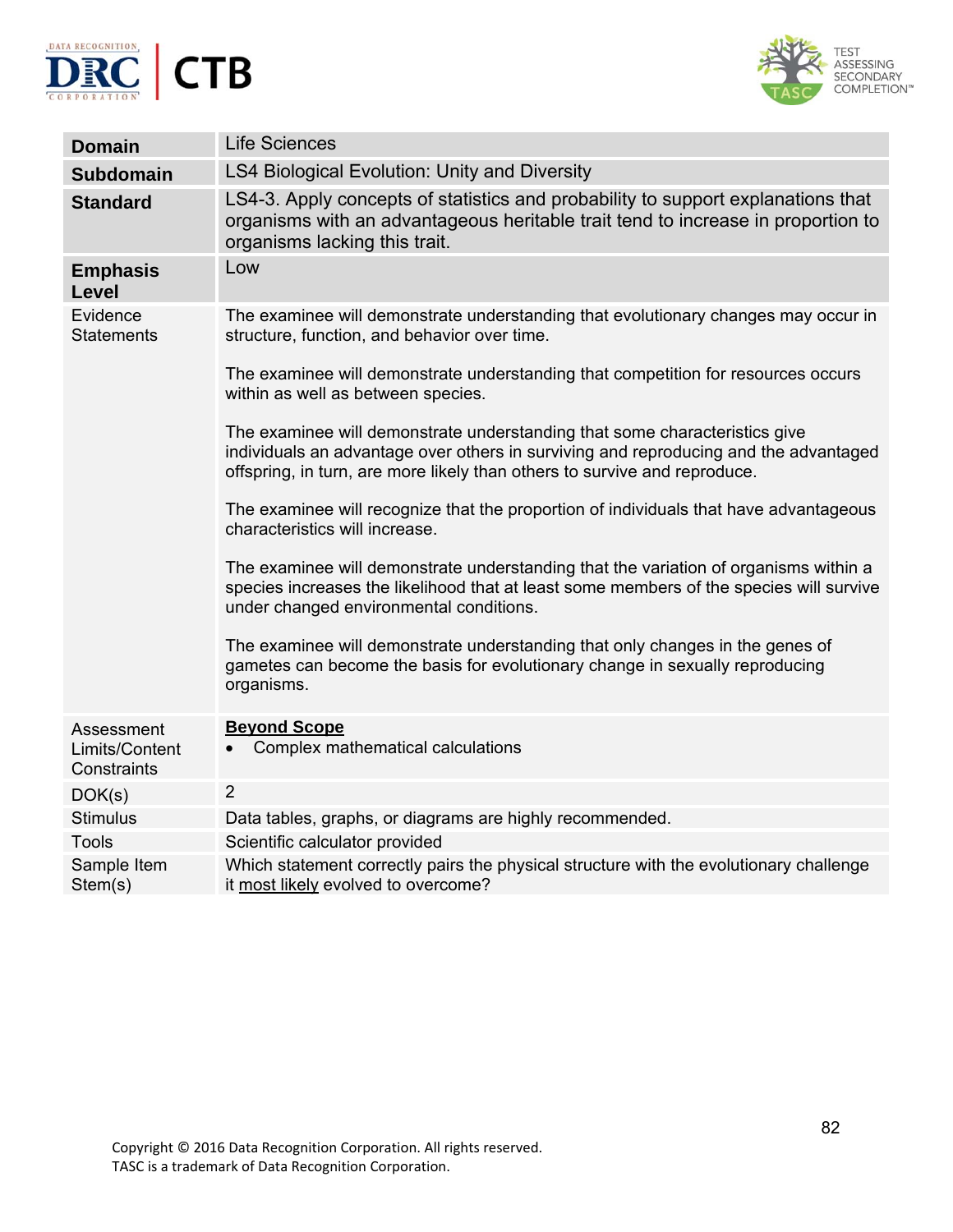| **Domain** | Life Sciences |
|---|---|
| **Subdomain** | LS4 Biological Evolution: Unity and Diversity |
| **Standard** | LS4-3. Apply concepts of statistics and probability to support explanations that organisms with an advantageous heritable trait tend to increase in proportion to organisms lacking this trait. |
| **Emphasis Level** | Low |
| Evidence Statements | The examinee will demonstrate understanding that evolutionary changes may occur in structure, function, and behavior over time.<br><br>The examinee will demonstrate understanding that competition for resources occurs within as well as between species.<br><br>The examinee will demonstrate understanding that some characteristics give individuals an advantage over others in surviving and reproducing and the advantaged offspring, in turn, are more likely than others to survive and reproduce.<br><br>The examinee will recognize that the proportion of individuals that have advantageous characteristics will increase.<br><br>The examinee will demonstrate understanding that the variation of organisms within a species increases the likelihood that at least some members of the species will survive under changed environmental conditions.<br><br>The examinee will demonstrate understanding that only changes in the genes of gametes can become the basis for evolutionary change in sexually reproducing organisms. |
| Assessment Limits/Content Constraints | **<u>Beyond Scope</u>**<br>• Complex mathematical calculations |
| DOK(s) | 2 |
| Stimulus | Data tables, graphs, or diagrams are highly recommended. |
| Tools | Scientific calculator provided |
| Sample Item Stem(s) | Which statement correctly pairs the physical structure with the evolutionary challenge it <u>most likely</u> evolved to overcome? |

Copyright © 2016 Data Recognition Corporation. All rights reserved.
TASC is a trademark of Data Recognition Corporation.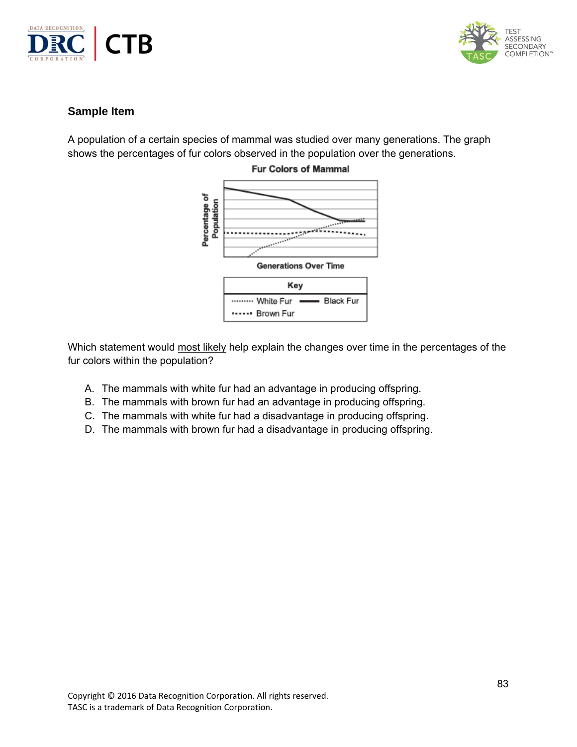**Sample Item**

A population of a certain species of mammal was studied over many generations. The graph shows the percentages of fur colors observed in the population over the generations.

Fur Colors of Mammal

Percentage of Population

Generations Over Time

| Key | |
|---|---|
| White Fur | Black Fur |
| Brown Fur | |

Which statement would most likely help explain the changes over time in the percentages of the fur colors within the population?

A. The mammals with white fur had an advantage in producing offspring.
B. The mammals with brown fur had an advantage in producing offspring.
C. The mammals with white fur had a disadvantage in producing offspring.
D. The mammals with brown fur had a disadvantage in producing offspring.

Copyright © 2016 Data Recognition Corporation. All rights reserved.
TASC is a trademark of Data Recognition Corporation.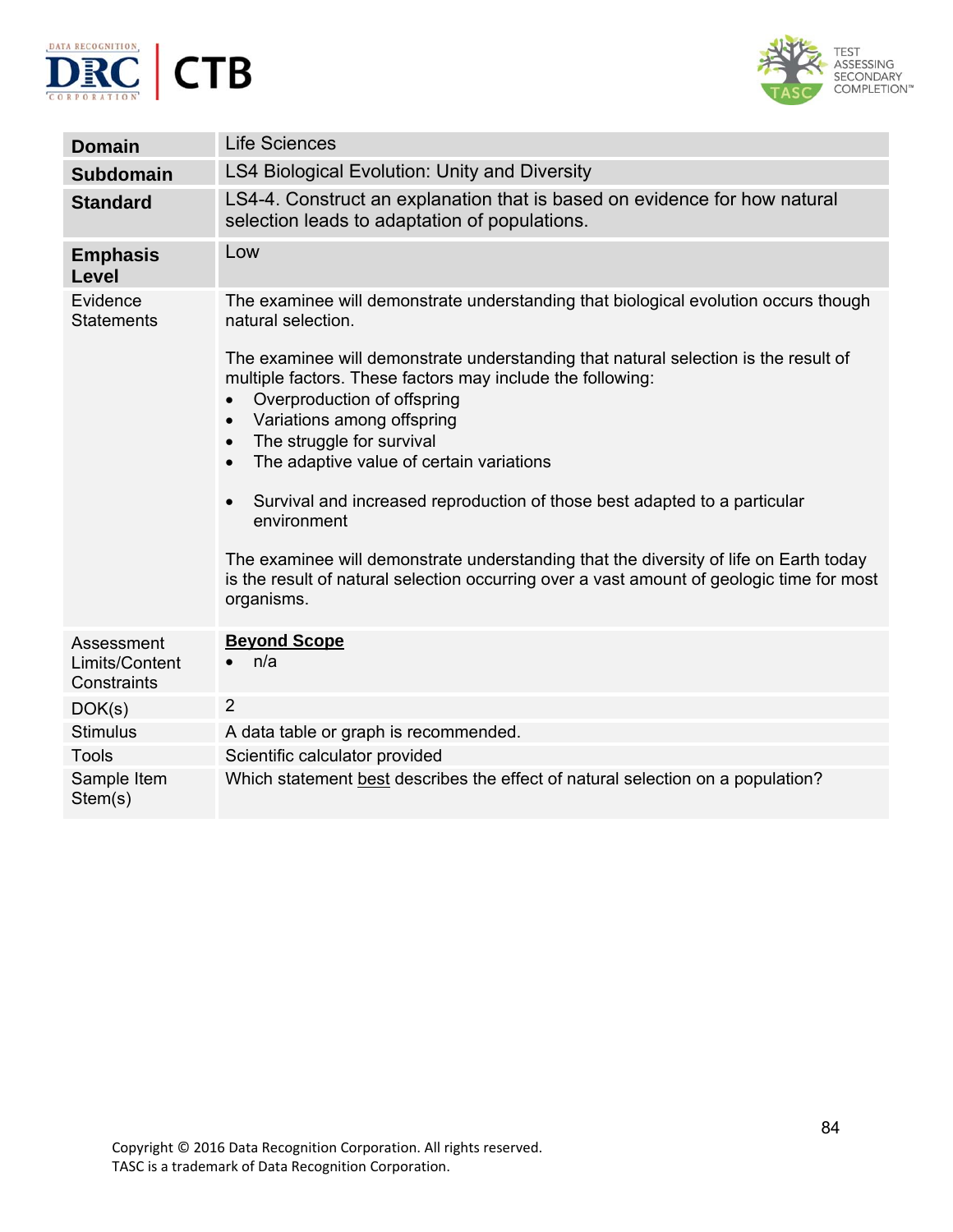| | |
|---|---|
| **Domain** | Life Sciences |
| **Subdomain** | LS4 Biological Evolution: Unity and Diversity |
| **Standard** | LS4-4. Construct an explanation that is based on evidence for how natural selection leads to adaptation of populations. |
| **Emphasis Level** | Low |
| Evidence Statements | The examinee will demonstrate understanding that biological evolution occurs though natural selection.<br><br>The examinee will demonstrate understanding that natural selection is the result of multiple factors. These factors may include the following:<br>• Overproduction of offspring<br>• Variations among offspring<br>• The struggle for survival<br>• The adaptive value of certain variations<br><br>• Survival and increased reproduction of those best adapted to a particular environment<br><br>The examinee will demonstrate understanding that the diversity of life on Earth today is the result of natural selection occurring over a vast amount of geologic time for most organisms. |
| Assessment Limits/Content Constraints | **Beyond Scope**<br>• n/a |
| DOK(s) | 2 |
| Stimulus | A data table or graph is recommended. |
| Tools | Scientific calculator provided |
| Sample Item Stem(s) | Which statement best describes the effect of natural selection on a population? |

Copyright © 2016 Data Recognition Corporation. All rights reserved.
TASC is a trademark of Data Recognition Corporation.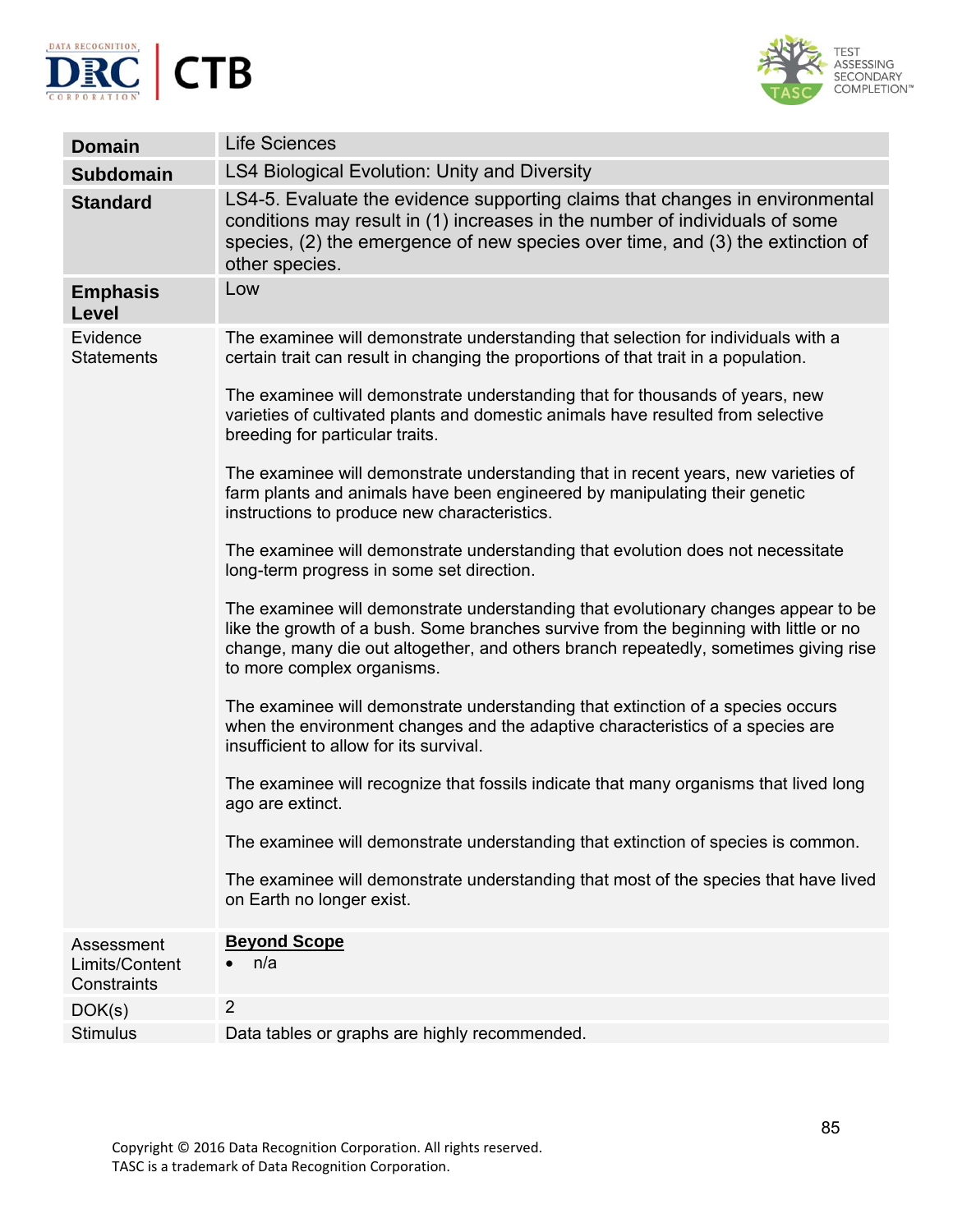| | |
|---|---|
| **Domain** | Life Sciences |
| **Subdomain** | LS4 Biological Evolution: Unity and Diversity |
| **Standard** | LS4-5. Evaluate the evidence supporting claims that changes in environmental conditions may result in (1) increases in the number of individuals of some species, (2) the emergence of new species over time, and (3) the extinction of other species. |
| **Emphasis Level** | Low |
| Evidence Statements | The examinee will demonstrate understanding that selection for individuals with a certain trait can result in changing the proportions of that trait in a population.<br><br>The examinee will demonstrate understanding that for thousands of years, new varieties of cultivated plants and domestic animals have resulted from selective breeding for particular traits.<br><br>The examinee will demonstrate understanding that in recent years, new varieties of farm plants and animals have been engineered by manipulating their genetic instructions to produce new characteristics.<br><br>The examinee will demonstrate understanding that evolution does not necessitate long-term progress in some set direction.<br><br>The examinee will demonstrate understanding that evolutionary changes appear to be like the growth of a bush. Some branches survive from the beginning with little or no change, many die out altogether, and others branch repeatedly, sometimes giving rise to more complex organisms.<br><br>The examinee will demonstrate understanding that extinction of a species occurs when the environment changes and the adaptive characteristics of a species are insufficient to allow for its survival.<br><br>The examinee will recognize that fossils indicate that many organisms that lived long ago are extinct.<br><br>The examinee will demonstrate understanding that extinction of species is common.<br><br>The examinee will demonstrate understanding that most of the species that have lived on Earth no longer exist. |
| Assessment Limits/Content Constraints | **Beyond Scope**<br>• n/a |
| DOK(s) | 2 |
| Stimulus | Data tables or graphs are highly recommended. |

Copyright © 2016 Data Recognition Corporation. All rights reserved.
TASC is a trademark of Data Recognition Corporation.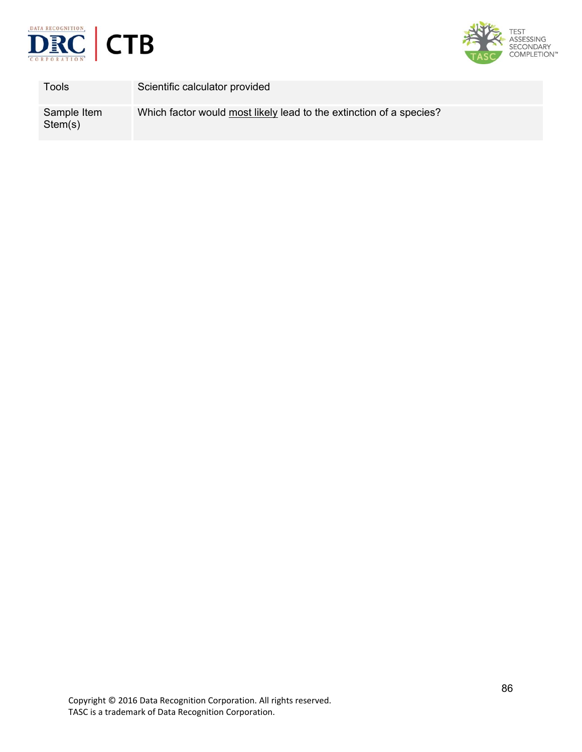| | |
|---|---|
| Tools | Scientific calculator provided |
| Sample Item Stem(s) | Which factor would <u>most likely</u> lead to the extinction of a species? |

Copyright © 2016 Data Recognition Corporation. All rights reserved.
TASC is a trademark of Data Recognition Corporation.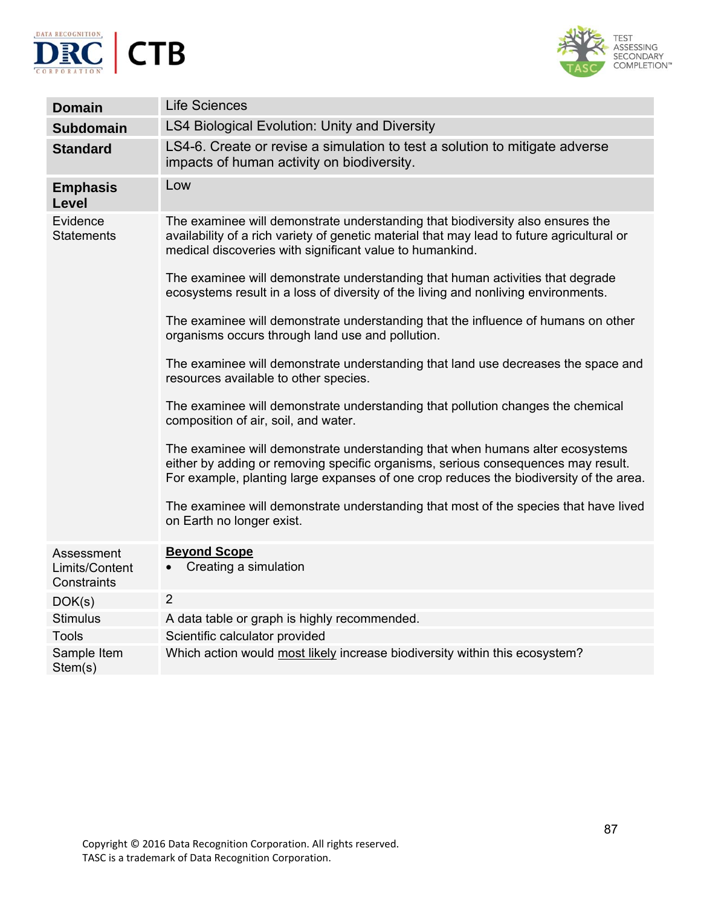| | |
|---|---|
| **Domain** | Life Sciences |
| **Subdomain** | LS4 Biological Evolution: Unity and Diversity |
| **Standard** | LS4-6. Create or revise a simulation to test a solution to mitigate adverse impacts of human activity on biodiversity. |
| **Emphasis Level** | Low |
| Evidence Statements | The examinee will demonstrate understanding that biodiversity also ensures the availability of a rich variety of genetic material that may lead to future agricultural or medical discoveries with significant value to humankind.<br><br>The examinee will demonstrate understanding that human activities that degrade ecosystems result in a loss of diversity of the living and nonliving environments.<br><br>The examinee will demonstrate understanding that the influence of humans on other organisms occurs through land use and pollution.<br><br>The examinee will demonstrate understanding that land use decreases the space and resources available to other species.<br><br>The examinee will demonstrate understanding that pollution changes the chemical composition of air, soil, and water.<br><br>The examinee will demonstrate understanding that when humans alter ecosystems either by adding or removing specific organisms, serious consequences may result. For example, planting large expanses of one crop reduces the biodiversity of the area.<br><br>The examinee will demonstrate understanding that most of the species that have lived on Earth no longer exist. |
| Assessment Limits/Content Constraints | **<u>Beyond Scope</u>**<br>• Creating a simulation |
| DOK(s) | 2 |
| Stimulus | A data table or graph is highly recommended. |
| Tools | Scientific calculator provided |
| Sample Item Stem(s) | Which action would <u>most likely</u> increase biodiversity within this ecosystem? |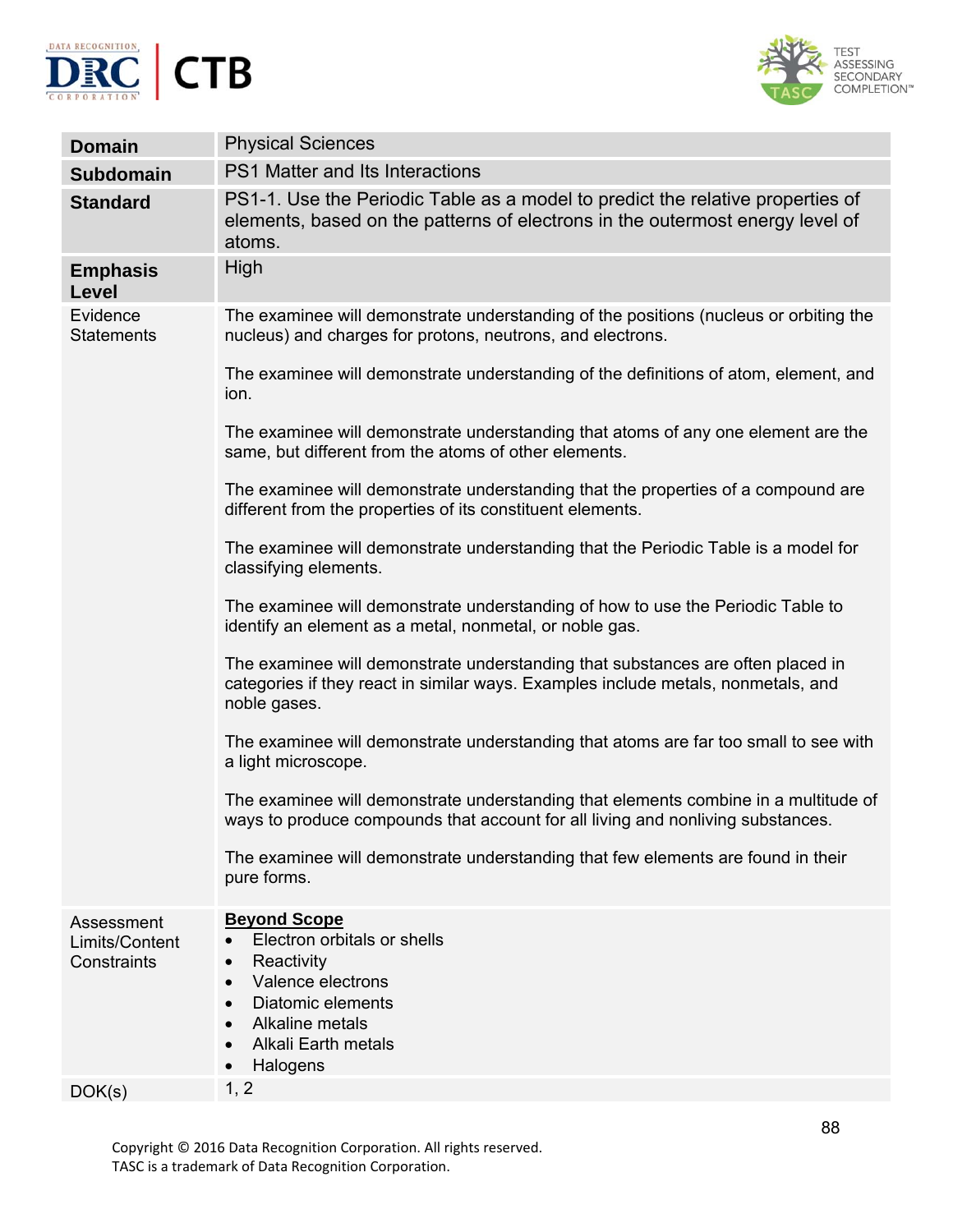| | |
|---|---|
| **Domain** | Physical Sciences |
| **Subdomain** | PS1 Matter and Its Interactions |
| **Standard** | PS1-1. Use the Periodic Table as a model to predict the relative properties of elements, based on the patterns of electrons in the outermost energy level of atoms. |
| **Emphasis Level** | High |
| Evidence Statements | The examinee will demonstrate understanding of the positions (nucleus or orbiting the nucleus) and charges for protons, neutrons, and electrons.<br><br>The examinee will demonstrate understanding of the definitions of atom, element, and ion.<br><br>The examinee will demonstrate understanding that atoms of any one element are the same, but different from the atoms of other elements.<br><br>The examinee will demonstrate understanding that the properties of a compound are different from the properties of its constituent elements.<br><br>The examinee will demonstrate understanding that the Periodic Table is a model for classifying elements.<br><br>The examinee will demonstrate understanding of how to use the Periodic Table to identify an element as a metal, nonmetal, or noble gas.<br><br>The examinee will demonstrate understanding that substances are often placed in categories if they react in similar ways. Examples include metals, nonmetals, and noble gases.<br><br>The examinee will demonstrate understanding that atoms are far too small to see with a light microscope.<br><br>The examinee will demonstrate understanding that elements combine in a multitude of ways to produce compounds that account for all living and nonliving substances.<br><br>The examinee will demonstrate understanding that few elements are found in their pure forms. |
| Assessment Limits/Content Constraints | **Beyond Scope**<br>• Electron orbitals or shells<br>• Reactivity<br>• Valence electrons<br>• Diatomic elements<br>• Alkaline metals<br>• Alkali Earth metals<br>• Halogens |
| DOK(s) | 1, 2 |

Copyright © 2016 Data Recognition Corporation. All rights reserved.
TASC is a trademark of Data Recognition Corporation.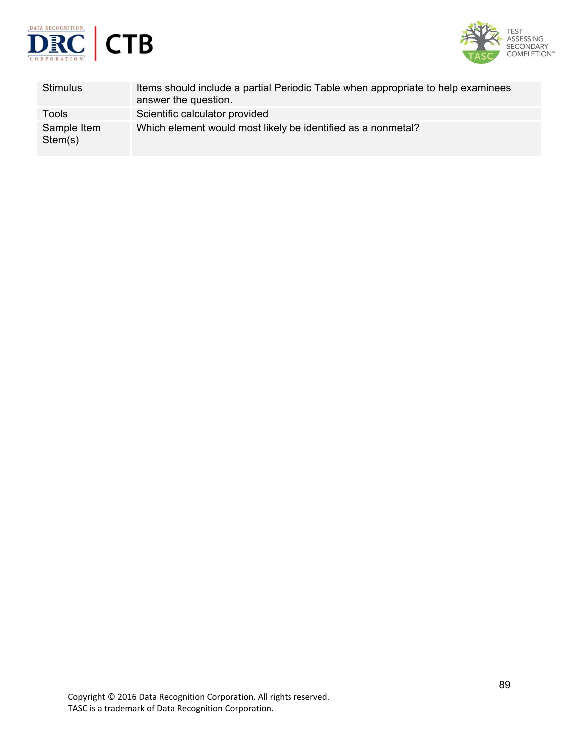| | |
|---|---|
| Stimulus | Items should include a partial Periodic Table when appropriate to help examinees answer the question. |
| Tools | Scientific calculator provided |
| Sample Item Stem(s) | Which element would <u>most likely</u> be identified as a nonmetal? |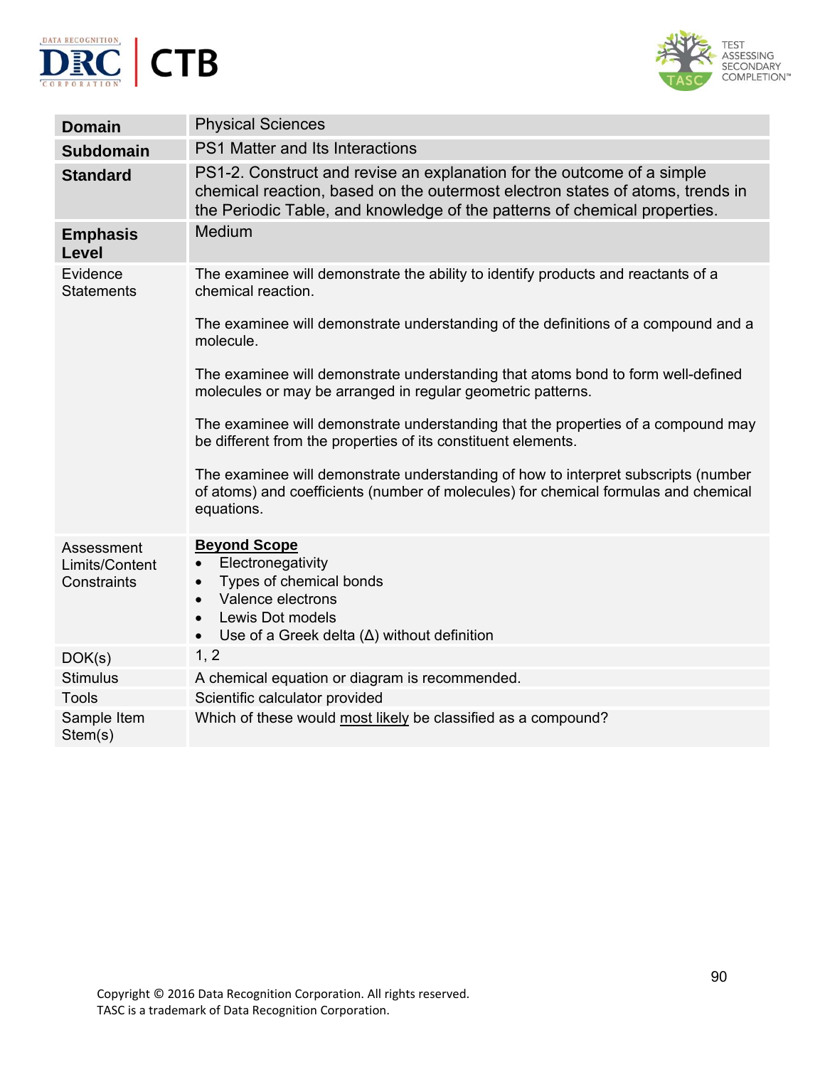| | |
|---|---|
| **Domain** | Physical Sciences |
| **Subdomain** | PS1 Matter and Its Interactions |
| **Standard** | PS1-2. Construct and revise an explanation for the outcome of a simple chemical reaction, based on the outermost electron states of atoms, trends in the Periodic Table, and knowledge of the patterns of chemical properties. |
| **Emphasis Level** | Medium |
| Evidence Statements | The examinee will demonstrate the ability to identify products and reactants of a chemical reaction.<br><br>The examinee will demonstrate understanding of the definitions of a compound and a molecule.<br><br>The examinee will demonstrate understanding that atoms bond to form well-defined molecules or may be arranged in regular geometric patterns.<br><br>The examinee will demonstrate understanding that the properties of a compound may be different from the properties of its constituent elements.<br><br>The examinee will demonstrate understanding of how to interpret subscripts (number of atoms) and coefficients (number of molecules) for chemical formulas and chemical equations. |
| Assessment Limits/Content Constraints | **Beyond Scope**<br>• Electronegativity<br>• Types of chemical bonds<br>• Valence electrons<br>• Lewis Dot models<br>• Use of a Greek delta (Δ) without definition |
| DOK(s) | 1, 2 |
| Stimulus | A chemical equation or diagram is recommended. |
| Tools | Scientific calculator provided |
| Sample Item Stem(s) | Which of these would most likely be classified as a compound? |

Copyright © 2016 Data Recognition Corporation. All rights reserved.
TASC is a trademark of Data Recognition Corporation.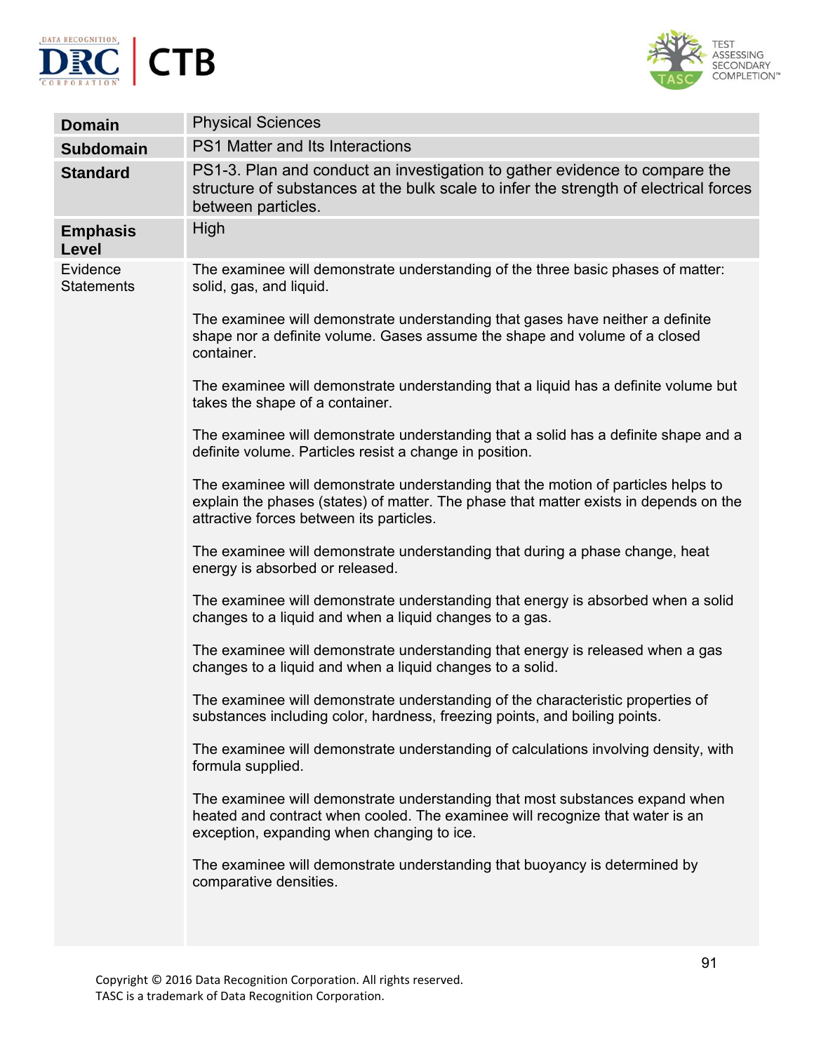| | |
|---|---|
| **Domain** | Physical Sciences |
| **Subdomain** | PS1 Matter and Its Interactions |
| **Standard** | PS1-3. Plan and conduct an investigation to gather evidence to compare the structure of substances at the bulk scale to infer the strength of electrical forces between particles. |
| **Emphasis Level** | High |
| Evidence Statements | The examinee will demonstrate understanding of the three basic phases of matter: solid, gas, and liquid.<br><br>The examinee will demonstrate understanding that gases have neither a definite shape nor a definite volume. Gases assume the shape and volume of a closed container.<br><br>The examinee will demonstrate understanding that a liquid has a definite volume but takes the shape of a container.<br><br>The examinee will demonstrate understanding that a solid has a definite shape and a definite volume. Particles resist a change in position.<br><br>The examinee will demonstrate understanding that the motion of particles helps to explain the phases (states) of matter. The phase that matter exists in depends on the attractive forces between its particles.<br><br>The examinee will demonstrate understanding that during a phase change, heat energy is absorbed or released.<br><br>The examinee will demonstrate understanding that energy is absorbed when a solid changes to a liquid and when a liquid changes to a gas.<br><br>The examinee will demonstrate understanding that energy is released when a gas changes to a liquid and when a liquid changes to a solid.<br><br>The examinee will demonstrate understanding of the characteristic properties of substances including color, hardness, freezing points, and boiling points.<br><br>The examinee will demonstrate understanding of calculations involving density, with formula supplied.<br><br>The examinee will demonstrate understanding that most substances expand when heated and contract when cooled. The examinee will recognize that water is an exception, expanding when changing to ice.<br><br>The examinee will demonstrate understanding that buoyancy is determined by comparative densities. |

Copyright © 2016 Data Recognition Corporation. All rights reserved.
TASC is a trademark of Data Recognition Corporation.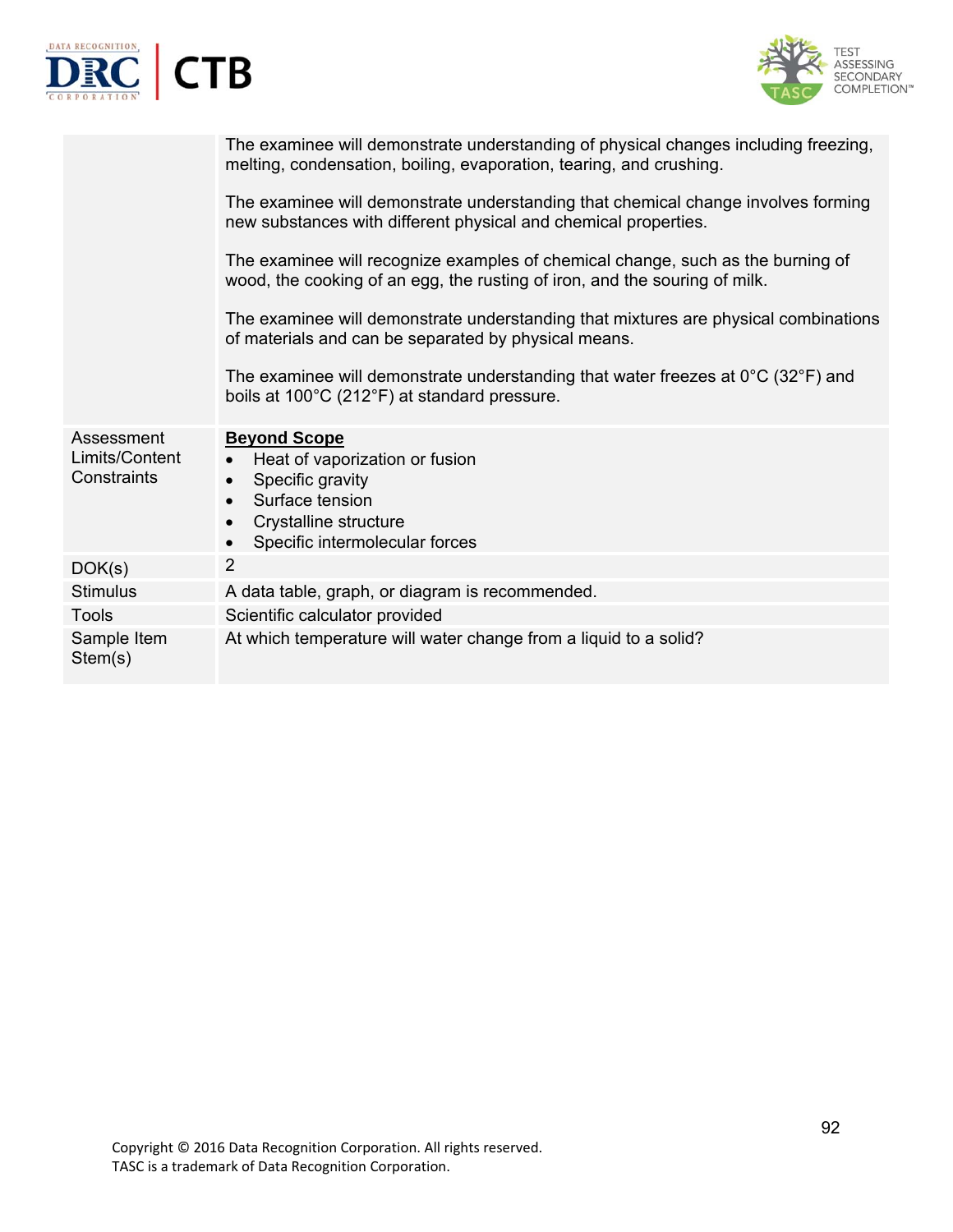| | |
|---|---|
| | The examinee will demonstrate understanding of physical changes including freezing, melting, condensation, boiling, evaporation, tearing, and crushing.<br><br>The examinee will demonstrate understanding that chemical change involves forming new substances with different physical and chemical properties.<br><br>The examinee will recognize examples of chemical change, such as the burning of wood, the cooking of an egg, the rusting of iron, and the souring of milk.<br><br>The examinee will demonstrate understanding that mixtures are physical combinations of materials and can be separated by physical means.<br><br>The examinee will demonstrate understanding that water freezes at 0°C (32°F) and boils at 100°C (212°F) at standard pressure. |
| Assessment Limits/Content Constraints | **<u>Beyond Scope</u>**<br>• Heat of vaporization or fusion<br>• Specific gravity<br>• Surface tension<br>• Crystalline structure<br>• Specific intermolecular forces |
| DOK(s) | 2 |
| Stimulus | A data table, graph, or diagram is recommended. |
| Tools | Scientific calculator provided |
| Sample Item Stem(s) | At which temperature will water change from a liquid to a solid? |

Copyright © 2016 Data Recognition Corporation. All rights reserved.
TASC is a trademark of Data Recognition Corporation.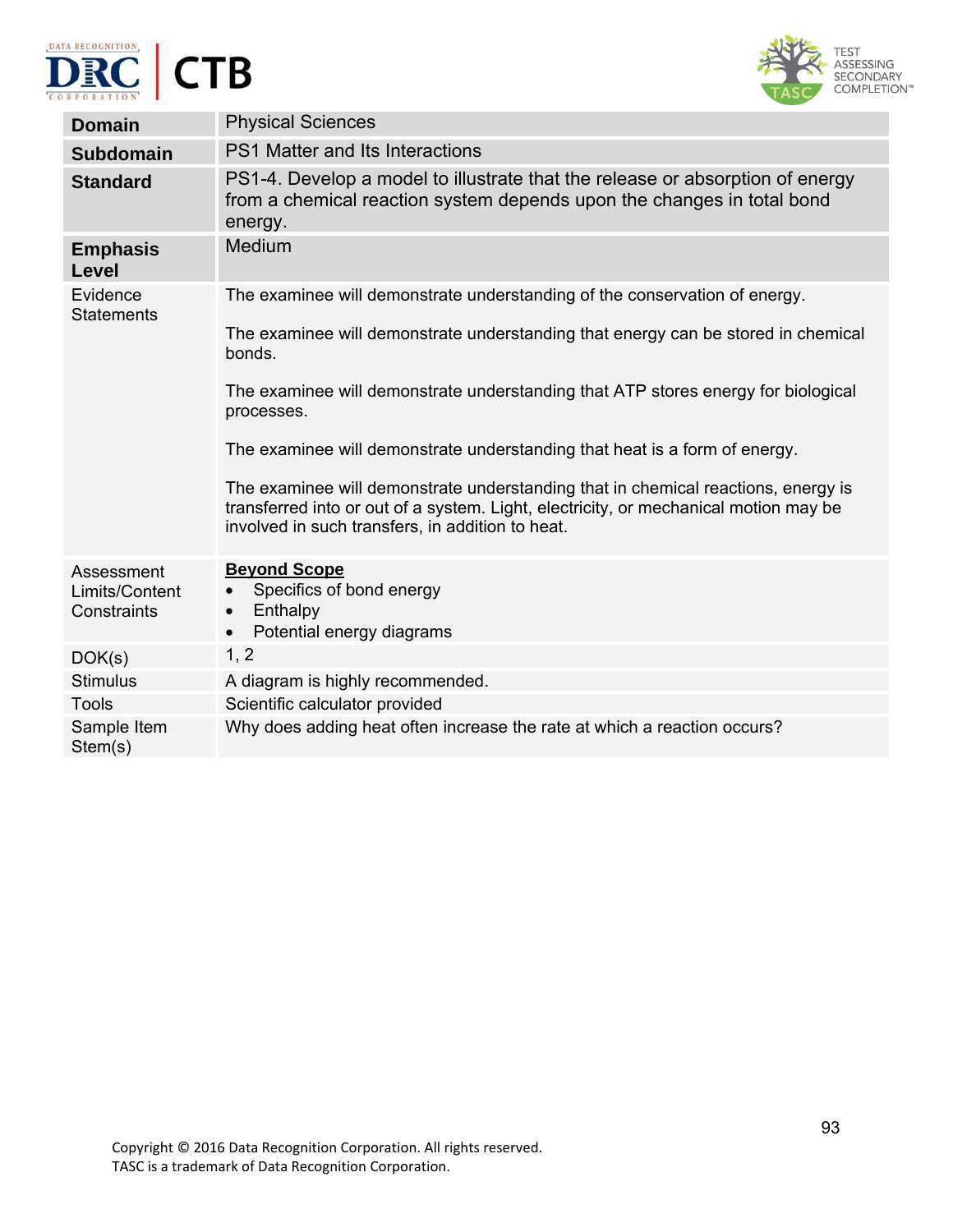| | |
|---|---|
| **Domain** | Physical Sciences |
| **Subdomain** | PS1 Matter and Its Interactions |
| **Standard** | PS1-4. Develop a model to illustrate that the release or absorption of energy from a chemical reaction system depends upon the changes in total bond energy. |
| **Emphasis Level** | Medium |
| Evidence Statements | The examinee will demonstrate understanding of the conservation of energy.<br><br>The examinee will demonstrate understanding that energy can be stored in chemical bonds.<br><br>The examinee will demonstrate understanding that ATP stores energy for biological processes.<br><br>The examinee will demonstrate understanding that heat is a form of energy.<br><br>The examinee will demonstrate understanding that in chemical reactions, energy is transferred into or out of a system. Light, electricity, or mechanical motion may be involved in such transfers, in addition to heat. |
| Assessment Limits/Content Constraints | **Beyond Scope**<br>• Specifics of bond energy<br>• Enthalpy<br>• Potential energy diagrams |
| DOK(s) | 1, 2 |
| Stimulus | A diagram is highly recommended. |
| Tools | Scientific calculator provided |
| Sample Item Stem(s) | Why does adding heat often increase the rate at which a reaction occurs? |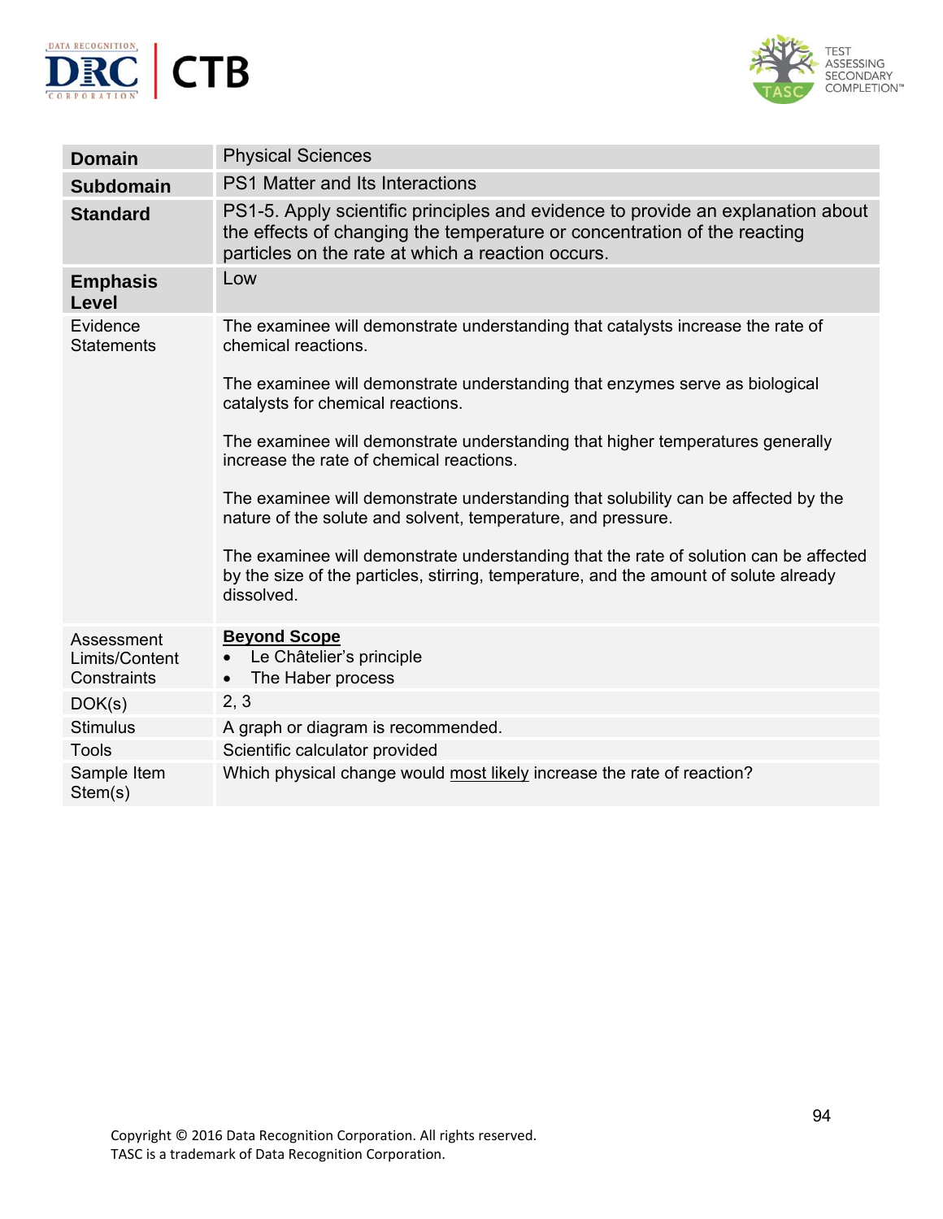| **Domain** | Physical Sciences |
|---|---|
| **Subdomain** | PS1 Matter and Its Interactions |
| **Standard** | PS1-5. Apply scientific principles and evidence to provide an explanation about the effects of changing the temperature or concentration of the reacting particles on the rate at which a reaction occurs. |
| **Emphasis Level** | Low |
| Evidence Statements | The examinee will demonstrate understanding that catalysts increase the rate of chemical reactions.<br><br>The examinee will demonstrate understanding that enzymes serve as biological catalysts for chemical reactions.<br><br>The examinee will demonstrate understanding that higher temperatures generally increase the rate of chemical reactions.<br><br>The examinee will demonstrate understanding that solubility can be affected by the nature of the solute and solvent, temperature, and pressure.<br><br>The examinee will demonstrate understanding that the rate of solution can be affected by the size of the particles, stirring, temperature, and the amount of solute already dissolved. |
| Assessment Limits/Content Constraints | **Beyond Scope**<br>• Le Châtelier's principle<br>• The Haber process |
| DOK(s) | 2, 3 |
| Stimulus | A graph or diagram is recommended. |
| Tools | Scientific calculator provided |
| Sample Item Stem(s) | Which physical change would most likely increase the rate of reaction? |

Copyright © 2016 Data Recognition Corporation. All rights reserved.
TASC is a trademark of Data Recognition Corporation.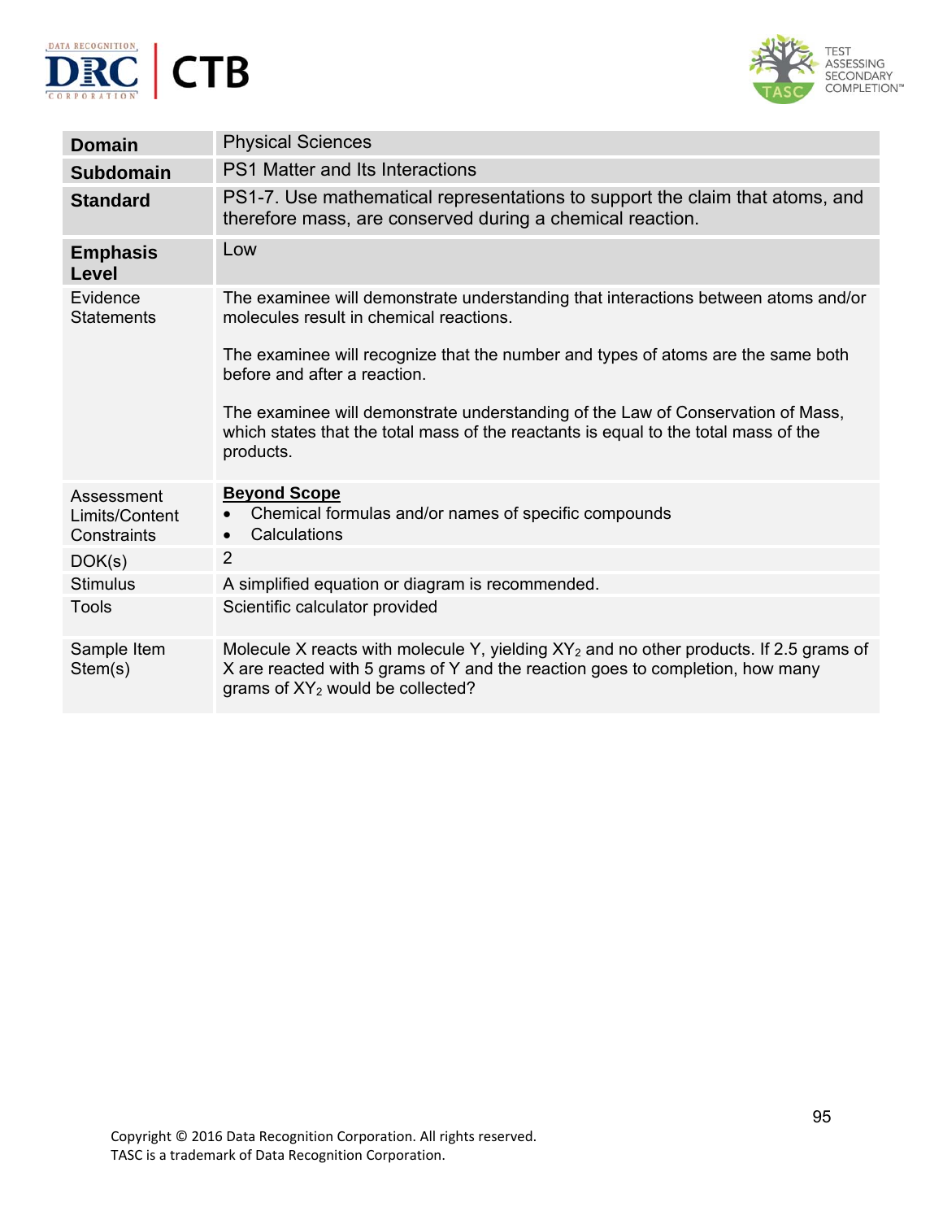| | |
|---|---|
| **Domain** | Physical Sciences |
| **Subdomain** | PS1 Matter and Its Interactions |
| **Standard** | PS1-7. Use mathematical representations to support the claim that atoms, and therefore mass, are conserved during a chemical reaction. |
| **Emphasis Level** | Low |
| Evidence Statements | The examinee will demonstrate understanding that interactions between atoms and/or molecules result in chemical reactions.<br><br>The examinee will recognize that the number and types of atoms are the same both before and after a reaction.<br><br>The examinee will demonstrate understanding of the Law of Conservation of Mass, which states that the total mass of the reactants is equal to the total mass of the products. |
| Assessment Limits/Content Constraints | **Beyond Scope**<br>• Chemical formulas and/or names of specific compounds<br>• Calculations |
| DOK(s) | 2 |
| Stimulus | A simplified equation or diagram is recommended. |
| Tools | Scientific calculator provided |
| Sample Item Stem(s) | Molecule X reacts with molecule Y, yielding $XY_2$ and no other products. If 2.5 grams of X are reacted with 5 grams of Y and the reaction goes to completion, how many grams of $XY_2$ would be collected? |

Copyright © 2016 Data Recognition Corporation. All rights reserved.
TASC is a trademark of Data Recognition Corporation.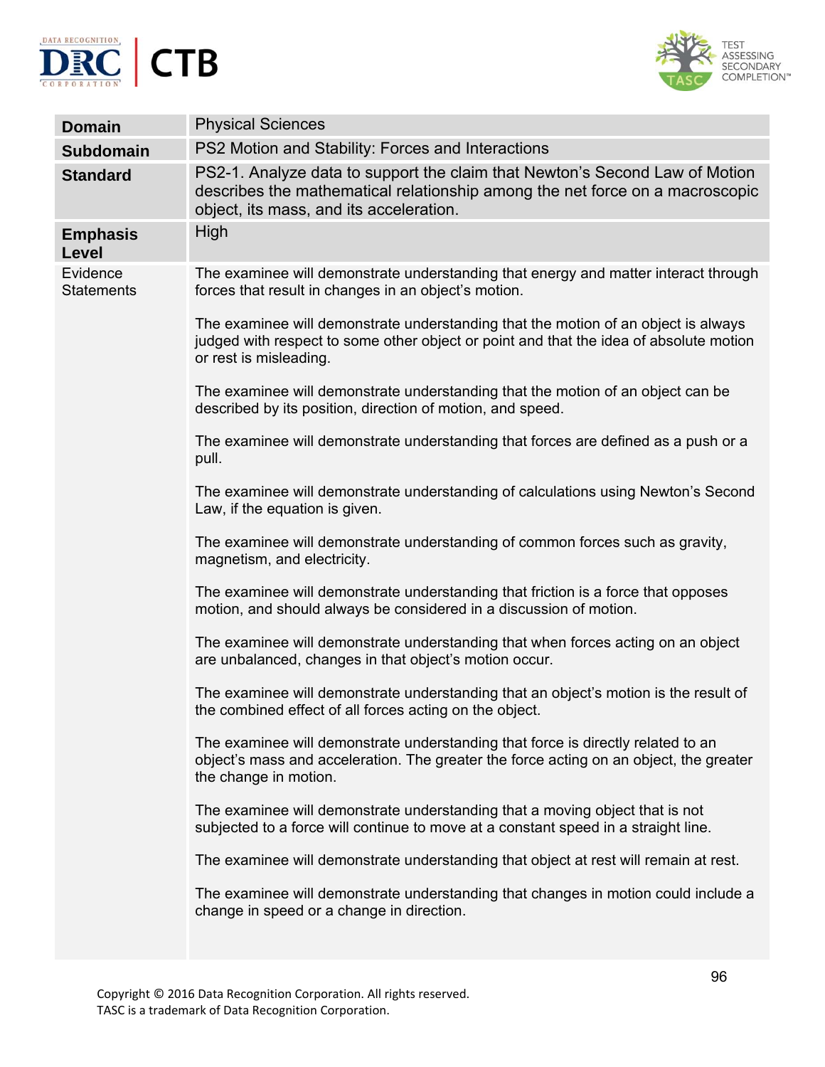| | |
|---|---|
| **Domain** | Physical Sciences |
| **Subdomain** | PS2 Motion and Stability: Forces and Interactions |
| **Standard** | PS2-1. Analyze data to support the claim that Newton's Second Law of Motion describes the mathematical relationship among the net force on a macroscopic object, its mass, and its acceleration. |
| **Emphasis Level** | High |
| Evidence Statements | The examinee will demonstrate understanding that energy and matter interact through forces that result in changes in an object's motion.<br><br>The examinee will demonstrate understanding that the motion of an object is always judged with respect to some other object or point and that the idea of absolute motion or rest is misleading.<br><br>The examinee will demonstrate understanding that the motion of an object can be described by its position, direction of motion, and speed.<br><br>The examinee will demonstrate understanding that forces are defined as a push or a pull.<br><br>The examinee will demonstrate understanding of calculations using Newton's Second Law, if the equation is given.<br><br>The examinee will demonstrate understanding of common forces such as gravity, magnetism, and electricity.<br><br>The examinee will demonstrate understanding that friction is a force that opposes motion, and should always be considered in a discussion of motion.<br><br>The examinee will demonstrate understanding that when forces acting on an object are unbalanced, changes in that object's motion occur.<br><br>The examinee will demonstrate understanding that an object's motion is the result of the combined effect of all forces acting on the object.<br><br>The examinee will demonstrate understanding that force is directly related to an object's mass and acceleration. The greater the force acting on an object, the greater the change in motion.<br><br>The examinee will demonstrate understanding that a moving object that is not subjected to a force will continue to move at a constant speed in a straight line.<br><br>The examinee will demonstrate understanding that object at rest will remain at rest.<br><br>The examinee will demonstrate understanding that changes in motion could include a change in speed or a change in direction. |

Copyright © 2016 Data Recognition Corporation. All rights reserved.
TASC is a trademark of Data Recognition Corporation.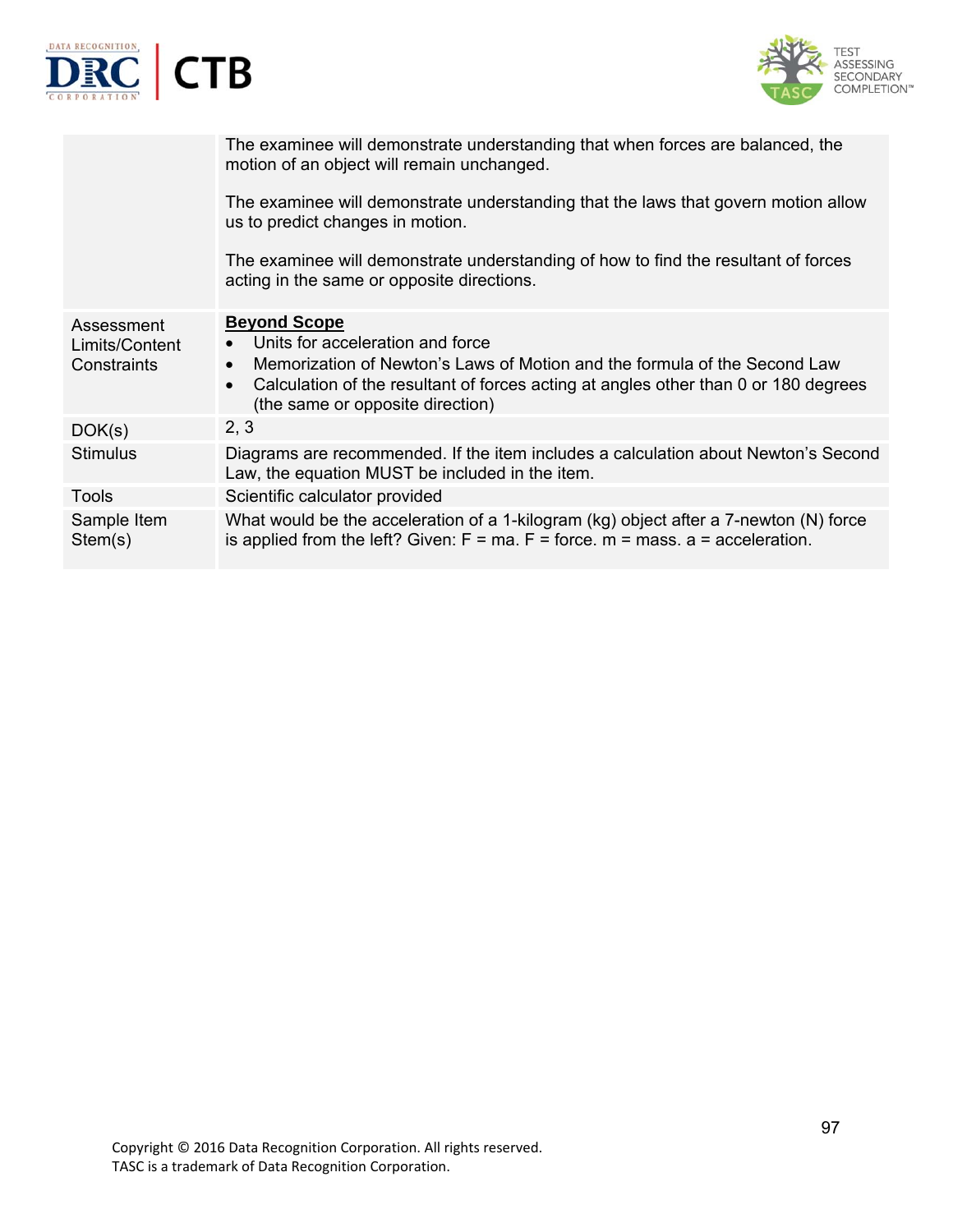| | |
|---|---|
| | The examinee will demonstrate understanding that when forces are balanced, the motion of an object will remain unchanged.<br><br>The examinee will demonstrate understanding that the laws that govern motion allow us to predict changes in motion.<br><br>The examinee will demonstrate understanding of how to find the resultant of forces acting in the same or opposite directions. |
| Assessment Limits/Content Constraints | **<u>Beyond Scope</u>**<br>• Units for acceleration and force<br>• Memorization of Newton's Laws of Motion and the formula of the Second Law<br>• Calculation of the resultant of forces acting at angles other than 0 or 180 degrees (the same or opposite direction) |
| DOK(s) | 2, 3 |
| Stimulus | Diagrams are recommended. If the item includes a calculation about Newton's Second Law, the equation MUST be included in the item. |
| Tools | Scientific calculator provided |
| Sample Item Stem(s) | What would be the acceleration of a 1-kilogram (kg) object after a 7-newton (N) force is applied from the left? Given: F = ma. F = force. m = mass. a = acceleration. |

Copyright © 2016 Data Recognition Corporation. All rights reserved.
TASC is a trademark of Data Recognition Corporation.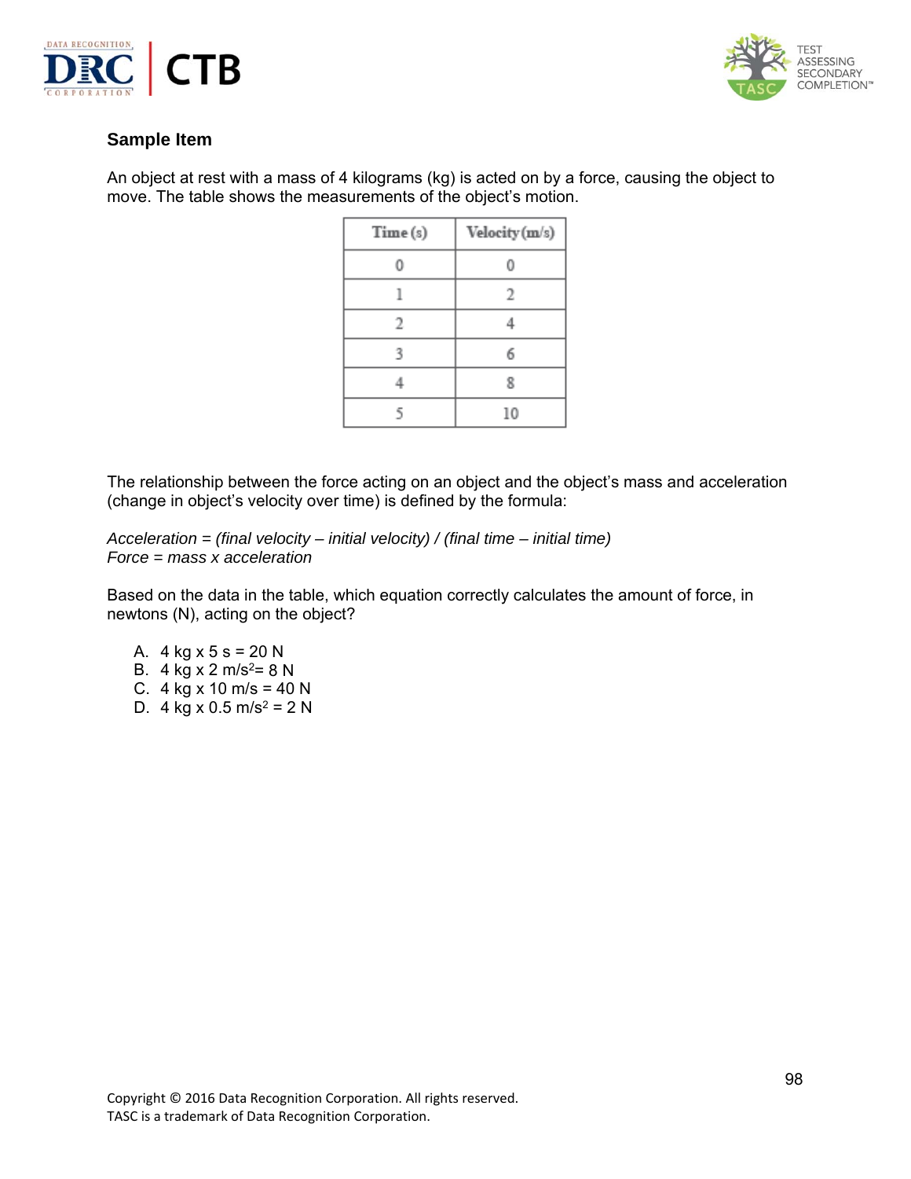### Sample Item

An object at rest with a mass of 4 kilograms (kg) is acted on by a force, causing the object to move. The table shows the measurements of the object's motion.

| Time (s) | Velocity (m/s) |
|---|---|
| 0 | 0 |
| 1 | 2 |
| 2 | 4 |
| 3 | 6 |
| 4 | 8 |
| 5 | 10 |

The relationship between the force acting on an object and the object's mass and acceleration (change in object's velocity over time) is defined by the formula:

*Acceleration = (final velocity – initial velocity) / (final time – initial time)*
*Force = mass x acceleration*

Based on the data in the table, which equation correctly calculates the amount of force, in newtons (N), acting on the object?

A. 4 kg x 5 s = 20 N
B. 4 kg x 2 m/s$^2$= 8 N
C. 4 kg x 10 m/s = 40 N
D. 4 kg x 0.5 m/s$^2$ = 2 N

Copyright © 2016 Data Recognition Corporation. All rights reserved.
TASC is a trademark of Data Recognition Corporation.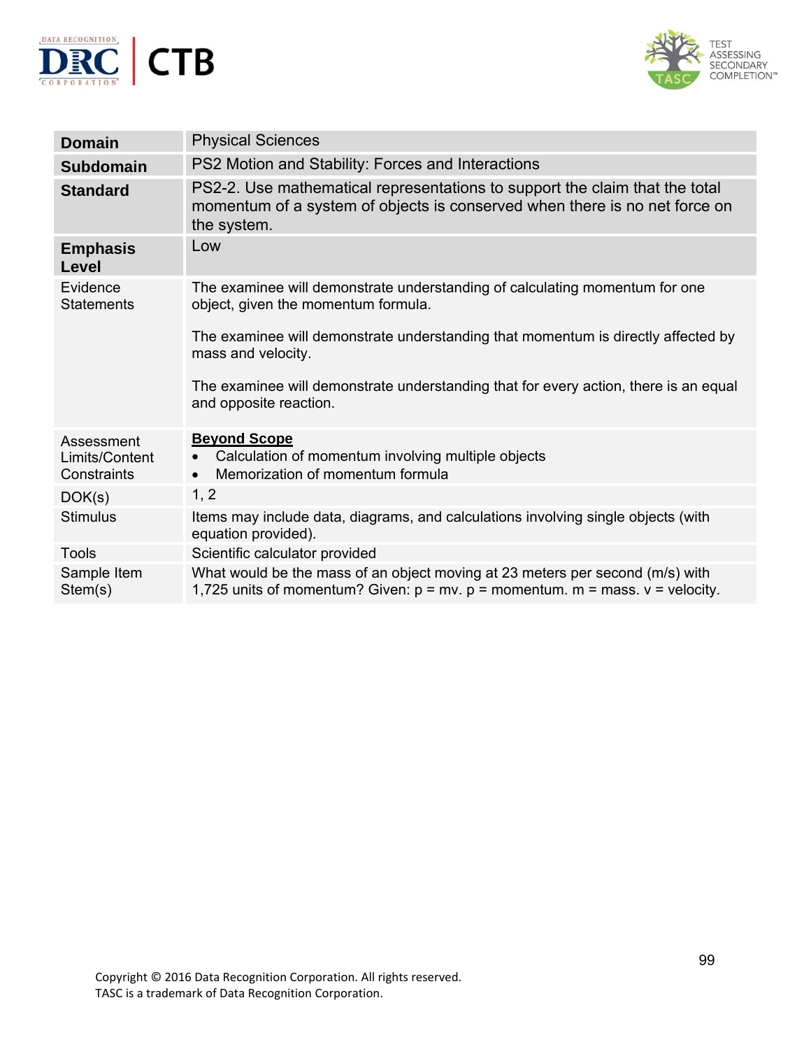| **Domain** | Physical Sciences |
|---|---|
| **Subdomain** | PS2 Motion and Stability: Forces and Interactions |
| **Standard** | PS2-2. Use mathematical representations to support the claim that the total momentum of a system of objects is conserved when there is no net force on the system. |
| **Emphasis Level** | Low |
| Evidence Statements | The examinee will demonstrate understanding of calculating momentum for one object, given the momentum formula.<br><br>The examinee will demonstrate understanding that momentum is directly affected by mass and velocity.<br><br>The examinee will demonstrate understanding that for every action, there is an equal and opposite reaction. |
| Assessment Limits/Content Constraints | **Beyond Scope**<br>• Calculation of momentum involving multiple objects<br>• Memorization of momentum formula |
| DOK(s) | 1, 2 |
| Stimulus | Items may include data, diagrams, and calculations involving single objects (with equation provided). |
| Tools | Scientific calculator provided |
| Sample Item Stem(s) | What would be the mass of an object moving at 23 meters per second (m/s) with 1,725 units of momentum? Given: $p = mv$. $p$ = momentum. $m$ = mass. $v$ = velocity. |

Copyright © 2016 Data Recognition Corporation. All rights reserved.
TASC is a trademark of Data Recognition Corporation.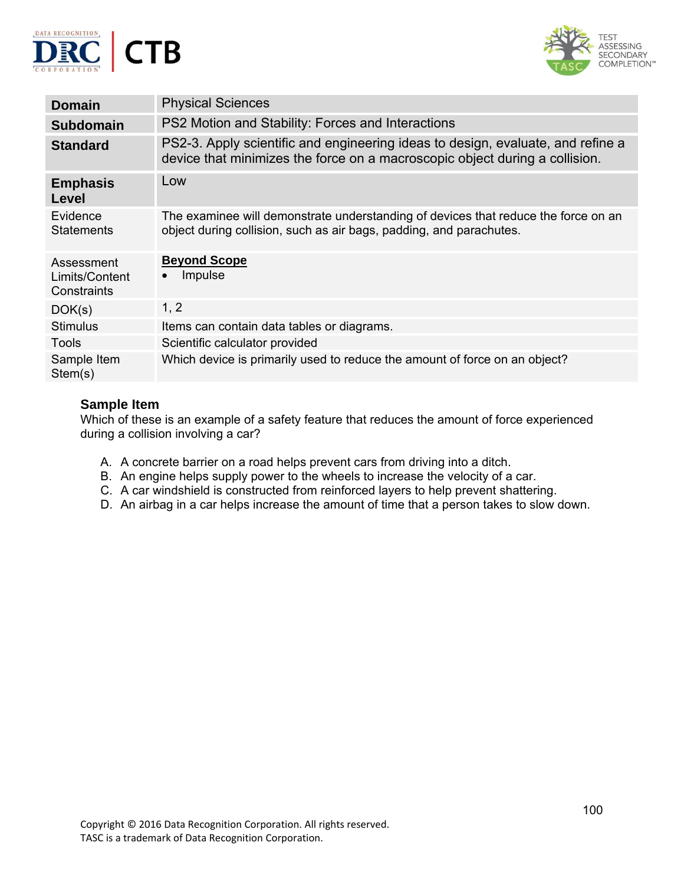| Domain | Physical Sciences |
| --- | --- |
| **Subdomain** | PS2 Motion and Stability: Forces and Interactions |
| **Standard** | PS2-3. Apply scientific and engineering ideas to design, evaluate, and refine a device that minimizes the force on a macroscopic object during a collision. |
| **Emphasis Level** | Low |
| Evidence Statements | The examinee will demonstrate understanding of devices that reduce the force on an object during collision, such as air bags, padding, and parachutes. |
| Assessment Limits/Content Constraints | **Beyond Scope**<br>• Impulse |
| DOK(s) | 1, 2 |
| Stimulus | Items can contain data tables or diagrams. |
| Tools | Scientific calculator provided |
| Sample Item Stem(s) | Which device is primarily used to reduce the amount of force on an object? |

### Sample Item

Which of these is an example of a safety feature that reduces the amount of force experienced during a collision involving a car?

A. A concrete barrier on a road helps prevent cars from driving into a ditch.
B. An engine helps supply power to the wheels to increase the velocity of a car.
C. A car windshield is constructed from reinforced layers to help prevent shattering.
D. An airbag in a car helps increase the amount of time that a person takes to slow down.

Copyright © 2016 Data Recognition Corporation. All rights reserved.
TASC is a trademark of Data Recognition Corporation.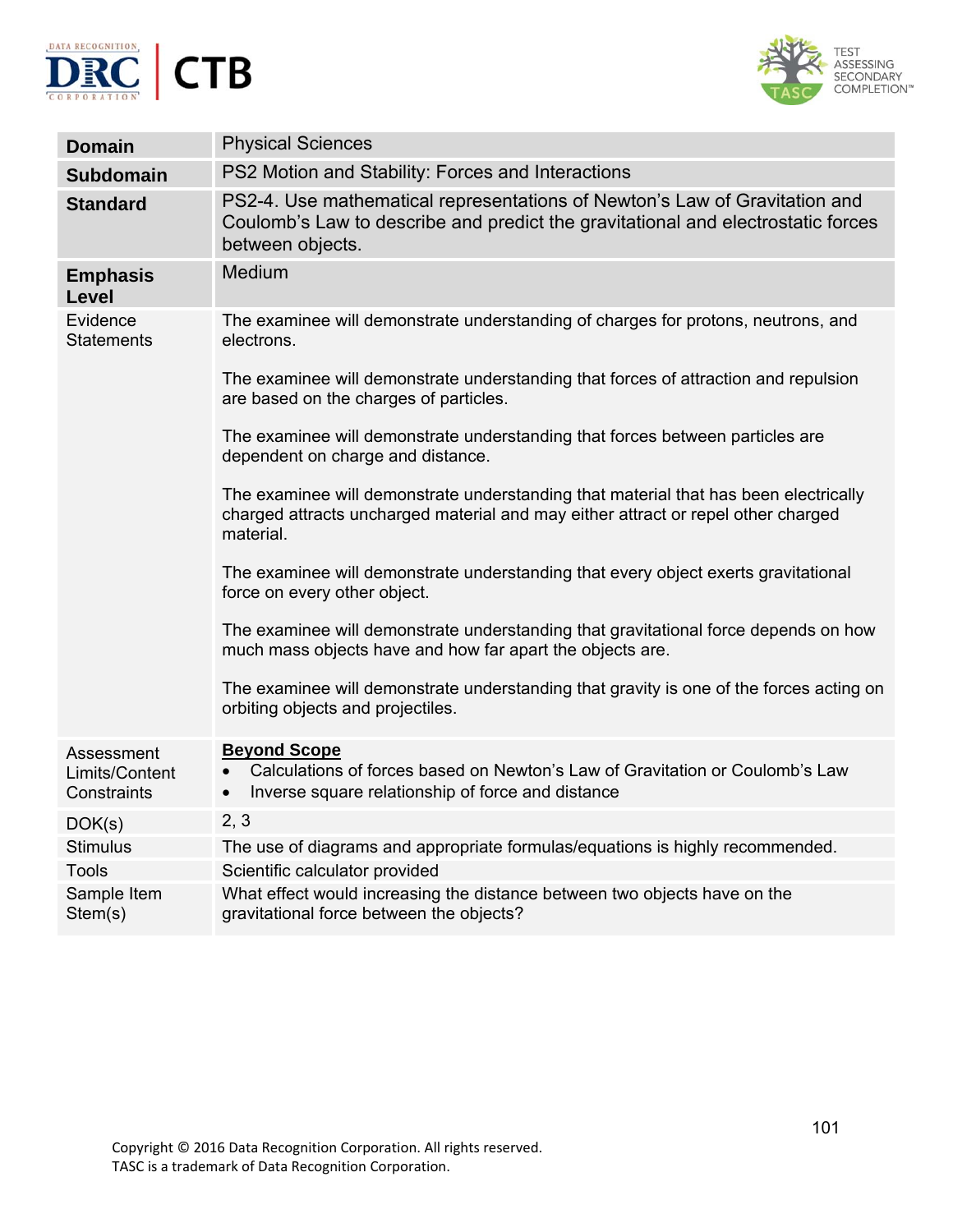| Domain | Physical Sciences |
|---|---|
| **Subdomain** | PS2 Motion and Stability: Forces and Interactions |
| **Standard** | PS2-4. Use mathematical representations of Newton's Law of Gravitation and Coulomb's Law to describe and predict the gravitational and electrostatic forces between objects. |
| **Emphasis Level** | Medium |
| Evidence Statements | The examinee will demonstrate understanding of charges for protons, neutrons, and electrons.<br><br>The examinee will demonstrate understanding that forces of attraction and repulsion are based on the charges of particles.<br><br>The examinee will demonstrate understanding that forces between particles are dependent on charge and distance.<br><br>The examinee will demonstrate understanding that material that has been electrically charged attracts uncharged material and may either attract or repel other charged material.<br><br>The examinee will demonstrate understanding that every object exerts gravitational force on every other object.<br><br>The examinee will demonstrate understanding that gravitational force depends on how much mass objects have and how far apart the objects are.<br><br>The examinee will demonstrate understanding that gravity is one of the forces acting on orbiting objects and projectiles. |
| Assessment Limits/Content Constraints | **Beyond Scope**<br>• Calculations of forces based on Newton's Law of Gravitation or Coulomb's Law<br>• Inverse square relationship of force and distance |
| DOK(s) | 2, 3 |
| Stimulus | The use of diagrams and appropriate formulas/equations is highly recommended. |
| Tools | Scientific calculator provided |
| Sample Item Stem(s) | What effect would increasing the distance between two objects have on the gravitational force between the objects? |

Copyright © 2016 Data Recognition Corporation. All rights reserved.
TASC is a trademark of Data Recognition Corporation.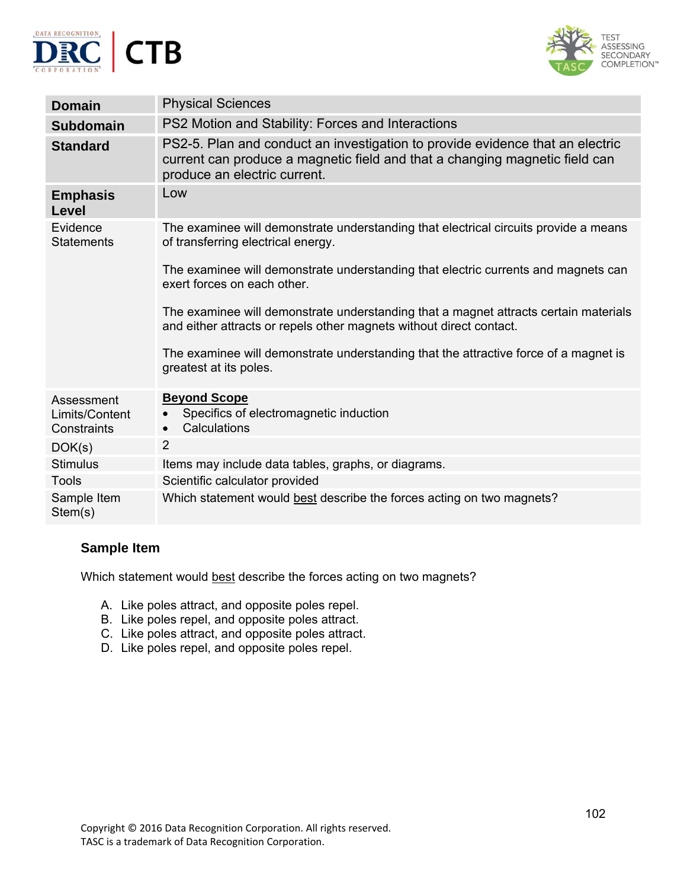| | |
|---|---|
| **Domain** | Physical Sciences |
| **Subdomain** | PS2 Motion and Stability: Forces and Interactions |
| **Standard** | PS2-5. Plan and conduct an investigation to provide evidence that an electric current can produce a magnetic field and that a changing magnetic field can produce an electric current. |
| **Emphasis Level** | Low |
| Evidence Statements | The examinee will demonstrate understanding that electrical circuits provide a means of transferring electrical energy.<br><br>The examinee will demonstrate understanding that electric currents and magnets can exert forces on each other.<br><br>The examinee will demonstrate understanding that a magnet attracts certain materials and either attracts or repels other magnets without direct contact.<br><br>The examinee will demonstrate understanding that the attractive force of a magnet is greatest at its poles. |
| Assessment Limits/Content Constraints | **Beyond Scope**<br>• Specifics of electromagnetic induction<br>• Calculations |
| DOK(s) | 2 |
| Stimulus | Items may include data tables, graphs, or diagrams. |
| Tools | Scientific calculator provided |
| Sample Item Stem(s) | Which statement would best describe the forces acting on two magnets? |

### Sample Item

Which statement would best describe the forces acting on two magnets?

A. Like poles attract, and opposite poles repel.
B. Like poles repel, and opposite poles attract.
C. Like poles attract, and opposite poles attract.
D. Like poles repel, and opposite poles repel.

Copyright © 2016 Data Recognition Corporation. All rights reserved.
TASC is a trademark of Data Recognition Corporation.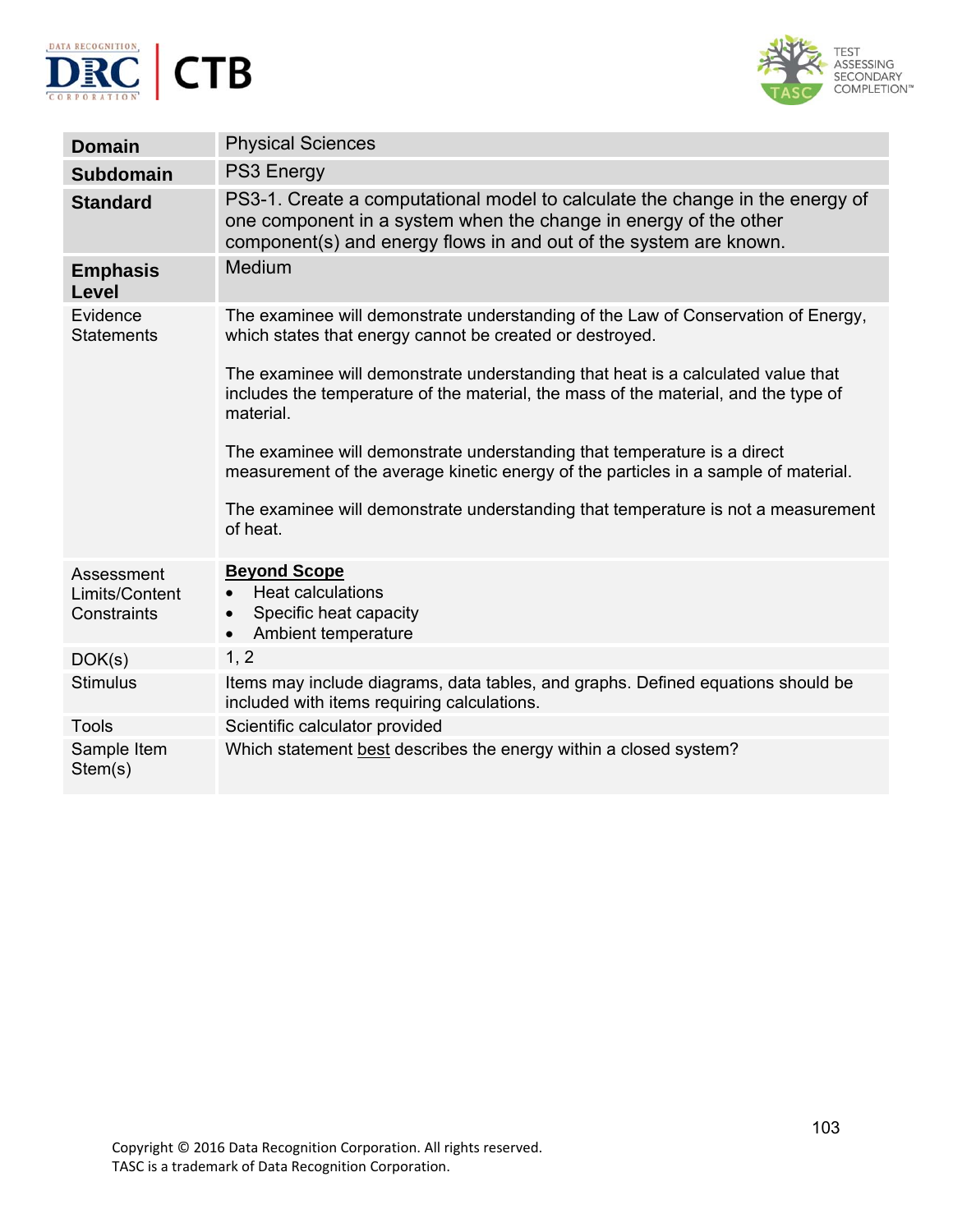| | |
|---|---|
| **Domain** | Physical Sciences |
| **Subdomain** | PS3 Energy |
| **Standard** | PS3-1. Create a computational model to calculate the change in the energy of one component in a system when the change in energy of the other component(s) and energy flows in and out of the system are known. |
| **Emphasis Level** | Medium |
| Evidence Statements | The examinee will demonstrate understanding of the Law of Conservation of Energy, which states that energy cannot be created or destroyed.<br><br>The examinee will demonstrate understanding that heat is a calculated value that includes the temperature of the material, the mass of the material, and the type of material.<br><br>The examinee will demonstrate understanding that temperature is a direct measurement of the average kinetic energy of the particles in a sample of material.<br><br>The examinee will demonstrate understanding that temperature is not a measurement of heat. |
| Assessment Limits/Content Constraints | **Beyond Scope**<br>• Heat calculations<br>• Specific heat capacity<br>• Ambient temperature |
| DOK(s) | 1, 2 |
| Stimulus | Items may include diagrams, data tables, and graphs. Defined equations should be included with items requiring calculations. |
| Tools | Scientific calculator provided |
| Sample Item Stem(s) | Which statement best describes the energy within a closed system? |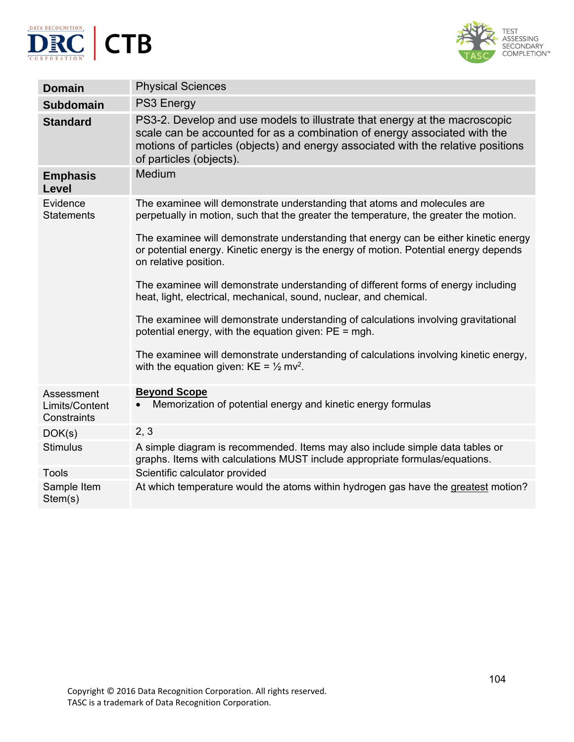| | |
|---|---|
| **Domain** | Physical Sciences |
| **Subdomain** | PS3 Energy |
| **Standard** | PS3-2. Develop and use models to illustrate that energy at the macroscopic scale can be accounted for as a combination of energy associated with the motions of particles (objects) and energy associated with the relative positions of particles (objects). |
| **Emphasis Level** | Medium |
| Evidence Statements | The examinee will demonstrate understanding that atoms and molecules are perpetually in motion, such that the greater the temperature, the greater the motion.<br><br>The examinee will demonstrate understanding that energy can be either kinetic energy or potential energy. Kinetic energy is the energy of motion. Potential energy depends on relative position.<br><br>The examinee will demonstrate understanding of different forms of energy including heat, light, electrical, mechanical, sound, nuclear, and chemical.<br><br>The examinee will demonstrate understanding of calculations involving gravitational potential energy, with the equation given: PE = mgh.<br><br>The examinee will demonstrate understanding of calculations involving kinetic energy, with the equation given: KE = ½ $mv^2$. |
| Assessment Limits/Content Constraints | **Beyond Scope**<br>• Memorization of potential energy and kinetic energy formulas |
| DOK(s) | 2, 3 |
| Stimulus | A simple diagram is recommended. Items may also include simple data tables or graphs. Items with calculations MUST include appropriate formulas/equations. |
| Tools | Scientific calculator provided |
| Sample Item Stem(s) | At which temperature would the atoms within hydrogen gas have the greatest motion? |

Copyright © 2016 Data Recognition Corporation. All rights reserved.
TASC is a trademark of Data Recognition Corporation.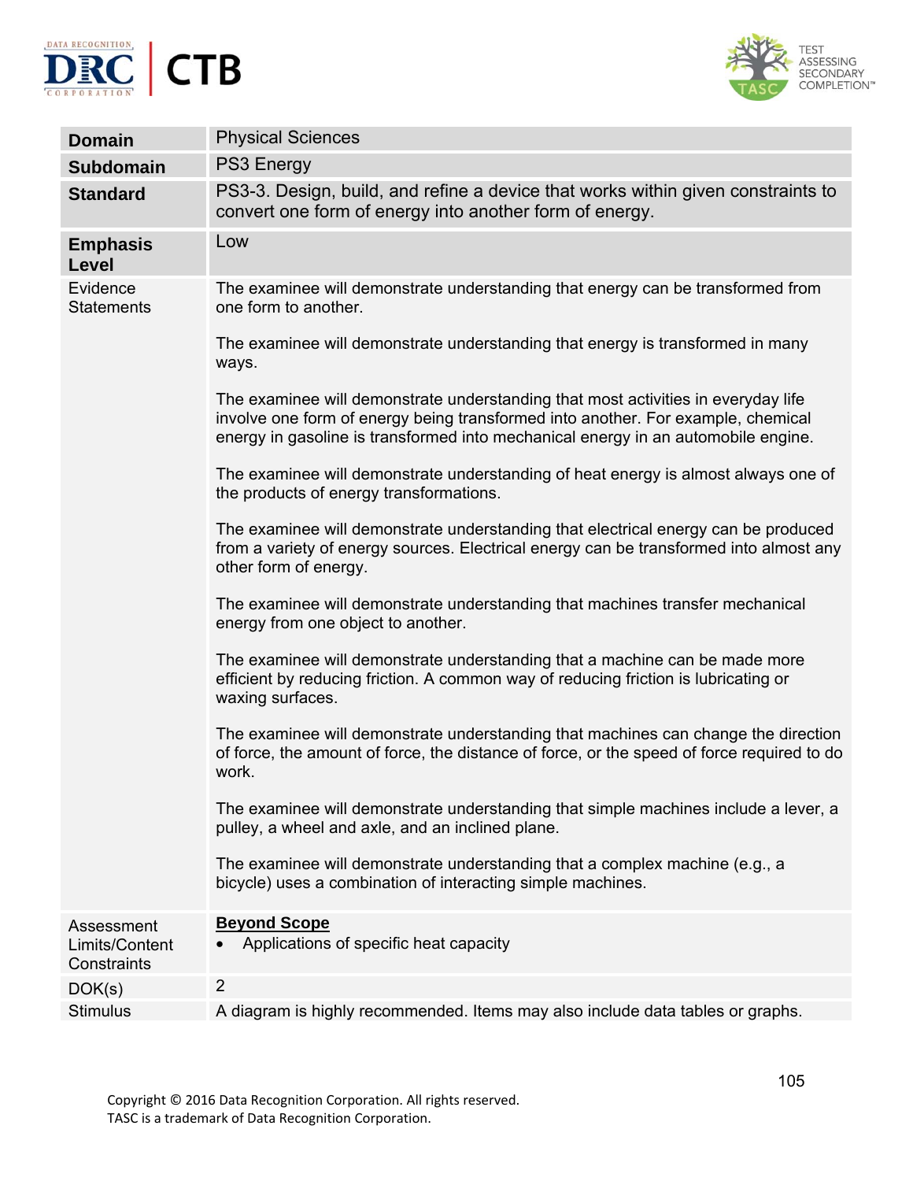| **Domain** | Physical Sciences |
|---|---|
| **Subdomain** | PS3 Energy |
| **Standard** | PS3-3. Design, build, and refine a device that works within given constraints to convert one form of energy into another form of energy. |
| **Emphasis Level** | Low |
| Evidence Statements | The examinee will demonstrate understanding that energy can be transformed from one form to another.<br><br>The examinee will demonstrate understanding that energy is transformed in many ways.<br><br>The examinee will demonstrate understanding that most activities in everyday life involve one form of energy being transformed into another. For example, chemical energy in gasoline is transformed into mechanical energy in an automobile engine.<br><br>The examinee will demonstrate understanding of heat energy is almost always one of the products of energy transformations.<br><br>The examinee will demonstrate understanding that electrical energy can be produced from a variety of energy sources. Electrical energy can be transformed into almost any other form of energy.<br><br>The examinee will demonstrate understanding that machines transfer mechanical energy from one object to another.<br><br>The examinee will demonstrate understanding that a machine can be made more efficient by reducing friction. A common way of reducing friction is lubricating or waxing surfaces.<br><br>The examinee will demonstrate understanding that machines can change the direction of force, the amount of force, the distance of force, or the speed of force required to do work.<br><br>The examinee will demonstrate understanding that simple machines include a lever, a pulley, a wheel and axle, and an inclined plane.<br><br>The examinee will demonstrate understanding that a complex machine (e.g., a bicycle) uses a combination of interacting simple machines. |
| Assessment Limits/Content Constraints | **<u>Beyond Scope</u>**<br>• Applications of specific heat capacity |
| DOK(s) | 2 |
| Stimulus | A diagram is highly recommended. Items may also include data tables or graphs. |

Copyright © 2016 Data Recognition Corporation. All rights reserved.
TASC is a trademark of Data Recognition Corporation.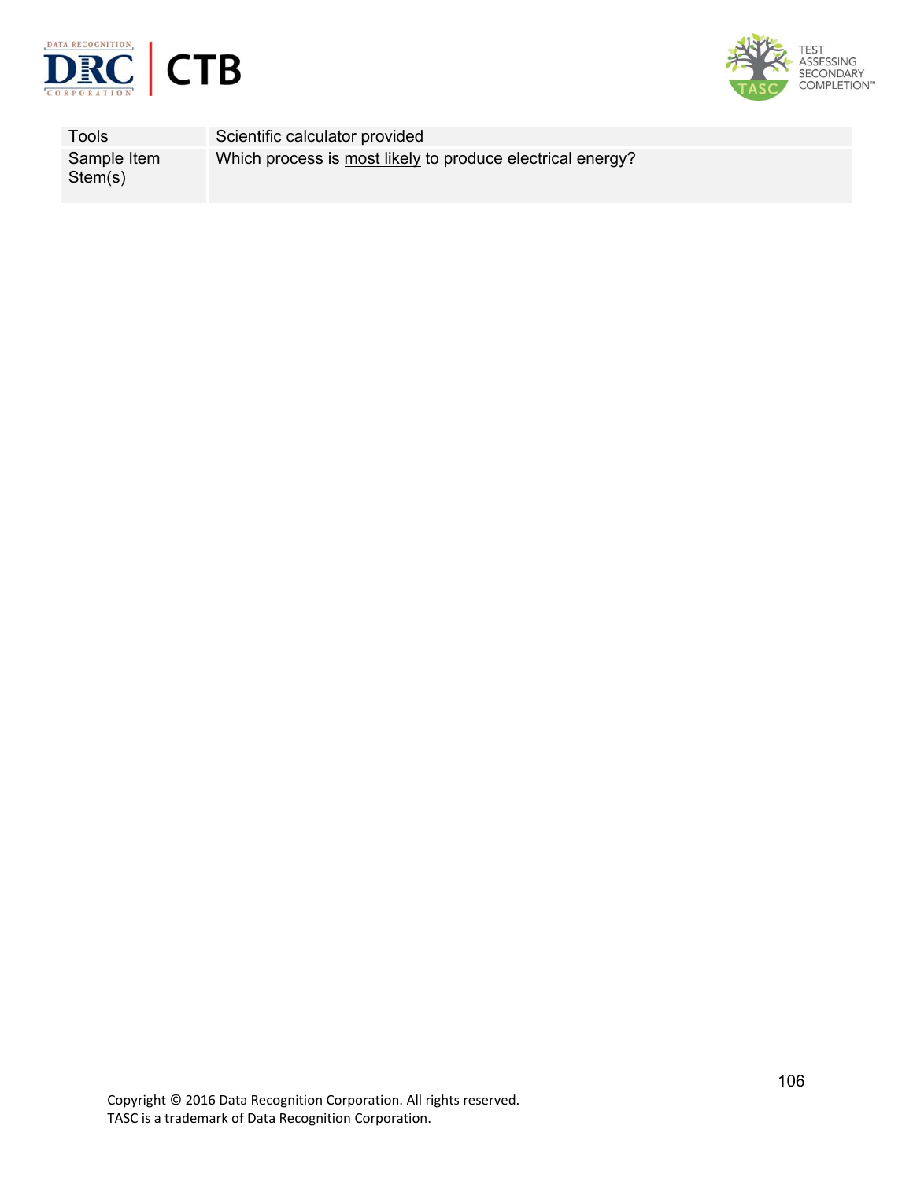| Tools | Scientific calculator provided |
|---|---|
| Sample Item Stem(s) | Which process is <u>most likely</u> to produce electrical energy? |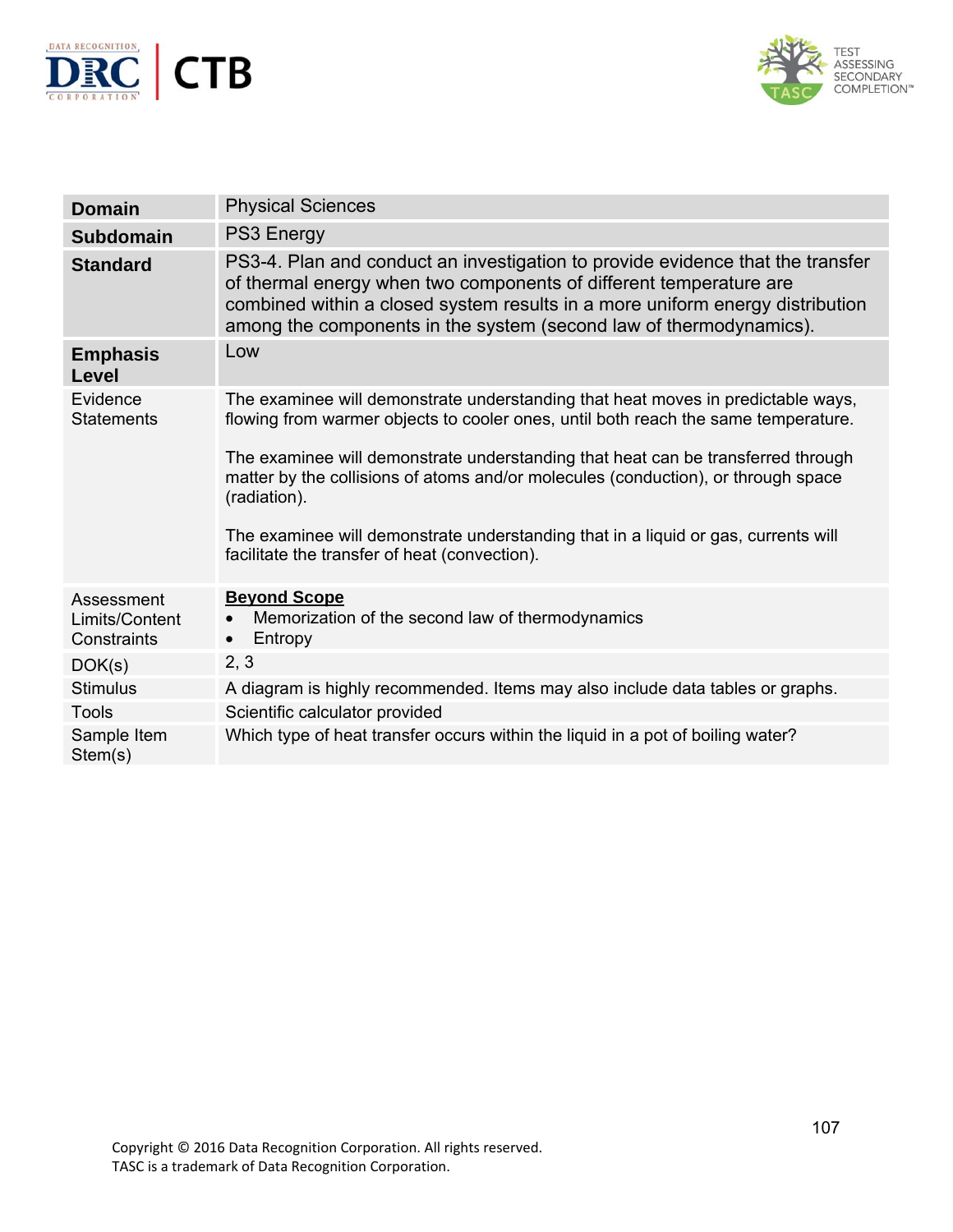| **Domain** | Physical Sciences |
|---|---|
| **Subdomain** | PS3 Energy |
| **Standard** | PS3-4. Plan and conduct an investigation to provide evidence that the transfer of thermal energy when two components of different temperature are combined within a closed system results in a more uniform energy distribution among the components in the system (second law of thermodynamics). |
| **Emphasis Level** | Low |
| Evidence Statements | The examinee will demonstrate understanding that heat moves in predictable ways, flowing from warmer objects to cooler ones, until both reach the same temperature.<br><br>The examinee will demonstrate understanding that heat can be transferred through matter by the collisions of atoms and/or molecules (conduction), or through space (radiation).<br><br>The examinee will demonstrate understanding that in a liquid or gas, currents will facilitate the transfer of heat (convection). |
| Assessment Limits/Content Constraints | **Beyond Scope**<br>• Memorization of the second law of thermodynamics<br>• Entropy |
| DOK(s) | 2, 3 |
| Stimulus | A diagram is highly recommended. Items may also include data tables or graphs. |
| Tools | Scientific calculator provided |
| Sample Item Stem(s) | Which type of heat transfer occurs within the liquid in a pot of boiling water? |

Copyright © 2016 Data Recognition Corporation. All rights reserved.
TASC is a trademark of Data Recognition Corporation.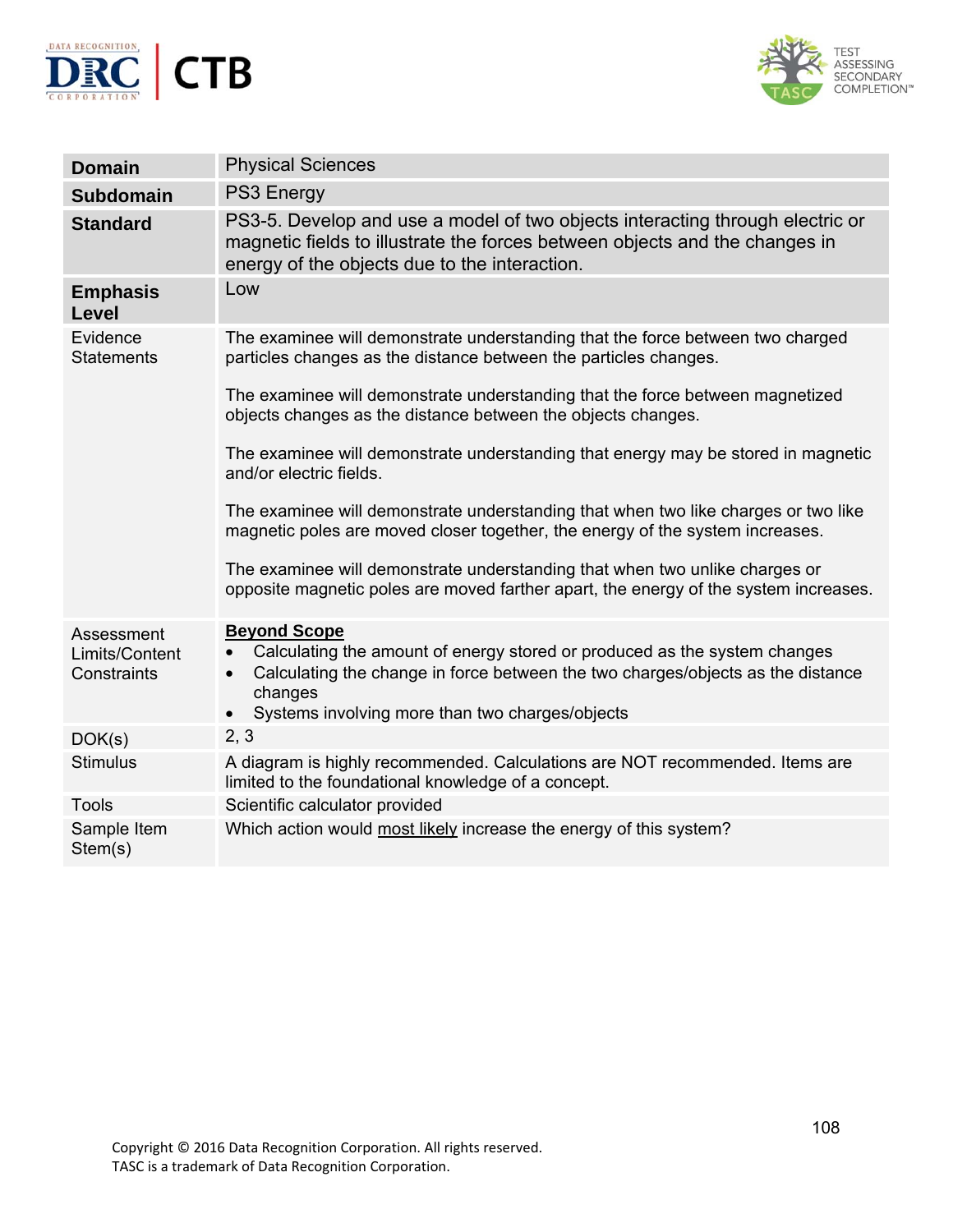| | |
|---|---|
| **Domain** | Physical Sciences |
| **Subdomain** | PS3 Energy |
| **Standard** | PS3-5. Develop and use a model of two objects interacting through electric or magnetic fields to illustrate the forces between objects and the changes in energy of the objects due to the interaction. |
| **Emphasis Level** | Low |
| Evidence Statements | The examinee will demonstrate understanding that the force between two charged particles changes as the distance between the particles changes.<br><br>The examinee will demonstrate understanding that the force between magnetized objects changes as the distance between the objects changes.<br><br>The examinee will demonstrate understanding that energy may be stored in magnetic and/or electric fields.<br><br>The examinee will demonstrate understanding that when two like charges or two like magnetic poles are moved closer together, the energy of the system increases.<br><br>The examinee will demonstrate understanding that when two unlike charges or opposite magnetic poles are moved farther apart, the energy of the system increases. |
| Assessment Limits/Content Constraints | **Beyond Scope**<br>• Calculating the amount of energy stored or produced as the system changes<br>• Calculating the change in force between the two charges/objects as the distance changes<br>• Systems involving more than two charges/objects |
| DOK(s) | 2, 3 |
| Stimulus | A diagram is highly recommended. Calculations are NOT recommended. Items are limited to the foundational knowledge of a concept. |
| Tools | Scientific calculator provided |
| Sample Item Stem(s) | Which action would most likely increase the energy of this system? |

Copyright © 2016 Data Recognition Corporation. All rights reserved.
TASC is a trademark of Data Recognition Corporation.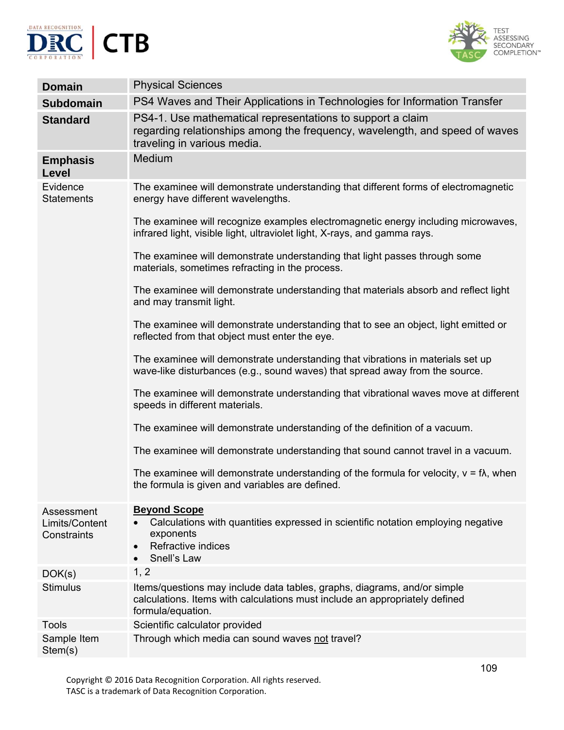| | |
|---|---|
| **Domain** | Physical Sciences |
| **Subdomain** | PS4 Waves and Their Applications in Technologies for Information Transfer |
| **Standard** | PS4-1. Use mathematical representations to support a claim regarding relationships among the frequency, wavelength, and speed of waves traveling in various media. |
| **Emphasis Level** | Medium |
| Evidence Statements | The examinee will demonstrate understanding that different forms of electromagnetic energy have different wavelengths.<br><br>The examinee will recognize examples electromagnetic energy including microwaves, infrared light, visible light, ultraviolet light, X-rays, and gamma rays.<br><br>The examinee will demonstrate understanding that light passes through some materials, sometimes refracting in the process.<br><br>The examinee will demonstrate understanding that materials absorb and reflect light and may transmit light.<br><br>The examinee will demonstrate understanding that to see an object, light emitted or reflected from that object must enter the eye.<br><br>The examinee will demonstrate understanding that vibrations in materials set up wave-like disturbances (e.g., sound waves) that spread away from the source.<br><br>The examinee will demonstrate understanding that vibrational waves move at different speeds in different materials.<br><br>The examinee will demonstrate understanding of the definition of a vacuum.<br><br>The examinee will demonstrate understanding that sound cannot travel in a vacuum.<br><br>The examinee will demonstrate understanding of the formula for velocity, $v = f\lambda$, when the formula is given and variables are defined. |
| Assessment Limits/Content Constraints | **Beyond Scope**<br>• Calculations with quantities expressed in scientific notation employing negative exponents<br>• Refractive indices<br>• Snell's Law |
| DOK(s) | 1, 2 |
| Stimulus | Items/questions may include data tables, graphs, diagrams, and/or simple calculations. Items with calculations must include an appropriately defined formula/equation. |
| Tools | Scientific calculator provided |
| Sample Item Stem(s) | Through which media can sound waves not travel? |

Copyright © 2016 Data Recognition Corporation. All rights reserved.
TASC is a trademark of Data Recognition Corporation.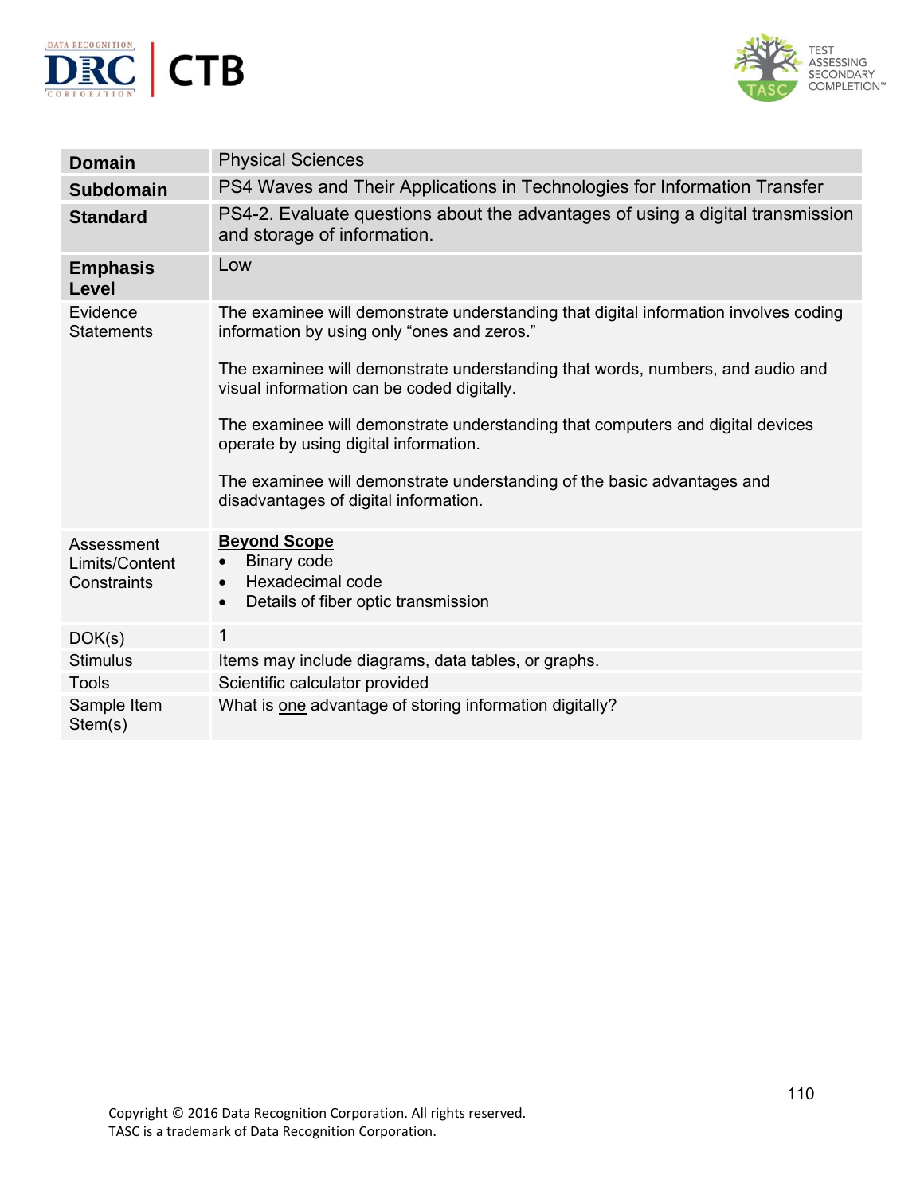| **Domain** | Physical Sciences |
| --- | --- |
| **Subdomain** | PS4 Waves and Their Applications in Technologies for Information Transfer |
| **Standard** | PS4-2. Evaluate questions about the advantages of using a digital transmission and storage of information. |
| **Emphasis Level** | Low |
| Evidence Statements | The examinee will demonstrate understanding that digital information involves coding information by using only "ones and zeros."<br><br>The examinee will demonstrate understanding that words, numbers, and audio and visual information can be coded digitally.<br><br>The examinee will demonstrate understanding that computers and digital devices operate by using digital information.<br><br>The examinee will demonstrate understanding of the basic advantages and disadvantages of digital information. |
| Assessment Limits/Content Constraints | **Beyond Scope**<br>• Binary code<br>• Hexadecimal code<br>• Details of fiber optic transmission |
| DOK(s) | 1 |
| Stimulus | Items may include diagrams, data tables, or graphs. |
| Tools | Scientific calculator provided |
| Sample Item Stem(s) | What is one advantage of storing information digitally? |

Copyright © 2016 Data Recognition Corporation. All rights reserved.
TASC is a trademark of Data Recognition Corporation.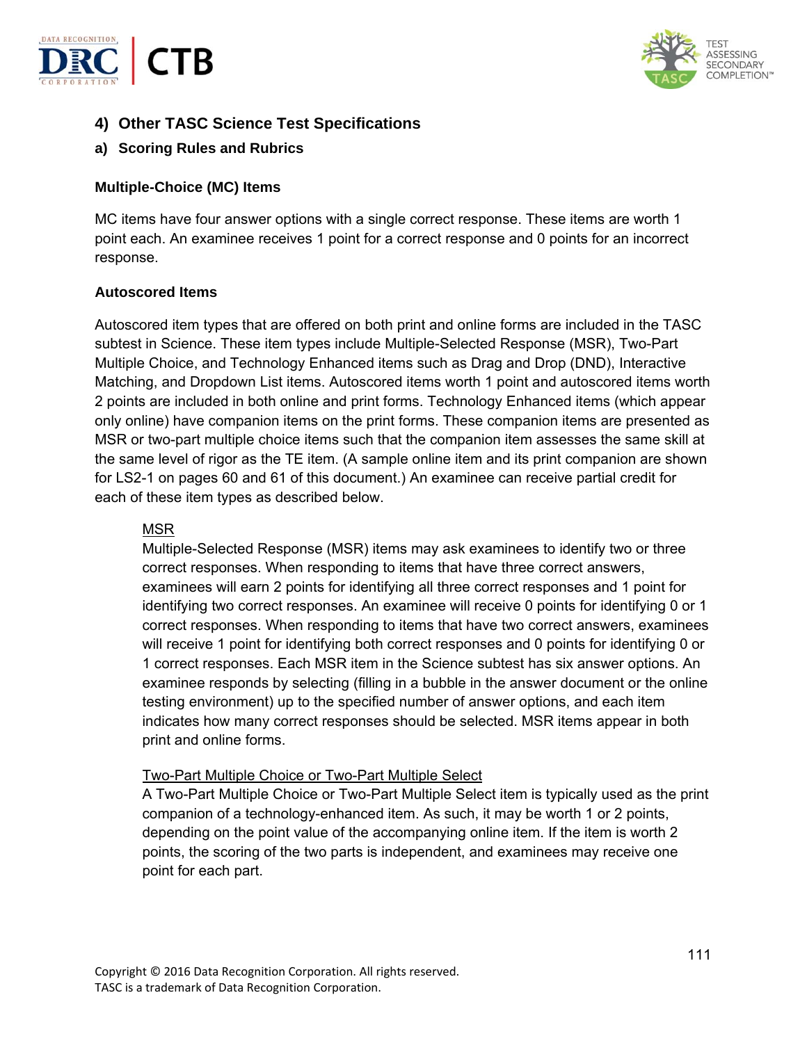## 4) Other TASC Science Test Specifications

### a) Scoring Rules and Rubrics

#### Multiple-Choice (MC) Items

MC items have four answer options with a single correct response. These items are worth 1 point each. An examinee receives 1 point for a correct response and 0 points for an incorrect response.

#### Autoscored Items

Autoscored item types that are offered on both print and online forms are included in the TASC subtest in Science. These item types include Multiple-Selected Response (MSR), Two-Part Multiple Choice, and Technology Enhanced items such as Drag and Drop (DND), Interactive Matching, and Dropdown List items. Autoscored items worth 1 point and autoscored items worth 2 points are included in both online and print forms. Technology Enhanced items (which appear only online) have companion items on the print forms. These companion items are presented as MSR or two-part multiple choice items such that the companion item assesses the same skill at the same level of rigor as the TE item. (A sample online item and its print companion are shown for LS2-1 on pages 60 and 61 of this document.) An examinee can receive partial credit for each of these item types as described below.

MSR

Multiple-Selected Response (MSR) items may ask examinees to identify two or three correct responses. When responding to items that have three correct answers, examinees will earn 2 points for identifying all three correct responses and 1 point for identifying two correct responses. An examinee will receive 0 points for identifying 0 or 1 correct responses. When responding to items that have two correct answers, examinees will receive 1 point for identifying both correct responses and 0 points for identifying 0 or 1 correct responses. Each MSR item in the Science subtest has six answer options. An examinee responds by selecting (filling in a bubble in the answer document or the online testing environment) up to the specified number of answer options, and each item indicates how many correct responses should be selected. MSR items appear in both print and online forms.

Two-Part Multiple Choice or Two-Part Multiple Select

A Two-Part Multiple Choice or Two-Part Multiple Select item is typically used as the print companion of a technology-enhanced item. As such, it may be worth 1 or 2 points, depending on the point value of the accompanying online item. If the item is worth 2 points, the scoring of the two parts is independent, and examinees may receive one point for each part.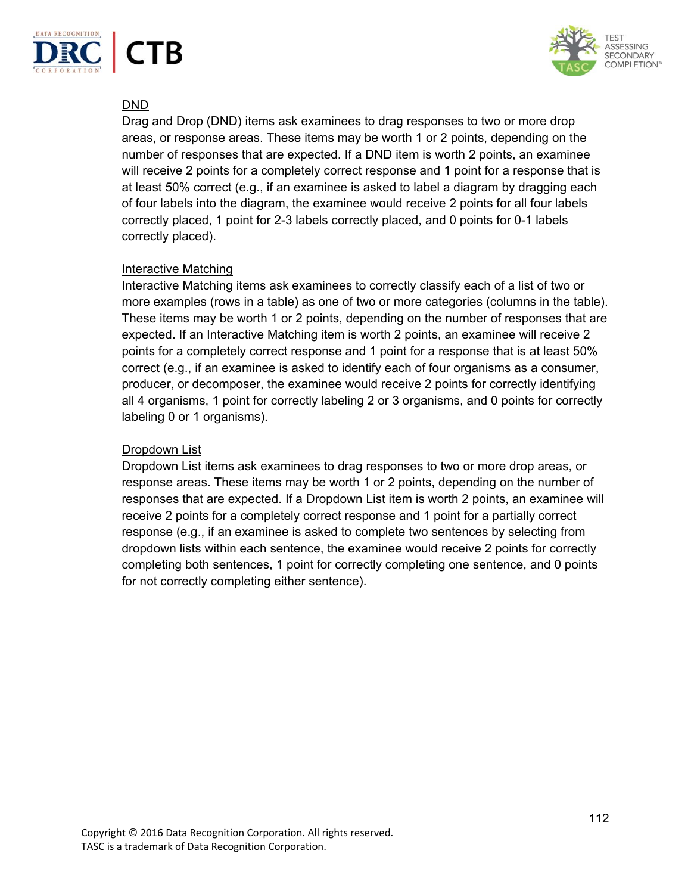DND

Drag and Drop (DND) items ask examinees to drag responses to two or more drop areas, or response areas. These items may be worth 1 or 2 points, depending on the number of responses that are expected. If a DND item is worth 2 points, an examinee will receive 2 points for a completely correct response and 1 point for a response that is at least 50% correct (e.g., if an examinee is asked to label a diagram by dragging each of four labels into the diagram, the examinee would receive 2 points for all four labels correctly placed, 1 point for 2-3 labels correctly placed, and 0 points for 0-1 labels correctly placed).

Interactive Matching

Interactive Matching items ask examinees to correctly classify each of a list of two or more examples (rows in a table) as one of two or more categories (columns in the table). These items may be worth 1 or 2 points, depending on the number of responses that are expected. If an Interactive Matching item is worth 2 points, an examinee will receive 2 points for a completely correct response and 1 point for a response that is at least 50% correct (e.g., if an examinee is asked to identify each of four organisms as a consumer, producer, or decomposer, the examinee would receive 2 points for correctly identifying all 4 organisms, 1 point for correctly labeling 2 or 3 organisms, and 0 points for correctly labeling 0 or 1 organisms).

Dropdown List

Dropdown List items ask examinees to drag responses to two or more drop areas, or response areas. These items may be worth 1 or 2 points, depending on the number of responses that are expected. If a Dropdown List item is worth 2 points, an examinee will receive 2 points for a completely correct response and 1 point for a partially correct response (e.g., if an examinee is asked to complete two sentences by selecting from dropdown lists within each sentence, the examinee would receive 2 points for correctly completing both sentences, 1 point for correctly completing one sentence, and 0 points for not correctly completing either sentence).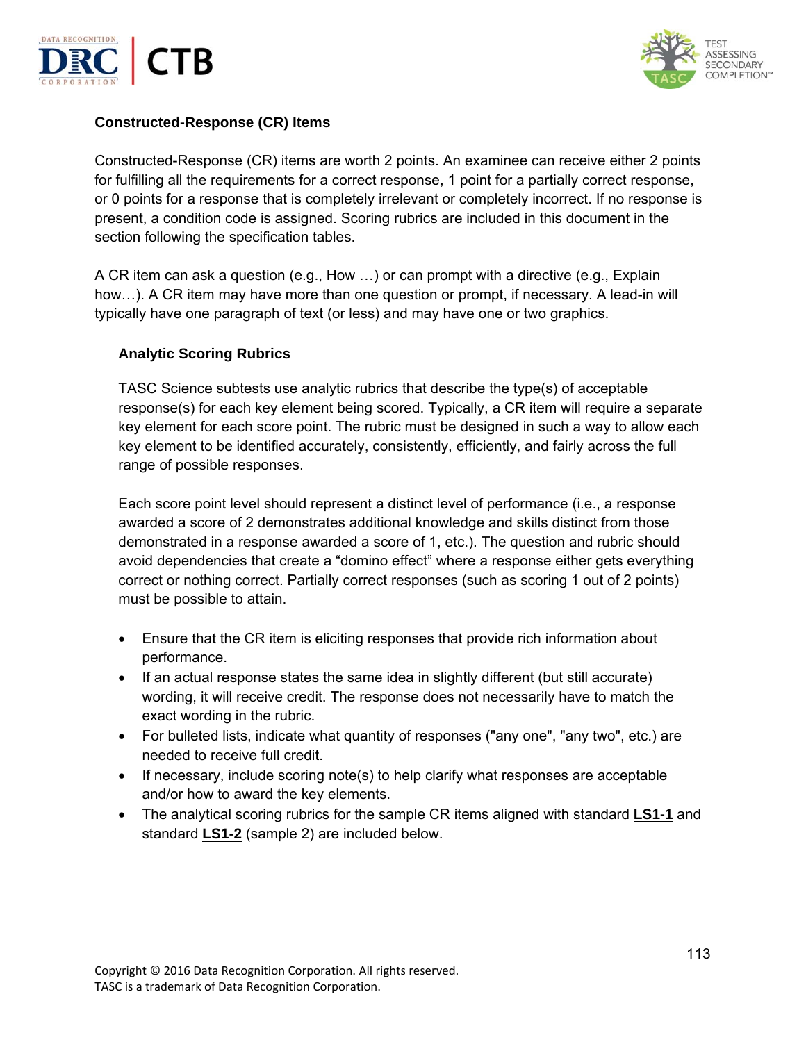## Constructed-Response (CR) Items

Constructed-Response (CR) items are worth 2 points. An examinee can receive either 2 points for fulfilling all the requirements for a correct response, 1 point for a partially correct response, or 0 points for a response that is completely irrelevant or completely incorrect. If no response is present, a condition code is assigned. Scoring rubrics are included in this document in the section following the specification tables.

A CR item can ask a question (e.g., How …) or can prompt with a directive (e.g., Explain how…). A CR item may have more than one question or prompt, if necessary. A lead-in will typically have one paragraph of text (or less) and may have one or two graphics.

### Analytic Scoring Rubrics

TASC Science subtests use analytic rubrics that describe the type(s) of acceptable response(s) for each key element being scored. Typically, a CR item will require a separate key element for each score point. The rubric must be designed in such a way to allow each key element to be identified accurately, consistently, efficiently, and fairly across the full range of possible responses.

Each score point level should represent a distinct level of performance (i.e., a response awarded a score of 2 demonstrates additional knowledge and skills distinct from those demonstrated in a response awarded a score of 1, etc.). The question and rubric should avoid dependencies that create a "domino effect" where a response either gets everything correct or nothing correct. Partially correct responses (such as scoring 1 out of 2 points) must be possible to attain.

- Ensure that the CR item is eliciting responses that provide rich information about performance.
- If an actual response states the same idea in slightly different (but still accurate) wording, it will receive credit. The response does not necessarily have to match the exact wording in the rubric.
- For bulleted lists, indicate what quantity of responses ("any one", "any two", etc.) are needed to receive full credit.
- If necessary, include scoring note(s) to help clarify what responses are acceptable and/or how to award the key elements.
- The analytical scoring rubrics for the sample CR items aligned with standard **LS1-1** and standard **LS1-2** (sample 2) are included below.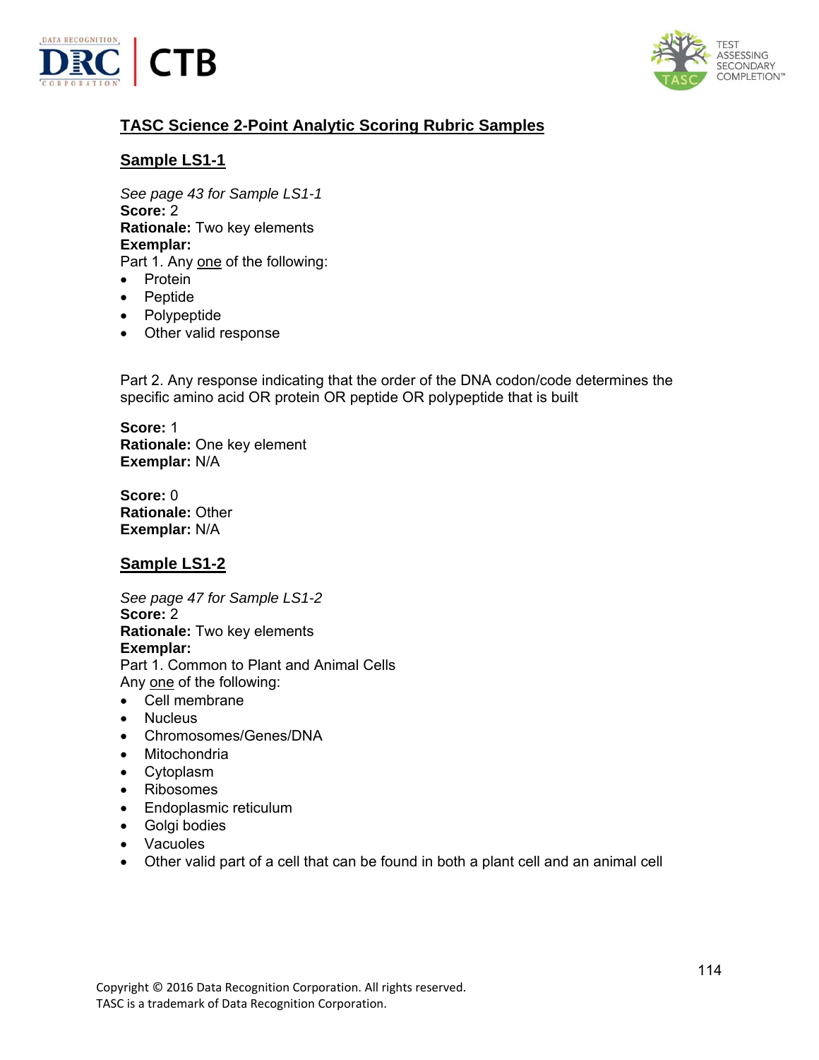## TASC Science 2-Point Analytic Scoring Rubric Samples

### Sample LS1-1

*See page 43 for Sample LS1-1*
**Score:** 2
**Rationale:** Two key elements
**Exemplar:**
Part 1. Any one of the following:

- Protein
- Peptide
- Polypeptide
- Other valid response

Part 2. Any response indicating that the order of the DNA codon/code determines the specific amino acid OR protein OR peptide OR polypeptide that is built

**Score:** 1
**Rationale:** One key element
**Exemplar:** N/A

**Score:** 0
**Rationale:** Other
**Exemplar:** N/A

### Sample LS1-2

*See page 47 for Sample LS1-2*
**Score:** 2
**Rationale:** Two key elements
**Exemplar:**
Part 1. Common to Plant and Animal Cells
Any one of the following:

- Cell membrane
- Nucleus
- Chromosomes/Genes/DNA
- Mitochondria
- Cytoplasm
- Ribosomes
- Endoplasmic reticulum
- Golgi bodies
- Vacuoles
- Other valid part of a cell that can be found in both a plant cell and an animal cell

Copyright © 2016 Data Recognition Corporation. All rights reserved.
TASC is a trademark of Data Recognition Corporation.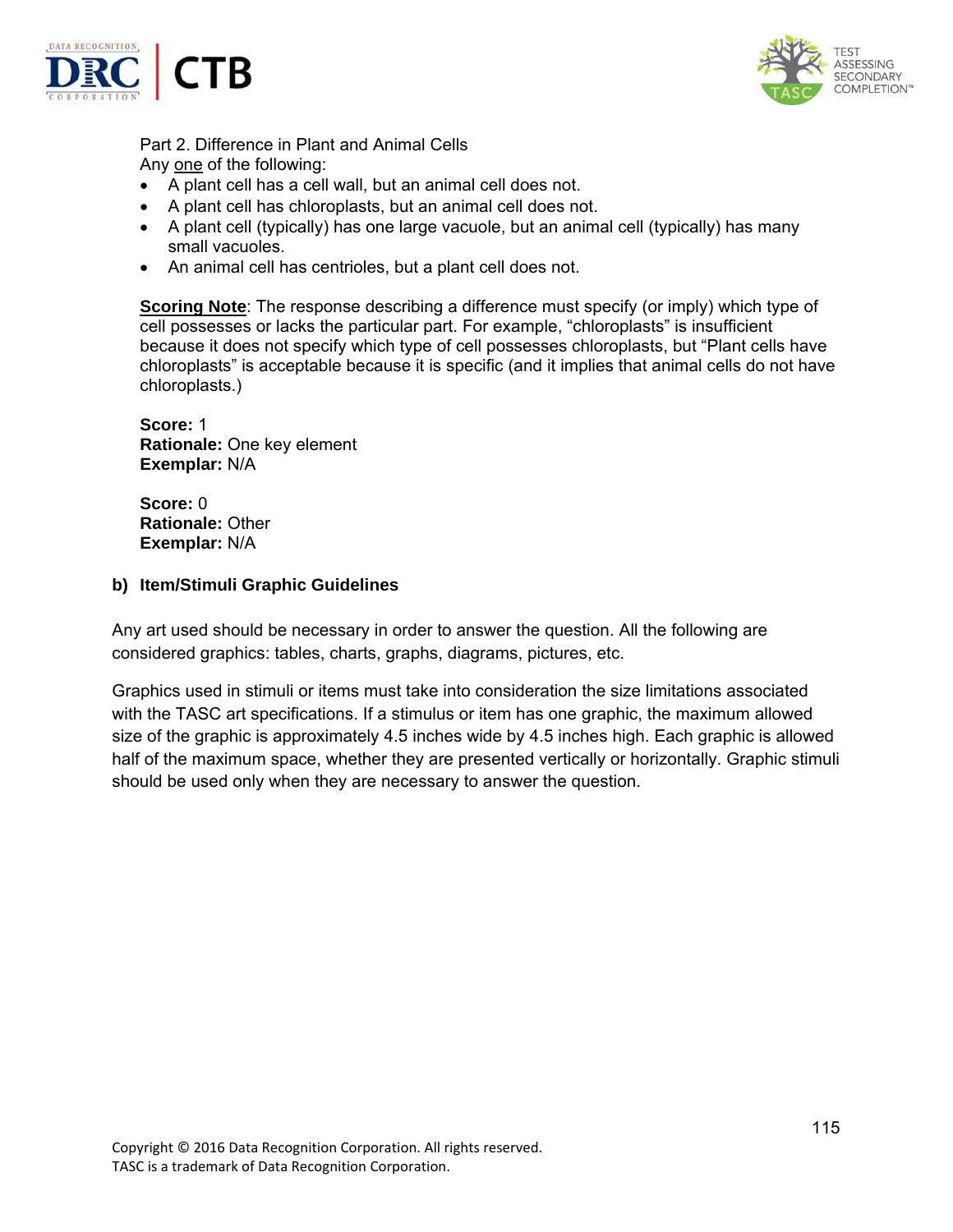Part 2. Difference in Plant and Animal Cells

Any <u>one</u> of the following:

- A plant cell has a cell wall, but an animal cell does not.
- A plant cell has chloroplasts, but an animal cell does not.
- A plant cell (typically) has one large vacuole, but an animal cell (typically) has many small vacuoles.
- An animal cell has centrioles, but a plant cell does not.

**<u>Scoring Note</u>**: The response describing a difference must specify (or imply) which type of cell possesses or lacks the particular part. For example, "chloroplasts" is insufficient because it does not specify which type of cell possesses chloroplasts, but "Plant cells have chloroplasts" is acceptable because it is specific (and it implies that animal cells do not have chloroplasts.)

**Score:** 1
**Rationale:** One key element
**Exemplar:** N/A

**Score:** 0
**Rationale:** Other
**Exemplar:** N/A

### b) Item/Stimuli Graphic Guidelines

Any art used should be necessary in order to answer the question. All the following are considered graphics: tables, charts, graphs, diagrams, pictures, etc.

Graphics used in stimuli or items must take into consideration the size limitations associated with the TASC art specifications. If a stimulus or item has one graphic, the maximum allowed size of the graphic is approximately 4.5 inches wide by 4.5 inches high. Each graphic is allowed half of the maximum space, whether they are presented vertically or horizontally. Graphic stimuli should be used only when they are necessary to answer the question.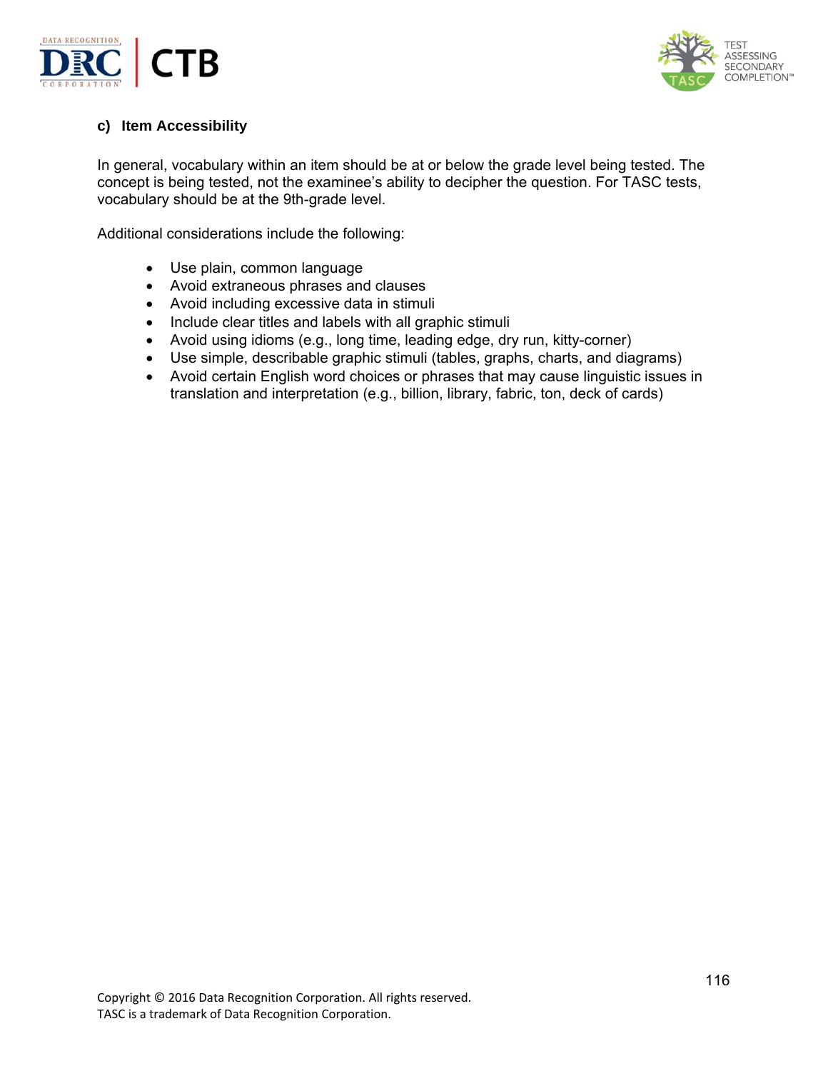### c) Item Accessibility

In general, vocabulary within an item should be at or below the grade level being tested. The concept is being tested, not the examinee's ability to decipher the question. For TASC tests, vocabulary should be at the 9th-grade level.

Additional considerations include the following:

- Use plain, common language
- Avoid extraneous phrases and clauses
- Avoid including excessive data in stimuli
- Include clear titles and labels with all graphic stimuli
- Avoid using idioms (e.g., long time, leading edge, dry run, kitty-corner)
- Use simple, describable graphic stimuli (tables, graphs, charts, and diagrams)
- Avoid certain English word choices or phrases that may cause linguistic issues in translation and interpretation (e.g., billion, library, fabric, ton, deck of cards)